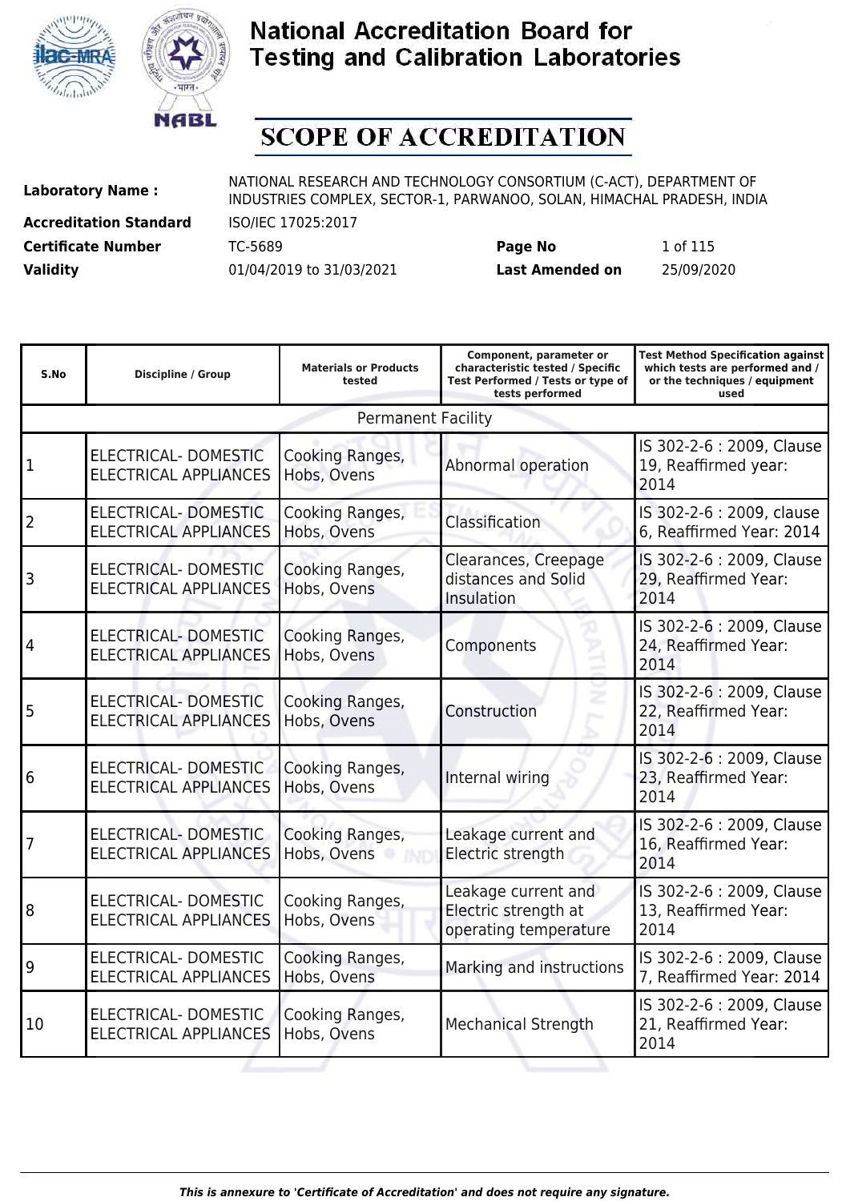# National Accreditation Board for Testing and Calibration Laboratories

## SCOPE OF ACCREDITATION

| | | | |
|---|---|---|---|
| **Laboratory Name :** | NATIONAL RESEARCH AND TECHNOLOGY CONSORTIUM (C-ACT), DEPARTMENT OF INDUSTRIES COMPLEX, SECTOR-1, PARWANOO, SOLAN, HIMACHAL PRADESH, INDIA | | |
| **Accreditation Standard** | ISO/IEC 17025:2017 | | |
| **Certificate Number** | TC-5689 | **Page No** | 1 of 115 |
| **Validity** | 01/04/2019 to 31/03/2021 | **Last Amended on** | 25/09/2020 |

| S.No | Discipline / Group | Materials or Products tested | Component, parameter or characteristic tested / Specific Test Performed / Tests or type of tests performed | Test Method Specification against which tests are performed and / or the techniques / equipment used |
|---|---|---|---|---|
| Permanent Facility | | | | |
| 1 | ELECTRICAL- DOMESTIC ELECTRICAL APPLIANCES | Cooking Ranges, Hobs, Ovens | Abnormal operation | IS 302-2-6 : 2009, Clause 19, Reaffirmed year: 2014 |
| 2 | ELECTRICAL- DOMESTIC ELECTRICAL APPLIANCES | Cooking Ranges, Hobs, Ovens | Classification | IS 302-2-6 : 2009, clause 6, Reaffirmed Year: 2014 |
| 3 | ELECTRICAL- DOMESTIC ELECTRICAL APPLIANCES | Cooking Ranges, Hobs, Ovens | Clearances, Creepage distances and Solid Insulation | IS 302-2-6 : 2009, Clause 29, Reaffirmed Year: 2014 |
| 4 | ELECTRICAL- DOMESTIC ELECTRICAL APPLIANCES | Cooking Ranges, Hobs, Ovens | Components | IS 302-2-6 : 2009, Clause 24, Reaffirmed Year: 2014 |
| 5 | ELECTRICAL- DOMESTIC ELECTRICAL APPLIANCES | Cooking Ranges, Hobs, Ovens | Construction | IS 302-2-6 : 2009, Clause 22, Reaffirmed Year: 2014 |
| 6 | ELECTRICAL- DOMESTIC ELECTRICAL APPLIANCES | Cooking Ranges, Hobs, Ovens | Internal wiring | IS 302-2-6 : 2009, Clause 23, Reaffirmed Year: 2014 |
| 7 | ELECTRICAL- DOMESTIC ELECTRICAL APPLIANCES | Cooking Ranges, Hobs, Ovens | Leakage current and Electric strength | IS 302-2-6 : 2009, Clause 16, Reaffirmed Year: 2014 |
| 8 | ELECTRICAL- DOMESTIC ELECTRICAL APPLIANCES | Cooking Ranges, Hobs, Ovens | Leakage current and Electric strength at operating temperature | IS 302-2-6 : 2009, Clause 13, Reaffirmed Year: 2014 |
| 9 | ELECTRICAL- DOMESTIC ELECTRICAL APPLIANCES | Cooking Ranges, Hobs, Ovens | Marking and instructions | IS 302-2-6 : 2009, Clause 7, Reaffirmed Year: 2014 |
| 10 | ELECTRICAL- DOMESTIC ELECTRICAL APPLIANCES | Cooking Ranges, Hobs, Ovens | Mechanical Strength | IS 302-2-6 : 2009, Clause 21, Reaffirmed Year: 2014 |

*This is annexure to 'Certificate of Accreditation' and does not require any signature.*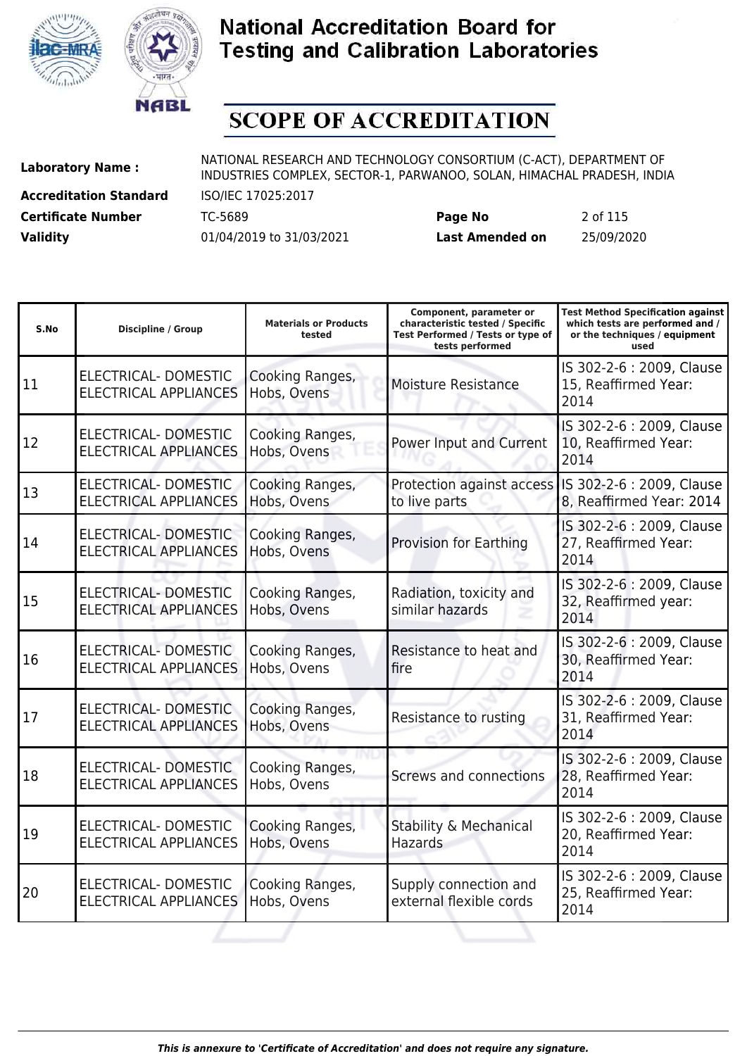# National Accreditation Board for Testing and Calibration Laboratories

## SCOPE OF ACCREDITATION

**Laboratory Name :** NATIONAL RESEARCH AND TECHNOLOGY CONSORTIUM (C-ACT), DEPARTMENT OF INDUSTRIES COMPLEX, SECTOR-1, PARWANOO, SOLAN, HIMACHAL PRADESH, INDIA

**Accreditation Standard** ISO/IEC 17025:2017

**Certificate Number** TC-5689 **Page No** 2 of 115

**Validity** 01/04/2019 to 31/03/2021 **Last Amended on** 25/09/2020

| S.No | Discipline / Group | Materials or Products tested | Component, parameter or characteristic tested / Specific Test Performed / Tests or type of tests performed | Test Method Specification against which tests are performed and / or the techniques / equipment used |
|---|---|---|---|---|
| 11 | ELECTRICAL- DOMESTIC ELECTRICAL APPLIANCES | Cooking Ranges, Hobs, Ovens | Moisture Resistance | IS 302-2-6 : 2009, Clause 15, Reaffirmed Year: 2014 |
| 12 | ELECTRICAL- DOMESTIC ELECTRICAL APPLIANCES | Cooking Ranges, Hobs, Ovens | Power Input and Current | IS 302-2-6 : 2009, Clause 10, Reaffirmed Year: 2014 |
| 13 | ELECTRICAL- DOMESTIC ELECTRICAL APPLIANCES | Cooking Ranges, Hobs, Ovens | Protection against access to live parts | IS 302-2-6 : 2009, Clause 8, Reaffirmed Year: 2014 |
| 14 | ELECTRICAL- DOMESTIC ELECTRICAL APPLIANCES | Cooking Ranges, Hobs, Ovens | Provision for Earthing | IS 302-2-6 : 2009, Clause 27, Reaffirmed Year: 2014 |
| 15 | ELECTRICAL- DOMESTIC ELECTRICAL APPLIANCES | Cooking Ranges, Hobs, Ovens | Radiation, toxicity and similar hazards | IS 302-2-6 : 2009, Clause 32, Reaffirmed year: 2014 |
| 16 | ELECTRICAL- DOMESTIC ELECTRICAL APPLIANCES | Cooking Ranges, Hobs, Ovens | Resistance to heat and fire | IS 302-2-6 : 2009, Clause 30, Reaffirmed Year: 2014 |
| 17 | ELECTRICAL- DOMESTIC ELECTRICAL APPLIANCES | Cooking Ranges, Hobs, Ovens | Resistance to rusting | IS 302-2-6 : 2009, Clause 31, Reaffirmed Year: 2014 |
| 18 | ELECTRICAL- DOMESTIC ELECTRICAL APPLIANCES | Cooking Ranges, Hobs, Ovens | Screws and connections | IS 302-2-6 : 2009, Clause 28, Reaffirmed Year: 2014 |
| 19 | ELECTRICAL- DOMESTIC ELECTRICAL APPLIANCES | Cooking Ranges, Hobs, Ovens | Stability & Mechanical Hazards | IS 302-2-6 : 2009, Clause 20, Reaffirmed Year: 2014 |
| 20 | ELECTRICAL- DOMESTIC ELECTRICAL APPLIANCES | Cooking Ranges, Hobs, Ovens | Supply connection and external flexible cords | IS 302-2-6 : 2009, Clause 25, Reaffirmed Year: 2014 |

*This is annexure to 'Certificate of Accreditation' and does not require any signature.*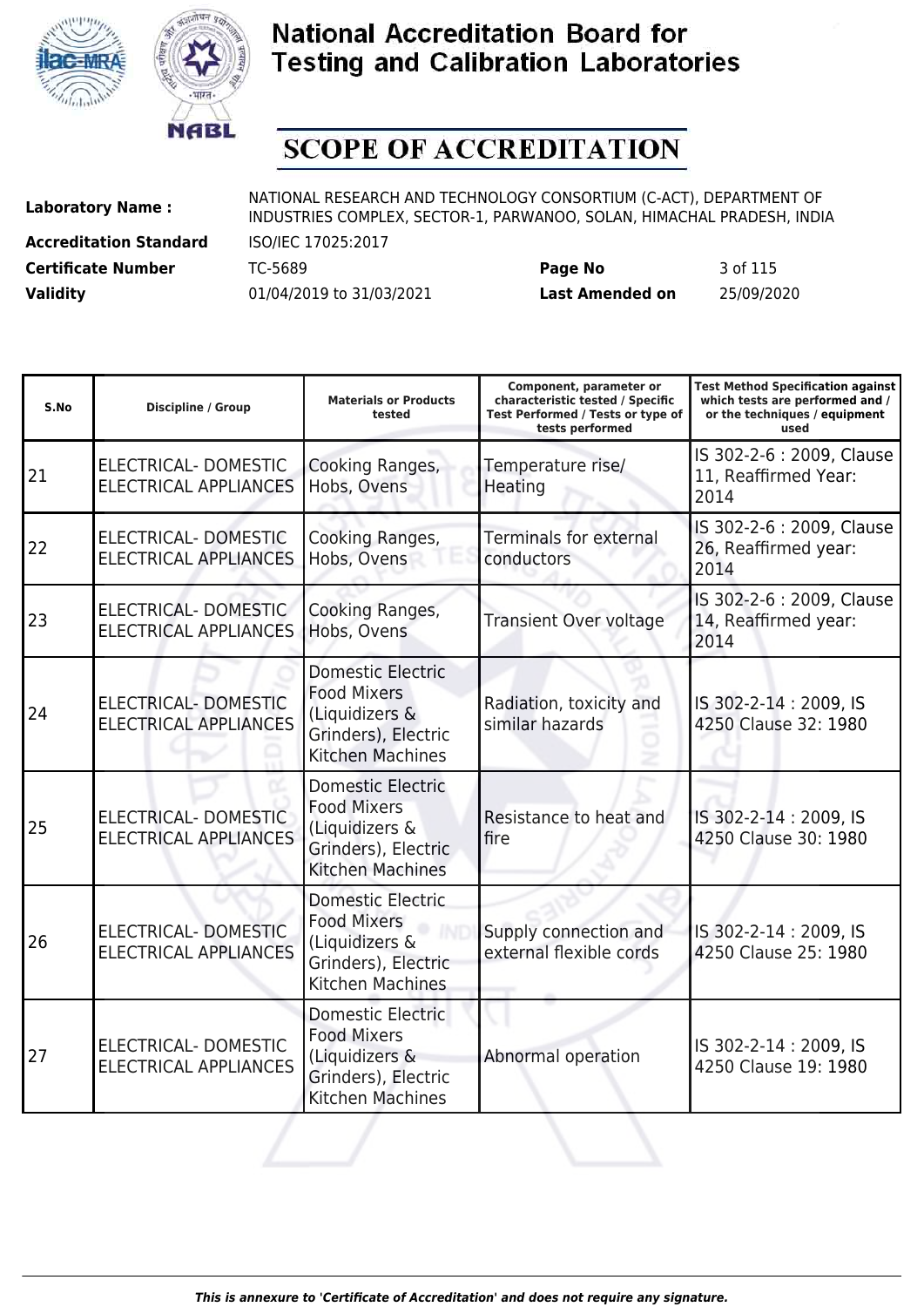# National Accreditation Board for Testing and Calibration Laboratories

# SCOPE OF ACCREDITATION

**Laboratory Name :** NATIONAL RESEARCH AND TECHNOLOGY CONSORTIUM (C-ACT), DEPARTMENT OF INDUSTRIES COMPLEX, SECTOR-1, PARWANOO, SOLAN, HIMACHAL PRADESH, INDIA

**Accreditation Standard** ISO/IEC 17025:2017

**Certificate Number** TC-5689 **Page No** 3 of 115

**Validity** 01/04/2019 to 31/03/2021 **Last Amended on** 25/09/2020

| S.No | Discipline / Group | Materials or Products tested | Component, parameter or characteristic tested / Specific Test Performed / Tests or type of tests performed | Test Method Specification against which tests are performed and / or the techniques / equipment used |
|---|---|---|---|---|
| 21 | ELECTRICAL- DOMESTIC ELECTRICAL APPLIANCES | Cooking Ranges, Hobs, Ovens | Temperature rise/ Heating | IS 302-2-6 : 2009, Clause 11, Reaffirmed Year: 2014 |
| 22 | ELECTRICAL- DOMESTIC ELECTRICAL APPLIANCES | Cooking Ranges, Hobs, Ovens | Terminals for external conductors | IS 302-2-6 : 2009, Clause 26, Reaffirmed year: 2014 |
| 23 | ELECTRICAL- DOMESTIC ELECTRICAL APPLIANCES | Cooking Ranges, Hobs, Ovens | Transient Over voltage | IS 302-2-6 : 2009, Clause 14, Reaffirmed year: 2014 |
| 24 | ELECTRICAL- DOMESTIC ELECTRICAL APPLIANCES | Domestic Electric Food Mixers (Liquidizers & Grinders), Electric Kitchen Machines | Radiation, toxicity and similar hazards | IS 302-2-14 : 2009, IS 4250 Clause 32: 1980 |
| 25 | ELECTRICAL- DOMESTIC ELECTRICAL APPLIANCES | Domestic Electric Food Mixers (Liquidizers & Grinders), Electric Kitchen Machines | Resistance to heat and fire | IS 302-2-14 : 2009, IS 4250 Clause 30: 1980 |
| 26 | ELECTRICAL- DOMESTIC ELECTRICAL APPLIANCES | Domestic Electric Food Mixers (Liquidizers & Grinders), Electric Kitchen Machines | Supply connection and external flexible cords | IS 302-2-14 : 2009, IS 4250 Clause 25: 1980 |
| 27 | ELECTRICAL- DOMESTIC ELECTRICAL APPLIANCES | Domestic Electric Food Mixers (Liquidizers & Grinders), Electric Kitchen Machines | Abnormal operation | IS 302-2-14 : 2009, IS 4250 Clause 19: 1980 |

*This is annexure to 'Certificate of Accreditation' and does not require any signature.*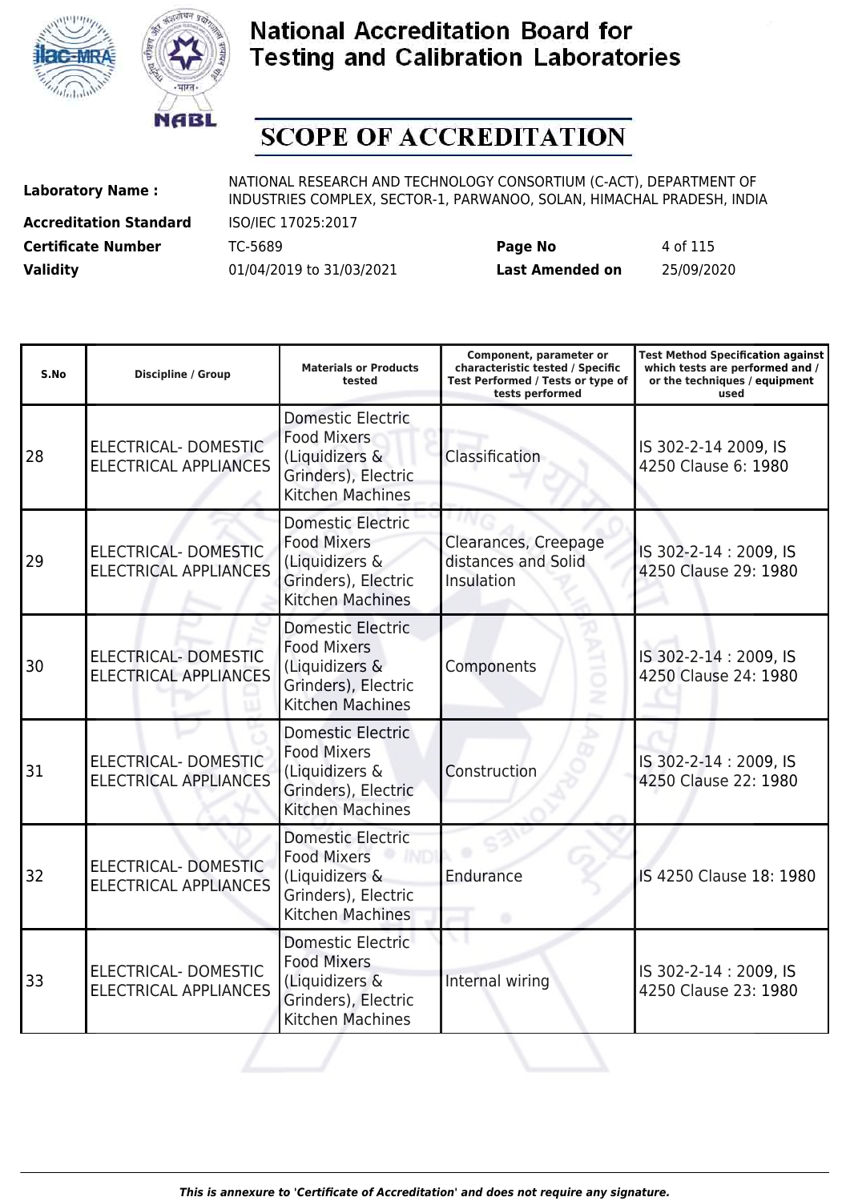# National Accreditation Board for Testing and Calibration Laboratories

## SCOPE OF ACCREDITATION

**Laboratory Name :** NATIONAL RESEARCH AND TECHNOLOGY CONSORTIUM (C-ACT), DEPARTMENT OF INDUSTRIES COMPLEX, SECTOR-1, PARWANOO, SOLAN, HIMACHAL PRADESH, INDIA

**Accreditation Standard** ISO/IEC 17025:2017

**Certificate Number** TC-5689 **Page No** 4 of 115

**Validity** 01/04/2019 to 31/03/2021 **Last Amended on** 25/09/2020

| S.No | Discipline / Group | Materials or Products tested | Component, parameter or characteristic tested / Specific Test Performed / Tests or type of tests performed | Test Method Specification against which tests are performed and / or the techniques / equipment used |
|---|---|---|---|---|
| 28 | ELECTRICAL- DOMESTIC ELECTRICAL APPLIANCES | Domestic Electric Food Mixers (Liquidizers & Grinders), Electric Kitchen Machines | Classification | IS 302-2-14 2009, IS 4250 Clause 6: 1980 |
| 29 | ELECTRICAL- DOMESTIC ELECTRICAL APPLIANCES | Domestic Electric Food Mixers (Liquidizers & Grinders), Electric Kitchen Machines | Clearances, Creepage distances and Solid Insulation | IS 302-2-14 : 2009, IS 4250 Clause 29: 1980 |
| 30 | ELECTRICAL- DOMESTIC ELECTRICAL APPLIANCES | Domestic Electric Food Mixers (Liquidizers & Grinders), Electric Kitchen Machines | Components | IS 302-2-14 : 2009, IS 4250 Clause 24: 1980 |
| 31 | ELECTRICAL- DOMESTIC ELECTRICAL APPLIANCES | Domestic Electric Food Mixers (Liquidizers & Grinders), Electric Kitchen Machines | Construction | IS 302-2-14 : 2009, IS 4250 Clause 22: 1980 |
| 32 | ELECTRICAL- DOMESTIC ELECTRICAL APPLIANCES | Domestic Electric Food Mixers (Liquidizers & Grinders), Electric Kitchen Machines | Endurance | IS 4250 Clause 18: 1980 |
| 33 | ELECTRICAL- DOMESTIC ELECTRICAL APPLIANCES | Domestic Electric Food Mixers (Liquidizers & Grinders), Electric Kitchen Machines | Internal wiring | IS 302-2-14 : 2009, IS 4250 Clause 23: 1980 |

*This is annexure to 'Certificate of Accreditation' and does not require any signature.*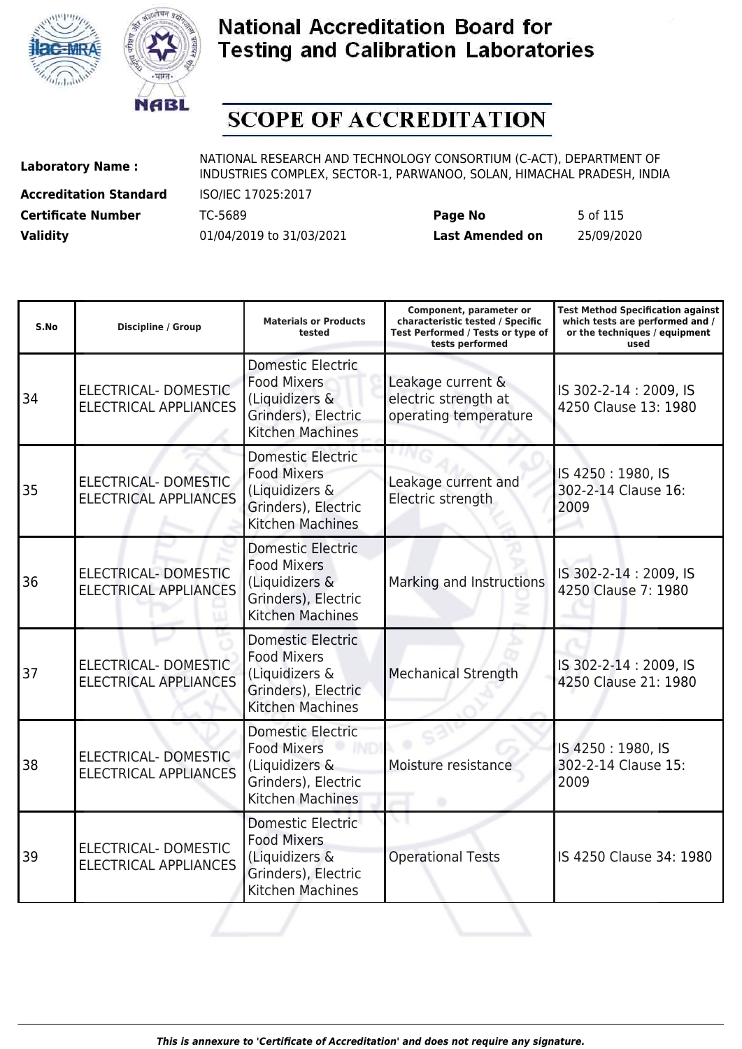# National Accreditation Board for Testing and Calibration Laboratories

## SCOPE OF ACCREDITATION

**Laboratory Name :** NATIONAL RESEARCH AND TECHNOLOGY CONSORTIUM (C-ACT), DEPARTMENT OF INDUSTRIES COMPLEX, SECTOR-1, PARWANOO, SOLAN, HIMACHAL PRADESH, INDIA

**Accreditation Standard** ISO/IEC 17025:2017

**Certificate Number** TC-5689 **Page No** 5 of 115

**Validity** 01/04/2019 to 31/03/2021 **Last Amended on** 25/09/2020

| S.No | Discipline / Group | Materials or Products tested | Component, parameter or characteristic tested / Specific Test Performed / Tests or type of tests performed | Test Method Specification against which tests are performed and / or the techniques / equipment used |
|---|---|---|---|---|
| 34 | ELECTRICAL- DOMESTIC ELECTRICAL APPLIANCES | Domestic Electric Food Mixers (Liquidizers & Grinders), Electric Kitchen Machines | Leakage current & electric strength at operating temperature | IS 302-2-14 : 2009, IS 4250 Clause 13: 1980 |
| 35 | ELECTRICAL- DOMESTIC ELECTRICAL APPLIANCES | Domestic Electric Food Mixers (Liquidizers & Grinders), Electric Kitchen Machines | Leakage current and Electric strength | IS 4250 : 1980, IS 302-2-14 Clause 16: 2009 |
| 36 | ELECTRICAL- DOMESTIC ELECTRICAL APPLIANCES | Domestic Electric Food Mixers (Liquidizers & Grinders), Electric Kitchen Machines | Marking and Instructions | IS 302-2-14 : 2009, IS 4250 Clause 7: 1980 |
| 37 | ELECTRICAL- DOMESTIC ELECTRICAL APPLIANCES | Domestic Electric Food Mixers (Liquidizers & Grinders), Electric Kitchen Machines | Mechanical Strength | IS 302-2-14 : 2009, IS 4250 Clause 21: 1980 |
| 38 | ELECTRICAL- DOMESTIC ELECTRICAL APPLIANCES | Domestic Electric Food Mixers (Liquidizers & Grinders), Electric Kitchen Machines | Moisture resistance | IS 4250 : 1980, IS 302-2-14 Clause 15: 2009 |
| 39 | ELECTRICAL- DOMESTIC ELECTRICAL APPLIANCES | Domestic Electric Food Mixers (Liquidizers & Grinders), Electric Kitchen Machines | Operational Tests | IS 4250 Clause 34: 1980 |

*This is annexure to 'Certificate of Accreditation' and does not require any signature.*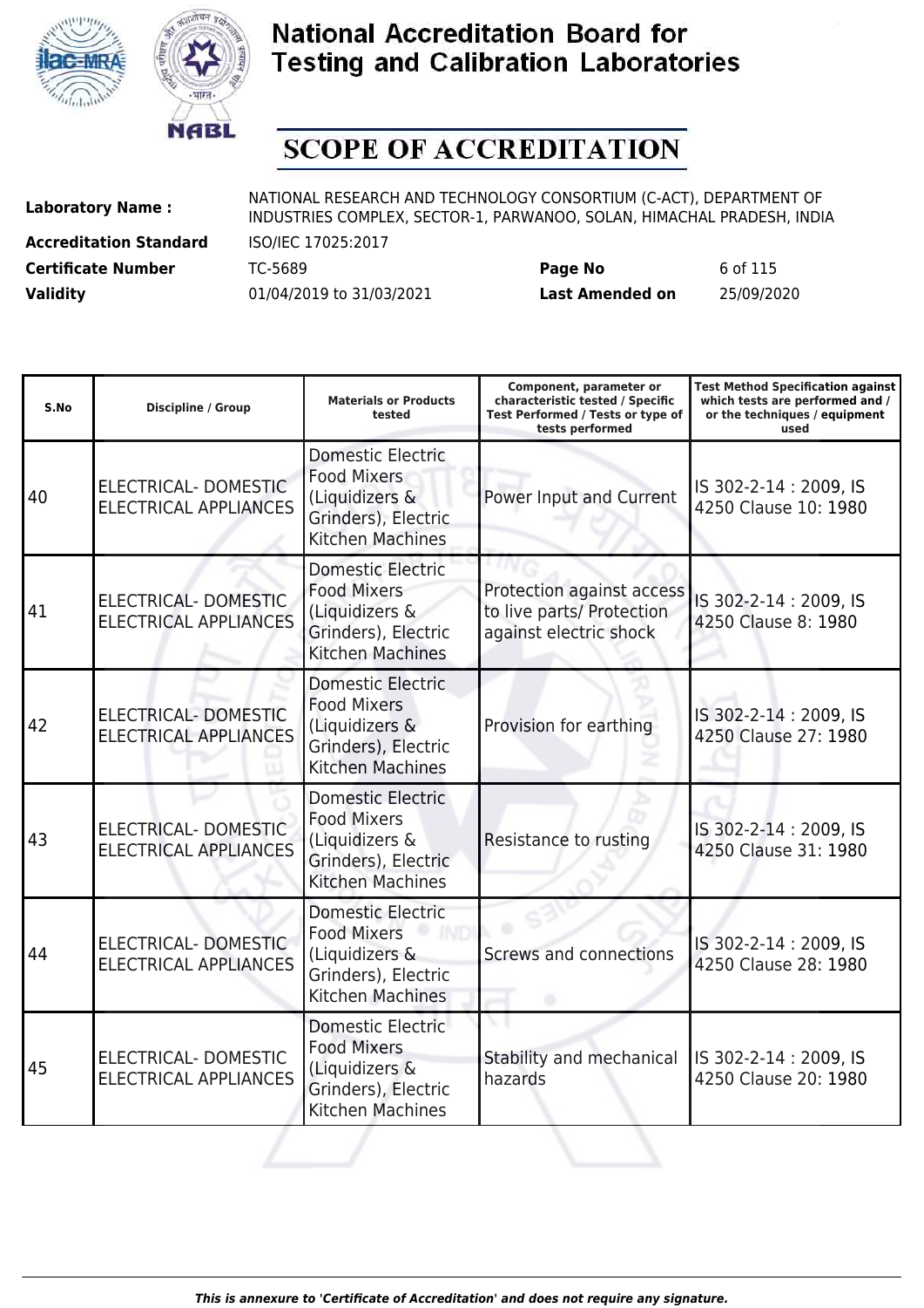# National Accreditation Board for Testing and Calibration Laboratories

# SCOPE OF ACCREDITATION

| | | | |
|---|---|---|---|
| **Laboratory Name :** | NATIONAL RESEARCH AND TECHNOLOGY CONSORTIUM (C-ACT), DEPARTMENT OF INDUSTRIES COMPLEX, SECTOR-1, PARWANOO, SOLAN, HIMACHAL PRADESH, INDIA | | |
| **Accreditation Standard** | ISO/IEC 17025:2017 | | |
| **Certificate Number** | TC-5689 | **Page No** | 6 of 115 |
| **Validity** | 01/04/2019 to 31/03/2021 | **Last Amended on** | 25/09/2020 |

| S.No | Discipline / Group | Materials or Products tested | Component, parameter or characteristic tested / Specific Test Performed / Tests or type of tests performed | Test Method Specification against which tests are performed and / or the techniques / equipment used |
|---|---|---|---|---|
| 40 | ELECTRICAL- DOMESTIC ELECTRICAL APPLIANCES | Domestic Electric Food Mixers (Liquidizers & Grinders), Electric Kitchen Machines | Power Input and Current | IS 302-2-14 : 2009, IS 4250 Clause 10: 1980 |
| 41 | ELECTRICAL- DOMESTIC ELECTRICAL APPLIANCES | Domestic Electric Food Mixers (Liquidizers & Grinders), Electric Kitchen Machines | Protection against access to live parts/ Protection against electric shock | IS 302-2-14 : 2009, IS 4250 Clause 8: 1980 |
| 42 | ELECTRICAL- DOMESTIC ELECTRICAL APPLIANCES | Domestic Electric Food Mixers (Liquidizers & Grinders), Electric Kitchen Machines | Provision for earthing | IS 302-2-14 : 2009, IS 4250 Clause 27: 1980 |
| 43 | ELECTRICAL- DOMESTIC ELECTRICAL APPLIANCES | Domestic Electric Food Mixers (Liquidizers & Grinders), Electric Kitchen Machines | Resistance to rusting | IS 302-2-14 : 2009, IS 4250 Clause 31: 1980 |
| 44 | ELECTRICAL- DOMESTIC ELECTRICAL APPLIANCES | Domestic Electric Food Mixers (Liquidizers & Grinders), Electric Kitchen Machines | Screws and connections | IS 302-2-14 : 2009, IS 4250 Clause 28: 1980 |
| 45 | ELECTRICAL- DOMESTIC ELECTRICAL APPLIANCES | Domestic Electric Food Mixers (Liquidizers & Grinders), Electric Kitchen Machines | Stability and mechanical hazards | IS 302-2-14 : 2009, IS 4250 Clause 20: 1980 |

*This is annexure to 'Certificate of Accreditation' and does not require any signature.*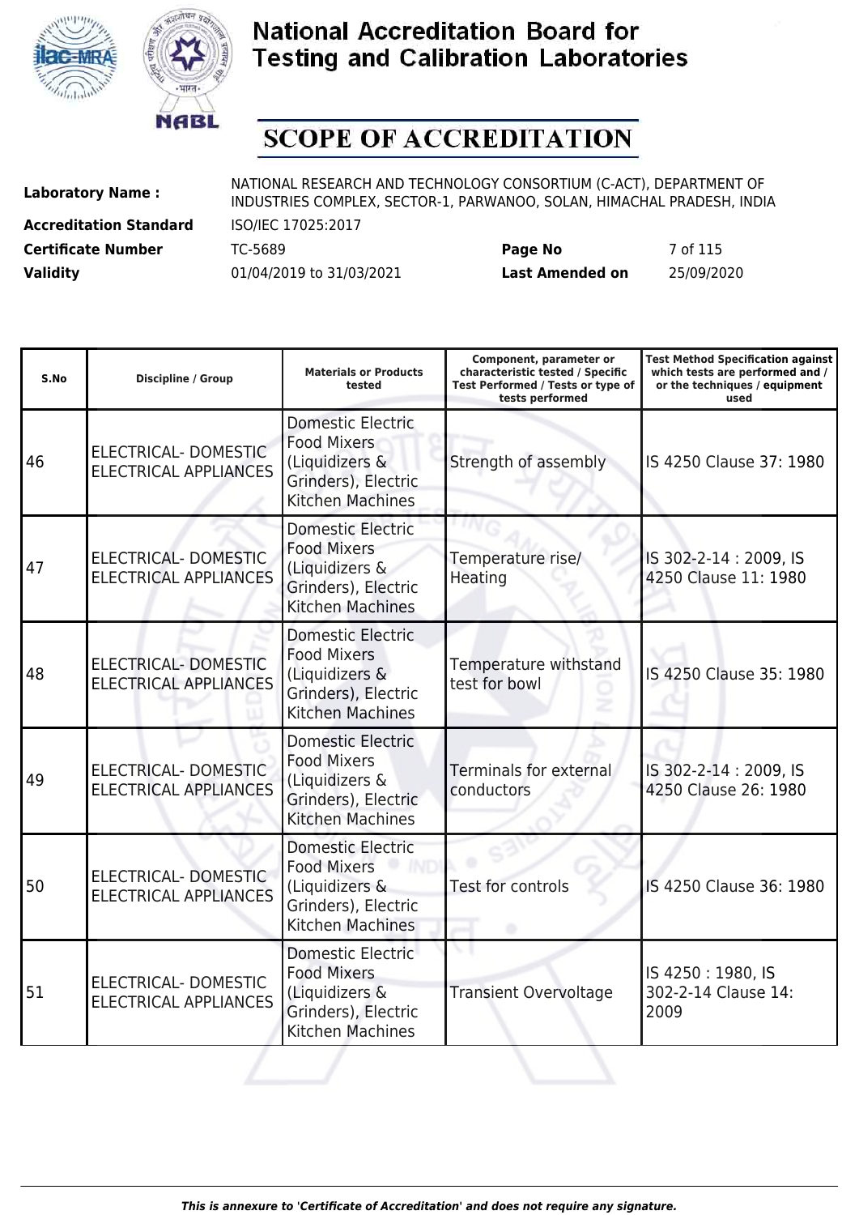# National Accreditation Board for Testing and Calibration Laboratories

## SCOPE OF ACCREDITATION

| | | | |
|---|---|---|---|
| **Laboratory Name :** | NATIONAL RESEARCH AND TECHNOLOGY CONSORTIUM (C-ACT), DEPARTMENT OF INDUSTRIES COMPLEX, SECTOR-1, PARWANOO, SOLAN, HIMACHAL PRADESH, INDIA | | |
| **Accreditation Standard** | ISO/IEC 17025:2017 | | |
| **Certificate Number** | TC-5689 | **Page No** | 7 of 115 |
| **Validity** | 01/04/2019 to 31/03/2021 | **Last Amended on** | 25/09/2020 |

| S.No | Discipline / Group | Materials or Products tested | Component, parameter or characteristic tested / Specific Test Performed / Tests or type of tests performed | Test Method Specification against which tests are performed and / or the techniques / equipment used |
|---|---|---|---|---|
| 46 | ELECTRICAL- DOMESTIC ELECTRICAL APPLIANCES | Domestic Electric Food Mixers (Liquidizers & Grinders), Electric Kitchen Machines | Strength of assembly | IS 4250 Clause 37: 1980 |
| 47 | ELECTRICAL- DOMESTIC ELECTRICAL APPLIANCES | Domestic Electric Food Mixers (Liquidizers & Grinders), Electric Kitchen Machines | Temperature rise/ Heating | IS 302-2-14 : 2009, IS 4250 Clause 11: 1980 |
| 48 | ELECTRICAL- DOMESTIC ELECTRICAL APPLIANCES | Domestic Electric Food Mixers (Liquidizers & Grinders), Electric Kitchen Machines | Temperature withstand test for bowl | IS 4250 Clause 35: 1980 |
| 49 | ELECTRICAL- DOMESTIC ELECTRICAL APPLIANCES | Domestic Electric Food Mixers (Liquidizers & Grinders), Electric Kitchen Machines | Terminals for external conductors | IS 302-2-14 : 2009, IS 4250 Clause 26: 1980 |
| 50 | ELECTRICAL- DOMESTIC ELECTRICAL APPLIANCES | Domestic Electric Food Mixers (Liquidizers & Grinders), Electric Kitchen Machines | Test for controls | IS 4250 Clause 36: 1980 |
| 51 | ELECTRICAL- DOMESTIC ELECTRICAL APPLIANCES | Domestic Electric Food Mixers (Liquidizers & Grinders), Electric Kitchen Machines | Transient Overvoltage | IS 4250 : 1980, IS 302-2-14 Clause 14: 2009 |

*This is annexure to 'Certificate of Accreditation' and does not require any signature.*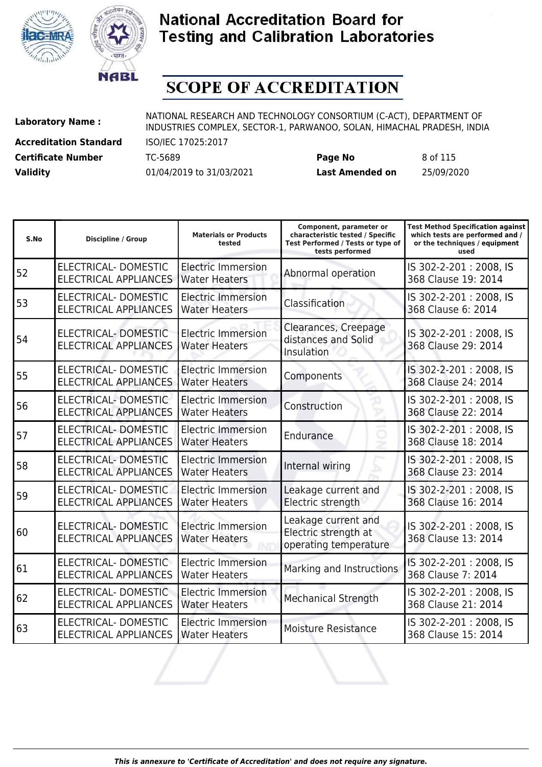# National Accreditation Board for Testing and Calibration Laboratories

## SCOPE OF ACCREDITATION

| | | | |
|---|---|---|---|
| **Laboratory Name :** | NATIONAL RESEARCH AND TECHNOLOGY CONSORTIUM (C-ACT), DEPARTMENT OF INDUSTRIES COMPLEX, SECTOR-1, PARWANOO, SOLAN, HIMACHAL PRADESH, INDIA | | |
| **Accreditation Standard** | ISO/IEC 17025:2017 | | |
| **Certificate Number** | TC-5689 | **Page No** | 8 of 115 |
| **Validity** | 01/04/2019 to 31/03/2021 | **Last Amended on** | 25/09/2020 |

| S.No | Discipline / Group | Materials or Products tested | Component, parameter or characteristic tested / Specific Test Performed / Tests or type of tests performed | Test Method Specification against which tests are performed and / or the techniques / equipment used |
|---|---|---|---|---|
| 52 | ELECTRICAL- DOMESTIC ELECTRICAL APPLIANCES | Electric Immersion Water Heaters | Abnormal operation | IS 302-2-201 : 2008, IS 368 Clause 19: 2014 |
| 53 | ELECTRICAL- DOMESTIC ELECTRICAL APPLIANCES | Electric Immersion Water Heaters | Classification | IS 302-2-201 : 2008, IS 368 Clause 6: 2014 |
| 54 | ELECTRICAL- DOMESTIC ELECTRICAL APPLIANCES | Electric Immersion Water Heaters | Clearances, Creepage distances and Solid Insulation | IS 302-2-201 : 2008, IS 368 Clause 29: 2014 |
| 55 | ELECTRICAL- DOMESTIC ELECTRICAL APPLIANCES | Electric Immersion Water Heaters | Components | IS 302-2-201 : 2008, IS 368 Clause 24: 2014 |
| 56 | ELECTRICAL- DOMESTIC ELECTRICAL APPLIANCES | Electric Immersion Water Heaters | Construction | IS 302-2-201 : 2008, IS 368 Clause 22: 2014 |
| 57 | ELECTRICAL- DOMESTIC ELECTRICAL APPLIANCES | Electric Immersion Water Heaters | Endurance | IS 302-2-201 : 2008, IS 368 Clause 18: 2014 |
| 58 | ELECTRICAL- DOMESTIC ELECTRICAL APPLIANCES | Electric Immersion Water Heaters | Internal wiring | IS 302-2-201 : 2008, IS 368 Clause 23: 2014 |
| 59 | ELECTRICAL- DOMESTIC ELECTRICAL APPLIANCES | Electric Immersion Water Heaters | Leakage current and Electric strength | IS 302-2-201 : 2008, IS 368 Clause 16: 2014 |
| 60 | ELECTRICAL- DOMESTIC ELECTRICAL APPLIANCES | Electric Immersion Water Heaters | Leakage current and Electric strength at operating temperature | IS 302-2-201 : 2008, IS 368 Clause 13: 2014 |
| 61 | ELECTRICAL- DOMESTIC ELECTRICAL APPLIANCES | Electric Immersion Water Heaters | Marking and Instructions | IS 302-2-201 : 2008, IS 368 Clause 7: 2014 |
| 62 | ELECTRICAL- DOMESTIC ELECTRICAL APPLIANCES | Electric Immersion Water Heaters | Mechanical Strength | IS 302-2-201 : 2008, IS 368 Clause 21: 2014 |
| 63 | ELECTRICAL- DOMESTIC ELECTRICAL APPLIANCES | Electric Immersion Water Heaters | Moisture Resistance | IS 302-2-201 : 2008, IS 368 Clause 15: 2014 |

*This is annexure to 'Certificate of Accreditation' and does not require any signature.*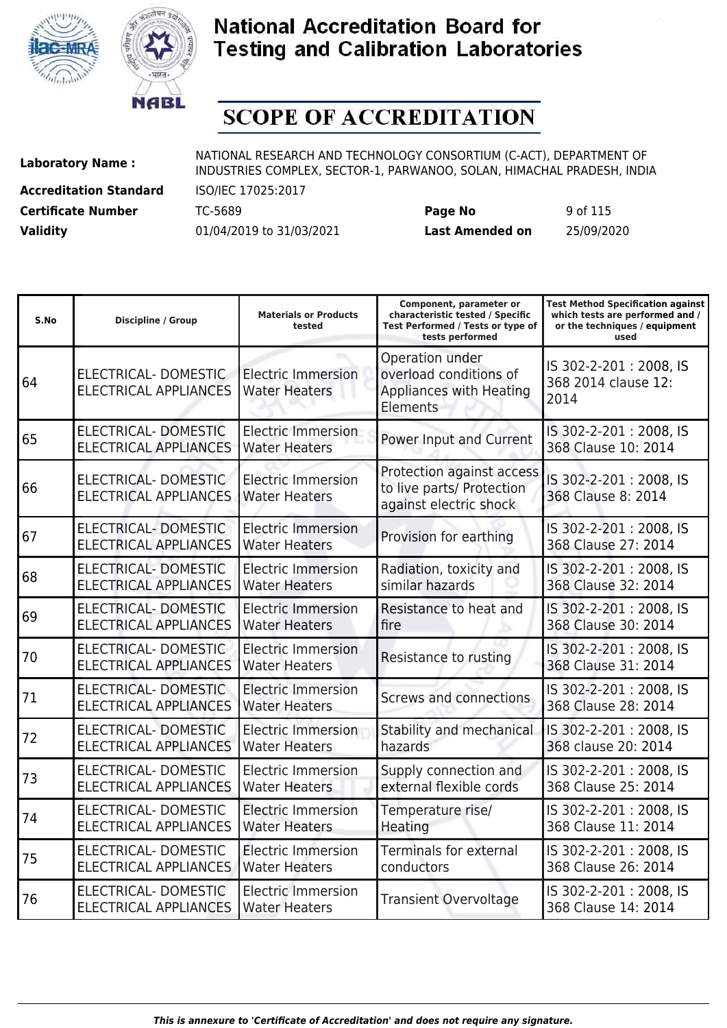# National Accreditation Board for Testing and Calibration Laboratories

## SCOPE OF ACCREDITATION

**Laboratory Name :** NATIONAL RESEARCH AND TECHNOLOGY CONSORTIUM (C-ACT), DEPARTMENT OF INDUSTRIES COMPLEX, SECTOR-1, PARWANOO, SOLAN, HIMACHAL PRADESH, INDIA

**Accreditation Standard** ISO/IEC 17025:2017

**Certificate Number** TC-5689 **Page No** 9 of 115

**Validity** 01/04/2019 to 31/03/2021 **Last Amended on** 25/09/2020

| S.No | Discipline / Group | Materials or Products tested | Component, parameter or characteristic tested / Specific Test Performed / Tests or type of tests performed | Test Method Specification against which tests are performed and / or the techniques / equipment used |
|---|---|---|---|---|
| 64 | ELECTRICAL- DOMESTIC ELECTRICAL APPLIANCES | Electric Immersion Water Heaters | Operation under overload conditions of Appliances with Heating Elements | IS 302-2-201 : 2008, IS 368 2014 clause 12: 2014 |
| 65 | ELECTRICAL- DOMESTIC ELECTRICAL APPLIANCES | Electric Immersion Water Heaters | Power Input and Current | IS 302-2-201 : 2008, IS 368 Clause 10: 2014 |
| 66 | ELECTRICAL- DOMESTIC ELECTRICAL APPLIANCES | Electric Immersion Water Heaters | Protection against access to live parts/ Protection against electric shock | IS 302-2-201 : 2008, IS 368 Clause 8: 2014 |
| 67 | ELECTRICAL- DOMESTIC ELECTRICAL APPLIANCES | Electric Immersion Water Heaters | Provision for earthing | IS 302-2-201 : 2008, IS 368 Clause 27: 2014 |
| 68 | ELECTRICAL- DOMESTIC ELECTRICAL APPLIANCES | Electric Immersion Water Heaters | Radiation, toxicity and similar hazards | IS 302-2-201 : 2008, IS 368 Clause 32: 2014 |
| 69 | ELECTRICAL- DOMESTIC ELECTRICAL APPLIANCES | Electric Immersion Water Heaters | Resistance to heat and fire | IS 302-2-201 : 2008, IS 368 Clause 30: 2014 |
| 70 | ELECTRICAL- DOMESTIC ELECTRICAL APPLIANCES | Electric Immersion Water Heaters | Resistance to rusting | IS 302-2-201 : 2008, IS 368 Clause 31: 2014 |
| 71 | ELECTRICAL- DOMESTIC ELECTRICAL APPLIANCES | Electric Immersion Water Heaters | Screws and connections | IS 302-2-201 : 2008, IS 368 Clause 28: 2014 |
| 72 | ELECTRICAL- DOMESTIC ELECTRICAL APPLIANCES | Electric Immersion Water Heaters | Stability and mechanical hazards | IS 302-2-201 : 2008, IS 368 clause 20: 2014 |
| 73 | ELECTRICAL- DOMESTIC ELECTRICAL APPLIANCES | Electric Immersion Water Heaters | Supply connection and external flexible cords | IS 302-2-201 : 2008, IS 368 Clause 25: 2014 |
| 74 | ELECTRICAL- DOMESTIC ELECTRICAL APPLIANCES | Electric Immersion Water Heaters | Temperature rise/ Heating | IS 302-2-201 : 2008, IS 368 Clause 11: 2014 |
| 75 | ELECTRICAL- DOMESTIC ELECTRICAL APPLIANCES | Electric Immersion Water Heaters | Terminals for external conductors | IS 302-2-201 : 2008, IS 368 Clause 26: 2014 |
| 76 | ELECTRICAL- DOMESTIC ELECTRICAL APPLIANCES | Electric Immersion Water Heaters | Transient Overvoltage | IS 302-2-201 : 2008, IS 368 Clause 14: 2014 |

*This is annexure to 'Certificate of Accreditation' and does not require any signature.*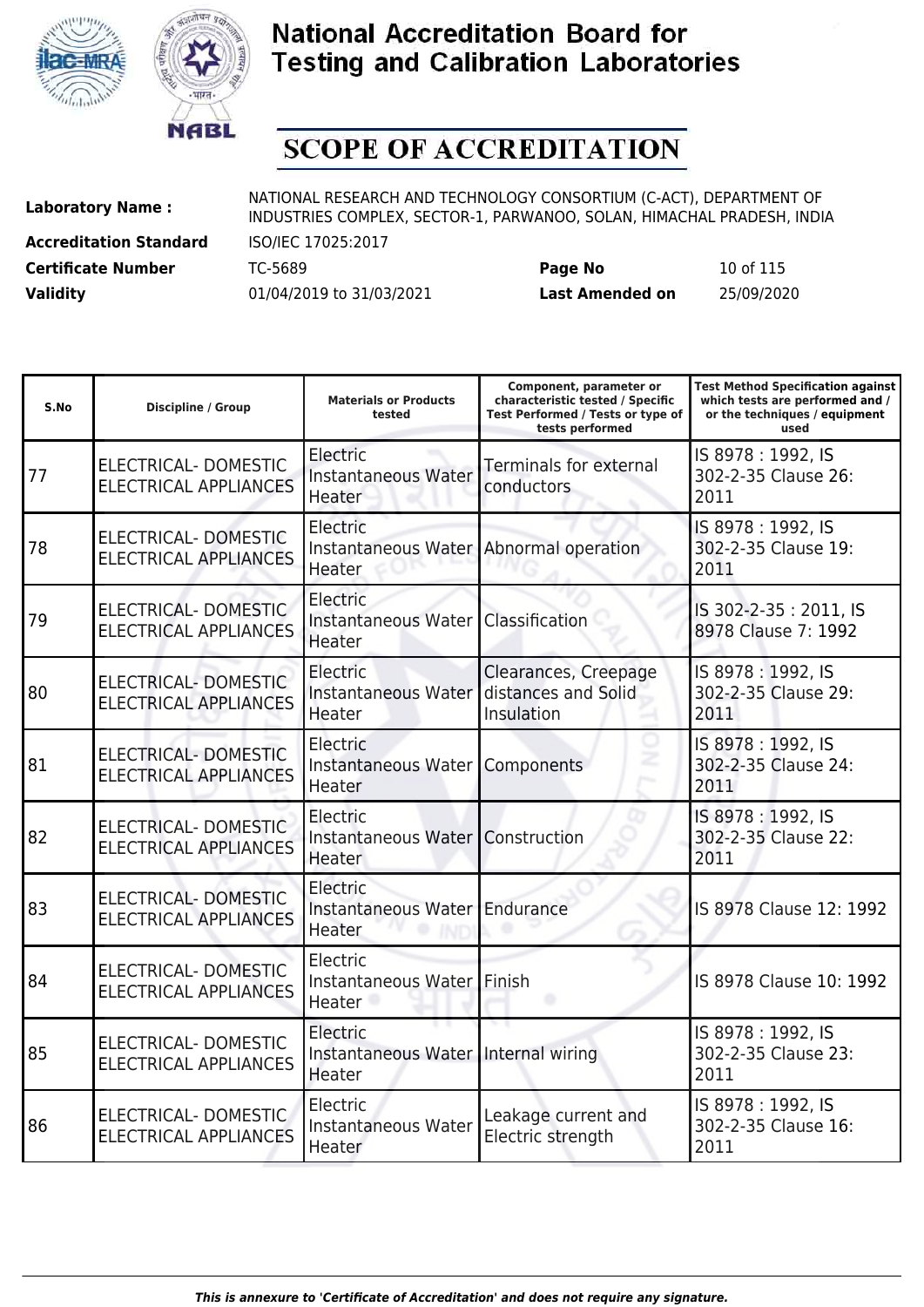# National Accreditation Board for Testing and Calibration Laboratories

# SCOPE OF ACCREDITATION

| | | | |
|---|---|---|---|
| **Laboratory Name :** | NATIONAL RESEARCH AND TECHNOLOGY CONSORTIUM (C-ACT), DEPARTMENT OF INDUSTRIES COMPLEX, SECTOR-1, PARWANOO, SOLAN, HIMACHAL PRADESH, INDIA | | |
| **Accreditation Standard** | ISO/IEC 17025:2017 | | |
| **Certificate Number** | TC-5689 | **Page No** | 10 of 115 |
| **Validity** | 01/04/2019 to 31/03/2021 | **Last Amended on** | 25/09/2020 |

| S.No | Discipline / Group | Materials or Products tested | Component, parameter or characteristic tested / Specific Test Performed / Tests or type of tests performed | Test Method Specification against which tests are performed and / or the techniques / equipment used |
|---|---|---|---|---|
| 77 | ELECTRICAL- DOMESTIC ELECTRICAL APPLIANCES | Electric Instantaneous Water Heater | Terminals for external conductors | IS 8978 : 1992, IS 302-2-35 Clause 26: 2011 |
| 78 | ELECTRICAL- DOMESTIC ELECTRICAL APPLIANCES | Electric Instantaneous Water Heater | Abnormal operation | IS 8978 : 1992, IS 302-2-35 Clause 19: 2011 |
| 79 | ELECTRICAL- DOMESTIC ELECTRICAL APPLIANCES | Electric Instantaneous Water Heater | Classification | IS 302-2-35 : 2011, IS 8978 Clause 7: 1992 |
| 80 | ELECTRICAL- DOMESTIC ELECTRICAL APPLIANCES | Electric Instantaneous Water Heater | Clearances, Creepage distances and Solid Insulation | IS 8978 : 1992, IS 302-2-35 Clause 29: 2011 |
| 81 | ELECTRICAL- DOMESTIC ELECTRICAL APPLIANCES | Electric Instantaneous Water Heater | Components | IS 8978 : 1992, IS 302-2-35 Clause 24: 2011 |
| 82 | ELECTRICAL- DOMESTIC ELECTRICAL APPLIANCES | Electric Instantaneous Water Heater | Construction | IS 8978 : 1992, IS 302-2-35 Clause 22: 2011 |
| 83 | ELECTRICAL- DOMESTIC ELECTRICAL APPLIANCES | Electric Instantaneous Water Heater | Endurance | IS 8978 Clause 12: 1992 |
| 84 | ELECTRICAL- DOMESTIC ELECTRICAL APPLIANCES | Electric Instantaneous Water Heater | Finish | IS 8978 Clause 10: 1992 |
| 85 | ELECTRICAL- DOMESTIC ELECTRICAL APPLIANCES | Electric Instantaneous Water Heater | Internal wiring | IS 8978 : 1992, IS 302-2-35 Clause 23: 2011 |
| 86 | ELECTRICAL- DOMESTIC ELECTRICAL APPLIANCES | Electric Instantaneous Water Heater | Leakage current and Electric strength | IS 8978 : 1992, IS 302-2-35 Clause 16: 2011 |

*This is annexure to 'Certificate of Accreditation' and does not require any signature.*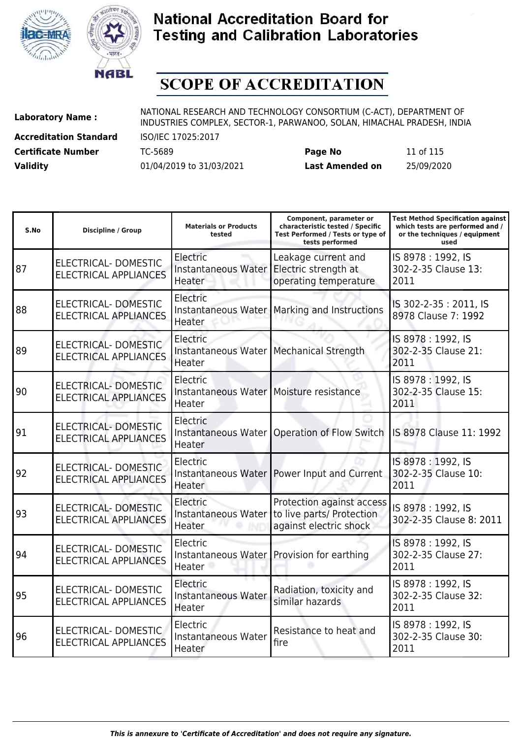# National Accreditation Board for Testing and Calibration Laboratories

# SCOPE OF ACCREDITATION

| | | | |
|---|---|---|---|
| **Laboratory Name :** | NATIONAL RESEARCH AND TECHNOLOGY CONSORTIUM (C-ACT), DEPARTMENT OF INDUSTRIES COMPLEX, SECTOR-1, PARWANOO, SOLAN, HIMACHAL PRADESH, INDIA | | |
| **Accreditation Standard** | ISO/IEC 17025:2017 | | |
| **Certificate Number** | TC-5689 | **Page No** | 11 of 115 |
| **Validity** | 01/04/2019 to 31/03/2021 | **Last Amended on** | 25/09/2020 |

| S.No | Discipline / Group | Materials or Products tested | Component, parameter or characteristic tested / Specific Test Performed / Tests or type of tests performed | Test Method Specification against which tests are performed and / or the techniques / equipment used |
|---|---|---|---|---|
| 87 | ELECTRICAL- DOMESTIC ELECTRICAL APPLIANCES | Electric Instantaneous Water Heater | Leakage current and Electric strength at operating temperature | IS 8978 : 1992, IS 302-2-35 Clause 13: 2011 |
| 88 | ELECTRICAL- DOMESTIC ELECTRICAL APPLIANCES | Electric Instantaneous Water Heater | Marking and Instructions | IS 302-2-35 : 2011, IS 8978 Clause 7: 1992 |
| 89 | ELECTRICAL- DOMESTIC ELECTRICAL APPLIANCES | Electric Instantaneous Water Heater | Mechanical Strength | IS 8978 : 1992, IS 302-2-35 Clause 21: 2011 |
| 90 | ELECTRICAL- DOMESTIC ELECTRICAL APPLIANCES | Electric Instantaneous Water Heater | Moisture resistance | IS 8978 : 1992, IS 302-2-35 Clause 15: 2011 |
| 91 | ELECTRICAL- DOMESTIC ELECTRICAL APPLIANCES | Electric Instantaneous Water Heater | Operation of Flow Switch | IS 8978 Clause 11: 1992 |
| 92 | ELECTRICAL- DOMESTIC ELECTRICAL APPLIANCES | Electric Instantaneous Water Heater | Power Input and Current | IS 8978 : 1992, IS 302-2-35 Clause 10: 2011 |
| 93 | ELECTRICAL- DOMESTIC ELECTRICAL APPLIANCES | Electric Instantaneous Water Heater | Protection against access to live parts/ Protection against electric shock | IS 8978 : 1992, IS 302-2-35 Clause 8: 2011 |
| 94 | ELECTRICAL- DOMESTIC ELECTRICAL APPLIANCES | Electric Instantaneous Water Heater | Provision for earthing | IS 8978 : 1992, IS 302-2-35 Clause 27: 2011 |
| 95 | ELECTRICAL- DOMESTIC ELECTRICAL APPLIANCES | Electric Instantaneous Water Heater | Radiation, toxicity and similar hazards | IS 8978 : 1992, IS 302-2-35 Clause 32: 2011 |
| 96 | ELECTRICAL- DOMESTIC ELECTRICAL APPLIANCES | Electric Instantaneous Water Heater | Resistance to heat and fire | IS 8978 : 1992, IS 302-2-35 Clause 30: 2011 |

*This is annexure to 'Certificate of Accreditation' and does not require any signature.*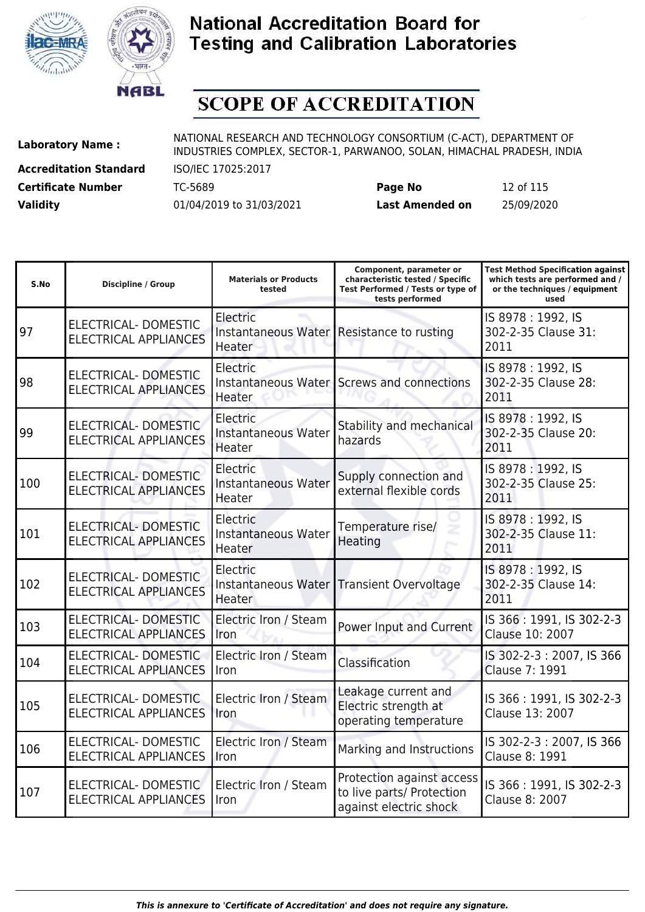# National Accreditation Board for Testing and Calibration Laboratories

# SCOPE OF ACCREDITATION

| | | | |
|---|---|---|---|
| **Laboratory Name :** | NATIONAL RESEARCH AND TECHNOLOGY CONSORTIUM (C-ACT), DEPARTMENT OF INDUSTRIES COMPLEX, SECTOR-1, PARWANOO, SOLAN, HIMACHAL PRADESH, INDIA | | |
| **Accreditation Standard** | ISO/IEC 17025:2017 | | |
| **Certificate Number** | TC-5689 | **Page No** | 12 of 115 |
| **Validity** | 01/04/2019 to 31/03/2021 | **Last Amended on** | 25/09/2020 |

| S.No | Discipline / Group | Materials or Products tested | Component, parameter or characteristic tested / Specific Test Performed / Tests or type of tests performed | Test Method Specification against which tests are performed and / or the techniques / equipment used |
|---|---|---|---|---|
| 97 | ELECTRICAL- DOMESTIC ELECTRICAL APPLIANCES | Electric Instantaneous Water Heater | Resistance to rusting | IS 8978 : 1992, IS 302-2-35 Clause 31: 2011 |
| 98 | ELECTRICAL- DOMESTIC ELECTRICAL APPLIANCES | Electric Instantaneous Water Heater | Screws and connections | IS 8978 : 1992, IS 302-2-35 Clause 28: 2011 |
| 99 | ELECTRICAL- DOMESTIC ELECTRICAL APPLIANCES | Electric Instantaneous Water Heater | Stability and mechanical hazards | IS 8978 : 1992, IS 302-2-35 Clause 20: 2011 |
| 100 | ELECTRICAL- DOMESTIC ELECTRICAL APPLIANCES | Electric Instantaneous Water Heater | Supply connection and external flexible cords | IS 8978 : 1992, IS 302-2-35 Clause 25: 2011 |
| 101 | ELECTRICAL- DOMESTIC ELECTRICAL APPLIANCES | Electric Instantaneous Water Heater | Temperature rise/ Heating | IS 8978 : 1992, IS 302-2-35 Clause 11: 2011 |
| 102 | ELECTRICAL- DOMESTIC ELECTRICAL APPLIANCES | Electric Instantaneous Water Heater | Transient Overvoltage | IS 8978 : 1992, IS 302-2-35 Clause 14: 2011 |
| 103 | ELECTRICAL- DOMESTIC ELECTRICAL APPLIANCES | Electric Iron / Steam Iron | Power Input and Current | IS 366 : 1991, IS 302-2-3 Clause 10: 2007 |
| 104 | ELECTRICAL- DOMESTIC ELECTRICAL APPLIANCES | Electric Iron / Steam Iron | Classification | IS 302-2-3 : 2007, IS 366 Clause 7: 1991 |
| 105 | ELECTRICAL- DOMESTIC ELECTRICAL APPLIANCES | Electric Iron / Steam Iron | Leakage current and Electric strength at operating temperature | IS 366 : 1991, IS 302-2-3 Clause 13: 2007 |
| 106 | ELECTRICAL- DOMESTIC ELECTRICAL APPLIANCES | Electric Iron / Steam Iron | Marking and Instructions | IS 302-2-3 : 2007, IS 366 Clause 8: 1991 |
| 107 | ELECTRICAL- DOMESTIC ELECTRICAL APPLIANCES | Electric Iron / Steam Iron | Protection against access to live parts/ Protection against electric shock | IS 366 : 1991, IS 302-2-3 Clause 8: 2007 |

*This is annexure to 'Certificate of Accreditation' and does not require any signature.*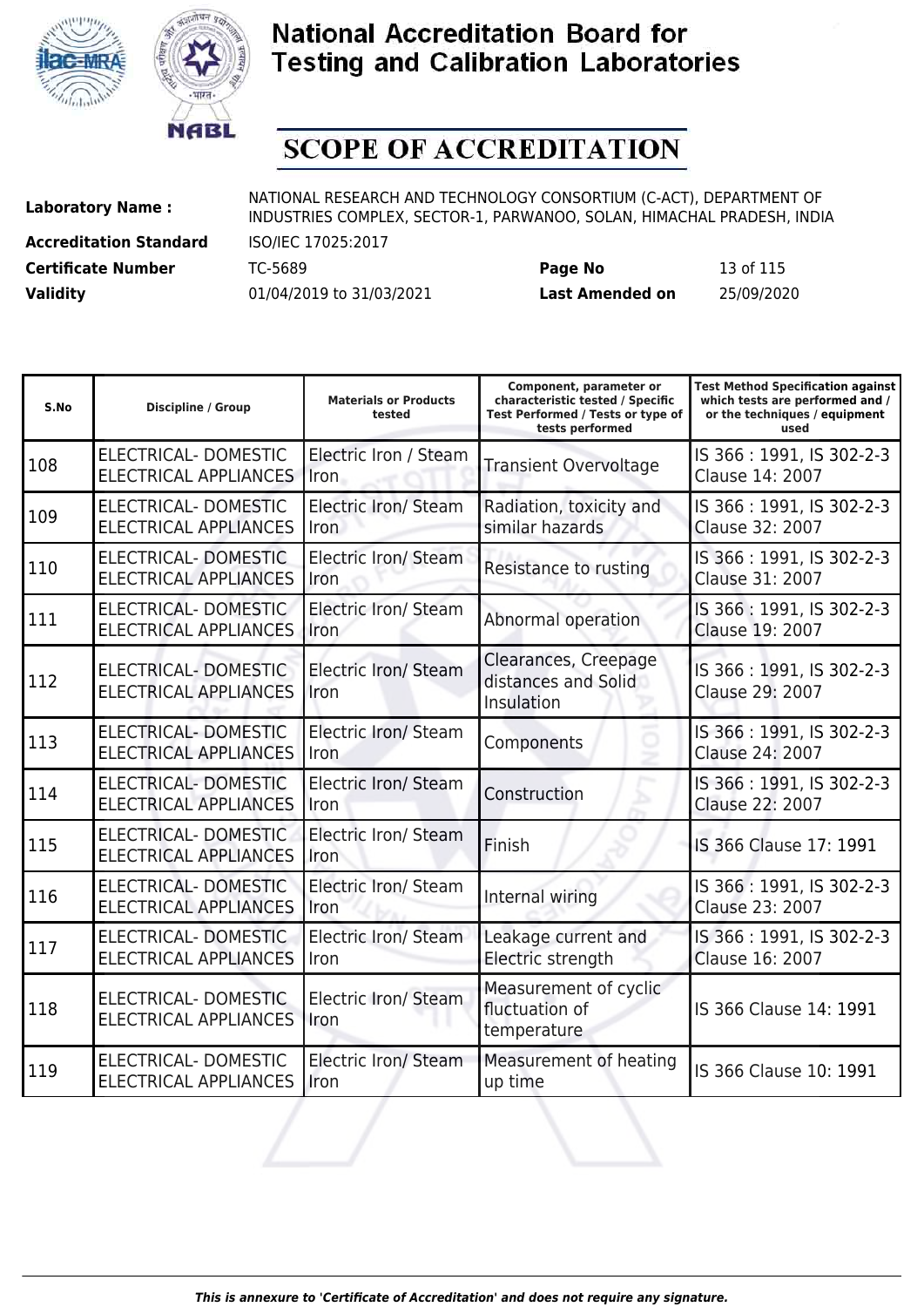# National Accreditation Board for Testing and Calibration Laboratories

## SCOPE OF ACCREDITATION

**Laboratory Name :** NATIONAL RESEARCH AND TECHNOLOGY CONSORTIUM (C-ACT), DEPARTMENT OF INDUSTRIES COMPLEX, SECTOR-1, PARWANOO, SOLAN, HIMACHAL PRADESH, INDIA

**Accreditation Standard** ISO/IEC 17025:2017

**Certificate Number** TC-5689 **Page No** 13 of 115

**Validity** 01/04/2019 to 31/03/2021 **Last Amended on** 25/09/2020

| S.No | Discipline / Group | Materials or Products tested | Component, parameter or characteristic tested / Specific Test Performed / Tests or type of tests performed | Test Method Specification against which tests are performed and / or the techniques / equipment used |
|---|---|---|---|---|
| 108 | ELECTRICAL- DOMESTIC ELECTRICAL APPLIANCES | Electric Iron / Steam Iron | Transient Overvoltage | IS 366 : 1991, IS 302-2-3 Clause 14: 2007 |
| 109 | ELECTRICAL- DOMESTIC ELECTRICAL APPLIANCES | Electric Iron/ Steam Iron | Radiation, toxicity and similar hazards | IS 366 : 1991, IS 302-2-3 Clause 32: 2007 |
| 110 | ELECTRICAL- DOMESTIC ELECTRICAL APPLIANCES | Electric Iron/ Steam Iron | Resistance to rusting | IS 366 : 1991, IS 302-2-3 Clause 31: 2007 |
| 111 | ELECTRICAL- DOMESTIC ELECTRICAL APPLIANCES | Electric Iron/ Steam Iron | Abnormal operation | IS 366 : 1991, IS 302-2-3 Clause 19: 2007 |
| 112 | ELECTRICAL- DOMESTIC ELECTRICAL APPLIANCES | Electric Iron/ Steam Iron | Clearances, Creepage distances and Solid Insulation | IS 366 : 1991, IS 302-2-3 Clause 29: 2007 |
| 113 | ELECTRICAL- DOMESTIC ELECTRICAL APPLIANCES | Electric Iron/ Steam Iron | Components | IS 366 : 1991, IS 302-2-3 Clause 24: 2007 |
| 114 | ELECTRICAL- DOMESTIC ELECTRICAL APPLIANCES | Electric Iron/ Steam Iron | Construction | IS 366 : 1991, IS 302-2-3 Clause 22: 2007 |
| 115 | ELECTRICAL- DOMESTIC ELECTRICAL APPLIANCES | Electric Iron/ Steam Iron | Finish | IS 366 Clause 17: 1991 |
| 116 | ELECTRICAL- DOMESTIC ELECTRICAL APPLIANCES | Electric Iron/ Steam Iron | Internal wiring | IS 366 : 1991, IS 302-2-3 Clause 23: 2007 |
| 117 | ELECTRICAL- DOMESTIC ELECTRICAL APPLIANCES | Electric Iron/ Steam Iron | Leakage current and Electric strength | IS 366 : 1991, IS 302-2-3 Clause 16: 2007 |
| 118 | ELECTRICAL- DOMESTIC ELECTRICAL APPLIANCES | Electric Iron/ Steam Iron | Measurement of cyclic fluctuation of temperature | IS 366 Clause 14: 1991 |
| 119 | ELECTRICAL- DOMESTIC ELECTRICAL APPLIANCES | Electric Iron/ Steam Iron | Measurement of heating up time | IS 366 Clause 10: 1991 |

*This is annexure to 'Certificate of Accreditation' and does not require any signature.*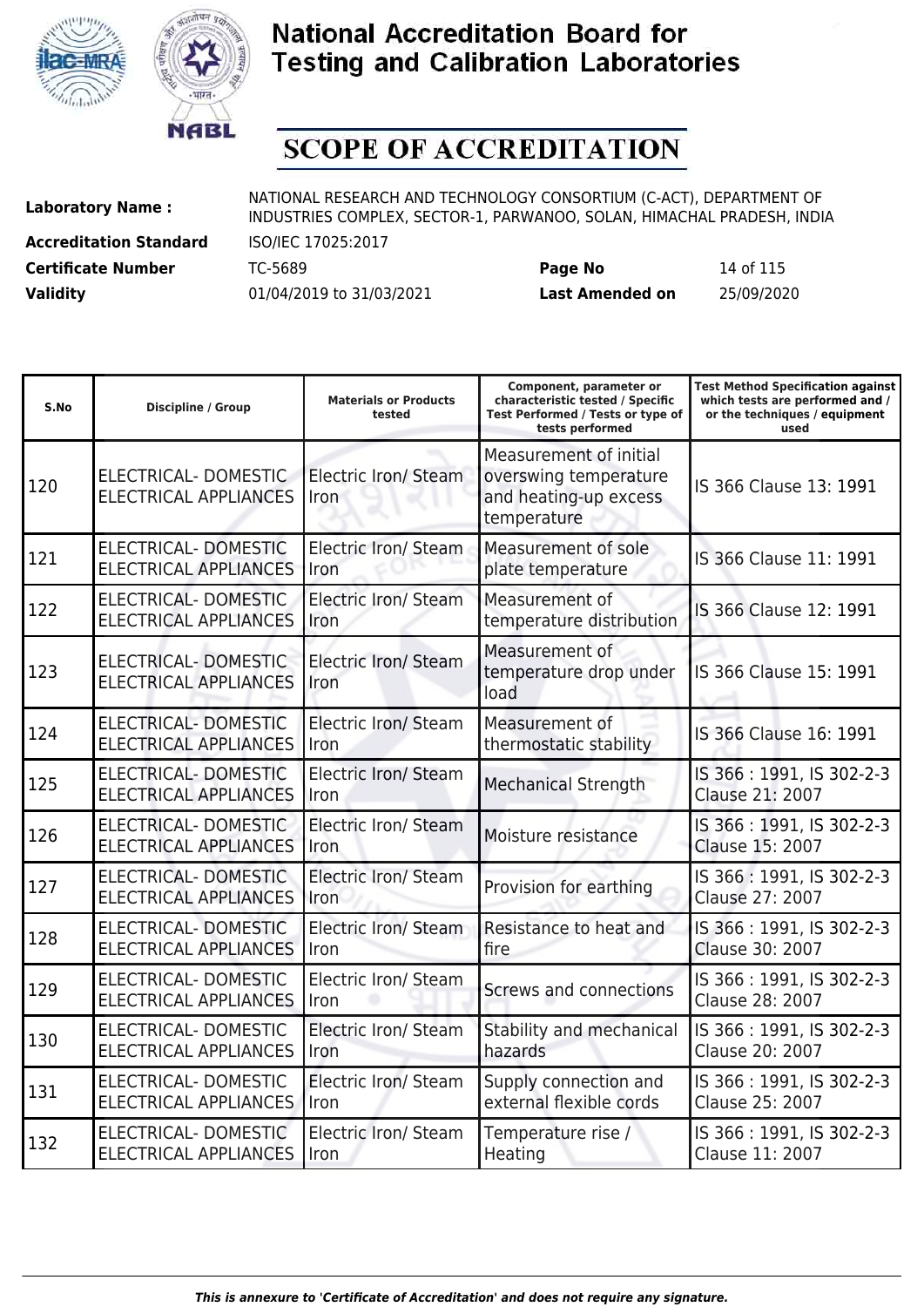# National Accreditation Board for Testing and Calibration Laboratories

## SCOPE OF ACCREDITATION

| | | | |
|---|---|---|---|
| **Laboratory Name :** | NATIONAL RESEARCH AND TECHNOLOGY CONSORTIUM (C-ACT), DEPARTMENT OF INDUSTRIES COMPLEX, SECTOR-1, PARWANOO, SOLAN, HIMACHAL PRADESH, INDIA | | |
| **Accreditation Standard** | ISO/IEC 17025:2017 | | |
| **Certificate Number** | TC-5689 | **Page No** | 14 of 115 |
| **Validity** | 01/04/2019 to 31/03/2021 | **Last Amended on** | 25/09/2020 |

| S.No | Discipline / Group | Materials or Products tested | Component, parameter or characteristic tested / Specific Test Performed / Tests or type of tests performed | Test Method Specification against which tests are performed and / or the techniques / equipment used |
|---|---|---|---|---|
| 120 | ELECTRICAL- DOMESTIC ELECTRICAL APPLIANCES | Electric Iron/ Steam Iron | Measurement of initial overswing temperature and heating-up excess temperature | IS 366 Clause 13: 1991 |
| 121 | ELECTRICAL- DOMESTIC ELECTRICAL APPLIANCES | Electric Iron/ Steam Iron | Measurement of sole plate temperature | IS 366 Clause 11: 1991 |
| 122 | ELECTRICAL- DOMESTIC ELECTRICAL APPLIANCES | Electric Iron/ Steam Iron | Measurement of temperature distribution | IS 366 Clause 12: 1991 |
| 123 | ELECTRICAL- DOMESTIC ELECTRICAL APPLIANCES | Electric Iron/ Steam Iron | Measurement of temperature drop under load | IS 366 Clause 15: 1991 |
| 124 | ELECTRICAL- DOMESTIC ELECTRICAL APPLIANCES | Electric Iron/ Steam Iron | Measurement of thermostatic stability | IS 366 Clause 16: 1991 |
| 125 | ELECTRICAL- DOMESTIC ELECTRICAL APPLIANCES | Electric Iron/ Steam Iron | Mechanical Strength | IS 366 : 1991, IS 302-2-3 Clause 21: 2007 |
| 126 | ELECTRICAL- DOMESTIC ELECTRICAL APPLIANCES | Electric Iron/ Steam Iron | Moisture resistance | IS 366 : 1991, IS 302-2-3 Clause 15: 2007 |
| 127 | ELECTRICAL- DOMESTIC ELECTRICAL APPLIANCES | Electric Iron/ Steam Iron | Provision for earthing | IS 366 : 1991, IS 302-2-3 Clause 27: 2007 |
| 128 | ELECTRICAL- DOMESTIC ELECTRICAL APPLIANCES | Electric Iron/ Steam Iron | Resistance to heat and fire | IS 366 : 1991, IS 302-2-3 Clause 30: 2007 |
| 129 | ELECTRICAL- DOMESTIC ELECTRICAL APPLIANCES | Electric Iron/ Steam Iron | Screws and connections | IS 366 : 1991, IS 302-2-3 Clause 28: 2007 |
| 130 | ELECTRICAL- DOMESTIC ELECTRICAL APPLIANCES | Electric Iron/ Steam Iron | Stability and mechanical hazards | IS 366 : 1991, IS 302-2-3 Clause 20: 2007 |
| 131 | ELECTRICAL- DOMESTIC ELECTRICAL APPLIANCES | Electric Iron/ Steam Iron | Supply connection and external flexible cords | IS 366 : 1991, IS 302-2-3 Clause 25: 2007 |
| 132 | ELECTRICAL- DOMESTIC ELECTRICAL APPLIANCES | Electric Iron/ Steam Iron | Temperature rise / Heating | IS 366 : 1991, IS 302-2-3 Clause 11: 2007 |

*This is annexure to 'Certificate of Accreditation' and does not require any signature.*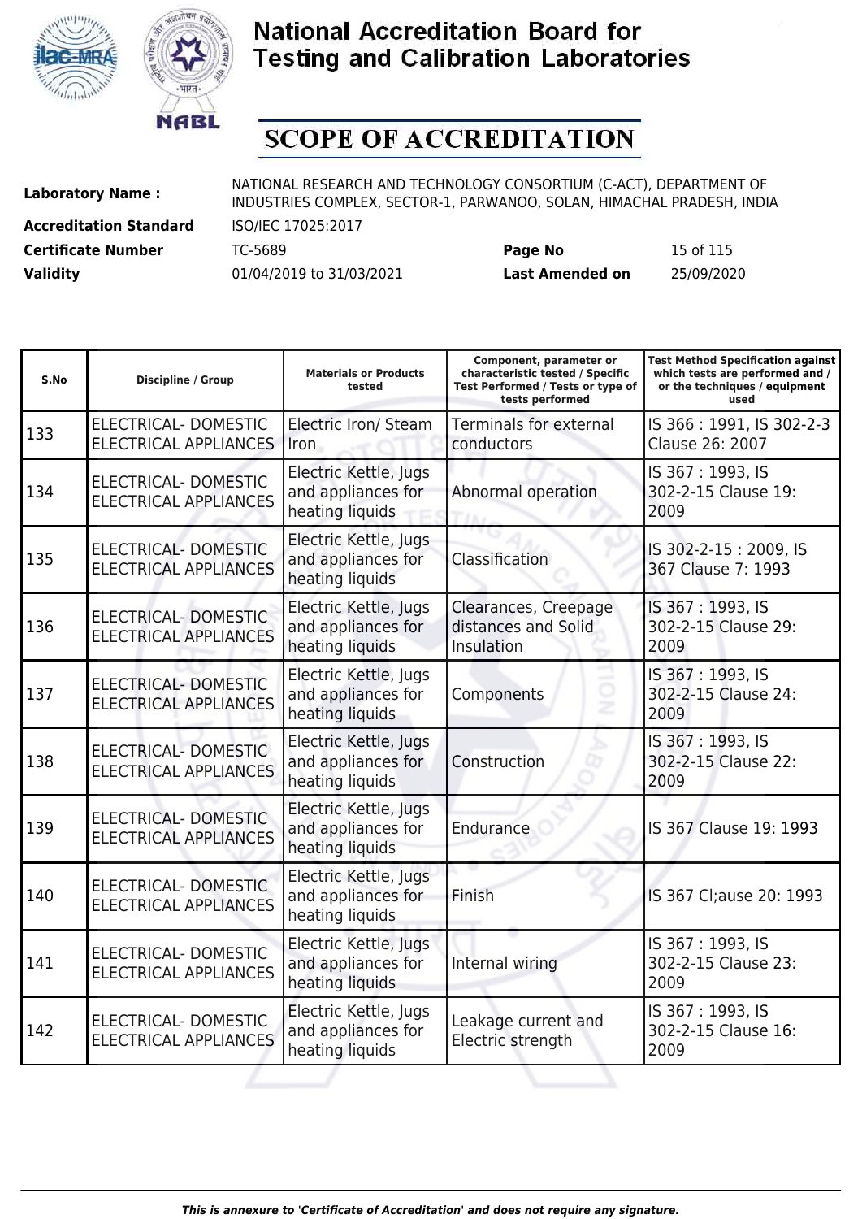# National Accreditation Board for Testing and Calibration Laboratories

# SCOPE OF ACCREDITATION

| | | | |
|---|---|---|---|
| **Laboratory Name :** | NATIONAL RESEARCH AND TECHNOLOGY CONSORTIUM (C-ACT), DEPARTMENT OF INDUSTRIES COMPLEX, SECTOR-1, PARWANOO, SOLAN, HIMACHAL PRADESH, INDIA | | |
| **Accreditation Standard** | ISO/IEC 17025:2017 | | |
| **Certificate Number** | TC-5689 | **Page No** | 15 of 115 |
| **Validity** | 01/04/2019 to 31/03/2021 | **Last Amended on** | 25/09/2020 |

| S.No | Discipline / Group | Materials or Products tested | Component, parameter or characteristic tested / Specific Test Performed / Tests or type of tests performed | Test Method Specification against which tests are performed and / or the techniques / equipment used |
|---|---|---|---|---|
| 133 | ELECTRICAL- DOMESTIC ELECTRICAL APPLIANCES | Electric Iron/ Steam Iron | Terminals for external conductors | IS 366 : 1991, IS 302-2-3 Clause 26: 2007 |
| 134 | ELECTRICAL- DOMESTIC ELECTRICAL APPLIANCES | Electric Kettle, Jugs and appliances for heating liquids | Abnormal operation | IS 367 : 1993, IS 302-2-15 Clause 19: 2009 |
| 135 | ELECTRICAL- DOMESTIC ELECTRICAL APPLIANCES | Electric Kettle, Jugs and appliances for heating liquids | Classification | IS 302-2-15 : 2009, IS 367 Clause 7: 1993 |
| 136 | ELECTRICAL- DOMESTIC ELECTRICAL APPLIANCES | Electric Kettle, Jugs and appliances for heating liquids | Clearances, Creepage distances and Solid Insulation | IS 367 : 1993, IS 302-2-15 Clause 29: 2009 |
| 137 | ELECTRICAL- DOMESTIC ELECTRICAL APPLIANCES | Electric Kettle, Jugs and appliances for heating liquids | Components | IS 367 : 1993, IS 302-2-15 Clause 24: 2009 |
| 138 | ELECTRICAL- DOMESTIC ELECTRICAL APPLIANCES | Electric Kettle, Jugs and appliances for heating liquids | Construction | IS 367 : 1993, IS 302-2-15 Clause 22: 2009 |
| 139 | ELECTRICAL- DOMESTIC ELECTRICAL APPLIANCES | Electric Kettle, Jugs and appliances for heating liquids | Endurance | IS 367 Clause 19: 1993 |
| 140 | ELECTRICAL- DOMESTIC ELECTRICAL APPLIANCES | Electric Kettle, Jugs and appliances for heating liquids | Finish | IS 367 Cl;ause 20: 1993 |
| 141 | ELECTRICAL- DOMESTIC ELECTRICAL APPLIANCES | Electric Kettle, Jugs and appliances for heating liquids | Internal wiring | IS 367 : 1993, IS 302-2-15 Clause 23: 2009 |
| 142 | ELECTRICAL- DOMESTIC ELECTRICAL APPLIANCES | Electric Kettle, Jugs and appliances for heating liquids | Leakage current and Electric strength | IS 367 : 1993, IS 302-2-15 Clause 16: 2009 |

*This is annexure to 'Certificate of Accreditation' and does not require any signature.*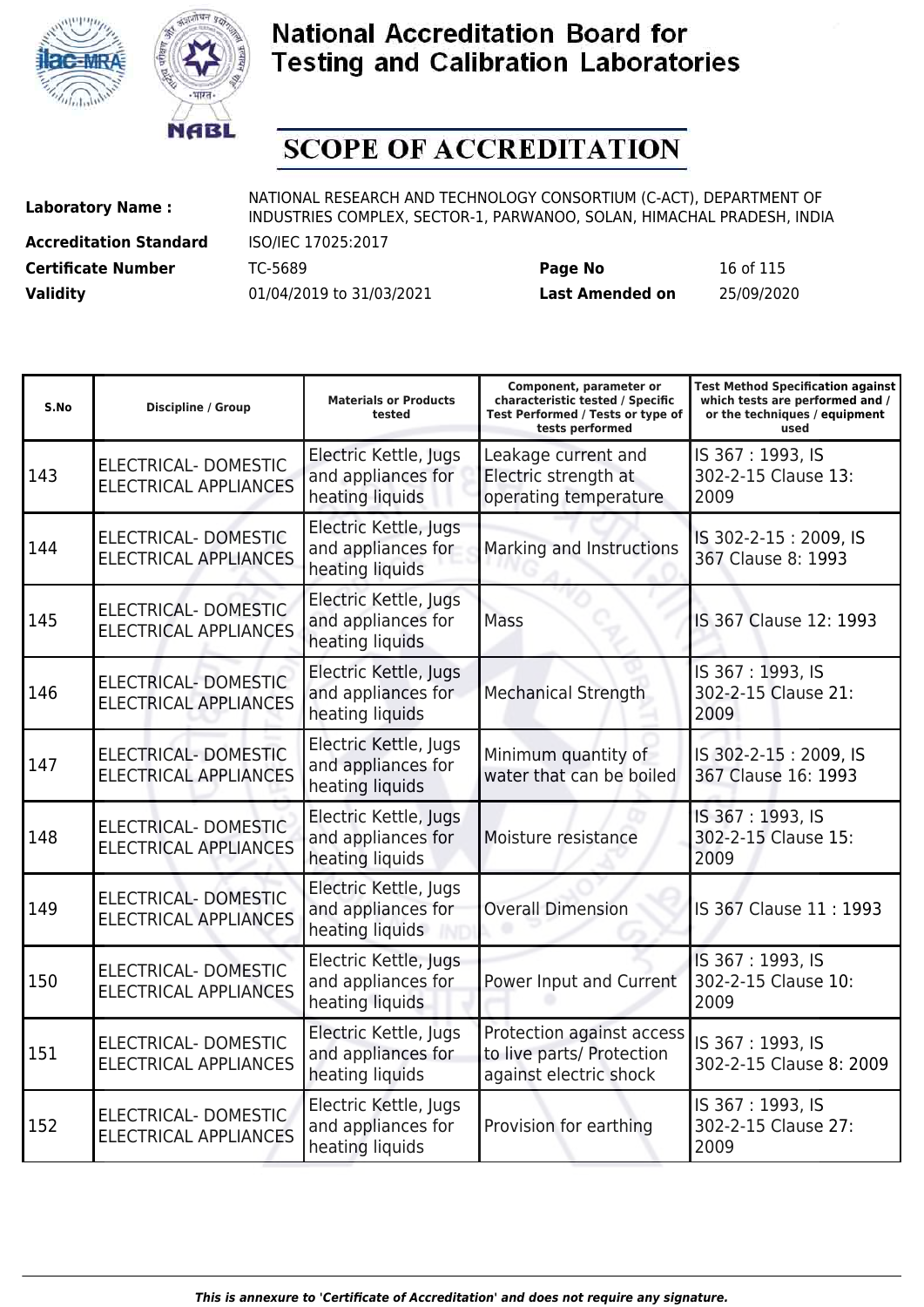# National Accreditation Board for Testing and Calibration Laboratories

## SCOPE OF ACCREDITATION

**Laboratory Name :** NATIONAL RESEARCH AND TECHNOLOGY CONSORTIUM (C-ACT), DEPARTMENT OF INDUSTRIES COMPLEX, SECTOR-1, PARWANOO, SOLAN, HIMACHAL PRADESH, INDIA

**Accreditation Standard** ISO/IEC 17025:2017

**Certificate Number** TC-5689 **Page No** 16 of 115

**Validity** 01/04/2019 to 31/03/2021 **Last Amended on** 25/09/2020

| S.No | Discipline / Group | Materials or Products tested | Component, parameter or characteristic tested / Specific Test Performed / Tests or type of tests performed | Test Method Specification against which tests are performed and / or the techniques / equipment used |
|---|---|---|---|---|
| 143 | ELECTRICAL- DOMESTIC ELECTRICAL APPLIANCES | Electric Kettle, Jugs and appliances for heating liquids | Leakage current and Electric strength at operating temperature | IS 367 : 1993, IS 302-2-15 Clause 13: 2009 |
| 144 | ELECTRICAL- DOMESTIC ELECTRICAL APPLIANCES | Electric Kettle, Jugs and appliances for heating liquids | Marking and Instructions | IS 302-2-15 : 2009, IS 367 Clause 8: 1993 |
| 145 | ELECTRICAL- DOMESTIC ELECTRICAL APPLIANCES | Electric Kettle, Jugs and appliances for heating liquids | Mass | IS 367 Clause 12: 1993 |
| 146 | ELECTRICAL- DOMESTIC ELECTRICAL APPLIANCES | Electric Kettle, Jugs and appliances for heating liquids | Mechanical Strength | IS 367 : 1993, IS 302-2-15 Clause 21: 2009 |
| 147 | ELECTRICAL- DOMESTIC ELECTRICAL APPLIANCES | Electric Kettle, Jugs and appliances for heating liquids | Minimum quantity of water that can be boiled | IS 302-2-15 : 2009, IS 367 Clause 16: 1993 |
| 148 | ELECTRICAL- DOMESTIC ELECTRICAL APPLIANCES | Electric Kettle, Jugs and appliances for heating liquids | Moisture resistance | IS 367 : 1993, IS 302-2-15 Clause 15: 2009 |
| 149 | ELECTRICAL- DOMESTIC ELECTRICAL APPLIANCES | Electric Kettle, Jugs and appliances for heating liquids | Overall Dimension | IS 367 Clause 11 : 1993 |
| 150 | ELECTRICAL- DOMESTIC ELECTRICAL APPLIANCES | Electric Kettle, Jugs and appliances for heating liquids | Power Input and Current | IS 367 : 1993, IS 302-2-15 Clause 10: 2009 |
| 151 | ELECTRICAL- DOMESTIC ELECTRICAL APPLIANCES | Electric Kettle, Jugs and appliances for heating liquids | Protection against access to live parts/ Protection against electric shock | IS 367 : 1993, IS 302-2-15 Clause 8: 2009 |
| 152 | ELECTRICAL- DOMESTIC ELECTRICAL APPLIANCES | Electric Kettle, Jugs and appliances for heating liquids | Provision for earthing | IS 367 : 1993, IS 302-2-15 Clause 27: 2009 |

*This is annexure to 'Certificate of Accreditation' and does not require any signature.*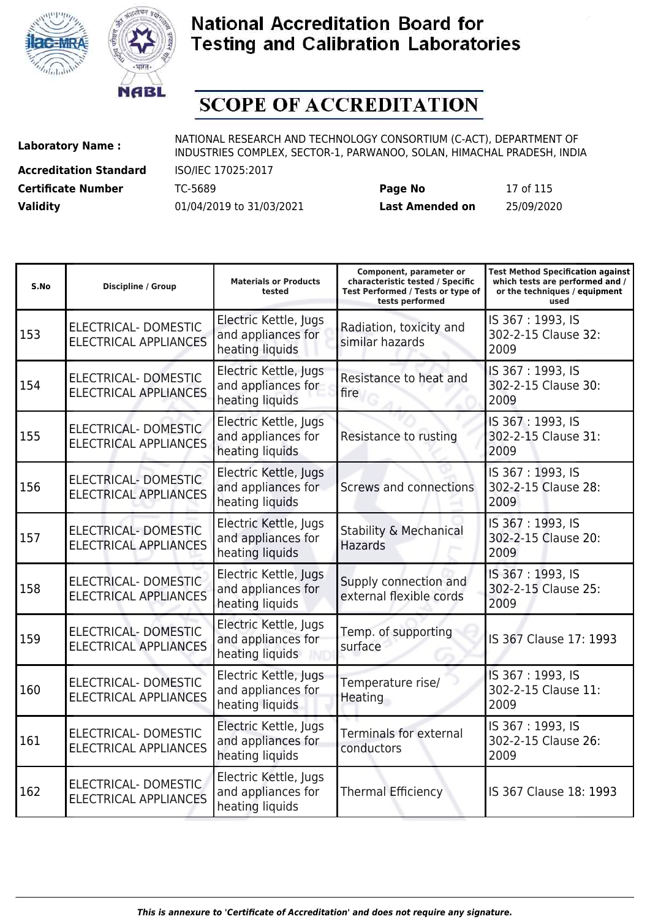# National Accreditation Board for Testing and Calibration Laboratories

# SCOPE OF ACCREDITATION

| | | | |
|---|---|---|---|
| **Laboratory Name :** | NATIONAL RESEARCH AND TECHNOLOGY CONSORTIUM (C-ACT), DEPARTMENT OF INDUSTRIES COMPLEX, SECTOR-1, PARWANOO, SOLAN, HIMACHAL PRADESH, INDIA | | |
| **Accreditation Standard** | ISO/IEC 17025:2017 | | |
| **Certificate Number** | TC-5689 | **Page No** | 17 of 115 |
| **Validity** | 01/04/2019 to 31/03/2021 | **Last Amended on** | 25/09/2020 |

| S.No | Discipline / Group | Materials or Products tested | Component, parameter or characteristic tested / Specific Test Performed / Tests or type of tests performed | Test Method Specification against which tests are performed and / or the techniques / equipment used |
|---|---|---|---|---|
| 153 | ELECTRICAL- DOMESTIC ELECTRICAL APPLIANCES | Electric Kettle, Jugs and appliances for heating liquids | Radiation, toxicity and similar hazards | IS 367 : 1993, IS 302-2-15 Clause 32: 2009 |
| 154 | ELECTRICAL- DOMESTIC ELECTRICAL APPLIANCES | Electric Kettle, Jugs and appliances for heating liquids | Resistance to heat and fire | IS 367 : 1993, IS 302-2-15 Clause 30: 2009 |
| 155 | ELECTRICAL- DOMESTIC ELECTRICAL APPLIANCES | Electric Kettle, Jugs and appliances for heating liquids | Resistance to rusting | IS 367 : 1993, IS 302-2-15 Clause 31: 2009 |
| 156 | ELECTRICAL- DOMESTIC ELECTRICAL APPLIANCES | Electric Kettle, Jugs and appliances for heating liquids | Screws and connections | IS 367 : 1993, IS 302-2-15 Clause 28: 2009 |
| 157 | ELECTRICAL- DOMESTIC ELECTRICAL APPLIANCES | Electric Kettle, Jugs and appliances for heating liquids | Stability & Mechanical Hazards | IS 367 : 1993, IS 302-2-15 Clause 20: 2009 |
| 158 | ELECTRICAL- DOMESTIC ELECTRICAL APPLIANCES | Electric Kettle, Jugs and appliances for heating liquids | Supply connection and external flexible cords | IS 367 : 1993, IS 302-2-15 Clause 25: 2009 |
| 159 | ELECTRICAL- DOMESTIC ELECTRICAL APPLIANCES | Electric Kettle, Jugs and appliances for heating liquids | Temp. of supporting surface | IS 367 Clause 17: 1993 |
| 160 | ELECTRICAL- DOMESTIC ELECTRICAL APPLIANCES | Electric Kettle, Jugs and appliances for heating liquids | Temperature rise/ Heating | IS 367 : 1993, IS 302-2-15 Clause 11: 2009 |
| 161 | ELECTRICAL- DOMESTIC ELECTRICAL APPLIANCES | Electric Kettle, Jugs and appliances for heating liquids | Terminals for external conductors | IS 367 : 1993, IS 302-2-15 Clause 26: 2009 |
| 162 | ELECTRICAL- DOMESTIC ELECTRICAL APPLIANCES | Electric Kettle, Jugs and appliances for heating liquids | Thermal Efficiency | IS 367 Clause 18: 1993 |

*This is annexure to 'Certificate of Accreditation' and does not require any signature.*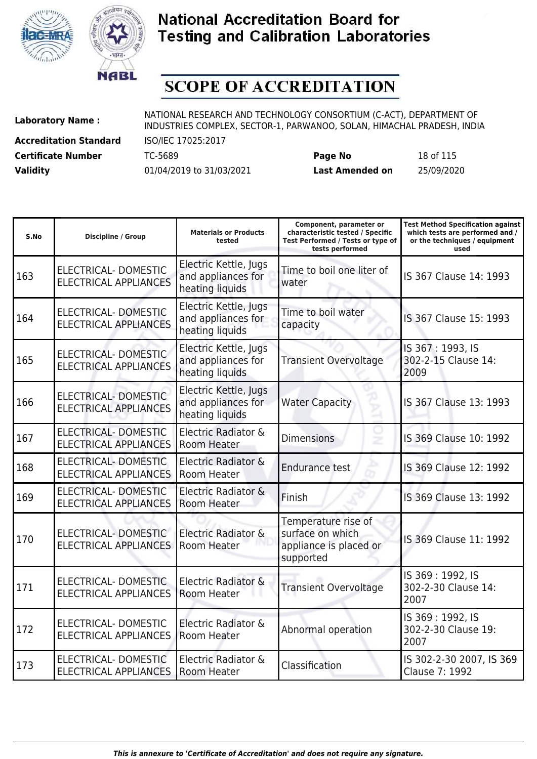# National Accreditation Board for Testing and Calibration Laboratories

## SCOPE OF ACCREDITATION

**Laboratory Name :** NATIONAL RESEARCH AND TECHNOLOGY CONSORTIUM (C-ACT), DEPARTMENT OF INDUSTRIES COMPLEX, SECTOR-1, PARWANOO, SOLAN, HIMACHAL PRADESH, INDIA

**Accreditation Standard** ISO/IEC 17025:2017

**Certificate Number** TC-5689 **Page No** 18 of 115

**Validity** 01/04/2019 to 31/03/2021 **Last Amended on** 25/09/2020

| S.No | Discipline / Group | Materials or Products tested | Component, parameter or characteristic tested / Specific Test Performed / Tests or type of tests performed | Test Method Specification against which tests are performed and / or the techniques / equipment used |
|---|---|---|---|---|
| 163 | ELECTRICAL- DOMESTIC ELECTRICAL APPLIANCES | Electric Kettle, Jugs and appliances for heating liquids | Time to boil one liter of water | IS 367 Clause 14: 1993 |
| 164 | ELECTRICAL- DOMESTIC ELECTRICAL APPLIANCES | Electric Kettle, Jugs and appliances for heating liquids | Time to boil water capacity | IS 367 Clause 15: 1993 |
| 165 | ELECTRICAL- DOMESTIC ELECTRICAL APPLIANCES | Electric Kettle, Jugs and appliances for heating liquids | Transient Overvoltage | IS 367 : 1993, IS 302-2-15 Clause 14: 2009 |
| 166 | ELECTRICAL- DOMESTIC ELECTRICAL APPLIANCES | Electric Kettle, Jugs and appliances for heating liquids | Water Capacity | IS 367 Clause 13: 1993 |
| 167 | ELECTRICAL- DOMESTIC ELECTRICAL APPLIANCES | Electric Radiator & Room Heater | Dimensions | IS 369 Clause 10: 1992 |
| 168 | ELECTRICAL- DOMESTIC ELECTRICAL APPLIANCES | Electric Radiator & Room Heater | Endurance test | IS 369 Clause 12: 1992 |
| 169 | ELECTRICAL- DOMESTIC ELECTRICAL APPLIANCES | Electric Radiator & Room Heater | Finish | IS 369 Clause 13: 1992 |
| 170 | ELECTRICAL- DOMESTIC ELECTRICAL APPLIANCES | Electric Radiator & Room Heater | Temperature rise of surface on which appliance is placed or supported | IS 369 Clause 11: 1992 |
| 171 | ELECTRICAL- DOMESTIC ELECTRICAL APPLIANCES | Electric Radiator & Room Heater | Transient Overvoltage | IS 369 : 1992, IS 302-2-30 Clause 14: 2007 |
| 172 | ELECTRICAL- DOMESTIC ELECTRICAL APPLIANCES | Electric Radiator & Room Heater | Abnormal operation | IS 369 : 1992, IS 302-2-30 Clause 19: 2007 |
| 173 | ELECTRICAL- DOMESTIC ELECTRICAL APPLIANCES | Electric Radiator & Room Heater | Classification | IS 302-2-30 2007, IS 369 Clause 7: 1992 |

*This is annexure to 'Certificate of Accreditation' and does not require any signature.*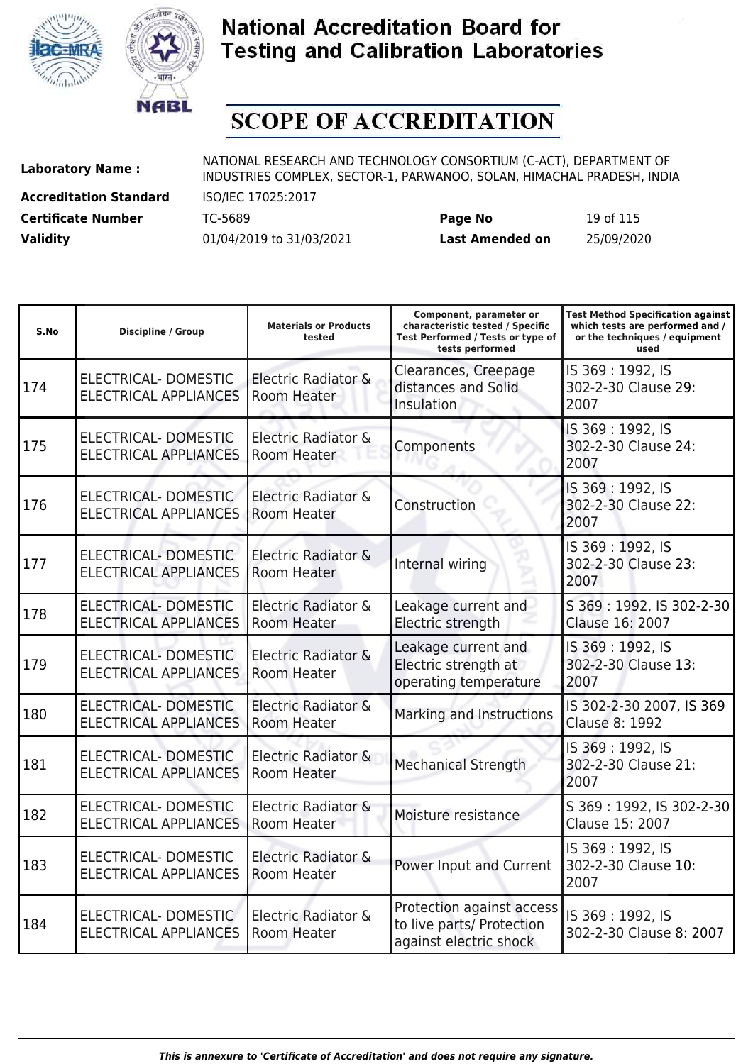# National Accreditation Board for Testing and Calibration Laboratories

# SCOPE OF ACCREDITATION

| | | | |
|---|---|---|---|
| **Laboratory Name :** | NATIONAL RESEARCH AND TECHNOLOGY CONSORTIUM (C-ACT), DEPARTMENT OF INDUSTRIES COMPLEX, SECTOR-1, PARWANOO, SOLAN, HIMACHAL PRADESH, INDIA | | |
| **Accreditation Standard** | ISO/IEC 17025:2017 | | |
| **Certificate Number** | TC-5689 | **Page No** | 19 of 115 |
| **Validity** | 01/04/2019 to 31/03/2021 | **Last Amended on** | 25/09/2020 |

| S.No | Discipline / Group | Materials or Products tested | Component, parameter or characteristic tested / Specific Test Performed / Tests or type of tests performed | Test Method Specification against which tests are performed and / or the techniques / equipment used |
|---|---|---|---|---|
| 174 | ELECTRICAL- DOMESTIC ELECTRICAL APPLIANCES | Electric Radiator & Room Heater | Clearances, Creepage distances and Solid Insulation | IS 369 : 1992, IS 302-2-30 Clause 29: 2007 |
| 175 | ELECTRICAL- DOMESTIC ELECTRICAL APPLIANCES | Electric Radiator & Room Heater | Components | IS 369 : 1992, IS 302-2-30 Clause 24: 2007 |
| 176 | ELECTRICAL- DOMESTIC ELECTRICAL APPLIANCES | Electric Radiator & Room Heater | Construction | IS 369 : 1992, IS 302-2-30 Clause 22: 2007 |
| 177 | ELECTRICAL- DOMESTIC ELECTRICAL APPLIANCES | Electric Radiator & Room Heater | Internal wiring | IS 369 : 1992, IS 302-2-30 Clause 23: 2007 |
| 178 | ELECTRICAL- DOMESTIC ELECTRICAL APPLIANCES | Electric Radiator & Room Heater | Leakage current and Electric strength | S 369 : 1992, IS 302-2-30 Clause 16: 2007 |
| 179 | ELECTRICAL- DOMESTIC ELECTRICAL APPLIANCES | Electric Radiator & Room Heater | Leakage current and Electric strength at operating temperature | IS 369 : 1992, IS 302-2-30 Clause 13: 2007 |
| 180 | ELECTRICAL- DOMESTIC ELECTRICAL APPLIANCES | Electric Radiator & Room Heater | Marking and Instructions | IS 302-2-30 2007, IS 369 Clause 8: 1992 |
| 181 | ELECTRICAL- DOMESTIC ELECTRICAL APPLIANCES | Electric Radiator & Room Heater | Mechanical Strength | IS 369 : 1992, IS 302-2-30 Clause 21: 2007 |
| 182 | ELECTRICAL- DOMESTIC ELECTRICAL APPLIANCES | Electric Radiator & Room Heater | Moisture resistance | S 369 : 1992, IS 302-2-30 Clause 15: 2007 |
| 183 | ELECTRICAL- DOMESTIC ELECTRICAL APPLIANCES | Electric Radiator & Room Heater | Power Input and Current | IS 369 : 1992, IS 302-2-30 Clause 10: 2007 |
| 184 | ELECTRICAL- DOMESTIC ELECTRICAL APPLIANCES | Electric Radiator & Room Heater | Protection against access to live parts/ Protection against electric shock | IS 369 : 1992, IS 302-2-30 Clause 8: 2007 |

*This is annexure to 'Certificate of Accreditation' and does not require any signature.*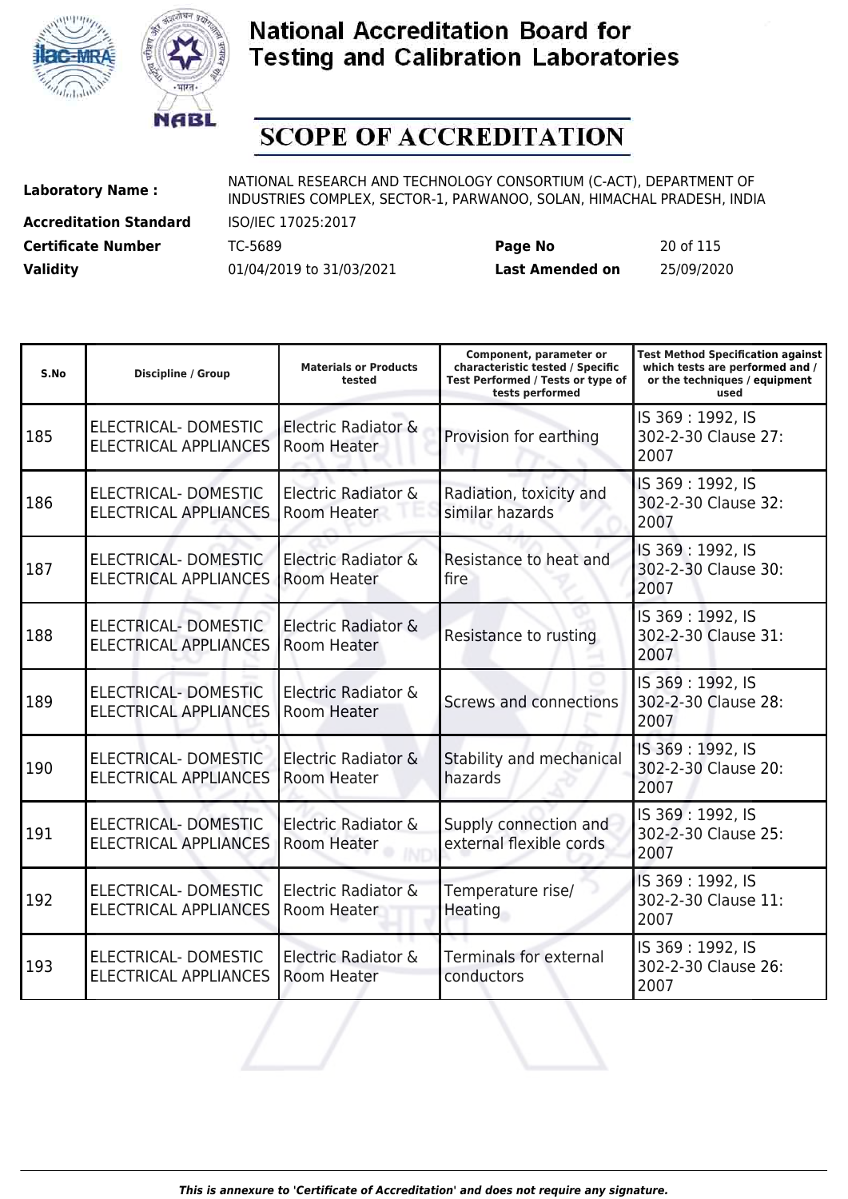# National Accreditation Board for Testing and Calibration Laboratories

## SCOPE OF ACCREDITATION

| | | | |
|---|---|---|---|
| **Laboratory Name :** | NATIONAL RESEARCH AND TECHNOLOGY CONSORTIUM (C-ACT), DEPARTMENT OF INDUSTRIES COMPLEX, SECTOR-1, PARWANOO, SOLAN, HIMACHAL PRADESH, INDIA | | |
| **Accreditation Standard** | ISO/IEC 17025:2017 | | |
| **Certificate Number** | TC-5689 | **Page No** | 20 of 115 |
| **Validity** | 01/04/2019 to 31/03/2021 | **Last Amended on** | 25/09/2020 |

| S.No | Discipline / Group | Materials or Products tested | Component, parameter or characteristic tested / Specific Test Performed / Tests or type of tests performed | Test Method Specification against which tests are performed and / or the techniques / equipment used |
|---|---|---|---|---|
| 185 | ELECTRICAL- DOMESTIC ELECTRICAL APPLIANCES | Electric Radiator & Room Heater | Provision for earthing | IS 369 : 1992, IS 302-2-30 Clause 27: 2007 |
| 186 | ELECTRICAL- DOMESTIC ELECTRICAL APPLIANCES | Electric Radiator & Room Heater | Radiation, toxicity and similar hazards | IS 369 : 1992, IS 302-2-30 Clause 32: 2007 |
| 187 | ELECTRICAL- DOMESTIC ELECTRICAL APPLIANCES | Electric Radiator & Room Heater | Resistance to heat and fire | IS 369 : 1992, IS 302-2-30 Clause 30: 2007 |
| 188 | ELECTRICAL- DOMESTIC ELECTRICAL APPLIANCES | Electric Radiator & Room Heater | Resistance to rusting | IS 369 : 1992, IS 302-2-30 Clause 31: 2007 |
| 189 | ELECTRICAL- DOMESTIC ELECTRICAL APPLIANCES | Electric Radiator & Room Heater | Screws and connections | IS 369 : 1992, IS 302-2-30 Clause 28: 2007 |
| 190 | ELECTRICAL- DOMESTIC ELECTRICAL APPLIANCES | Electric Radiator & Room Heater | Stability and mechanical hazards | IS 369 : 1992, IS 302-2-30 Clause 20: 2007 |
| 191 | ELECTRICAL- DOMESTIC ELECTRICAL APPLIANCES | Electric Radiator & Room Heater | Supply connection and external flexible cords | IS 369 : 1992, IS 302-2-30 Clause 25: 2007 |
| 192 | ELECTRICAL- DOMESTIC ELECTRICAL APPLIANCES | Electric Radiator & Room Heater | Temperature rise/ Heating | IS 369 : 1992, IS 302-2-30 Clause 11: 2007 |
| 193 | ELECTRICAL- DOMESTIC ELECTRICAL APPLIANCES | Electric Radiator & Room Heater | Terminals for external conductors | IS 369 : 1992, IS 302-2-30 Clause 26: 2007 |

*This is annexure to 'Certificate of Accreditation' and does not require any signature.*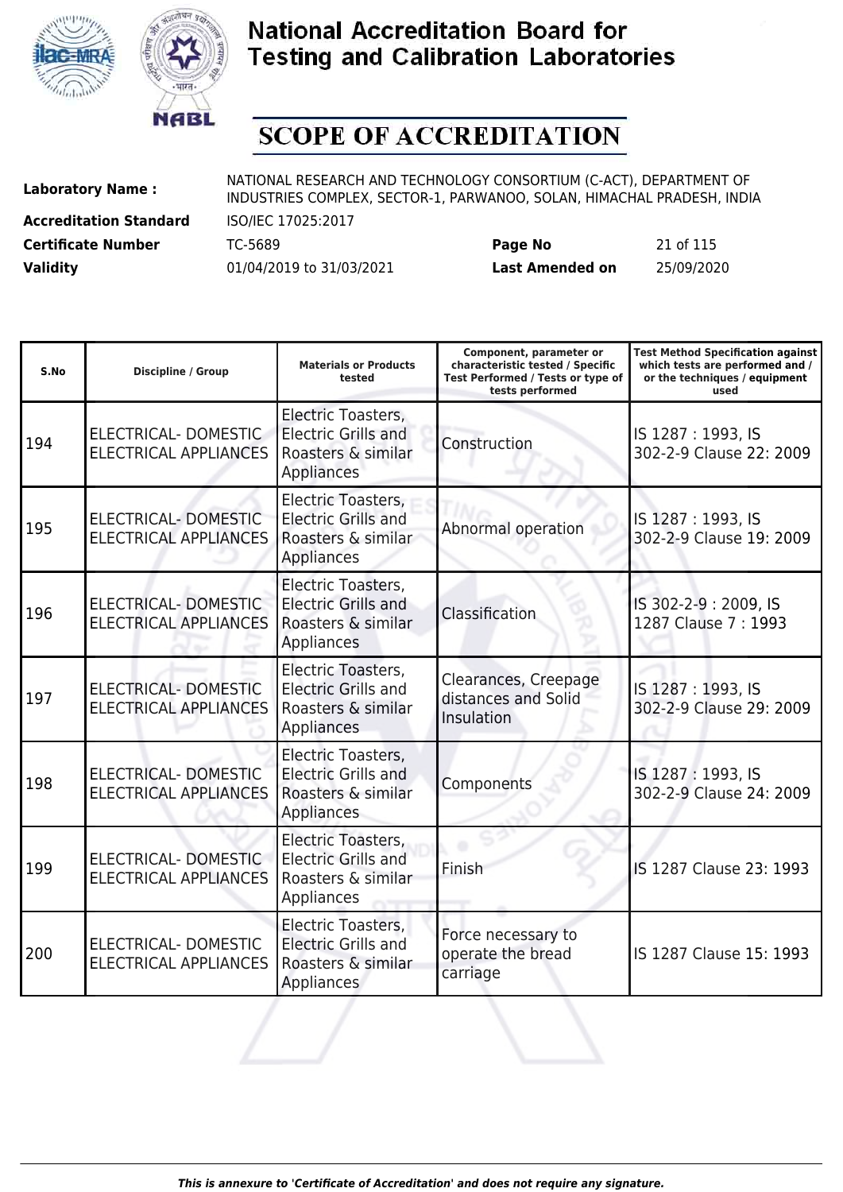# National Accreditation Board for Testing and Calibration Laboratories

## SCOPE OF ACCREDITATION

| | | | |
|---|---|---|---|
| **Laboratory Name :** | NATIONAL RESEARCH AND TECHNOLOGY CONSORTIUM (C-ACT), DEPARTMENT OF INDUSTRIES COMPLEX, SECTOR-1, PARWANOO, SOLAN, HIMACHAL PRADESH, INDIA | | |
| **Accreditation Standard** | ISO/IEC 17025:2017 | | |
| **Certificate Number** | TC-5689 | **Page No** | 21 of 115 |
| **Validity** | 01/04/2019 to 31/03/2021 | **Last Amended on** | 25/09/2020 |

| S.No | Discipline / Group | Materials or Products tested | Component, parameter or characteristic tested / Specific Test Performed / Tests or type of tests performed | Test Method Specification against which tests are performed and / or the techniques / equipment used |
|---|---|---|---|---|
| 194 | ELECTRICAL- DOMESTIC ELECTRICAL APPLIANCES | Electric Toasters, Electric Grills and Roasters & similar Appliances | Construction | IS 1287 : 1993, IS 302-2-9 Clause 22: 2009 |
| 195 | ELECTRICAL- DOMESTIC ELECTRICAL APPLIANCES | Electric Toasters, Electric Grills and Roasters & similar Appliances | Abnormal operation | IS 1287 : 1993, IS 302-2-9 Clause 19: 2009 |
| 196 | ELECTRICAL- DOMESTIC ELECTRICAL APPLIANCES | Electric Toasters, Electric Grills and Roasters & similar Appliances | Classification | IS 302-2-9 : 2009, IS 1287 Clause 7 : 1993 |
| 197 | ELECTRICAL- DOMESTIC ELECTRICAL APPLIANCES | Electric Toasters, Electric Grills and Roasters & similar Appliances | Clearances, Creepage distances and Solid Insulation | IS 1287 : 1993, IS 302-2-9 Clause 29: 2009 |
| 198 | ELECTRICAL- DOMESTIC ELECTRICAL APPLIANCES | Electric Toasters, Electric Grills and Roasters & similar Appliances | Components | IS 1287 : 1993, IS 302-2-9 Clause 24: 2009 |
| 199 | ELECTRICAL- DOMESTIC ELECTRICAL APPLIANCES | Electric Toasters, Electric Grills and Roasters & similar Appliances | Finish | IS 1287 Clause 23: 1993 |
| 200 | ELECTRICAL- DOMESTIC ELECTRICAL APPLIANCES | Electric Toasters, Electric Grills and Roasters & similar Appliances | Force necessary to operate the bread carriage | IS 1287 Clause 15: 1993 |

*This is annexure to 'Certificate of Accreditation' and does not require any signature.*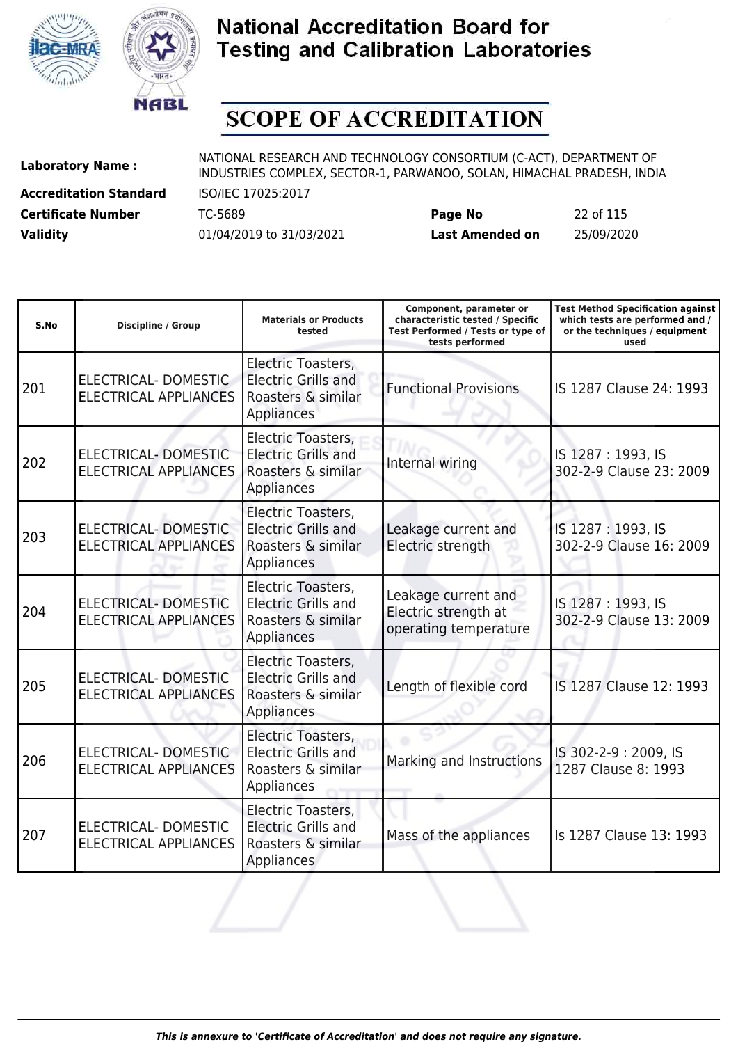# National Accreditation Board for Testing and Calibration Laboratories

## SCOPE OF ACCREDITATION

**Laboratory Name :** NATIONAL RESEARCH AND TECHNOLOGY CONSORTIUM (C-ACT), DEPARTMENT OF INDUSTRIES COMPLEX, SECTOR-1, PARWANOO, SOLAN, HIMACHAL PRADESH, INDIA

**Accreditation Standard** ISO/IEC 17025:2017

**Certificate Number** TC-5689 **Page No** 22 of 115

**Validity** 01/04/2019 to 31/03/2021 **Last Amended on** 25/09/2020

| S.No | Discipline / Group | Materials or Products tested | Component, parameter or characteristic tested / Specific Test Performed / Tests or type of tests performed | Test Method Specification against which tests are performed and / or the techniques / equipment used |
|---|---|---|---|---|
| 201 | ELECTRICAL- DOMESTIC ELECTRICAL APPLIANCES | Electric Toasters, Electric Grills and Roasters & similar Appliances | Functional Provisions | IS 1287 Clause 24: 1993 |
| 202 | ELECTRICAL- DOMESTIC ELECTRICAL APPLIANCES | Electric Toasters, Electric Grills and Roasters & similar Appliances | Internal wiring | IS 1287 : 1993, IS 302-2-9 Clause 23: 2009 |
| 203 | ELECTRICAL- DOMESTIC ELECTRICAL APPLIANCES | Electric Toasters, Electric Grills and Roasters & similar Appliances | Leakage current and Electric strength | IS 1287 : 1993, IS 302-2-9 Clause 16: 2009 |
| 204 | ELECTRICAL- DOMESTIC ELECTRICAL APPLIANCES | Electric Toasters, Electric Grills and Roasters & similar Appliances | Leakage current and Electric strength at operating temperature | IS 1287 : 1993, IS 302-2-9 Clause 13: 2009 |
| 205 | ELECTRICAL- DOMESTIC ELECTRICAL APPLIANCES | Electric Toasters, Electric Grills and Roasters & similar Appliances | Length of flexible cord | IS 1287 Clause 12: 1993 |
| 206 | ELECTRICAL- DOMESTIC ELECTRICAL APPLIANCES | Electric Toasters, Electric Grills and Roasters & similar Appliances | Marking and Instructions | IS 302-2-9 : 2009, IS 1287 Clause 8: 1993 |
| 207 | ELECTRICAL- DOMESTIC ELECTRICAL APPLIANCES | Electric Toasters, Electric Grills and Roasters & similar Appliances | Mass of the appliances | Is 1287 Clause 13: 1993 |

*This is annexure to 'Certificate of Accreditation' and does not require any signature.*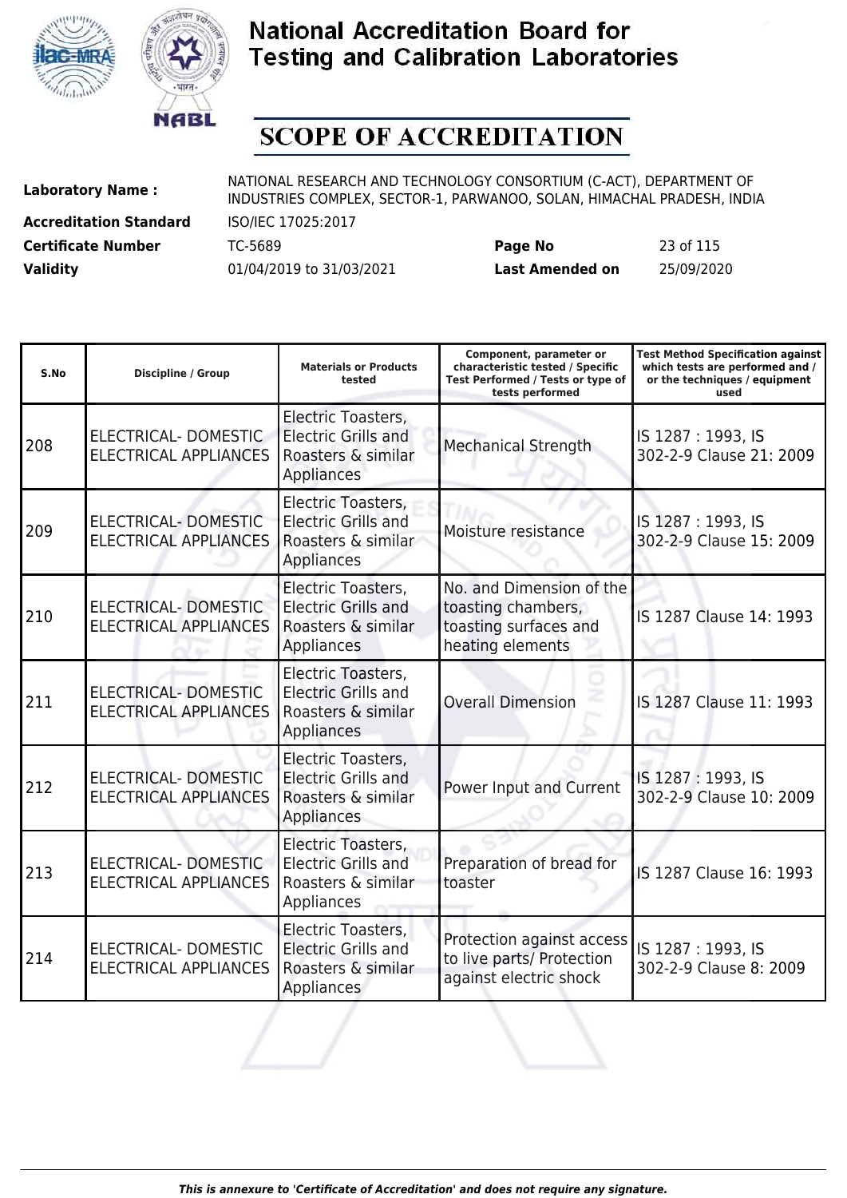# National Accreditation Board for Testing and Calibration Laboratories

## SCOPE OF ACCREDITATION

| | | | | |
|---|---|---|---|---|
| **Laboratory Name :** | NATIONAL RESEARCH AND TECHNOLOGY CONSORTIUM (C-ACT), DEPARTMENT OF INDUSTRIES COMPLEX, SECTOR-1, PARWANOO, SOLAN, HIMACHAL PRADESH, INDIA | | | |
| **Accreditation Standard** | ISO/IEC 17025:2017 | | | |
| **Certificate Number** | TC-5689 | **Page No** | 23 of 115 | |
| **Validity** | 01/04/2019 to 31/03/2021 | **Last Amended on** | 25/09/2020 | |

| S.No | Discipline / Group | Materials or Products tested | Component, parameter or characteristic tested / Specific Test Performed / Tests or type of tests performed | Test Method Specification against which tests are performed and / or the techniques / equipment used |
|---|---|---|---|---|
| 208 | ELECTRICAL- DOMESTIC ELECTRICAL APPLIANCES | Electric Toasters, Electric Grills and Roasters & similar Appliances | Mechanical Strength | IS 1287 : 1993, IS 302-2-9 Clause 21: 2009 |
| 209 | ELECTRICAL- DOMESTIC ELECTRICAL APPLIANCES | Electric Toasters, Electric Grills and Roasters & similar Appliances | Moisture resistance | IS 1287 : 1993, IS 302-2-9 Clause 15: 2009 |
| 210 | ELECTRICAL- DOMESTIC ELECTRICAL APPLIANCES | Electric Toasters, Electric Grills and Roasters & similar Appliances | No. and Dimension of the toasting chambers, toasting surfaces and heating elements | IS 1287 Clause 14: 1993 |
| 211 | ELECTRICAL- DOMESTIC ELECTRICAL APPLIANCES | Electric Toasters, Electric Grills and Roasters & similar Appliances | Overall Dimension | IS 1287 Clause 11: 1993 |
| 212 | ELECTRICAL- DOMESTIC ELECTRICAL APPLIANCES | Electric Toasters, Electric Grills and Roasters & similar Appliances | Power Input and Current | IS 1287 : 1993, IS 302-2-9 Clause 10: 2009 |
| 213 | ELECTRICAL- DOMESTIC ELECTRICAL APPLIANCES | Electric Toasters, Electric Grills and Roasters & similar Appliances | Preparation of bread for toaster | IS 1287 Clause 16: 1993 |
| 214 | ELECTRICAL- DOMESTIC ELECTRICAL APPLIANCES | Electric Toasters, Electric Grills and Roasters & similar Appliances | Protection against access to live parts/ Protection against electric shock | IS 1287 : 1993, IS 302-2-9 Clause 8: 2009 |

*This is annexure to 'Certificate of Accreditation' and does not require any signature.*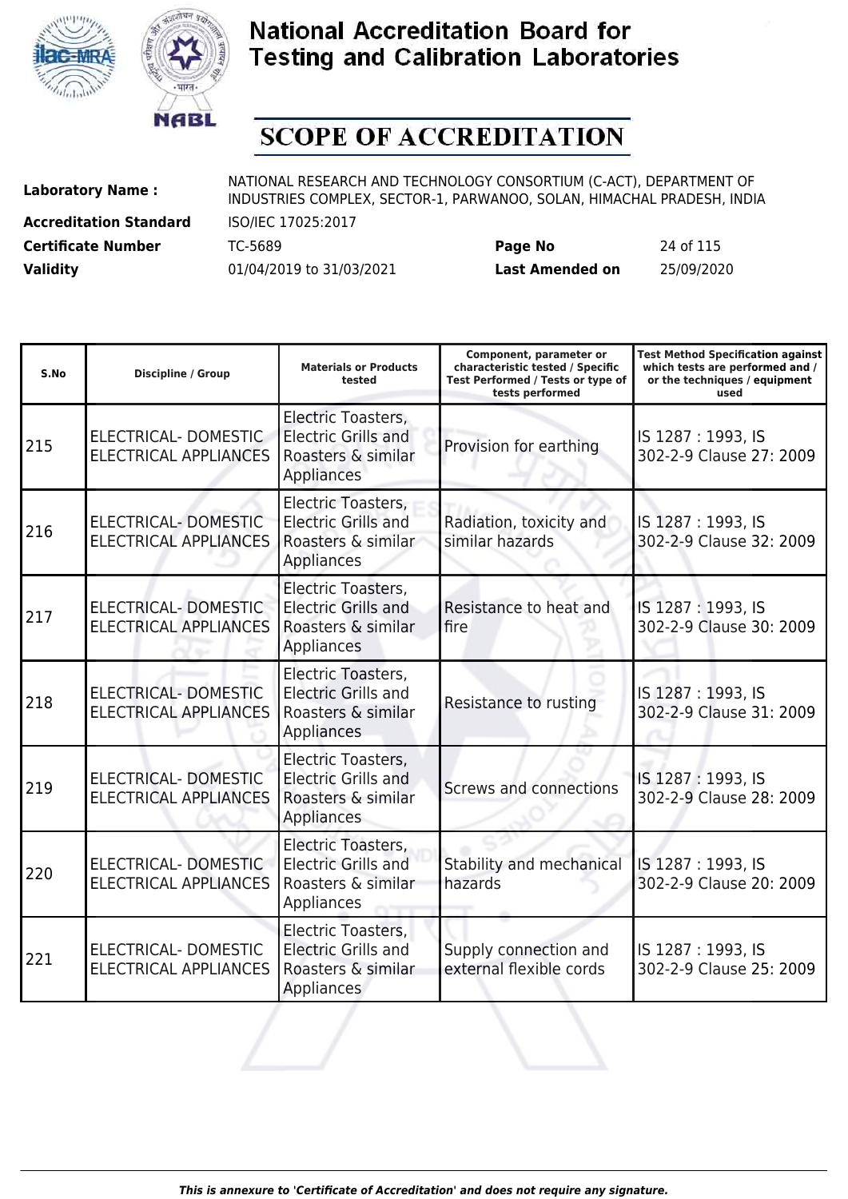# National Accreditation Board for Testing and Calibration Laboratories

## SCOPE OF ACCREDITATION

**Laboratory Name :** NATIONAL RESEARCH AND TECHNOLOGY CONSORTIUM (C-ACT), DEPARTMENT OF INDUSTRIES COMPLEX, SECTOR-1, PARWANOO, SOLAN, HIMACHAL PRADESH, INDIA

**Accreditation Standard** ISO/IEC 17025:2017

**Certificate Number** TC-5689 **Page No** 24 of 115

**Validity** 01/04/2019 to 31/03/2021 **Last Amended on** 25/09/2020

| S.No | Discipline / Group | Materials or Products tested | Component, parameter or characteristic tested / Specific Test Performed / Tests or type of tests performed | Test Method Specification against which tests are performed and / or the techniques / equipment used |
|---|---|---|---|---|
| 215 | ELECTRICAL- DOMESTIC ELECTRICAL APPLIANCES | Electric Toasters, Electric Grills and Roasters & similar Appliances | Provision for earthing | IS 1287 : 1993, IS 302-2-9 Clause 27: 2009 |
| 216 | ELECTRICAL- DOMESTIC ELECTRICAL APPLIANCES | Electric Toasters, Electric Grills and Roasters & similar Appliances | Radiation, toxicity and similar hazards | IS 1287 : 1993, IS 302-2-9 Clause 32: 2009 |
| 217 | ELECTRICAL- DOMESTIC ELECTRICAL APPLIANCES | Electric Toasters, Electric Grills and Roasters & similar Appliances | Resistance to heat and fire | IS 1287 : 1993, IS 302-2-9 Clause 30: 2009 |
| 218 | ELECTRICAL- DOMESTIC ELECTRICAL APPLIANCES | Electric Toasters, Electric Grills and Roasters & similar Appliances | Resistance to rusting | IS 1287 : 1993, IS 302-2-9 Clause 31: 2009 |
| 219 | ELECTRICAL- DOMESTIC ELECTRICAL APPLIANCES | Electric Toasters, Electric Grills and Roasters & similar Appliances | Screws and connections | IS 1287 : 1993, IS 302-2-9 Clause 28: 2009 |
| 220 | ELECTRICAL- DOMESTIC ELECTRICAL APPLIANCES | Electric Toasters, Electric Grills and Roasters & similar Appliances | Stability and mechanical hazards | IS 1287 : 1993, IS 302-2-9 Clause 20: 2009 |
| 221 | ELECTRICAL- DOMESTIC ELECTRICAL APPLIANCES | Electric Toasters, Electric Grills and Roasters & similar Appliances | Supply connection and external flexible cords | IS 1287 : 1993, IS 302-2-9 Clause 25: 2009 |

*This is annexure to 'Certificate of Accreditation' and does not require any signature.*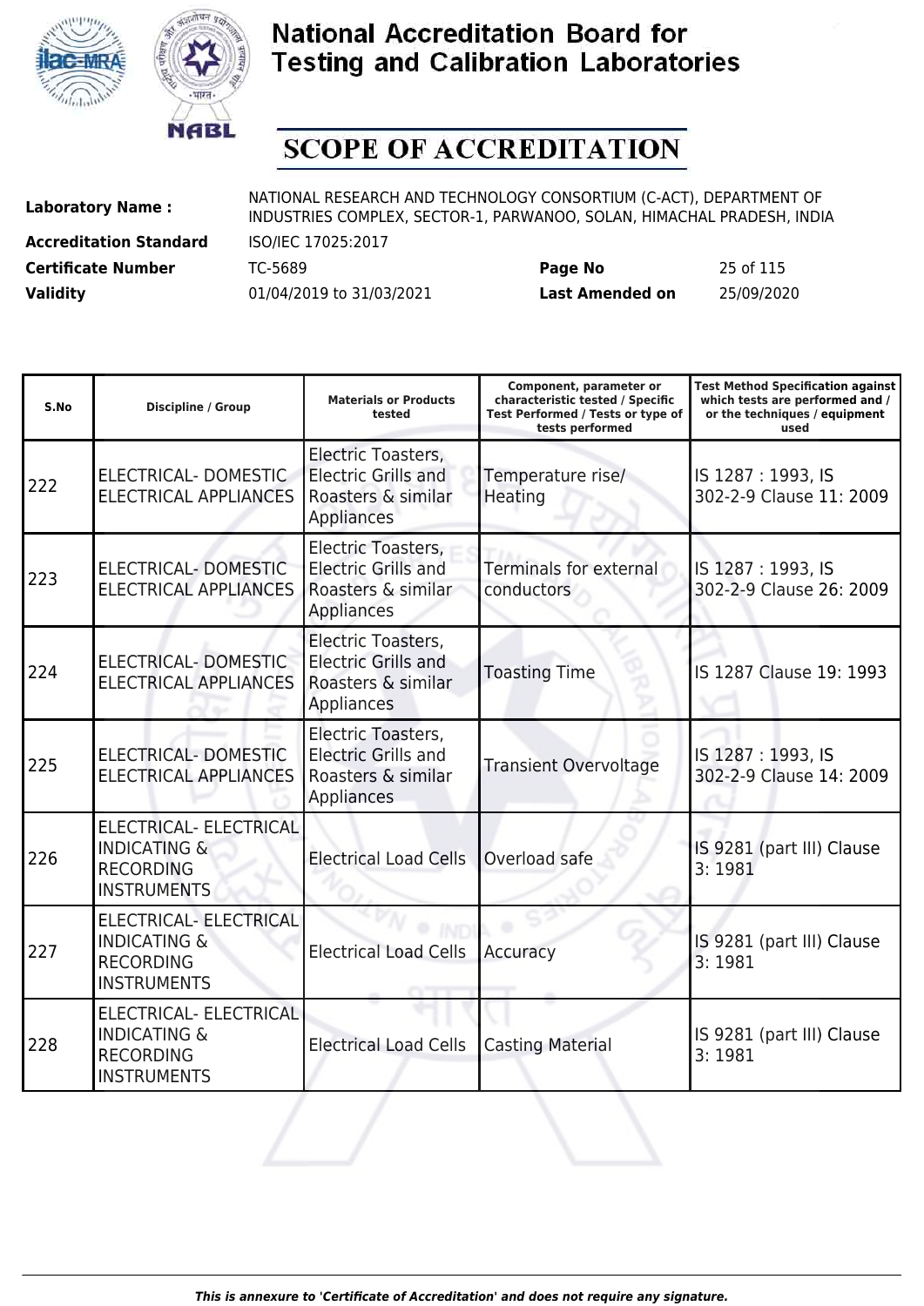# National Accreditation Board for Testing and Calibration Laboratories

# SCOPE OF ACCREDITATION

| | | | |
|---|---|---|---|
| **Laboratory Name :** | NATIONAL RESEARCH AND TECHNOLOGY CONSORTIUM (C-ACT), DEPARTMENT OF INDUSTRIES COMPLEX, SECTOR-1, PARWANOO, SOLAN, HIMACHAL PRADESH, INDIA | | |
| **Accreditation Standard** | ISO/IEC 17025:2017 | | |
| **Certificate Number** | TC-5689 | **Page No** | 25 of 115 |
| **Validity** | 01/04/2019 to 31/03/2021 | **Last Amended on** | 25/09/2020 |

| S.No | Discipline / Group | Materials or Products tested | Component, parameter or characteristic tested / Specific Test Performed / Tests or type of tests performed | Test Method Specification against which tests are performed and / or the techniques / equipment used |
|---|---|---|---|---|
| 222 | ELECTRICAL- DOMESTIC ELECTRICAL APPLIANCES | Electric Toasters, Electric Grills and Roasters & similar Appliances | Temperature rise/ Heating | IS 1287 : 1993, IS 302-2-9 Clause 11: 2009 |
| 223 | ELECTRICAL- DOMESTIC ELECTRICAL APPLIANCES | Electric Toasters, Electric Grills and Roasters & similar Appliances | Terminals for external conductors | IS 1287 : 1993, IS 302-2-9 Clause 26: 2009 |
| 224 | ELECTRICAL- DOMESTIC ELECTRICAL APPLIANCES | Electric Toasters, Electric Grills and Roasters & similar Appliances | Toasting Time | IS 1287 Clause 19: 1993 |
| 225 | ELECTRICAL- DOMESTIC ELECTRICAL APPLIANCES | Electric Toasters, Electric Grills and Roasters & similar Appliances | Transient Overvoltage | IS 1287 : 1993, IS 302-2-9 Clause 14: 2009 |
| 226 | ELECTRICAL- ELECTRICAL INDICATING & RECORDING INSTRUMENTS | Electrical Load Cells | Overload safe | IS 9281 (part III) Clause 3: 1981 |
| 227 | ELECTRICAL- ELECTRICAL INDICATING & RECORDING INSTRUMENTS | Electrical Load Cells | Accuracy | IS 9281 (part III) Clause 3: 1981 |
| 228 | ELECTRICAL- ELECTRICAL INDICATING & RECORDING INSTRUMENTS | Electrical Load Cells | Casting Material | IS 9281 (part III) Clause 3: 1981 |

*This is annexure to 'Certificate of Accreditation' and does not require any signature.*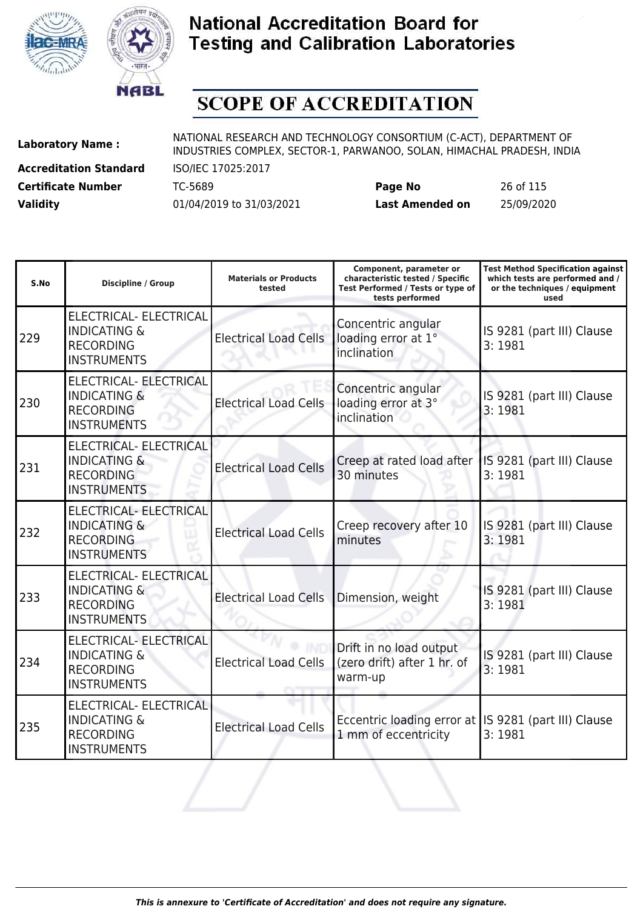# National Accreditation Board for Testing and Calibration Laboratories

## SCOPE OF ACCREDITATION

| | | | |
|---|---|---|---|
| **Laboratory Name :** | NATIONAL RESEARCH AND TECHNOLOGY CONSORTIUM (C-ACT), DEPARTMENT OF INDUSTRIES COMPLEX, SECTOR-1, PARWANOO, SOLAN, HIMACHAL PRADESH, INDIA | | |
| **Accreditation Standard** | ISO/IEC 17025:2017 | | |
| **Certificate Number** | TC-5689 | **Page No** | 26 of 115 |
| **Validity** | 01/04/2019 to 31/03/2021 | **Last Amended on** | 25/09/2020 |

| S.No | Discipline / Group | Materials or Products tested | Component, parameter or characteristic tested / Specific Test Performed / Tests or type of tests performed | Test Method Specification against which tests are performed and / or the techniques / equipment used |
|---|---|---|---|---|
| 229 | ELECTRICAL- ELECTRICAL INDICATING & RECORDING INSTRUMENTS | Electrical Load Cells | Concentric angular loading error at 1° inclination | IS 9281 (part III) Clause 3: 1981 |
| 230 | ELECTRICAL- ELECTRICAL INDICATING & RECORDING INSTRUMENTS | Electrical Load Cells | Concentric angular loading error at 3° inclination | IS 9281 (part III) Clause 3: 1981 |
| 231 | ELECTRICAL- ELECTRICAL INDICATING & RECORDING INSTRUMENTS | Electrical Load Cells | Creep at rated load after 30 minutes | IS 9281 (part III) Clause 3: 1981 |
| 232 | ELECTRICAL- ELECTRICAL INDICATING & RECORDING INSTRUMENTS | Electrical Load Cells | Creep recovery after 10 minutes | IS 9281 (part III) Clause 3: 1981 |
| 233 | ELECTRICAL- ELECTRICAL INDICATING & RECORDING INSTRUMENTS | Electrical Load Cells | Dimension, weight | IS 9281 (part III) Clause 3: 1981 |
| 234 | ELECTRICAL- ELECTRICAL INDICATING & RECORDING INSTRUMENTS | Electrical Load Cells | Drift in no load output (zero drift) after 1 hr. of warm-up | IS 9281 (part III) Clause 3: 1981 |
| 235 | ELECTRICAL- ELECTRICAL INDICATING & RECORDING INSTRUMENTS | Electrical Load Cells | Eccentric loading error at 1 mm of eccentricity | IS 9281 (part III) Clause 3: 1981 |

*This is annexure to 'Certificate of Accreditation' and does not require any signature.*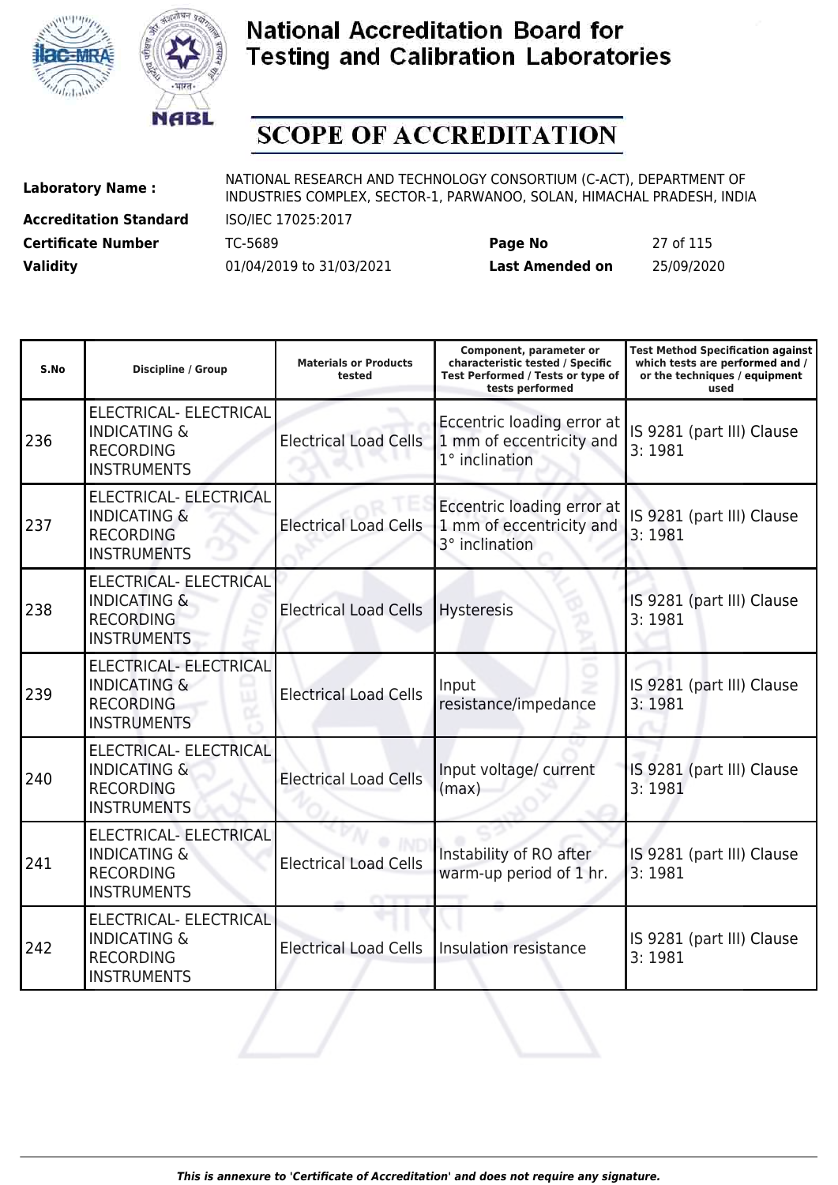# National Accreditation Board for Testing and Calibration Laboratories

## SCOPE OF ACCREDITATION

**Laboratory Name :** NATIONAL RESEARCH AND TECHNOLOGY CONSORTIUM (C-ACT), DEPARTMENT OF INDUSTRIES COMPLEX, SECTOR-1, PARWANOO, SOLAN, HIMACHAL PRADESH, INDIA

**Accreditation Standard** ISO/IEC 17025:2017

**Certificate Number** TC-5689 **Page No** 27 of 115

**Validity** 01/04/2019 to 31/03/2021 **Last Amended on** 25/09/2020

| S.No | Discipline / Group | Materials or Products tested | Component, parameter or characteristic tested / Specific Test Performed / Tests or type of tests performed | Test Method Specification against which tests are performed and / or the techniques / equipment used |
|---|---|---|---|---|
| 236 | ELECTRICAL- ELECTRICAL INDICATING & RECORDING INSTRUMENTS | Electrical Load Cells | Eccentric loading error at 1 mm of eccentricity and 1° inclination | IS 9281 (part III) Clause 3: 1981 |
| 237 | ELECTRICAL- ELECTRICAL INDICATING & RECORDING INSTRUMENTS | Electrical Load Cells | Eccentric loading error at 1 mm of eccentricity and 3° inclination | IS 9281 (part III) Clause 3: 1981 |
| 238 | ELECTRICAL- ELECTRICAL INDICATING & RECORDING INSTRUMENTS | Electrical Load Cells | Hysteresis | IS 9281 (part III) Clause 3: 1981 |
| 239 | ELECTRICAL- ELECTRICAL INDICATING & RECORDING INSTRUMENTS | Electrical Load Cells | Input resistance/impedance | IS 9281 (part III) Clause 3: 1981 |
| 240 | ELECTRICAL- ELECTRICAL INDICATING & RECORDING INSTRUMENTS | Electrical Load Cells | Input voltage/ current (max) | IS 9281 (part III) Clause 3: 1981 |
| 241 | ELECTRICAL- ELECTRICAL INDICATING & RECORDING INSTRUMENTS | Electrical Load Cells | Instability of RO after warm-up period of 1 hr. | IS 9281 (part III) Clause 3: 1981 |
| 242 | ELECTRICAL- ELECTRICAL INDICATING & RECORDING INSTRUMENTS | Electrical Load Cells | Insulation resistance | IS 9281 (part III) Clause 3: 1981 |

*This is annexure to 'Certificate of Accreditation' and does not require any signature.*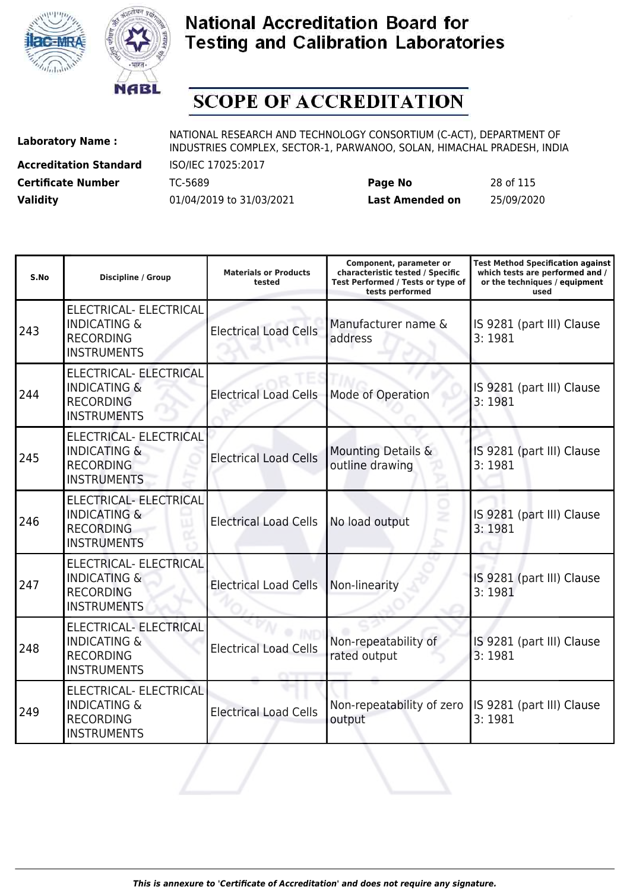# National Accreditation Board for Testing and Calibration Laboratories

## SCOPE OF ACCREDITATION

**Laboratory Name :** NATIONAL RESEARCH AND TECHNOLOGY CONSORTIUM (C-ACT), DEPARTMENT OF INDUSTRIES COMPLEX, SECTOR-1, PARWANOO, SOLAN, HIMACHAL PRADESH, INDIA

**Accreditation Standard** ISO/IEC 17025:2017

**Certificate Number** TC-5689 **Page No** 28 of 115

**Validity** 01/04/2019 to 31/03/2021 **Last Amended on** 25/09/2020

| S.No | Discipline / Group | Materials or Products tested | Component, parameter or characteristic tested / Specific Test Performed / Tests or type of tests performed | Test Method Specification against which tests are performed and / or the techniques / equipment used |
|---|---|---|---|---|
| 243 | ELECTRICAL- ELECTRICAL INDICATING & RECORDING INSTRUMENTS | Electrical Load Cells | Manufacturer name & address | IS 9281 (part III) Clause 3: 1981 |
| 244 | ELECTRICAL- ELECTRICAL INDICATING & RECORDING INSTRUMENTS | Electrical Load Cells | Mode of Operation | IS 9281 (part III) Clause 3: 1981 |
| 245 | ELECTRICAL- ELECTRICAL INDICATING & RECORDING INSTRUMENTS | Electrical Load Cells | Mounting Details & outline drawing | IS 9281 (part III) Clause 3: 1981 |
| 246 | ELECTRICAL- ELECTRICAL INDICATING & RECORDING INSTRUMENTS | Electrical Load Cells | No load output | IS 9281 (part III) Clause 3: 1981 |
| 247 | ELECTRICAL- ELECTRICAL INDICATING & RECORDING INSTRUMENTS | Electrical Load Cells | Non-linearity | IS 9281 (part III) Clause 3: 1981 |
| 248 | ELECTRICAL- ELECTRICAL INDICATING & RECORDING INSTRUMENTS | Electrical Load Cells | Non-repeatability of rated output | IS 9281 (part III) Clause 3: 1981 |
| 249 | ELECTRICAL- ELECTRICAL INDICATING & RECORDING INSTRUMENTS | Electrical Load Cells | Non-repeatability of zero output | IS 9281 (part III) Clause 3: 1981 |

*This is annexure to 'Certificate of Accreditation' and does not require any signature.*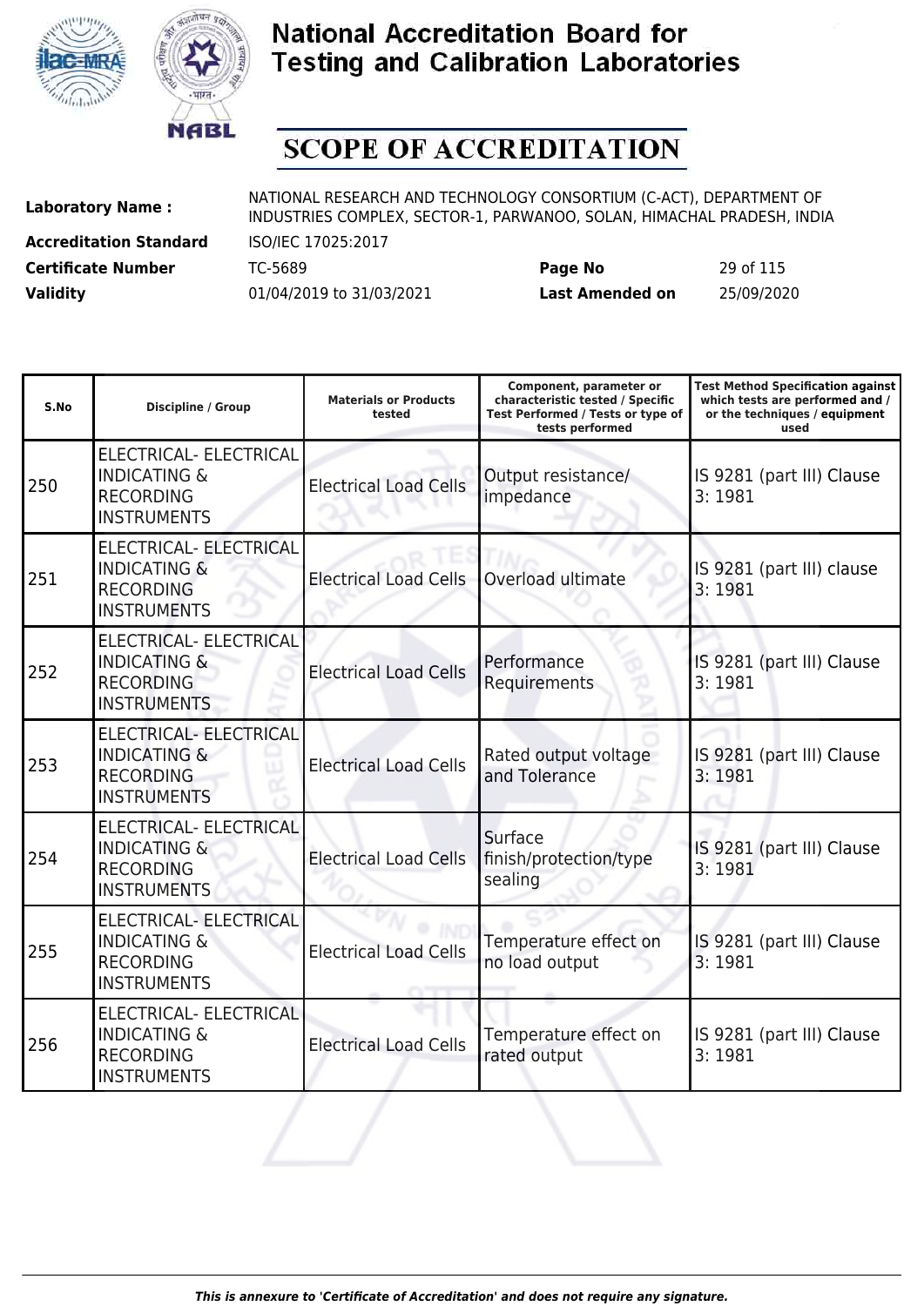# National Accreditation Board for Testing and Calibration Laboratories

## SCOPE OF ACCREDITATION

| | | | |
|---|---|---|---|
| **Laboratory Name :** | NATIONAL RESEARCH AND TECHNOLOGY CONSORTIUM (C-ACT), DEPARTMENT OF INDUSTRIES COMPLEX, SECTOR-1, PARWANOO, SOLAN, HIMACHAL PRADESH, INDIA | | |
| **Accreditation Standard** | ISO/IEC 17025:2017 | | |
| **Certificate Number** | TC-5689 | **Page No** | 29 of 115 |
| **Validity** | 01/04/2019 to 31/03/2021 | **Last Amended on** | 25/09/2020 |

| S.No | Discipline / Group | Materials or Products tested | Component, parameter or characteristic tested / Specific Test Performed / Tests or type of tests performed | Test Method Specification against which tests are performed and / or the techniques / equipment used |
|---|---|---|---|---|
| 250 | ELECTRICAL- ELECTRICAL INDICATING & RECORDING INSTRUMENTS | Electrical Load Cells | Output resistance/ impedance | IS 9281 (part III) Clause 3: 1981 |
| 251 | ELECTRICAL- ELECTRICAL INDICATING & RECORDING INSTRUMENTS | Electrical Load Cells | Overload ultimate | IS 9281 (part III) clause 3: 1981 |
| 252 | ELECTRICAL- ELECTRICAL INDICATING & RECORDING INSTRUMENTS | Electrical Load Cells | Performance Requirements | IS 9281 (part III) Clause 3: 1981 |
| 253 | ELECTRICAL- ELECTRICAL INDICATING & RECORDING INSTRUMENTS | Electrical Load Cells | Rated output voltage and Tolerance | IS 9281 (part III) Clause 3: 1981 |
| 254 | ELECTRICAL- ELECTRICAL INDICATING & RECORDING INSTRUMENTS | Electrical Load Cells | Surface finish/protection/type sealing | IS 9281 (part III) Clause 3: 1981 |
| 255 | ELECTRICAL- ELECTRICAL INDICATING & RECORDING INSTRUMENTS | Electrical Load Cells | Temperature effect on no load output | IS 9281 (part III) Clause 3: 1981 |
| 256 | ELECTRICAL- ELECTRICAL INDICATING & RECORDING INSTRUMENTS | Electrical Load Cells | Temperature effect on rated output | IS 9281 (part III) Clause 3: 1981 |

*This is annexure to 'Certificate of Accreditation' and does not require any signature.*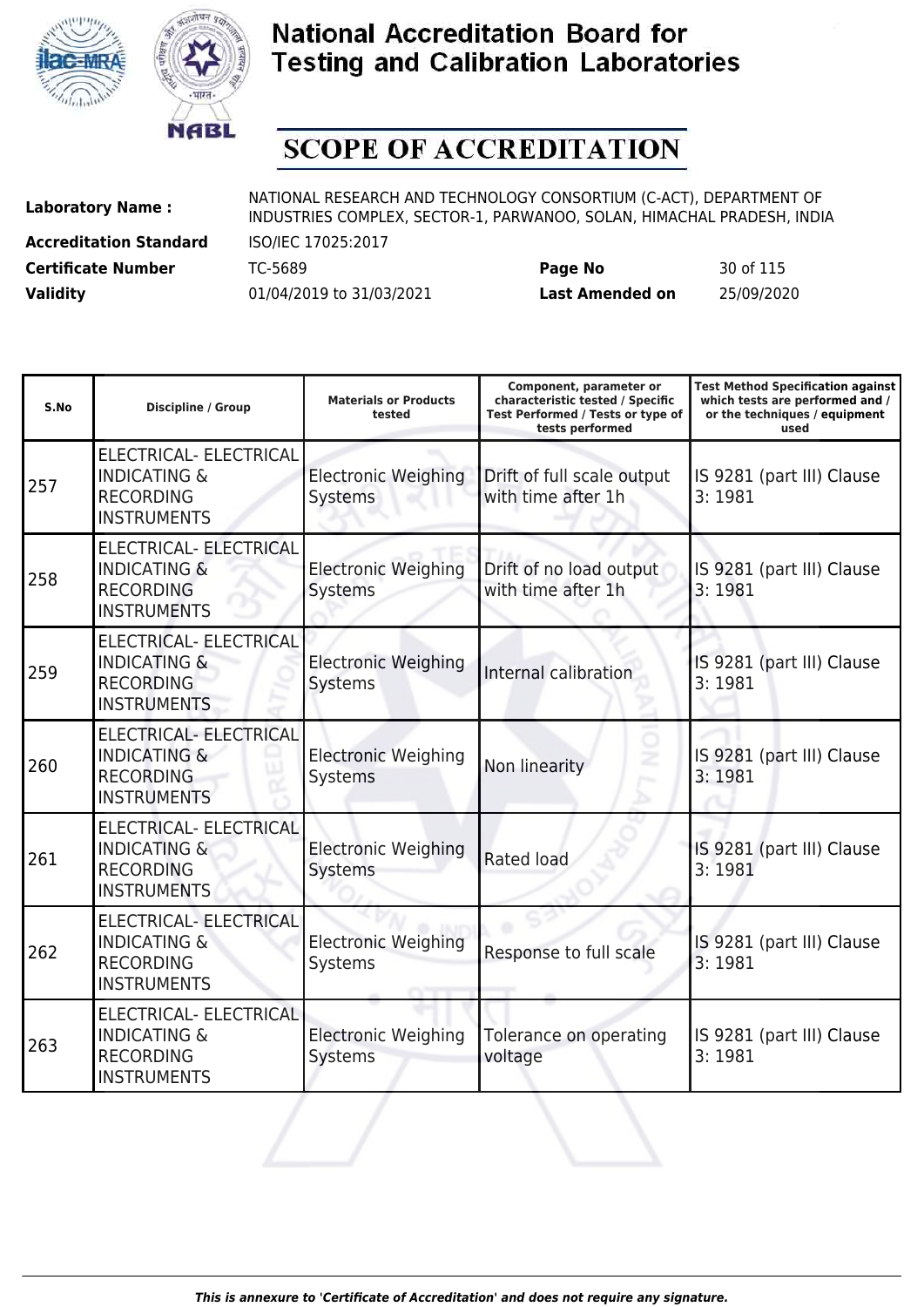# National Accreditation Board for Testing and Calibration Laboratories

## SCOPE OF ACCREDITATION

**Laboratory Name :** NATIONAL RESEARCH AND TECHNOLOGY CONSORTIUM (C-ACT), DEPARTMENT OF INDUSTRIES COMPLEX, SECTOR-1, PARWANOO, SOLAN, HIMACHAL PRADESH, INDIA

**Accreditation Standard** ISO/IEC 17025:2017

**Certificate Number** TC-5689 **Page No** 30 of 115

**Validity** 01/04/2019 to 31/03/2021 **Last Amended on** 25/09/2020

| S.No | Discipline / Group | Materials or Products tested | Component, parameter or characteristic tested / Specific Test Performed / Tests or type of tests performed | Test Method Specification against which tests are performed and / or the techniques / equipment used |
|---|---|---|---|---|
| 257 | ELECTRICAL- ELECTRICAL INDICATING & RECORDING INSTRUMENTS | Electronic Weighing Systems | Drift of full scale output with time after 1h | IS 9281 (part III) Clause 3: 1981 |
| 258 | ELECTRICAL- ELECTRICAL INDICATING & RECORDING INSTRUMENTS | Electronic Weighing Systems | Drift of no load output with time after 1h | IS 9281 (part III) Clause 3: 1981 |
| 259 | ELECTRICAL- ELECTRICAL INDICATING & RECORDING INSTRUMENTS | Electronic Weighing Systems | Internal calibration | IS 9281 (part III) Clause 3: 1981 |
| 260 | ELECTRICAL- ELECTRICAL INDICATING & RECORDING INSTRUMENTS | Electronic Weighing Systems | Non linearity | IS 9281 (part III) Clause 3: 1981 |
| 261 | ELECTRICAL- ELECTRICAL INDICATING & RECORDING INSTRUMENTS | Electronic Weighing Systems | Rated load | IS 9281 (part III) Clause 3: 1981 |
| 262 | ELECTRICAL- ELECTRICAL INDICATING & RECORDING INSTRUMENTS | Electronic Weighing Systems | Response to full scale | IS 9281 (part III) Clause 3: 1981 |
| 263 | ELECTRICAL- ELECTRICAL INDICATING & RECORDING INSTRUMENTS | Electronic Weighing Systems | Tolerance on operating voltage | IS 9281 (part III) Clause 3: 1981 |

*This is annexure to 'Certificate of Accreditation' and does not require any signature.*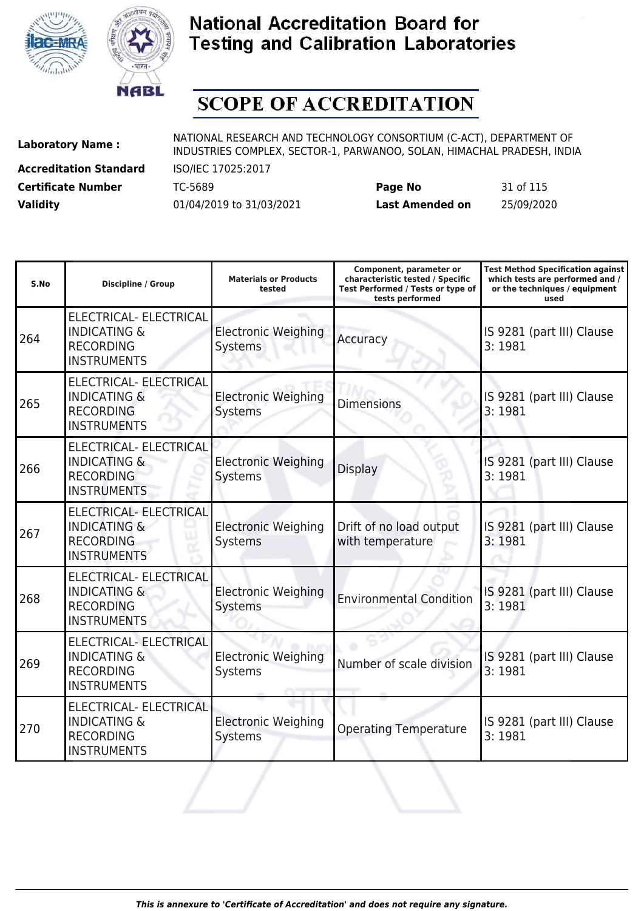# National Accreditation Board for Testing and Calibration Laboratories

## SCOPE OF ACCREDITATION

| | | | |
|---|---|---|---|
| **Laboratory Name :** | NATIONAL RESEARCH AND TECHNOLOGY CONSORTIUM (C-ACT), DEPARTMENT OF INDUSTRIES COMPLEX, SECTOR-1, PARWANOO, SOLAN, HIMACHAL PRADESH, INDIA | | |
| **Accreditation Standard** | ISO/IEC 17025:2017 | | |
| **Certificate Number** | TC-5689 | **Page No** | 31 of 115 |
| **Validity** | 01/04/2019 to 31/03/2021 | **Last Amended on** | 25/09/2020 |

| S.No | Discipline / Group | Materials or Products tested | Component, parameter or characteristic tested / Specific Test Performed / Tests or type of tests performed | Test Method Specification against which tests are performed and / or the techniques / equipment used |
|---|---|---|---|---|
| 264 | ELECTRICAL- ELECTRICAL INDICATING & RECORDING INSTRUMENTS | Electronic Weighing Systems | Accuracy | IS 9281 (part III) Clause 3: 1981 |
| 265 | ELECTRICAL- ELECTRICAL INDICATING & RECORDING INSTRUMENTS | Electronic Weighing Systems | Dimensions | IS 9281 (part III) Clause 3: 1981 |
| 266 | ELECTRICAL- ELECTRICAL INDICATING & RECORDING INSTRUMENTS | Electronic Weighing Systems | Display | IS 9281 (part III) Clause 3: 1981 |
| 267 | ELECTRICAL- ELECTRICAL INDICATING & RECORDING INSTRUMENTS | Electronic Weighing Systems | Drift of no load output with temperature | IS 9281 (part III) Clause 3: 1981 |
| 268 | ELECTRICAL- ELECTRICAL INDICATING & RECORDING INSTRUMENTS | Electronic Weighing Systems | Environmental Condition | IS 9281 (part III) Clause 3: 1981 |
| 269 | ELECTRICAL- ELECTRICAL INDICATING & RECORDING INSTRUMENTS | Electronic Weighing Systems | Number of scale division | IS 9281 (part III) Clause 3: 1981 |
| 270 | ELECTRICAL- ELECTRICAL INDICATING & RECORDING INSTRUMENTS | Electronic Weighing Systems | Operating Temperature | IS 9281 (part III) Clause 3: 1981 |

*This is annexure to 'Certificate of Accreditation' and does not require any signature.*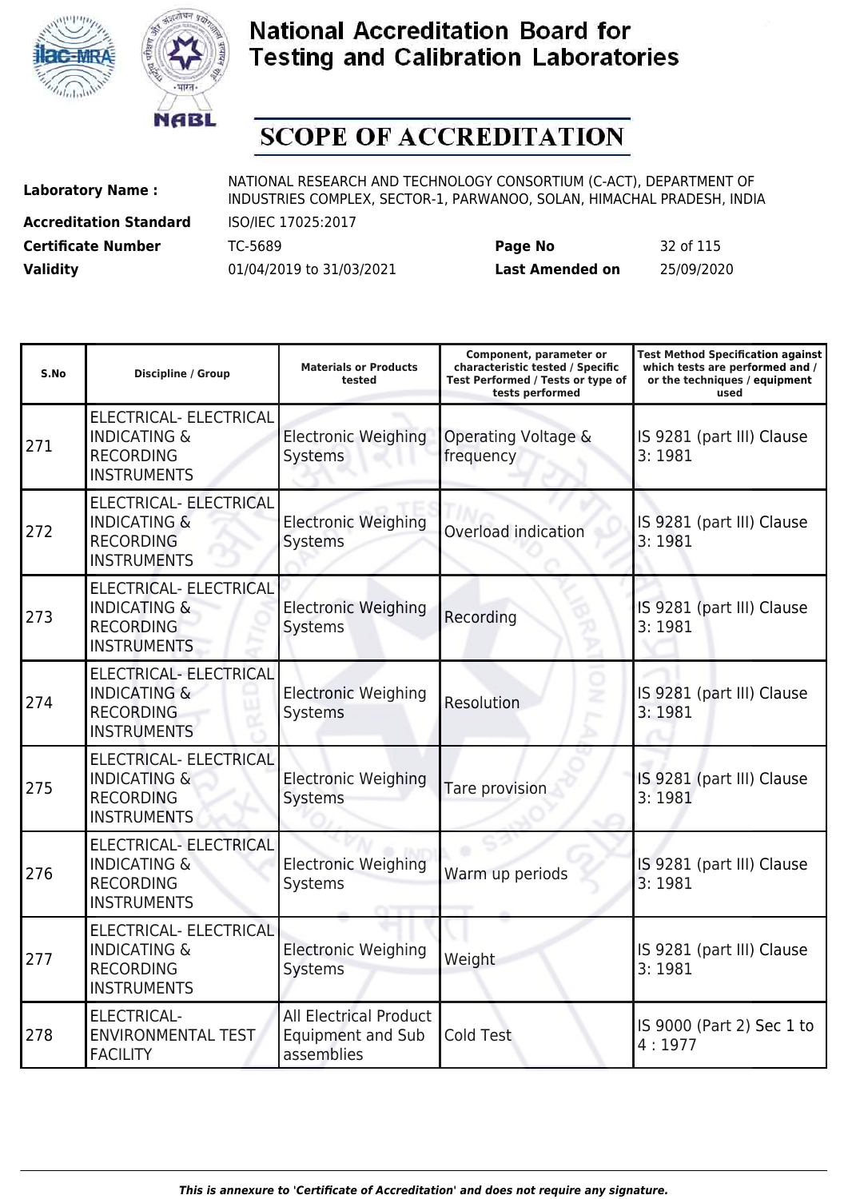# National Accreditation Board for Testing and Calibration Laboratories

## SCOPE OF ACCREDITATION

**Laboratory Name :** NATIONAL RESEARCH AND TECHNOLOGY CONSORTIUM (C-ACT), DEPARTMENT OF INDUSTRIES COMPLEX, SECTOR-1, PARWANOO, SOLAN, HIMACHAL PRADESH, INDIA

**Accreditation Standard** ISO/IEC 17025:2017

**Certificate Number** TC-5689 **Page No** 32 of 115

**Validity** 01/04/2019 to 31/03/2021 **Last Amended on** 25/09/2020

| S.No | Discipline / Group | Materials or Products tested | Component, parameter or characteristic tested / Specific Test Performed / Tests or type of tests performed | Test Method Specification against which tests are performed and / or the techniques / equipment used |
|---|---|---|---|---|
| 271 | ELECTRICAL- ELECTRICAL INDICATING & RECORDING INSTRUMENTS | Electronic Weighing Systems | Operating Voltage & frequency | IS 9281 (part III) Clause 3: 1981 |
| 272 | ELECTRICAL- ELECTRICAL INDICATING & RECORDING INSTRUMENTS | Electronic Weighing Systems | Overload indication | IS 9281 (part III) Clause 3: 1981 |
| 273 | ELECTRICAL- ELECTRICAL INDICATING & RECORDING INSTRUMENTS | Electronic Weighing Systems | Recording | IS 9281 (part III) Clause 3: 1981 |
| 274 | ELECTRICAL- ELECTRICAL INDICATING & RECORDING INSTRUMENTS | Electronic Weighing Systems | Resolution | IS 9281 (part III) Clause 3: 1981 |
| 275 | ELECTRICAL- ELECTRICAL INDICATING & RECORDING INSTRUMENTS | Electronic Weighing Systems | Tare provision | IS 9281 (part III) Clause 3: 1981 |
| 276 | ELECTRICAL- ELECTRICAL INDICATING & RECORDING INSTRUMENTS | Electronic Weighing Systems | Warm up periods | IS 9281 (part III) Clause 3: 1981 |
| 277 | ELECTRICAL- ELECTRICAL INDICATING & RECORDING INSTRUMENTS | Electronic Weighing Systems | Weight | IS 9281 (part III) Clause 3: 1981 |
| 278 | ELECTRICAL- ENVIRONMENTAL TEST FACILITY | All Electrical Product Equipment and Sub assemblies | Cold Test | IS 9000 (Part 2) Sec 1 to 4 : 1977 |

*This is annexure to 'Certificate of Accreditation' and does not require any signature.*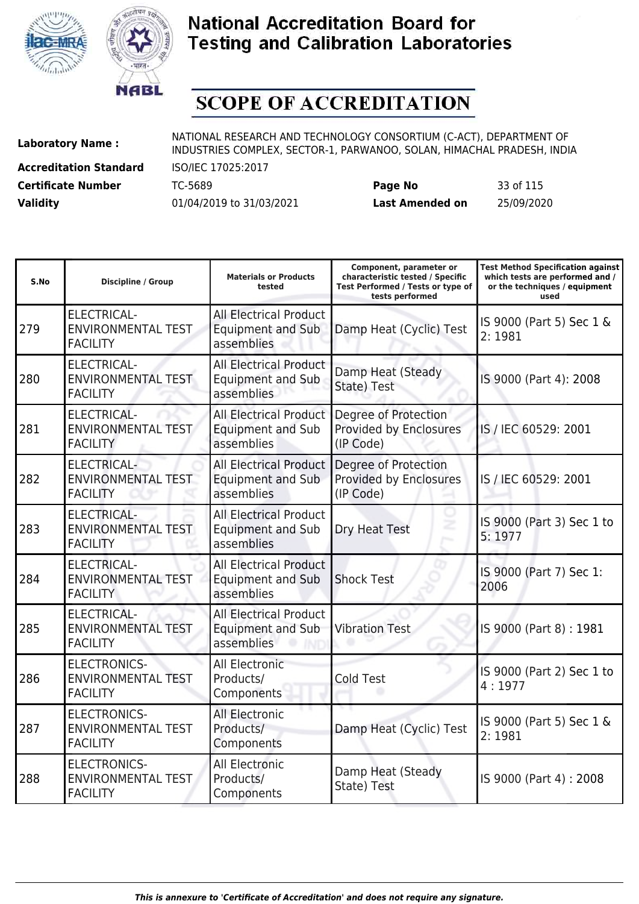# National Accreditation Board for Testing and Calibration Laboratories

## SCOPE OF ACCREDITATION

**Laboratory Name :** NATIONAL RESEARCH AND TECHNOLOGY CONSORTIUM (C-ACT), DEPARTMENT OF INDUSTRIES COMPLEX, SECTOR-1, PARWANOO, SOLAN, HIMACHAL PRADESH, INDIA

**Accreditation Standard** ISO/IEC 17025:2017

**Certificate Number** TC-5689 **Page No** 33 of 115

**Validity** 01/04/2019 to 31/03/2021 **Last Amended on** 25/09/2020

| S.No | Discipline / Group | Materials or Products tested | Component, parameter or characteristic tested / Specific Test Performed / Tests or type of tests performed | Test Method Specification against which tests are performed and / or the techniques / equipment used |
|---|---|---|---|---|
| 279 | ELECTRICAL- ENVIRONMENTAL TEST FACILITY | All Electrical Product Equipment and Sub assemblies | Damp Heat (Cyclic) Test | IS 9000 (Part 5) Sec 1 & 2: 1981 |
| 280 | ELECTRICAL- ENVIRONMENTAL TEST FACILITY | All Electrical Product Equipment and Sub assemblies | Damp Heat (Steady State) Test | IS 9000 (Part 4): 2008 |
| 281 | ELECTRICAL- ENVIRONMENTAL TEST FACILITY | All Electrical Product Equipment and Sub assemblies | Degree of Protection Provided by Enclosures (IP Code) | IS / IEC 60529: 2001 |
| 282 | ELECTRICAL- ENVIRONMENTAL TEST FACILITY | All Electrical Product Equipment and Sub assemblies | Degree of Protection Provided by Enclosures (IP Code) | IS / IEC 60529: 2001 |
| 283 | ELECTRICAL- ENVIRONMENTAL TEST FACILITY | All Electrical Product Equipment and Sub assemblies | Dry Heat Test | IS 9000 (Part 3) Sec 1 to 5: 1977 |
| 284 | ELECTRICAL- ENVIRONMENTAL TEST FACILITY | All Electrical Product Equipment and Sub assemblies | Shock Test | IS 9000 (Part 7) Sec 1: 2006 |
| 285 | ELECTRICAL- ENVIRONMENTAL TEST FACILITY | All Electrical Product Equipment and Sub assemblies | Vibration Test | IS 9000 (Part 8) : 1981 |
| 286 | ELECTRONICS- ENVIRONMENTAL TEST FACILITY | All Electronic Products/ Components | Cold Test | IS 9000 (Part 2) Sec 1 to 4 : 1977 |
| 287 | ELECTRONICS- ENVIRONMENTAL TEST FACILITY | All Electronic Products/ Components | Damp Heat (Cyclic) Test | IS 9000 (Part 5) Sec 1 & 2: 1981 |
| 288 | ELECTRONICS- ENVIRONMENTAL TEST FACILITY | All Electronic Products/ Components | Damp Heat (Steady State) Test | IS 9000 (Part 4) : 2008 |

*This is annexure to 'Certificate of Accreditation' and does not require any signature.*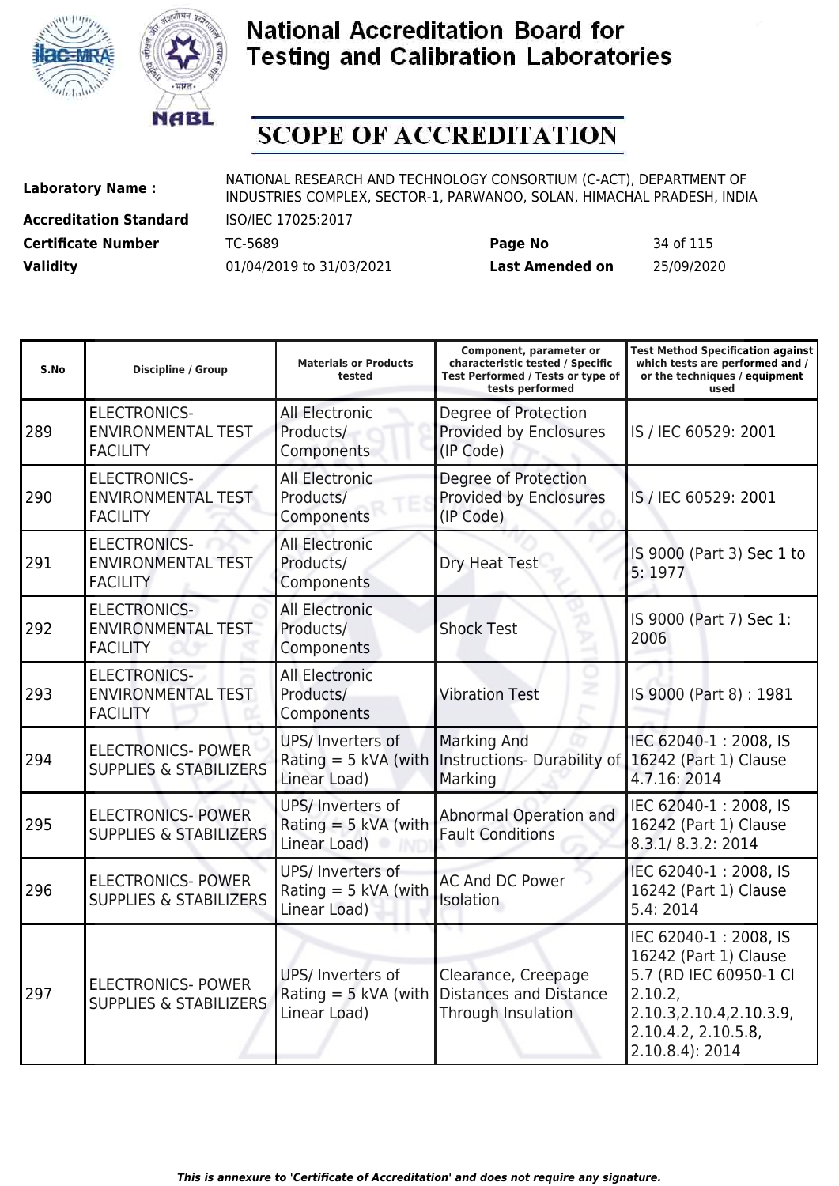# National Accreditation Board for Testing and Calibration Laboratories

## SCOPE OF ACCREDITATION

**Laboratory Name :** NATIONAL RESEARCH AND TECHNOLOGY CONSORTIUM (C-ACT), DEPARTMENT OF INDUSTRIES COMPLEX, SECTOR-1, PARWANOO, SOLAN, HIMACHAL PRADESH, INDIA

**Accreditation Standard** ISO/IEC 17025:2017

**Certificate Number** TC-5689 **Page No** 34 of 115

**Validity** 01/04/2019 to 31/03/2021 **Last Amended on** 25/09/2020

| S.No | Discipline / Group | Materials or Products tested | Component, parameter or characteristic tested / Specific Test Performed / Tests or type of tests performed | Test Method Specification against which tests are performed and / or the techniques / equipment used |
|---|---|---|---|---|
| 289 | ELECTRONICS- ENVIRONMENTAL TEST FACILITY | All Electronic Products/ Components | Degree of Protection Provided by Enclosures (IP Code) | IS / IEC 60529: 2001 |
| 290 | ELECTRONICS- ENVIRONMENTAL TEST FACILITY | All Electronic Products/ Components | Degree of Protection Provided by Enclosures (IP Code) | IS / IEC 60529: 2001 |
| 291 | ELECTRONICS- ENVIRONMENTAL TEST FACILITY | All Electronic Products/ Components | Dry Heat Test | IS 9000 (Part 3) Sec 1 to 5: 1977 |
| 292 | ELECTRONICS- ENVIRONMENTAL TEST FACILITY | All Electronic Products/ Components | Shock Test | IS 9000 (Part 7) Sec 1: 2006 |
| 293 | ELECTRONICS- ENVIRONMENTAL TEST FACILITY | All Electronic Products/ Components | Vibration Test | IS 9000 (Part 8) : 1981 |
| 294 | ELECTRONICS- POWER SUPPLIES & STABILIZERS | UPS/ Inverters of Rating = 5 kVA (with Linear Load) | Marking And Instructions- Durability of Marking | IEC 62040-1 : 2008, IS 16242 (Part 1) Clause 4.7.16: 2014 |
| 295 | ELECTRONICS- POWER SUPPLIES & STABILIZERS | UPS/ Inverters of Rating = 5 kVA (with Linear Load) | Abnormal Operation and Fault Conditions | IEC 62040-1 : 2008, IS 16242 (Part 1) Clause 8.3.1/ 8.3.2: 2014 |
| 296 | ELECTRONICS- POWER SUPPLIES & STABILIZERS | UPS/ Inverters of Rating = 5 kVA (with Linear Load) | AC And DC Power Isolation | IEC 62040-1 : 2008, IS 16242 (Part 1) Clause 5.4: 2014 |
| 297 | ELECTRONICS- POWER SUPPLIES & STABILIZERS | UPS/ Inverters of Rating = 5 kVA (with Linear Load) | Clearance, Creepage Distances and Distance Through Insulation | IEC 62040-1 : 2008, IS 16242 (Part 1) Clause 5.7 (RD IEC 60950-1 Cl 2.10.2, 2.10.3,2.10.4,2.10.3.9, 2.10.4.2, 2.10.5.8, 2.10.8.4): 2014 |

*This is annexure to 'Certificate of Accreditation' and does not require any signature.*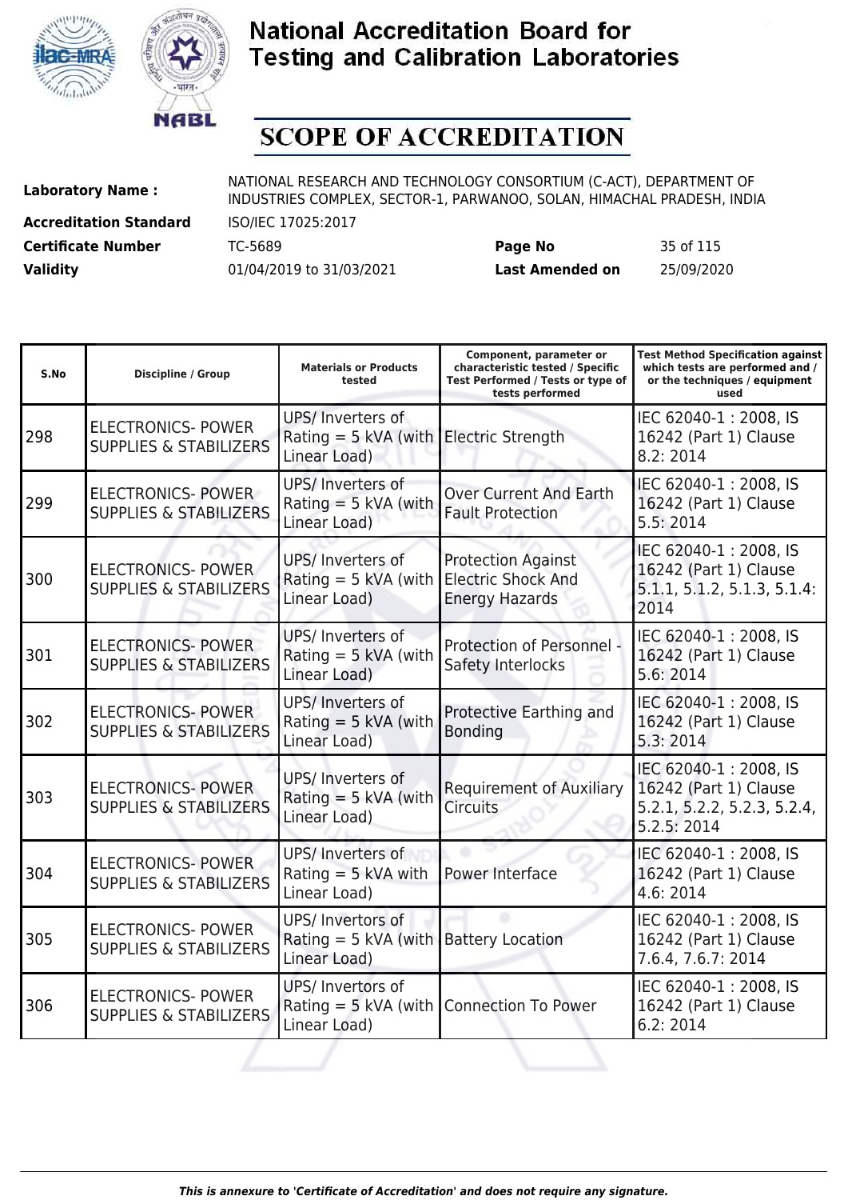# National Accreditation Board for Testing and Calibration Laboratories

# SCOPE OF ACCREDITATION

| | | | |
|---|---|---|---|
| **Laboratory Name :** | NATIONAL RESEARCH AND TECHNOLOGY CONSORTIUM (C-ACT), DEPARTMENT OF INDUSTRIES COMPLEX, SECTOR-1, PARWANOO, SOLAN, HIMACHAL PRADESH, INDIA | | |
| **Accreditation Standard** | ISO/IEC 17025:2017 | | |
| **Certificate Number** | TC-5689 | **Page No** | 35 of 115 |
| **Validity** | 01/04/2019 to 31/03/2021 | **Last Amended on** | 25/09/2020 |

| S.No | Discipline / Group | Materials or Products tested | Component, parameter or characteristic tested / Specific Test Performed / Tests or type of tests performed | Test Method Specification against which tests are performed and / or the techniques / equipment used |
|---|---|---|---|---|
| 298 | ELECTRONICS- POWER SUPPLIES & STABILIZERS | UPS/ Inverters of Rating = 5 kVA (with Linear Load) | Electric Strength | IEC 62040-1 : 2008, IS 16242 (Part 1) Clause 8.2: 2014 |
| 299 | ELECTRONICS- POWER SUPPLIES & STABILIZERS | UPS/ Inverters of Rating = 5 kVA (with Linear Load) | Over Current And Earth Fault Protection | IEC 62040-1 : 2008, IS 16242 (Part 1) Clause 5.5: 2014 |
| 300 | ELECTRONICS- POWER SUPPLIES & STABILIZERS | UPS/ Inverters of Rating = 5 kVA (with Linear Load) | Protection Against Electric Shock And Energy Hazards | IEC 62040-1 : 2008, IS 16242 (Part 1) Clause 5.1.1, 5.1.2, 5.1.3, 5.1.4: 2014 |
| 301 | ELECTRONICS- POWER SUPPLIES & STABILIZERS | UPS/ Inverters of Rating = 5 kVA (with Linear Load) | Protection of Personnel - Safety Interlocks | IEC 62040-1 : 2008, IS 16242 (Part 1) Clause 5.6: 2014 |
| 302 | ELECTRONICS- POWER SUPPLIES & STABILIZERS | UPS/ Inverters of Rating = 5 kVA (with Linear Load) | Protective Earthing and Bonding | IEC 62040-1 : 2008, IS 16242 (Part 1) Clause 5.3: 2014 |
| 303 | ELECTRONICS- POWER SUPPLIES & STABILIZERS | UPS/ Inverters of Rating = 5 kVA (with Linear Load) | Requirement of Auxiliary Circuits | IEC 62040-1 : 2008, IS 16242 (Part 1) Clause 5.2.1, 5.2.2, 5.2.3, 5.2.4, 5.2.5: 2014 |
| 304 | ELECTRONICS- POWER SUPPLIES & STABILIZERS | UPS/ Inverters of Rating = 5 kVA with Linear Load) | Power Interface | IEC 62040-1 : 2008, IS 16242 (Part 1) Clause 4.6: 2014 |
| 305 | ELECTRONICS- POWER SUPPLIES & STABILIZERS | UPS/ Invertors of Rating = 5 kVA (with Linear Load) | Battery Location | IEC 62040-1 : 2008, IS 16242 (Part 1) Clause 7.6.4, 7.6.7: 2014 |
| 306 | ELECTRONICS- POWER SUPPLIES & STABILIZERS | UPS/ Invertors of Rating = 5 kVA (with Linear Load) | Connection To Power | IEC 62040-1 : 2008, IS 16242 (Part 1) Clause 6.2: 2014 |

*This is annexure to 'Certificate of Accreditation' and does not require any signature.*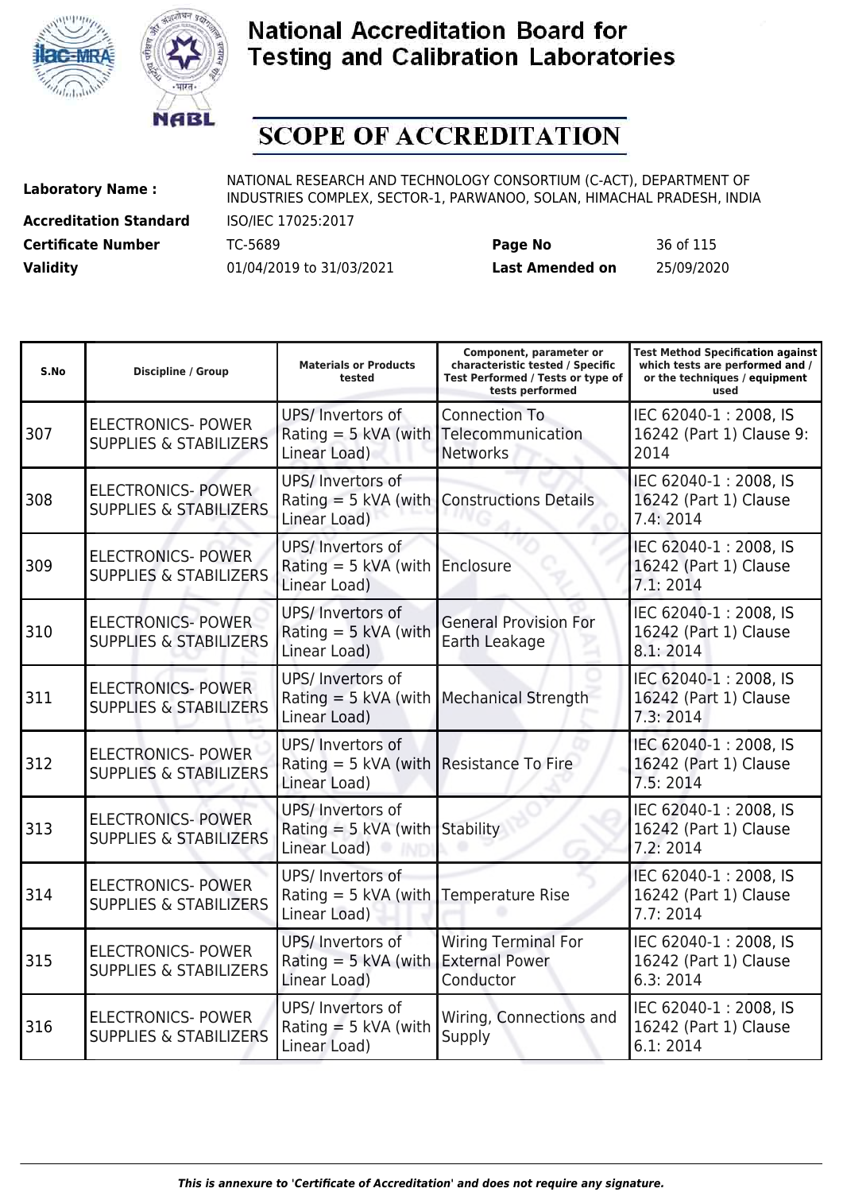# National Accreditation Board for Testing and Calibration Laboratories

## SCOPE OF ACCREDITATION

**Laboratory Name :** NATIONAL RESEARCH AND TECHNOLOGY CONSORTIUM (C-ACT), DEPARTMENT OF INDUSTRIES COMPLEX, SECTOR-1, PARWANOO, SOLAN, HIMACHAL PRADESH, INDIA

**Accreditation Standard** ISO/IEC 17025:2017

**Certificate Number** TC-5689 **Page No** 36 of 115

**Validity** 01/04/2019 to 31/03/2021 **Last Amended on** 25/09/2020

| S.No | Discipline / Group | Materials or Products tested | Component, parameter or characteristic tested / Specific Test Performed / Tests or type of tests performed | Test Method Specification against which tests are performed and / or the techniques / equipment used |
|---|---|---|---|---|
| 307 | ELECTRONICS- POWER SUPPLIES & STABILIZERS | UPS/ Invertors of Rating = 5 kVA (with Linear Load) | Connection To Telecommunication Networks | IEC 62040-1 : 2008, IS 16242 (Part 1) Clause 9: 2014 |
| 308 | ELECTRONICS- POWER SUPPLIES & STABILIZERS | UPS/ Invertors of Rating = 5 kVA (with Linear Load) | Constructions Details | IEC 62040-1 : 2008, IS 16242 (Part 1) Clause 7.4: 2014 |
| 309 | ELECTRONICS- POWER SUPPLIES & STABILIZERS | UPS/ Invertors of Rating = 5 kVA (with Linear Load) | Enclosure | IEC 62040-1 : 2008, IS 16242 (Part 1) Clause 7.1: 2014 |
| 310 | ELECTRONICS- POWER SUPPLIES & STABILIZERS | UPS/ Invertors of Rating = 5 kVA (with Linear Load) | General Provision For Earth Leakage | IEC 62040-1 : 2008, IS 16242 (Part 1) Clause 8.1: 2014 |
| 311 | ELECTRONICS- POWER SUPPLIES & STABILIZERS | UPS/ Invertors of Rating = 5 kVA (with Linear Load) | Mechanical Strength | IEC 62040-1 : 2008, IS 16242 (Part 1) Clause 7.3: 2014 |
| 312 | ELECTRONICS- POWER SUPPLIES & STABILIZERS | UPS/ Invertors of Rating = 5 kVA (with Linear Load) | Resistance To Fire | IEC 62040-1 : 2008, IS 16242 (Part 1) Clause 7.5: 2014 |
| 313 | ELECTRONICS- POWER SUPPLIES & STABILIZERS | UPS/ Invertors of Rating = 5 kVA (with Linear Load) | Stability | IEC 62040-1 : 2008, IS 16242 (Part 1) Clause 7.2: 2014 |
| 314 | ELECTRONICS- POWER SUPPLIES & STABILIZERS | UPS/ Invertors of Rating = 5 kVA (with Linear Load) | Temperature Rise | IEC 62040-1 : 2008, IS 16242 (Part 1) Clause 7.7: 2014 |
| 315 | ELECTRONICS- POWER SUPPLIES & STABILIZERS | UPS/ Invertors of Rating = 5 kVA (with Linear Load) | Wiring Terminal For External Power Conductor | IEC 62040-1 : 2008, IS 16242 (Part 1) Clause 6.3: 2014 |
| 316 | ELECTRONICS- POWER SUPPLIES & STABILIZERS | UPS/ Invertors of Rating = 5 kVA (with Linear Load) | Wiring, Connections and Supply | IEC 62040-1 : 2008, IS 16242 (Part 1) Clause 6.1: 2014 |

*This is annexure to 'Certificate of Accreditation' and does not require any signature.*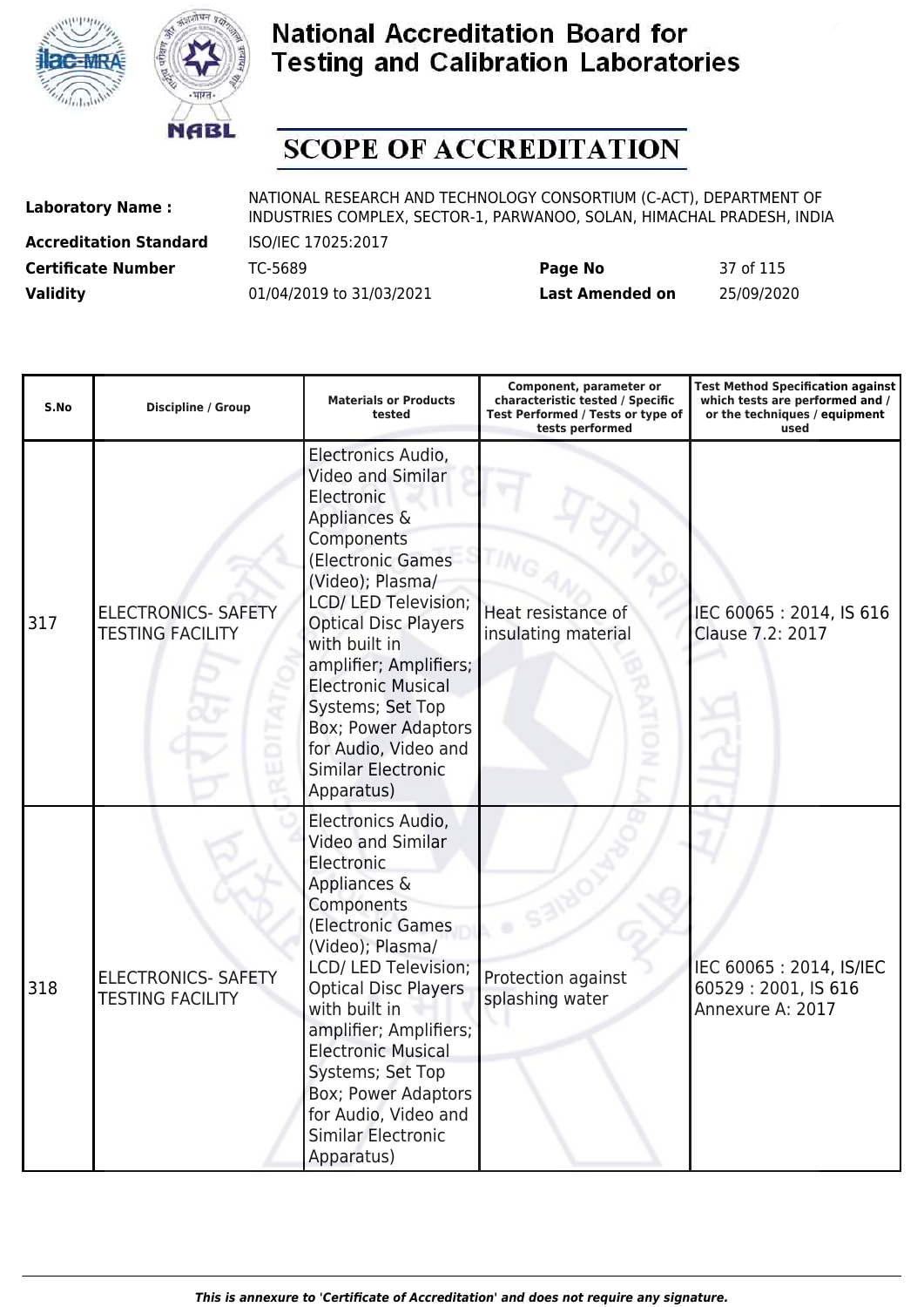# National Accreditation Board for Testing and Calibration Laboratories

## SCOPE OF ACCREDITATION

| | | | | |
|---|---|---|---|---|
| **Laboratory Name :** | NATIONAL RESEARCH AND TECHNOLOGY CONSORTIUM (C-ACT), DEPARTMENT OF INDUSTRIES COMPLEX, SECTOR-1, PARWANOO, SOLAN, HIMACHAL PRADESH, INDIA | | | |
| **Accreditation Standard** | ISO/IEC 17025:2017 | | | |
| **Certificate Number** | TC-5689 | **Page No** | 37 of 115 | |
| **Validity** | 01/04/2019 to 31/03/2021 | **Last Amended on** | 25/09/2020 | |

| S.No | Discipline / Group | Materials or Products tested | Component, parameter or characteristic tested / Specific Test Performed / Tests or type of tests performed | Test Method Specification against which tests are performed and / or the techniques / equipment used |
|---|---|---|---|---|
| 317 | ELECTRONICS- SAFETY TESTING FACILITY | Electronics Audio, Video and Similar Electronic Appliances & Components (Electronic Games (Video); Plasma/ LCD/ LED Television; Optical Disc Players with built in amplifier; Amplifiers; Electronic Musical Systems; Set Top Box; Power Adaptors for Audio, Video and Similar Electronic Apparatus) | Heat resistance of insulating material | IEC 60065 : 2014, IS 616 Clause 7.2: 2017 |
| 318 | ELECTRONICS- SAFETY TESTING FACILITY | Electronics Audio, Video and Similar Electronic Appliances & Components (Electronic Games (Video); Plasma/ LCD/ LED Television; Optical Disc Players with built in amplifier; Amplifiers; Electronic Musical Systems; Set Top Box; Power Adaptors for Audio, Video and Similar Electronic Apparatus) | Protection against splashing water | IEC 60065 : 2014, IS/IEC 60529 : 2001, IS 616 Annexure A: 2017 |

*This is annexure to 'Certificate of Accreditation' and does not require any signature.*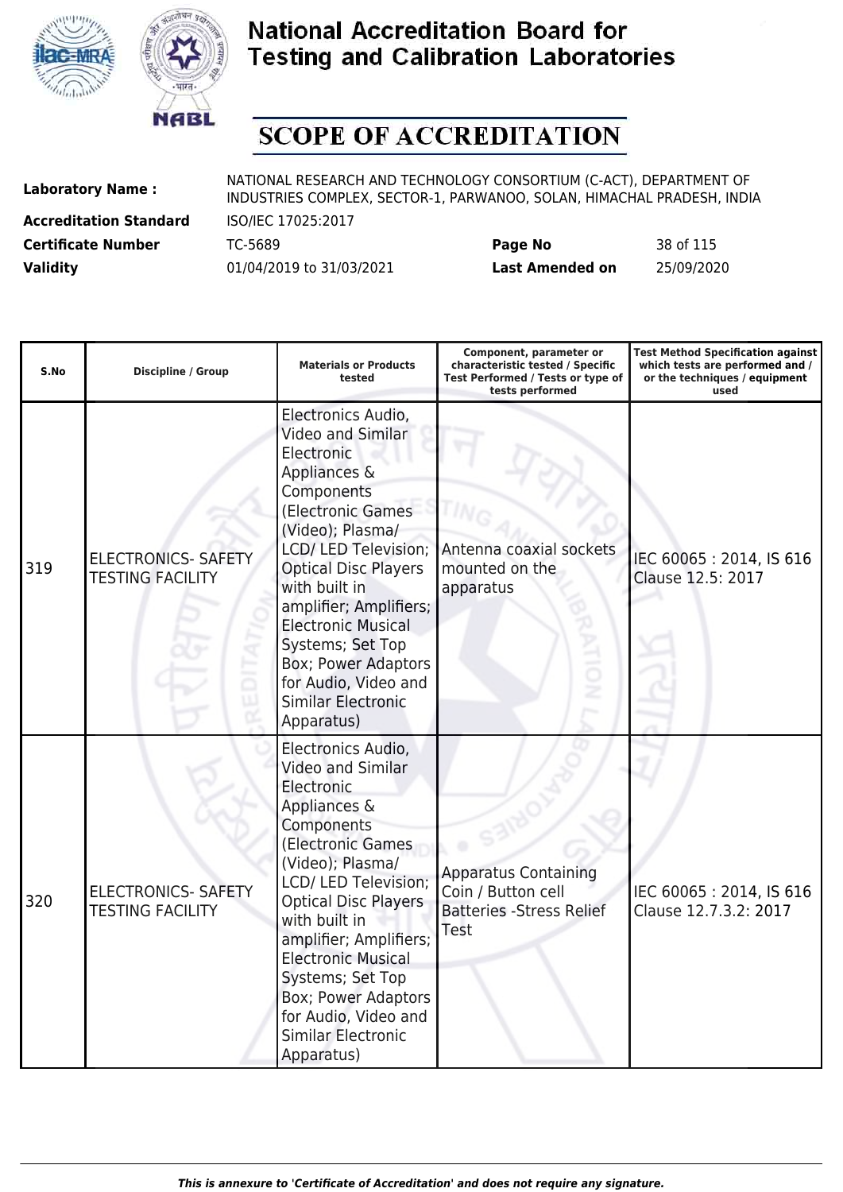# National Accreditation Board for Testing and Calibration Laboratories

## SCOPE OF ACCREDITATION

| | | | |
|---|---|---|---|
| **Laboratory Name :** | NATIONAL RESEARCH AND TECHNOLOGY CONSORTIUM (C-ACT), DEPARTMENT OF INDUSTRIES COMPLEX, SECTOR-1, PARWANOO, SOLAN, HIMACHAL PRADESH, INDIA | | |
| **Accreditation Standard** | ISO/IEC 17025:2017 | | |
| **Certificate Number** | TC-5689 | **Page No** | 38 of 115 |
| **Validity** | 01/04/2019 to 31/03/2021 | **Last Amended on** | 25/09/2020 |

| S.No | Discipline / Group | Materials or Products tested | Component, parameter or characteristic tested / Specific Test Performed / Tests or type of tests performed | Test Method Specification against which tests are performed and / or the techniques / equipment used |
|---|---|---|---|---|
| 319 | ELECTRONICS- SAFETY TESTING FACILITY | Electronics Audio, Video and Similar Electronic Appliances & Components (Electronic Games (Video); Plasma/ LCD/ LED Television; Optical Disc Players with built in amplifier; Amplifiers; Electronic Musical Systems; Set Top Box; Power Adaptors for Audio, Video and Similar Electronic Apparatus) | Antenna coaxial sockets mounted on the apparatus | IEC 60065 : 2014, IS 616 Clause 12.5: 2017 |
| 320 | ELECTRONICS- SAFETY TESTING FACILITY | Electronics Audio, Video and Similar Electronic Appliances & Components (Electronic Games (Video); Plasma/ LCD/ LED Television; Optical Disc Players with built in amplifier; Amplifiers; Electronic Musical Systems; Set Top Box; Power Adaptors for Audio, Video and Similar Electronic Apparatus) | Apparatus Containing Coin / Button cell Batteries -Stress Relief Test | IEC 60065 : 2014, IS 616 Clause 12.7.3.2: 2017 |

*This is annexure to 'Certificate of Accreditation' and does not require any signature.*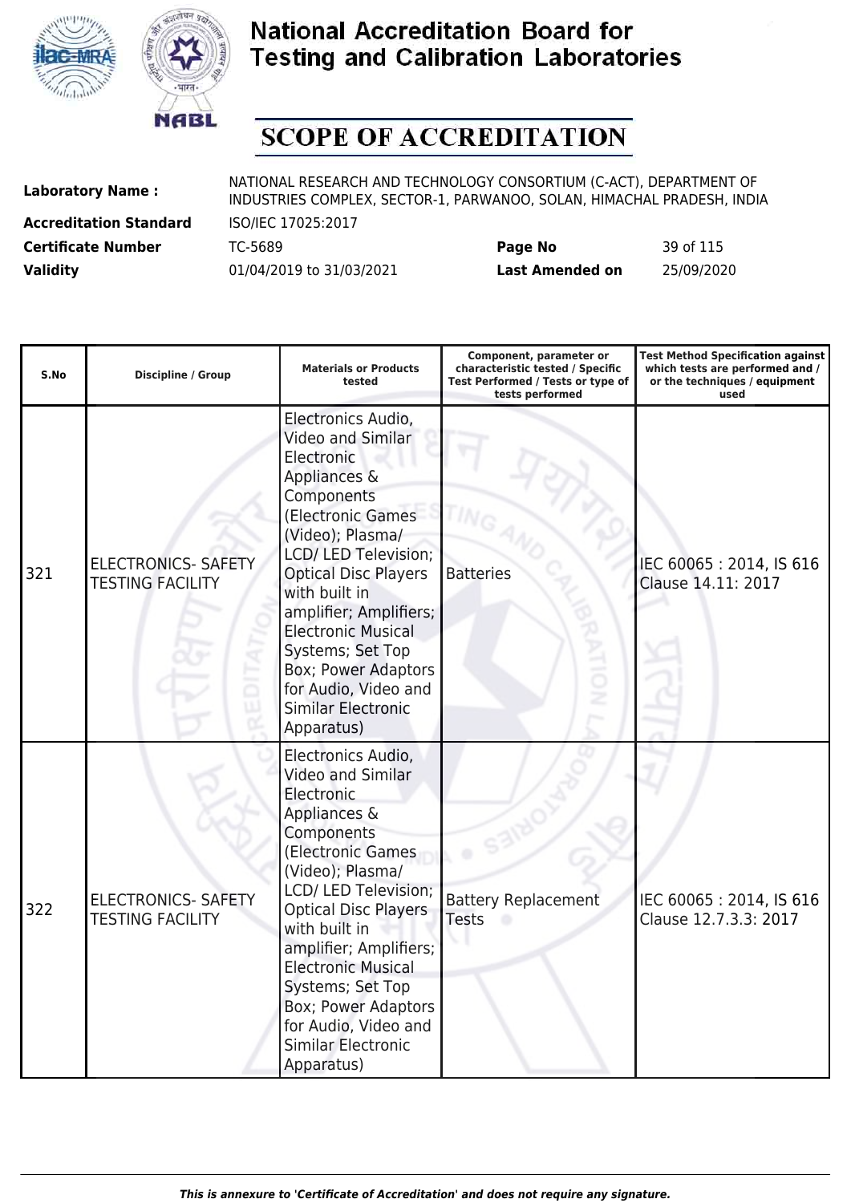# National Accreditation Board for Testing and Calibration Laboratories

# SCOPE OF ACCREDITATION

| | | | |
|---|---|---|---|
| **Laboratory Name :** | NATIONAL RESEARCH AND TECHNOLOGY CONSORTIUM (C-ACT), DEPARTMENT OF INDUSTRIES COMPLEX, SECTOR-1, PARWANOO, SOLAN, HIMACHAL PRADESH, INDIA | | |
| **Accreditation Standard** | ISO/IEC 17025:2017 | | |
| **Certificate Number** | TC-5689 | **Page No** | 39 of 115 |
| **Validity** | 01/04/2019 to 31/03/2021 | **Last Amended on** | 25/09/2020 |

| S.No | Discipline / Group | Materials or Products tested | Component, parameter or characteristic tested / Specific Test Performed / Tests or type of tests performed | Test Method Specification against which tests are performed and / or the techniques / equipment used |
|---|---|---|---|---|
| 321 | ELECTRONICS- SAFETY TESTING FACILITY | Electronics Audio, Video and Similar Electronic Appliances & Components (Electronic Games (Video); Plasma/ LCD/ LED Television; Optical Disc Players with built in amplifier; Amplifiers; Electronic Musical Systems; Set Top Box; Power Adaptors for Audio, Video and Similar Electronic Apparatus) | Batteries | IEC 60065 : 2014, IS 616 Clause 14.11: 2017 |
| 322 | ELECTRONICS- SAFETY TESTING FACILITY | Electronics Audio, Video and Similar Electronic Appliances & Components (Electronic Games (Video); Plasma/ LCD/ LED Television; Optical Disc Players with built in amplifier; Amplifiers; Electronic Musical Systems; Set Top Box; Power Adaptors for Audio, Video and Similar Electronic Apparatus) | Battery Replacement Tests | IEC 60065 : 2014, IS 616 Clause 12.7.3.3: 2017 |

*This is annexure to 'Certificate of Accreditation' and does not require any signature.*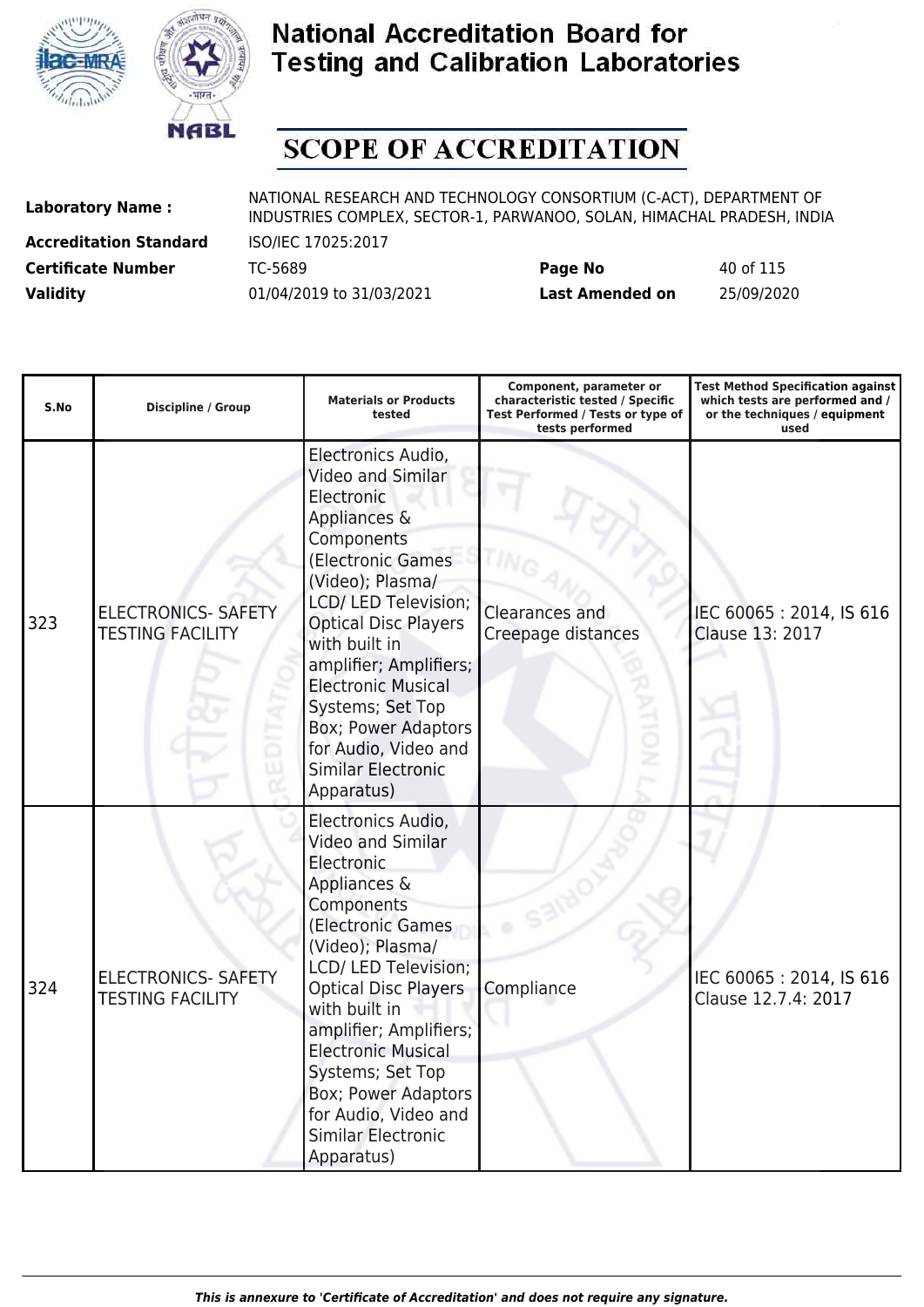# National Accreditation Board for Testing and Calibration Laboratories

# SCOPE OF ACCREDITATION

| | | | |
|---|---|---|---|
| **Laboratory Name :** | NATIONAL RESEARCH AND TECHNOLOGY CONSORTIUM (C-ACT), DEPARTMENT OF INDUSTRIES COMPLEX, SECTOR-1, PARWANOO, SOLAN, HIMACHAL PRADESH, INDIA | | |
| **Accreditation Standard** | ISO/IEC 17025:2017 | | |
| **Certificate Number** | TC-5689 | **Page No** | 40 of 115 |
| **Validity** | 01/04/2019 to 31/03/2021 | **Last Amended on** | 25/09/2020 |

| S.No | Discipline / Group | Materials or Products tested | Component, parameter or characteristic tested / Specific Test Performed / Tests or type of tests performed | Test Method Specification against which tests are performed and / or the techniques / equipment used |
|---|---|---|---|---|
| 323 | ELECTRONICS- SAFETY TESTING FACILITY | Electronics Audio, Video and Similar Electronic Appliances & Components (Electronic Games (Video); Plasma/ LCD/ LED Television; Optical Disc Players with built in amplifier; Amplifiers; Electronic Musical Systems; Set Top Box; Power Adaptors for Audio, Video and Similar Electronic Apparatus) | Clearances and Creepage distances | IEC 60065 : 2014, IS 616 Clause 13: 2017 |
| 324 | ELECTRONICS- SAFETY TESTING FACILITY | Electronics Audio, Video and Similar Electronic Appliances & Components (Electronic Games (Video); Plasma/ LCD/ LED Television; Optical Disc Players with built in amplifier; Amplifiers; Electronic Musical Systems; Set Top Box; Power Adaptors for Audio, Video and Similar Electronic Apparatus) | Compliance | IEC 60065 : 2014, IS 616 Clause 12.7.4: 2017 |

*This is annexure to 'Certificate of Accreditation' and does not require any signature.*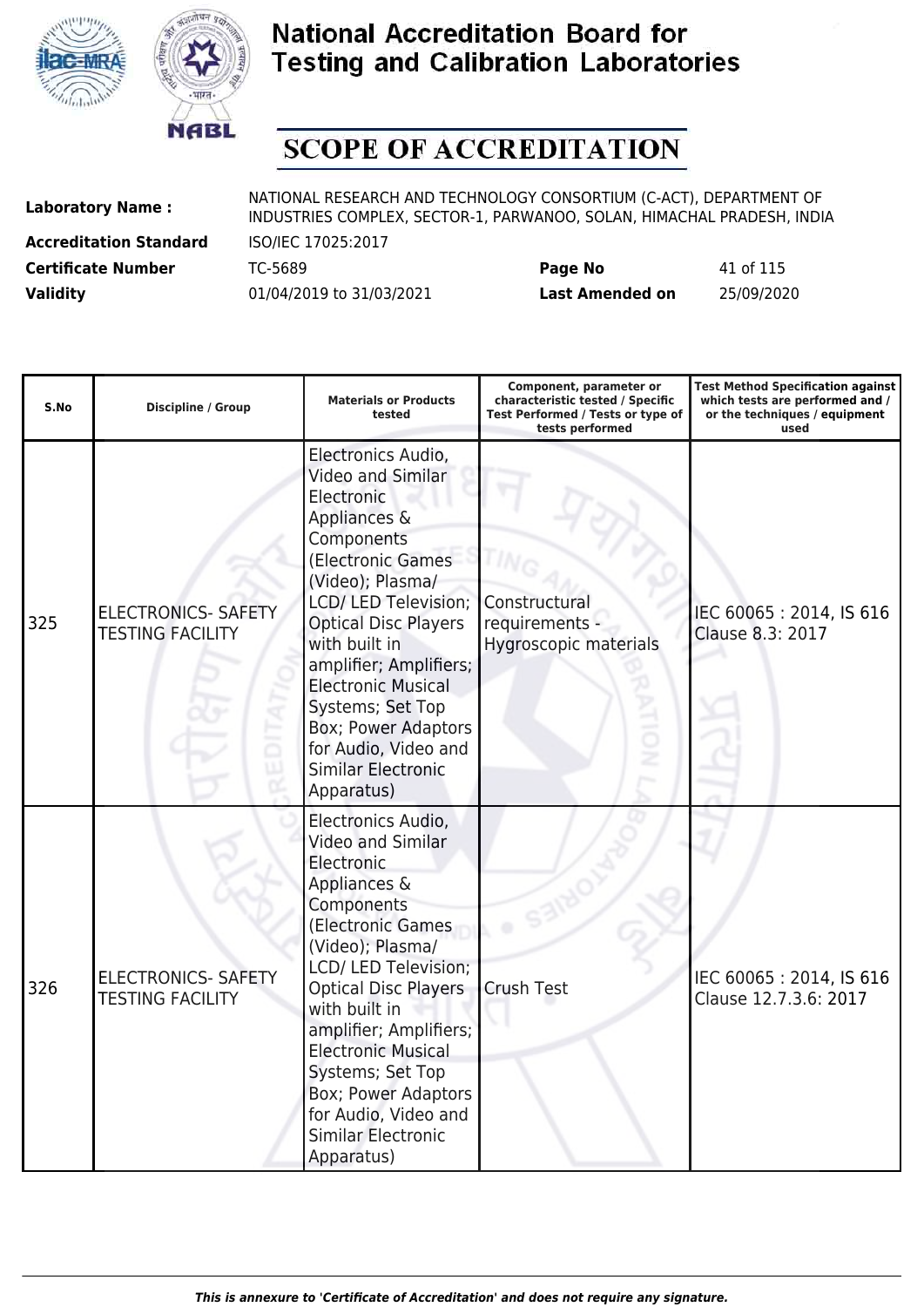# National Accreditation Board for Testing and Calibration Laboratories

## SCOPE OF ACCREDITATION

| | | | |
|---|---|---|---|
| **Laboratory Name :** | NATIONAL RESEARCH AND TECHNOLOGY CONSORTIUM (C-ACT), DEPARTMENT OF INDUSTRIES COMPLEX, SECTOR-1, PARWANOO, SOLAN, HIMACHAL PRADESH, INDIA | | |
| **Accreditation Standard** | ISO/IEC 17025:2017 | | |
| **Certificate Number** | TC-5689 | **Page No** | 41 of 115 |
| **Validity** | 01/04/2019 to 31/03/2021 | **Last Amended on** | 25/09/2020 |

| S.No | Discipline / Group | Materials or Products tested | Component, parameter or characteristic tested / Specific Test Performed / Tests or type of tests performed | Test Method Specification against which tests are performed and / or the techniques / equipment used |
|---|---|---|---|---|
| 325 | ELECTRONICS- SAFETY TESTING FACILITY | Electronics Audio, Video and Similar Electronic Appliances & Components (Electronic Games (Video); Plasma/ LCD/ LED Television; Optical Disc Players with built in amplifier; Amplifiers; Electronic Musical Systems; Set Top Box; Power Adaptors for Audio, Video and Similar Electronic Apparatus) | Constructural requirements - Hygroscopic materials | IEC 60065 : 2014, IS 616 Clause 8.3: 2017 |
| 326 | ELECTRONICS- SAFETY TESTING FACILITY | Electronics Audio, Video and Similar Electronic Appliances & Components (Electronic Games (Video); Plasma/ LCD/ LED Television; Optical Disc Players with built in amplifier; Amplifiers; Electronic Musical Systems; Set Top Box; Power Adaptors for Audio, Video and Similar Electronic Apparatus) | Crush Test | IEC 60065 : 2014, IS 616 Clause 12.7.3.6: 2017 |

*This is annexure to 'Certificate of Accreditation' and does not require any signature.*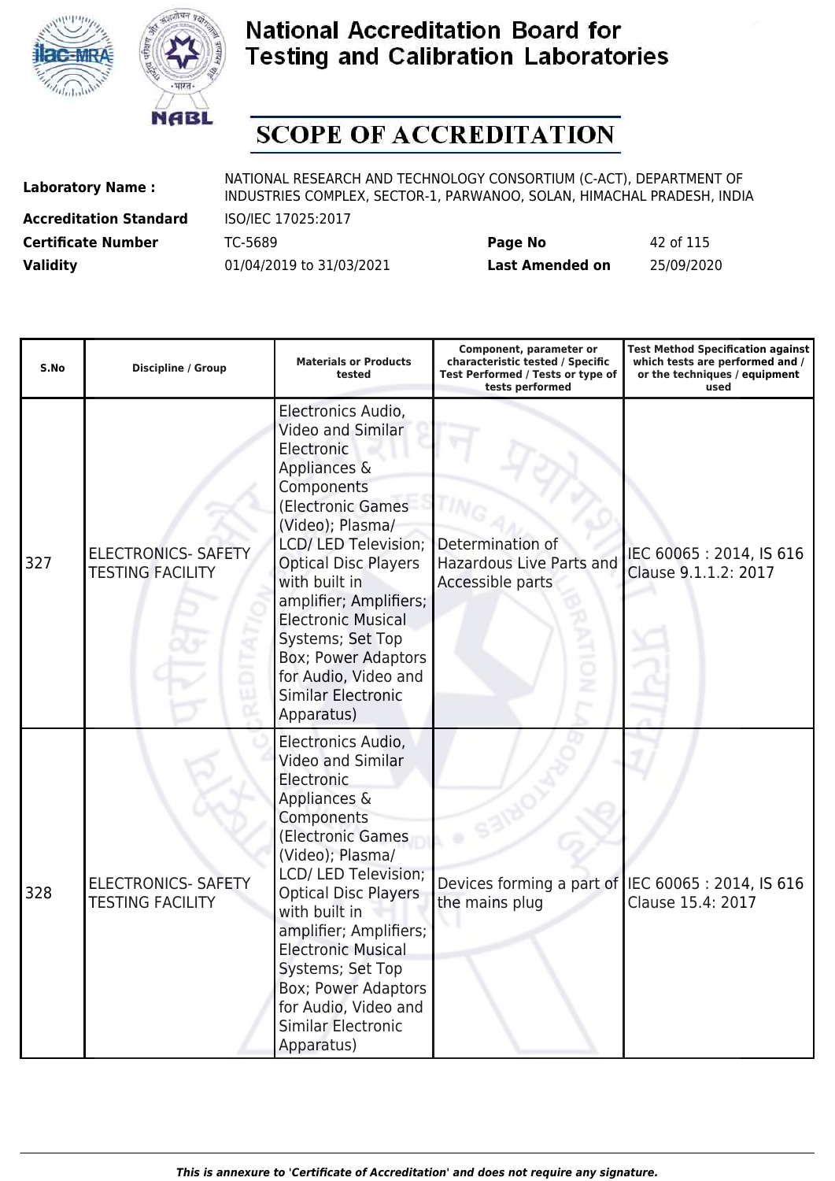# National Accreditation Board for Testing and Calibration Laboratories

## SCOPE OF ACCREDITATION

| | | | |
|---|---|---|---|
| **Laboratory Name :** | NATIONAL RESEARCH AND TECHNOLOGY CONSORTIUM (C-ACT), DEPARTMENT OF INDUSTRIES COMPLEX, SECTOR-1, PARWANOO, SOLAN, HIMACHAL PRADESH, INDIA | | |
| **Accreditation Standard** | ISO/IEC 17025:2017 | | |
| **Certificate Number** | TC-5689 | **Page No** | 42 of 115 |
| **Validity** | 01/04/2019 to 31/03/2021 | **Last Amended on** | 25/09/2020 |

| S.No | Discipline / Group | Materials or Products tested | Component, parameter or characteristic tested / Specific Test Performed / Tests or type of tests performed | Test Method Specification against which tests are performed and / or the techniques / equipment used |
|---|---|---|---|---|
| 327 | ELECTRONICS- SAFETY TESTING FACILITY | Electronics Audio, Video and Similar Electronic Appliances & Components (Electronic Games (Video); Plasma/ LCD/ LED Television; Optical Disc Players with built in amplifier; Amplifiers; Electronic Musical Systems; Set Top Box; Power Adaptors for Audio, Video and Similar Electronic Apparatus) | Determination of Hazardous Live Parts and Accessible parts | IEC 60065 : 2014, IS 616 Clause 9.1.1.2: 2017 |
| 328 | ELECTRONICS- SAFETY TESTING FACILITY | Electronics Audio, Video and Similar Electronic Appliances & Components (Electronic Games (Video); Plasma/ LCD/ LED Television; Optical Disc Players with built in amplifier; Amplifiers; Electronic Musical Systems; Set Top Box; Power Adaptors for Audio, Video and Similar Electronic Apparatus) | Devices forming a part of the mains plug | IEC 60065 : 2014, IS 616 Clause 15.4: 2017 |

*This is annexure to 'Certificate of Accreditation' and does not require any signature.*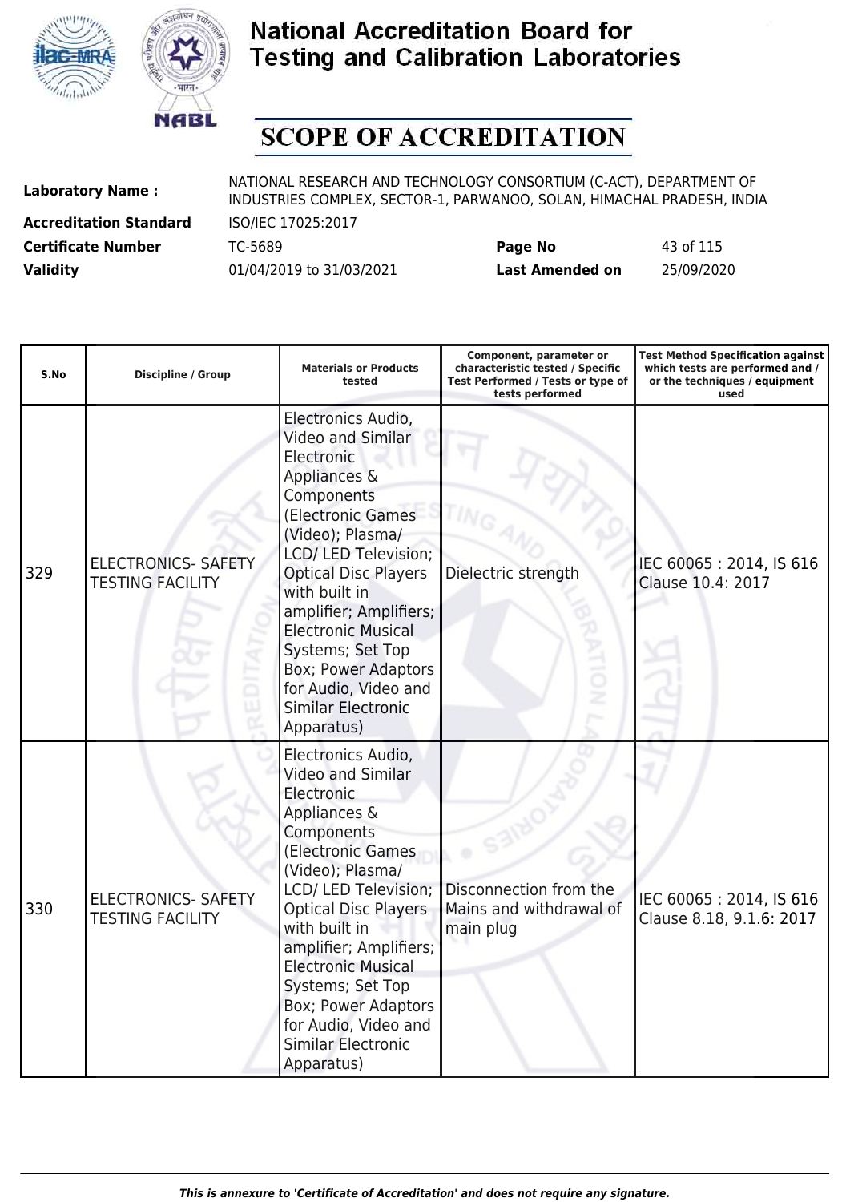# National Accreditation Board for Testing and Calibration Laboratories

## SCOPE OF ACCREDITATION

| | | | |
|---|---|---|---|
| **Laboratory Name :** | NATIONAL RESEARCH AND TECHNOLOGY CONSORTIUM (C-ACT), DEPARTMENT OF INDUSTRIES COMPLEX, SECTOR-1, PARWANOO, SOLAN, HIMACHAL PRADESH, INDIA | | |
| **Accreditation Standard** | ISO/IEC 17025:2017 | | |
| **Certificate Number** | TC-5689 | **Page No** | 43 of 115 |
| **Validity** | 01/04/2019 to 31/03/2021 | **Last Amended on** | 25/09/2020 |

| S.No | Discipline / Group | Materials or Products tested | Component, parameter or characteristic tested / Specific Test Performed / Tests or type of tests performed | Test Method Specification against which tests are performed and / or the techniques / equipment used |
|---|---|---|---|---|
| 329 | ELECTRONICS- SAFETY TESTING FACILITY | Electronics Audio, Video and Similar Electronic Appliances & Components (Electronic Games (Video); Plasma/ LCD/ LED Television; Optical Disc Players with built in amplifier; Amplifiers; Electronic Musical Systems; Set Top Box; Power Adaptors for Audio, Video and Similar Electronic Apparatus) | Dielectric strength | IEC 60065 : 2014, IS 616 Clause 10.4: 2017 |
| 330 | ELECTRONICS- SAFETY TESTING FACILITY | Electronics Audio, Video and Similar Electronic Appliances & Components (Electronic Games (Video); Plasma/ LCD/ LED Television; Optical Disc Players with built in amplifier; Amplifiers; Electronic Musical Systems; Set Top Box; Power Adaptors for Audio, Video and Similar Electronic Apparatus) | Disconnection from the Mains and withdrawal of main plug | IEC 60065 : 2014, IS 616 Clause 8.18, 9.1.6: 2017 |

*This is annexure to 'Certificate of Accreditation' and does not require any signature.*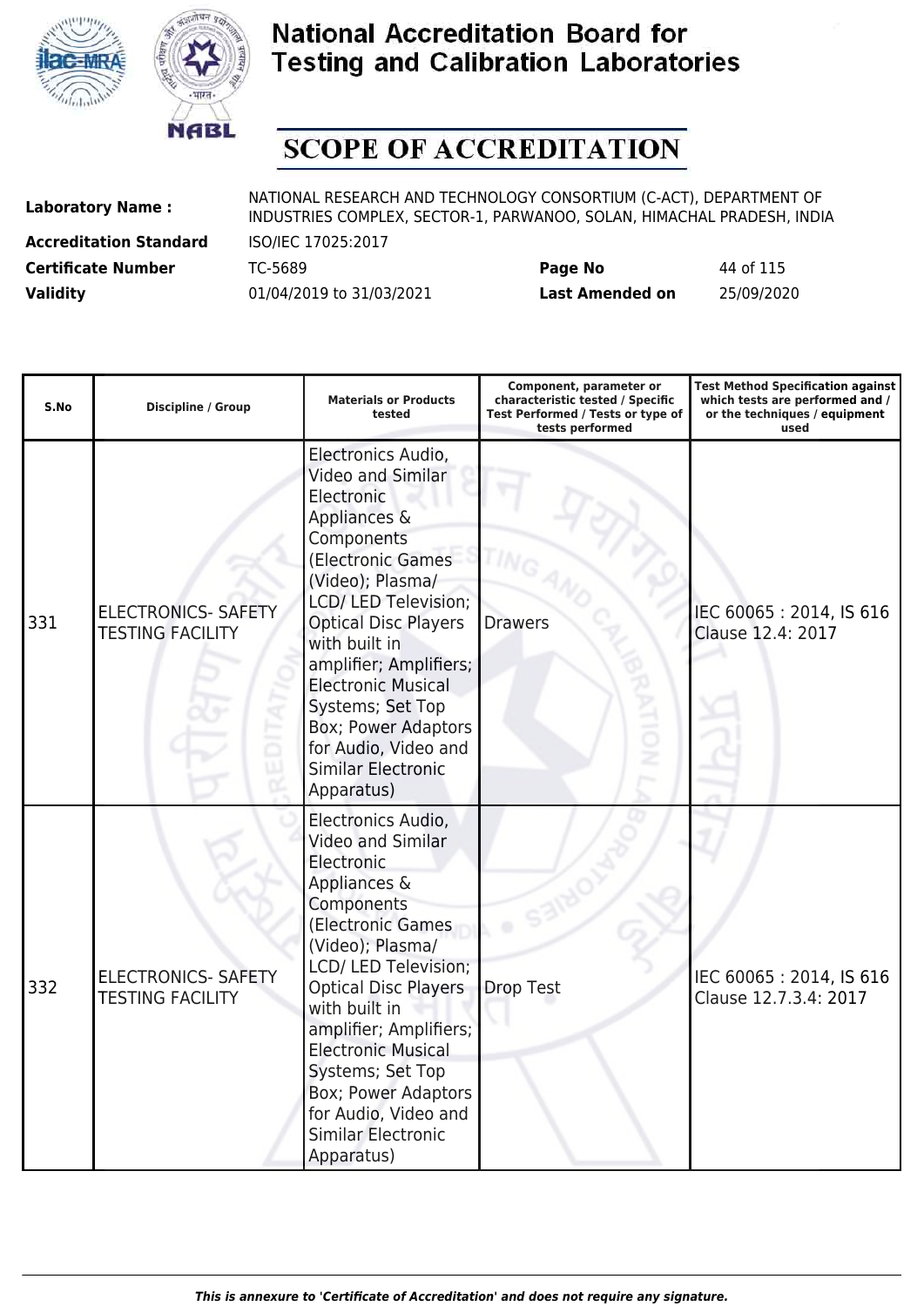# National Accreditation Board for Testing and Calibration Laboratories

## SCOPE OF ACCREDITATION

| | | | |
|---|---|---|---|
| **Laboratory Name :** | NATIONAL RESEARCH AND TECHNOLOGY CONSORTIUM (C-ACT), DEPARTMENT OF INDUSTRIES COMPLEX, SECTOR-1, PARWANOO, SOLAN, HIMACHAL PRADESH, INDIA | | |
| **Accreditation Standard** | ISO/IEC 17025:2017 | | |
| **Certificate Number** | TC-5689 | **Page No** | 44 of 115 |
| **Validity** | 01/04/2019 to 31/03/2021 | **Last Amended on** | 25/09/2020 |

| S.No | Discipline / Group | Materials or Products tested | Component, parameter or characteristic tested / Specific Test Performed / Tests or type of tests performed | Test Method Specification against which tests are performed and / or the techniques / equipment used |
|---|---|---|---|---|
| 331 | ELECTRONICS- SAFETY TESTING FACILITY | Electronics Audio, Video and Similar Electronic Appliances & Components (Electronic Games (Video); Plasma/ LCD/ LED Television; Optical Disc Players with built in amplifier; Amplifiers; Electronic Musical Systems; Set Top Box; Power Adaptors for Audio, Video and Similar Electronic Apparatus) | Drawers | IEC 60065 : 2014, IS 616 Clause 12.4: 2017 |
| 332 | ELECTRONICS- SAFETY TESTING FACILITY | Electronics Audio, Video and Similar Electronic Appliances & Components (Electronic Games (Video); Plasma/ LCD/ LED Television; Optical Disc Players with built in amplifier; Amplifiers; Electronic Musical Systems; Set Top Box; Power Adaptors for Audio, Video and Similar Electronic Apparatus) | Drop Test | IEC 60065 : 2014, IS 616 Clause 12.7.3.4: 2017 |

*This is annexure to 'Certificate of Accreditation' and does not require any signature.*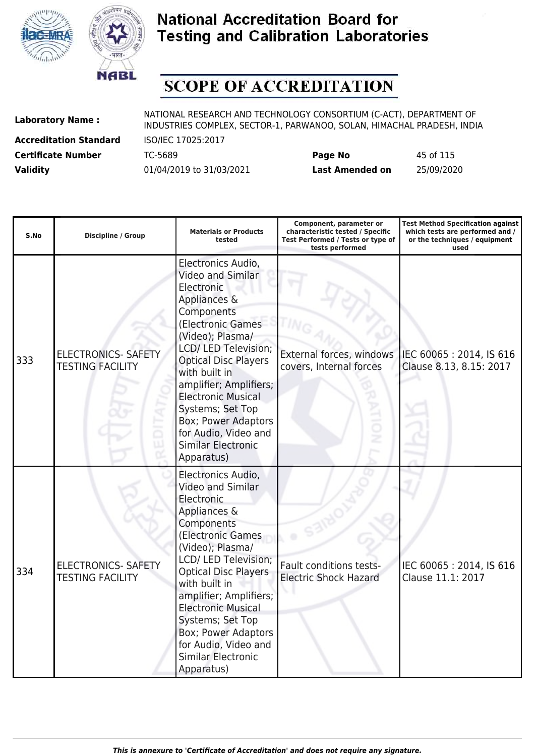# National Accreditation Board for Testing and Calibration Laboratories

## SCOPE OF ACCREDITATION

**Laboratory Name :** NATIONAL RESEARCH AND TECHNOLOGY CONSORTIUM (C-ACT), DEPARTMENT OF INDUSTRIES COMPLEX, SECTOR-1, PARWANOO, SOLAN, HIMACHAL PRADESH, INDIA

**Accreditation Standard** ISO/IEC 17025:2017

**Certificate Number** TC-5689 **Page No** 45 of 115

**Validity** 01/04/2019 to 31/03/2021 **Last Amended on** 25/09/2020

| S.No | Discipline / Group | Materials or Products tested | Component, parameter or characteristic tested / Specific Test Performed / Tests or type of tests performed | Test Method Specification against which tests are performed and / or the techniques / equipment used |
|---|---|---|---|---|
| 333 | ELECTRONICS- SAFETY TESTING FACILITY | Electronics Audio, Video and Similar Electronic Appliances & Components (Electronic Games (Video); Plasma/ LCD/ LED Television; Optical Disc Players with built in amplifier; Amplifiers; Electronic Musical Systems; Set Top Box; Power Adaptors for Audio, Video and Similar Electronic Apparatus) | External forces, windows covers, Internal forces | IEC 60065 : 2014, IS 616 Clause 8.13, 8.15: 2017 |
| 334 | ELECTRONICS- SAFETY TESTING FACILITY | Electronics Audio, Video and Similar Electronic Appliances & Components (Electronic Games (Video); Plasma/ LCD/ LED Television; Optical Disc Players with built in amplifier; Amplifiers; Electronic Musical Systems; Set Top Box; Power Adaptors for Audio, Video and Similar Electronic Apparatus) | Fault conditions tests- Electric Shock Hazard | IEC 60065 : 2014, IS 616 Clause 11.1: 2017 |

*This is annexure to 'Certificate of Accreditation' and does not require any signature.*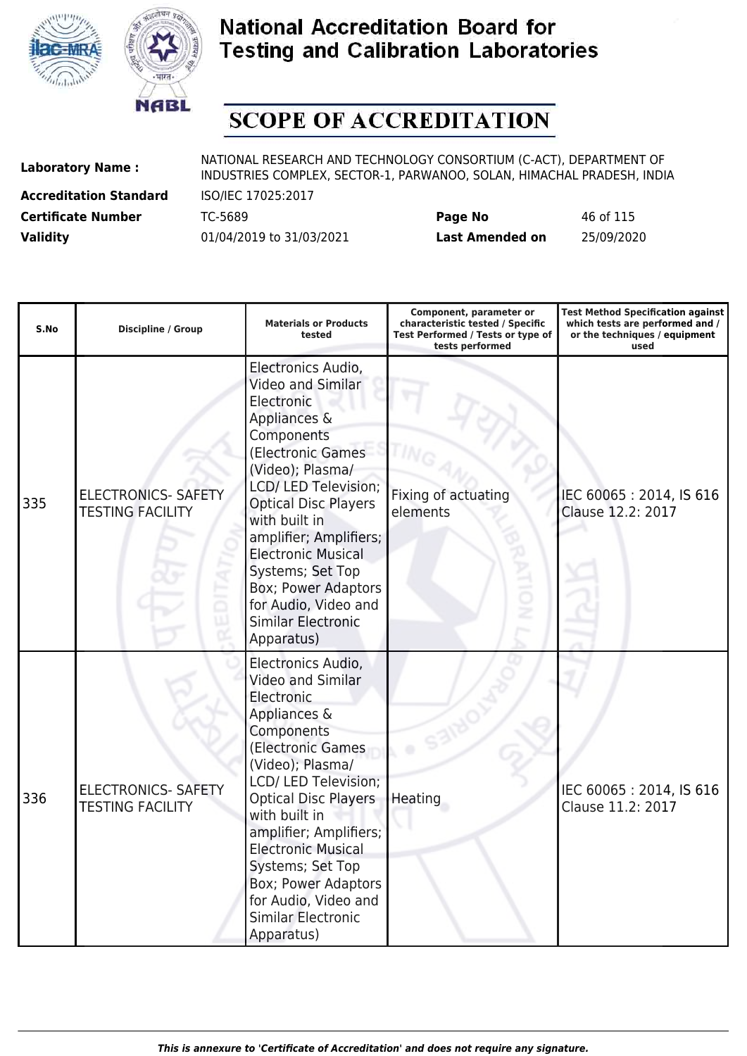# National Accreditation Board for Testing and Calibration Laboratories

## SCOPE OF ACCREDITATION

| | | | |
|---|---|---|---|
| **Laboratory Name :** | NATIONAL RESEARCH AND TECHNOLOGY CONSORTIUM (C-ACT), DEPARTMENT OF INDUSTRIES COMPLEX, SECTOR-1, PARWANOO, SOLAN, HIMACHAL PRADESH, INDIA | | |
| **Accreditation Standard** | ISO/IEC 17025:2017 | | |
| **Certificate Number** | TC-5689 | **Page No** | 46 of 115 |
| **Validity** | 01/04/2019 to 31/03/2021 | **Last Amended on** | 25/09/2020 |

| S.No | Discipline / Group | Materials or Products tested | Component, parameter or characteristic tested / Specific Test Performed / Tests or type of tests performed | Test Method Specification against which tests are performed and / or the techniques / equipment used |
|---|---|---|---|---|
| 335 | ELECTRONICS- SAFETY TESTING FACILITY | Electronics Audio, Video and Similar Electronic Appliances & Components (Electronic Games (Video); Plasma/ LCD/ LED Television; Optical Disc Players with built in amplifier; Amplifiers; Electronic Musical Systems; Set Top Box; Power Adaptors for Audio, Video and Similar Electronic Apparatus) | Fixing of actuating elements | IEC 60065 : 2014, IS 616 Clause 12.2: 2017 |
| 336 | ELECTRONICS- SAFETY TESTING FACILITY | Electronics Audio, Video and Similar Electronic Appliances & Components (Electronic Games (Video); Plasma/ LCD/ LED Television; Optical Disc Players with built in amplifier; Amplifiers; Electronic Musical Systems; Set Top Box; Power Adaptors for Audio, Video and Similar Electronic Apparatus) | Heating | IEC 60065 : 2014, IS 616 Clause 11.2: 2017 |

*This is annexure to 'Certificate of Accreditation' and does not require any signature.*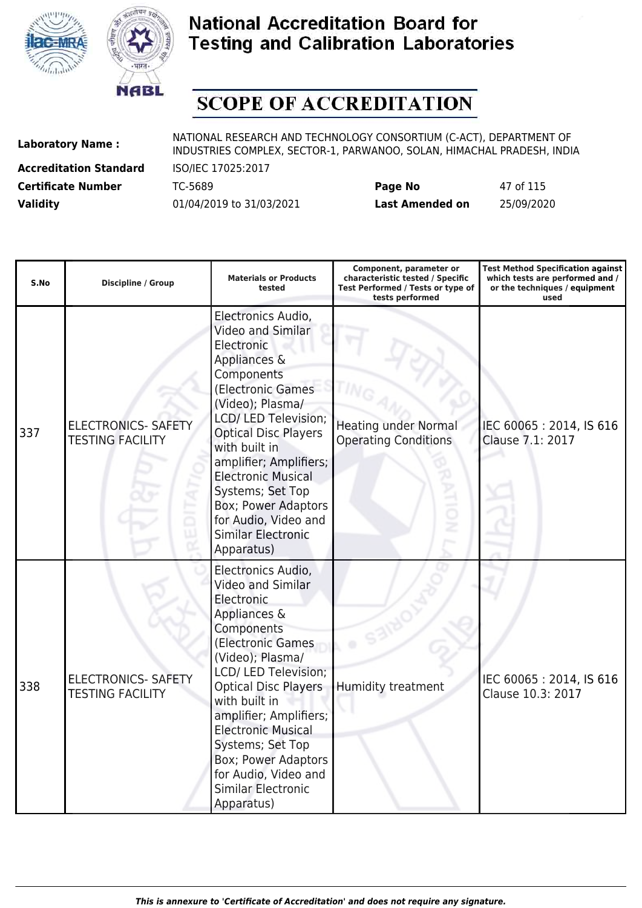# National Accreditation Board for Testing and Calibration Laboratories

## SCOPE OF ACCREDITATION

| | | | |
|---|---|---|---|
| **Laboratory Name :** | NATIONAL RESEARCH AND TECHNOLOGY CONSORTIUM (C-ACT), DEPARTMENT OF INDUSTRIES COMPLEX, SECTOR-1, PARWANOO, SOLAN, HIMACHAL PRADESH, INDIA | | |
| **Accreditation Standard** | ISO/IEC 17025:2017 | | |
| **Certificate Number** | TC-5689 | **Page No** | 47 of 115 |
| **Validity** | 01/04/2019 to 31/03/2021 | **Last Amended on** | 25/09/2020 |

| S.No | Discipline / Group | Materials or Products tested | Component, parameter or characteristic tested / Specific Test Performed / Tests or type of tests performed | Test Method Specification against which tests are performed and / or the techniques / equipment used |
|---|---|---|---|---|
| 337 | ELECTRONICS- SAFETY TESTING FACILITY | Electronics Audio, Video and Similar Electronic Appliances & Components (Electronic Games (Video); Plasma/ LCD/ LED Television; Optical Disc Players with built in amplifier; Amplifiers; Electronic Musical Systems; Set Top Box; Power Adaptors for Audio, Video and Similar Electronic Apparatus) | Heating under Normal Operating Conditions | IEC 60065 : 2014, IS 616 Clause 7.1: 2017 |
| 338 | ELECTRONICS- SAFETY TESTING FACILITY | Electronics Audio, Video and Similar Electronic Appliances & Components (Electronic Games (Video); Plasma/ LCD/ LED Television; Optical Disc Players with built in amplifier; Amplifiers; Electronic Musical Systems; Set Top Box; Power Adaptors for Audio, Video and Similar Electronic Apparatus) | Humidity treatment | IEC 60065 : 2014, IS 616 Clause 10.3: 2017 |

*This is annexure to 'Certificate of Accreditation' and does not require any signature.*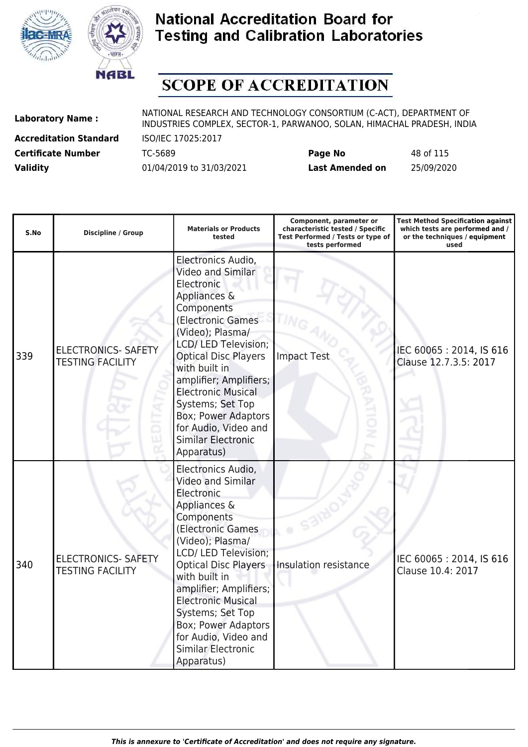# National Accreditation Board for Testing and Calibration Laboratories

## SCOPE OF ACCREDITATION

| | | | |
|---|---|---|---|
| **Laboratory Name :** | NATIONAL RESEARCH AND TECHNOLOGY CONSORTIUM (C-ACT), DEPARTMENT OF INDUSTRIES COMPLEX, SECTOR-1, PARWANOO, SOLAN, HIMACHAL PRADESH, INDIA | | |
| **Accreditation Standard** | ISO/IEC 17025:2017 | | |
| **Certificate Number** | TC-5689 | **Page No** | 48 of 115 |
| **Validity** | 01/04/2019 to 31/03/2021 | **Last Amended on** | 25/09/2020 |

| S.No | Discipline / Group | Materials or Products tested | Component, parameter or characteristic tested / Specific Test Performed / Tests or type of tests performed | Test Method Specification against which tests are performed and / or the techniques / equipment used |
|---|---|---|---|---|
| 339 | ELECTRONICS- SAFETY TESTING FACILITY | Electronics Audio, Video and Similar Electronic Appliances & Components (Electronic Games (Video); Plasma/ LCD/ LED Television; Optical Disc Players with built in amplifier; Amplifiers; Electronic Musical Systems; Set Top Box; Power Adaptors for Audio, Video and Similar Electronic Apparatus) | Impact Test | IEC 60065 : 2014, IS 616 Clause 12.7.3.5: 2017 |
| 340 | ELECTRONICS- SAFETY TESTING FACILITY | Electronics Audio, Video and Similar Electronic Appliances & Components (Electronic Games (Video); Plasma/ LCD/ LED Television; Optical Disc Players with built in amplifier; Amplifiers; Electronic Musical Systems; Set Top Box; Power Adaptors for Audio, Video and Similar Electronic Apparatus) | Insulation resistance | IEC 60065 : 2014, IS 616 Clause 10.4: 2017 |

*This is annexure to 'Certificate of Accreditation' and does not require any signature.*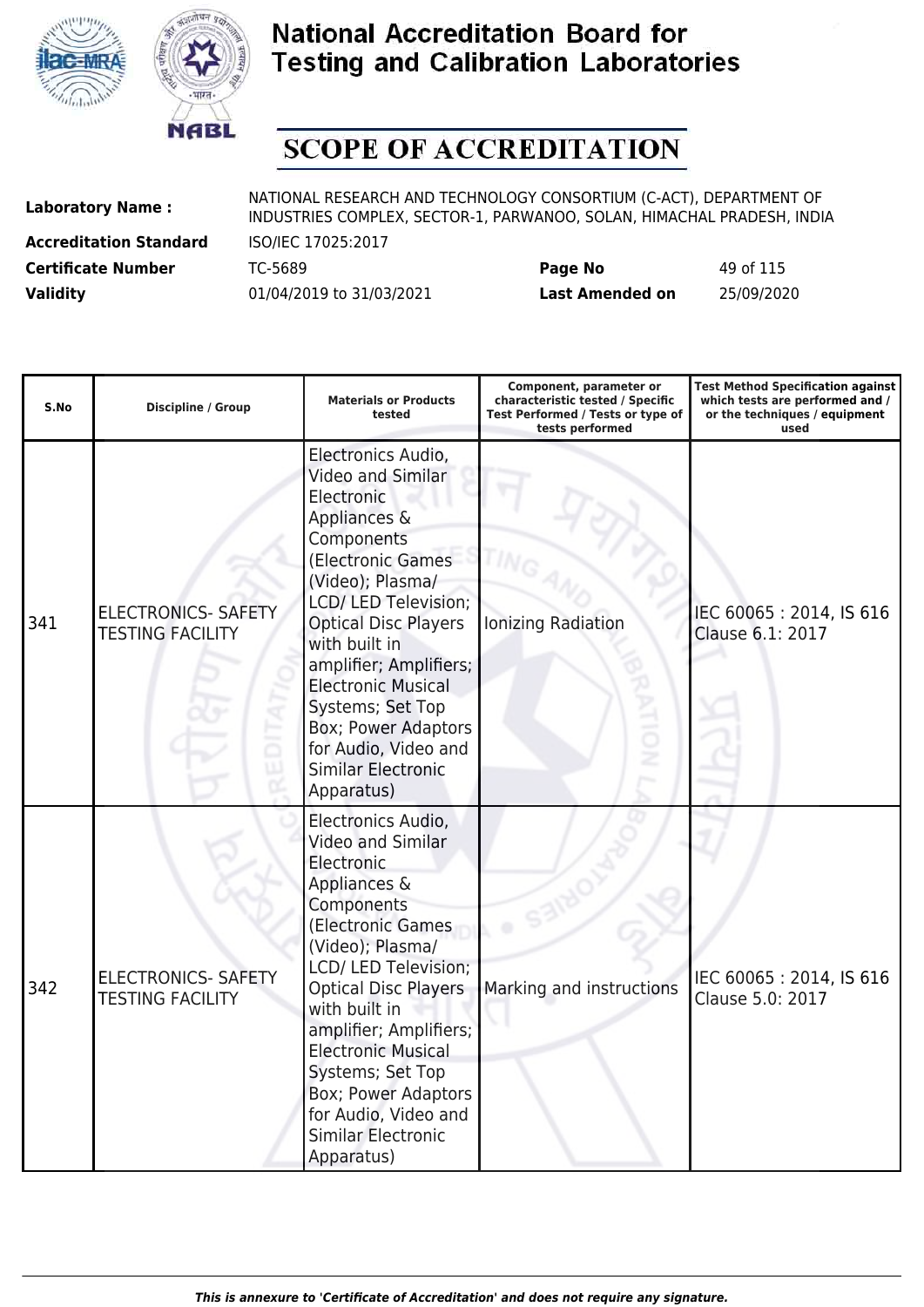# National Accreditation Board for Testing and Calibration Laboratories

## SCOPE OF ACCREDITATION

| | | | |
|---|---|---|---|
| **Laboratory Name :** | NATIONAL RESEARCH AND TECHNOLOGY CONSORTIUM (C-ACT), DEPARTMENT OF INDUSTRIES COMPLEX, SECTOR-1, PARWANOO, SOLAN, HIMACHAL PRADESH, INDIA | | |
| **Accreditation Standard** | ISO/IEC 17025:2017 | | |
| **Certificate Number** | TC-5689 | **Page No** | 49 of 115 |
| **Validity** | 01/04/2019 to 31/03/2021 | **Last Amended on** | 25/09/2020 |

| S.No | Discipline / Group | Materials or Products tested | Component, parameter or characteristic tested / Specific Test Performed / Tests or type of tests performed | Test Method Specification against which tests are performed and / or the techniques / equipment used |
|---|---|---|---|---|
| 341 | ELECTRONICS- SAFETY TESTING FACILITY | Electronics Audio, Video and Similar Electronic Appliances & Components (Electronic Games (Video); Plasma/ LCD/ LED Television; Optical Disc Players with built in amplifier; Amplifiers; Electronic Musical Systems; Set Top Box; Power Adaptors for Audio, Video and Similar Electronic Apparatus) | Ionizing Radiation | IEC 60065 : 2014, IS 616 Clause 6.1: 2017 |
| 342 | ELECTRONICS- SAFETY TESTING FACILITY | Electronics Audio, Video and Similar Electronic Appliances & Components (Electronic Games (Video); Plasma/ LCD/ LED Television; Optical Disc Players with built in amplifier; Amplifiers; Electronic Musical Systems; Set Top Box; Power Adaptors for Audio, Video and Similar Electronic Apparatus) | Marking and instructions | IEC 60065 : 2014, IS 616 Clause 5.0: 2017 |

*This is annexure to 'Certificate of Accreditation' and does not require any signature.*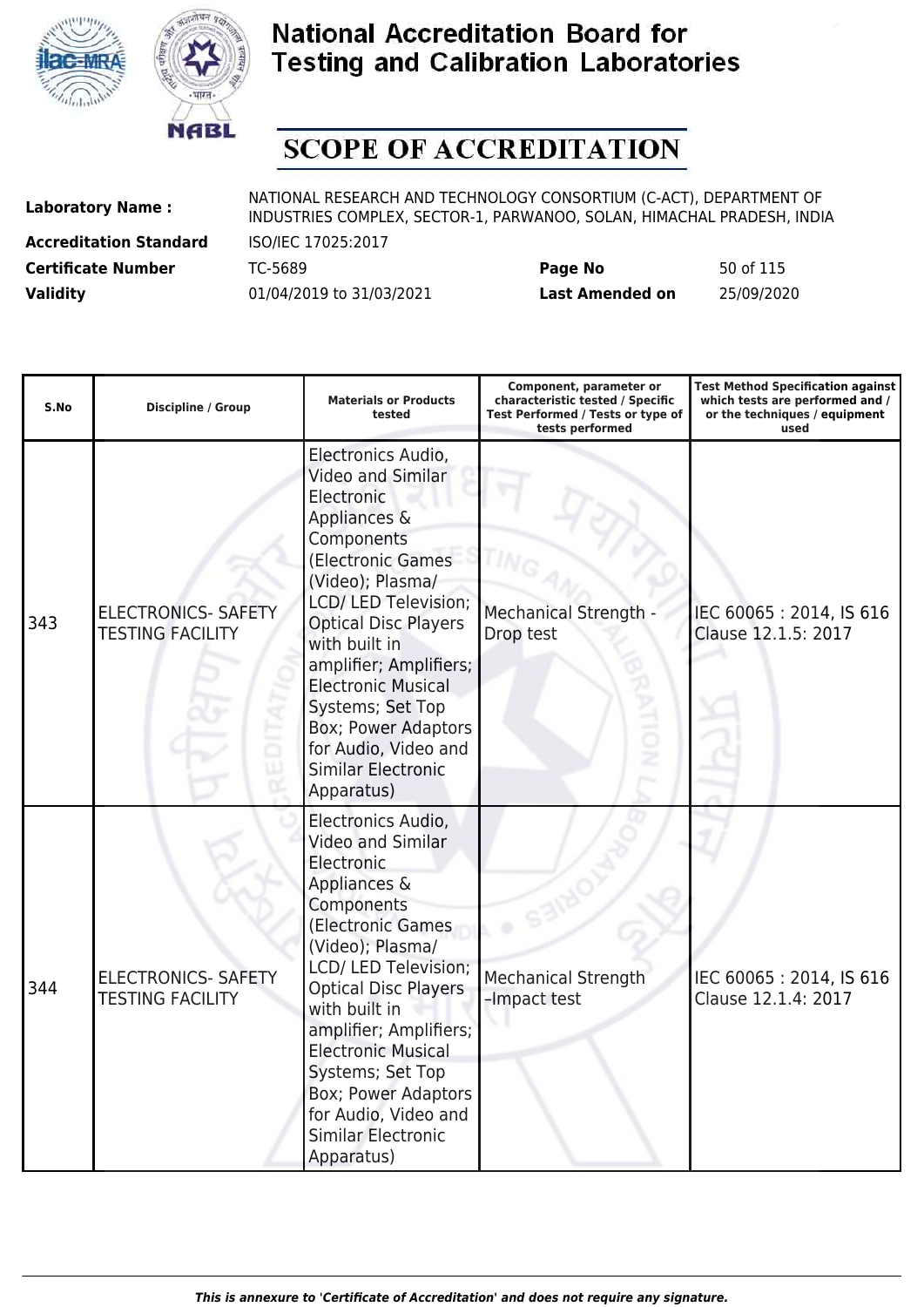# National Accreditation Board for Testing and Calibration Laboratories

## SCOPE OF ACCREDITATION

**Laboratory Name :** NATIONAL RESEARCH AND TECHNOLOGY CONSORTIUM (C-ACT), DEPARTMENT OF INDUSTRIES COMPLEX, SECTOR-1, PARWANOO, SOLAN, HIMACHAL PRADESH, INDIA

**Accreditation Standard** ISO/IEC 17025:2017

**Certificate Number** TC-5689 **Page No** 50 of 115

**Validity** 01/04/2019 to 31/03/2021 **Last Amended on** 25/09/2020

| S.No | Discipline / Group | Materials or Products tested | Component, parameter or characteristic tested / Specific Test Performed / Tests or type of tests performed | Test Method Specification against which tests are performed and / or the techniques / equipment used |
|---|---|---|---|---|
| 343 | ELECTRONICS- SAFETY TESTING FACILITY | Electronics Audio, Video and Similar Electronic Appliances & Components (Electronic Games (Video); Plasma/ LCD/ LED Television; Optical Disc Players with built in amplifier; Amplifiers; Electronic Musical Systems; Set Top Box; Power Adaptors for Audio, Video and Similar Electronic Apparatus) | Mechanical Strength - Drop test | IEC 60065 : 2014, IS 616 Clause 12.1.5: 2017 |
| 344 | ELECTRONICS- SAFETY TESTING FACILITY | Electronics Audio, Video and Similar Electronic Appliances & Components (Electronic Games (Video); Plasma/ LCD/ LED Television; Optical Disc Players with built in amplifier; Amplifiers; Electronic Musical Systems; Set Top Box; Power Adaptors for Audio, Video and Similar Electronic Apparatus) | Mechanical Strength –Impact test | IEC 60065 : 2014, IS 616 Clause 12.1.4: 2017 |

*This is annexure to 'Certificate of Accreditation' and does not require any signature.*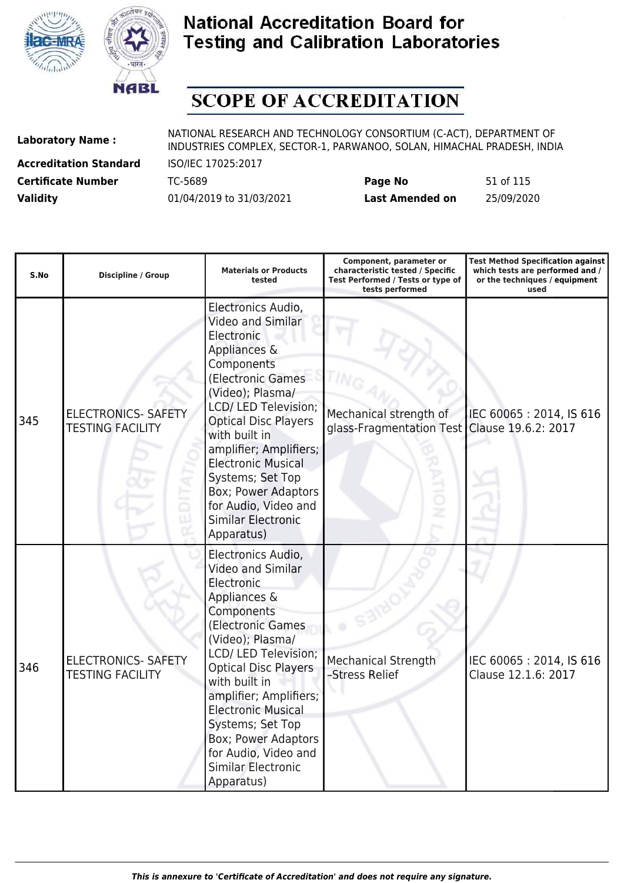# National Accreditation Board for Testing and Calibration Laboratories

## SCOPE OF ACCREDITATION

| | | | |
|---|---|---|---|
| **Laboratory Name :** | NATIONAL RESEARCH AND TECHNOLOGY CONSORTIUM (C-ACT), DEPARTMENT OF INDUSTRIES COMPLEX, SECTOR-1, PARWANOO, SOLAN, HIMACHAL PRADESH, INDIA | | |
| **Accreditation Standard** | ISO/IEC 17025:2017 | | |
| **Certificate Number** | TC-5689 | **Page No** | 51 of 115 |
| **Validity** | 01/04/2019 to 31/03/2021 | **Last Amended on** | 25/09/2020 |

| S.No | Discipline / Group | Materials or Products tested | Component, parameter or characteristic tested / Specific Test Performed / Tests or type of tests performed | Test Method Specification against which tests are performed and / or the techniques / equipment used |
|---|---|---|---|---|
| 345 | ELECTRONICS- SAFETY TESTING FACILITY | Electronics Audio, Video and Similar Electronic Appliances & Components (Electronic Games (Video); Plasma/ LCD/ LED Television; Optical Disc Players with built in amplifier; Amplifiers; Electronic Musical Systems; Set Top Box; Power Adaptors for Audio, Video and Similar Electronic Apparatus) | Mechanical strength of glass-Fragmentation Test | IEC 60065 : 2014, IS 616 Clause 19.6.2: 2017 |
| 346 | ELECTRONICS- SAFETY TESTING FACILITY | Electronics Audio, Video and Similar Electronic Appliances & Components (Electronic Games (Video); Plasma/ LCD/ LED Television; Optical Disc Players with built in amplifier; Amplifiers; Electronic Musical Systems; Set Top Box; Power Adaptors for Audio, Video and Similar Electronic Apparatus) | Mechanical Strength –Stress Relief | IEC 60065 : 2014, IS 616 Clause 12.1.6: 2017 |

*This is annexure to 'Certificate of Accreditation' and does not require any signature.*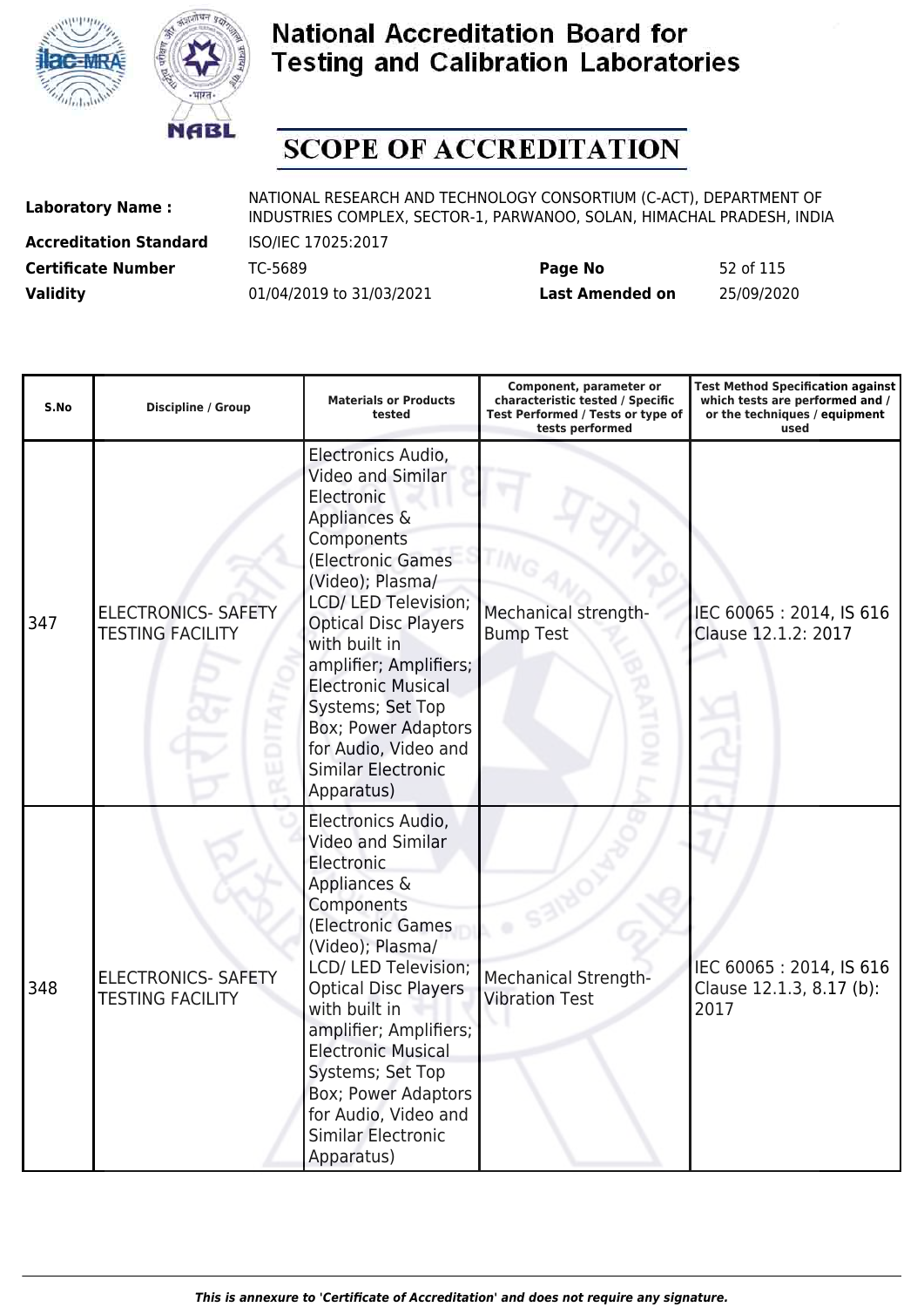# National Accreditation Board for Testing and Calibration Laboratories

## SCOPE OF ACCREDITATION

**Laboratory Name :** NATIONAL RESEARCH AND TECHNOLOGY CONSORTIUM (C-ACT), DEPARTMENT OF INDUSTRIES COMPLEX, SECTOR-1, PARWANOO, SOLAN, HIMACHAL PRADESH, INDIA

**Accreditation Standard** ISO/IEC 17025:2017

**Certificate Number** TC-5689 **Page No** 52 of 115

**Validity** 01/04/2019 to 31/03/2021 **Last Amended on** 25/09/2020

| S.No | Discipline / Group | Materials or Products tested | Component, parameter or characteristic tested / Specific Test Performed / Tests or type of tests performed | Test Method Specification against which tests are performed and / or the techniques / equipment used |
|---|---|---|---|---|
| 347 | ELECTRONICS- SAFETY TESTING FACILITY | Electronics Audio, Video and Similar Electronic Appliances & Components (Electronic Games (Video); Plasma/ LCD/ LED Television; Optical Disc Players with built in amplifier; Amplifiers; Electronic Musical Systems; Set Top Box; Power Adaptors for Audio, Video and Similar Electronic Apparatus) | Mechanical strength- Bump Test | IEC 60065 : 2014, IS 616 Clause 12.1.2: 2017 |
| 348 | ELECTRONICS- SAFETY TESTING FACILITY | Electronics Audio, Video and Similar Electronic Appliances & Components (Electronic Games (Video); Plasma/ LCD/ LED Television; Optical Disc Players with built in amplifier; Amplifiers; Electronic Musical Systems; Set Top Box; Power Adaptors for Audio, Video and Similar Electronic Apparatus) | Mechanical Strength- Vibration Test | IEC 60065 : 2014, IS 616 Clause 12.1.3, 8.17 (b): 2017 |

*This is annexure to 'Certificate of Accreditation' and does not require any signature.*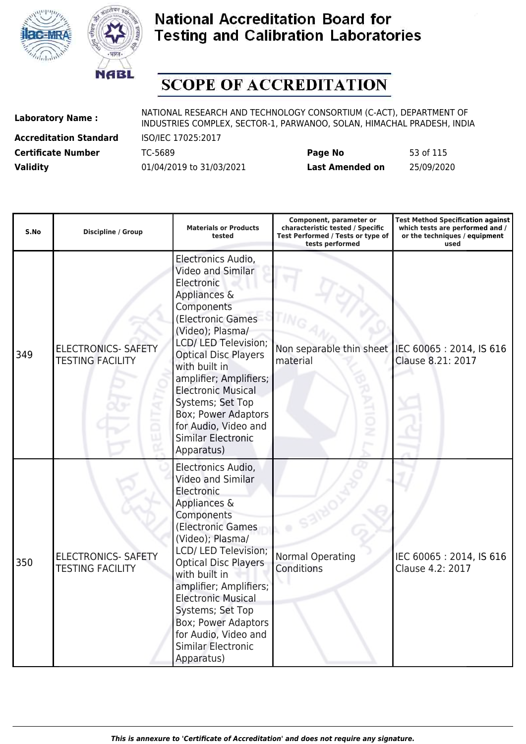# National Accreditation Board for Testing and Calibration Laboratories

## SCOPE OF ACCREDITATION

| | | | | |
|---|---|---|---|---|
| **Laboratory Name :** | NATIONAL RESEARCH AND TECHNOLOGY CONSORTIUM (C-ACT), DEPARTMENT OF INDUSTRIES COMPLEX, SECTOR-1, PARWANOO, SOLAN, HIMACHAL PRADESH, INDIA | | | |
| **Accreditation Standard** | ISO/IEC 17025:2017 | | | |
| **Certificate Number** | TC-5689 | **Page No** | 53 of 115 | |
| **Validity** | 01/04/2019 to 31/03/2021 | **Last Amended on** | 25/09/2020 | |

| S.No | Discipline / Group | Materials or Products tested | Component, parameter or characteristic tested / Specific Test Performed / Tests or type of tests performed | Test Method Specification against which tests are performed and / or the techniques / equipment used |
|---|---|---|---|---|
| 349 | ELECTRONICS- SAFETY TESTING FACILITY | Electronics Audio, Video and Similar Electronic Appliances & Components (Electronic Games (Video); Plasma/ LCD/ LED Television; Optical Disc Players with built in amplifier; Amplifiers; Electronic Musical Systems; Set Top Box; Power Adaptors for Audio, Video and Similar Electronic Apparatus) | Non separable thin sheet material | IEC 60065 : 2014, IS 616 Clause 8.21: 2017 |
| 350 | ELECTRONICS- SAFETY TESTING FACILITY | Electronics Audio, Video and Similar Electronic Appliances & Components (Electronic Games (Video); Plasma/ LCD/ LED Television; Optical Disc Players with built in amplifier; Amplifiers; Electronic Musical Systems; Set Top Box; Power Adaptors for Audio, Video and Similar Electronic Apparatus) | Normal Operating Conditions | IEC 60065 : 2014, IS 616 Clause 4.2: 2017 |

*This is annexure to 'Certificate of Accreditation' and does not require any signature.*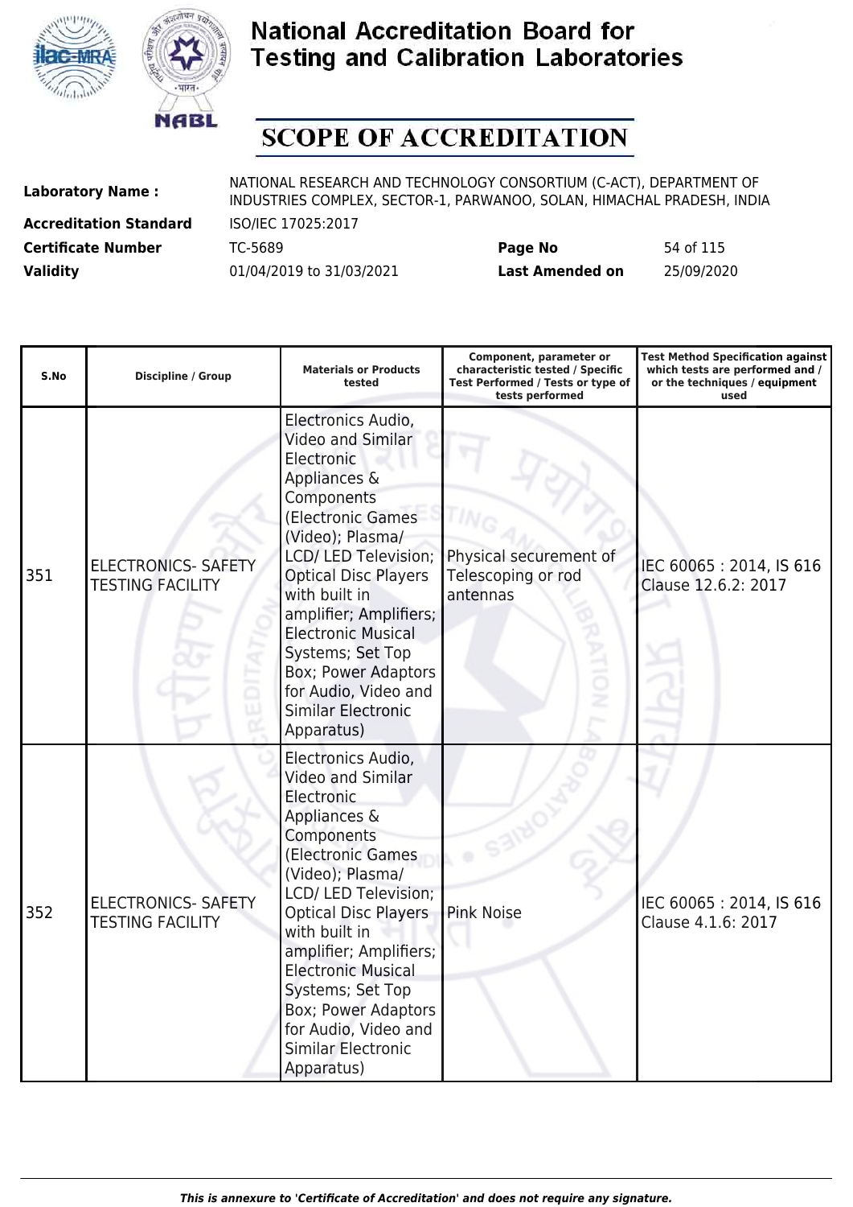# National Accreditation Board for Testing and Calibration Laboratories

# SCOPE OF ACCREDITATION

| | | | |
|---|---|---|---|
| **Laboratory Name :** | NATIONAL RESEARCH AND TECHNOLOGY CONSORTIUM (C-ACT), DEPARTMENT OF INDUSTRIES COMPLEX, SECTOR-1, PARWANOO, SOLAN, HIMACHAL PRADESH, INDIA | | |
| **Accreditation Standard** | ISO/IEC 17025:2017 | | |
| **Certificate Number** | TC-5689 | **Page No** | 54 of 115 |
| **Validity** | 01/04/2019 to 31/03/2021 | **Last Amended on** | 25/09/2020 |

| S.No | Discipline / Group | Materials or Products tested | Component, parameter or characteristic tested / Specific Test Performed / Tests or type of tests performed | Test Method Specification against which tests are performed and / or the techniques / equipment used |
|---|---|---|---|---|
| 351 | ELECTRONICS- SAFETY TESTING FACILITY | Electronics Audio, Video and Similar Electronic Appliances & Components (Electronic Games (Video); Plasma/ LCD/ LED Television; Optical Disc Players with built in amplifier; Amplifiers; Electronic Musical Systems; Set Top Box; Power Adaptors for Audio, Video and Similar Electronic Apparatus) | Physical securement of Telescoping or rod antennas | IEC 60065 : 2014, IS 616 Clause 12.6.2: 2017 |
| 352 | ELECTRONICS- SAFETY TESTING FACILITY | Electronics Audio, Video and Similar Electronic Appliances & Components (Electronic Games (Video); Plasma/ LCD/ LED Television; Optical Disc Players with built in amplifier; Amplifiers; Electronic Musical Systems; Set Top Box; Power Adaptors for Audio, Video and Similar Electronic Apparatus) | Pink Noise | IEC 60065 : 2014, IS 616 Clause 4.1.6: 2017 |

*This is annexure to 'Certificate of Accreditation' and does not require any signature.*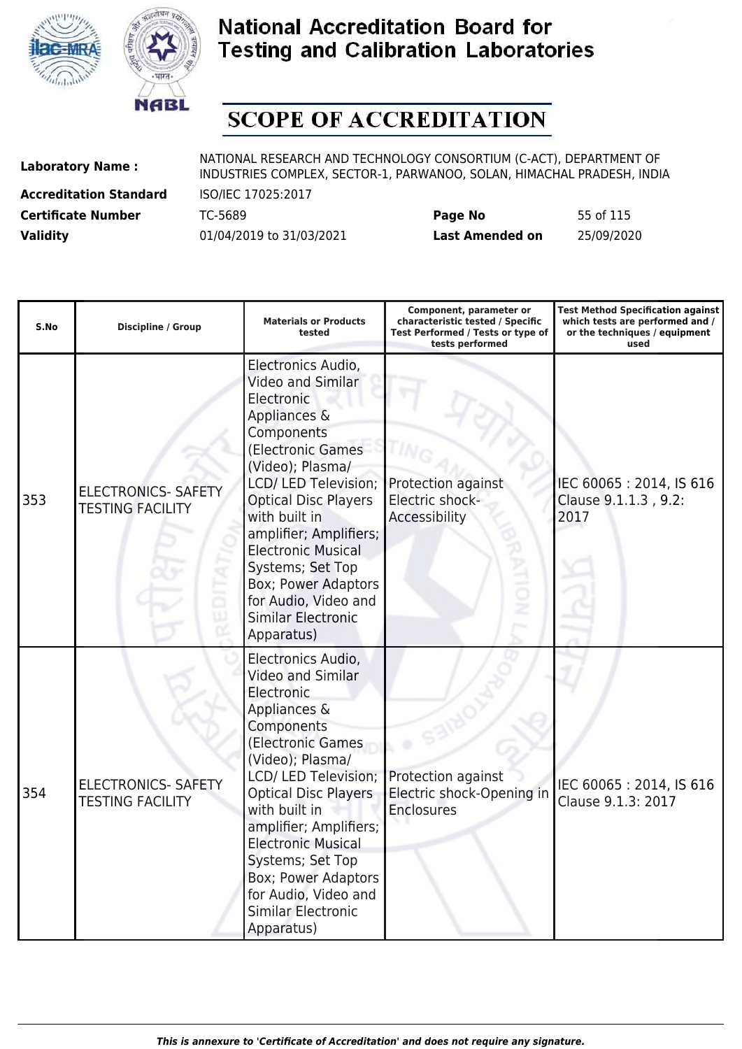# National Accreditation Board for Testing and Calibration Laboratories

## SCOPE OF ACCREDITATION

| | | | |
|---|---|---|---|
| **Laboratory Name :** | NATIONAL RESEARCH AND TECHNOLOGY CONSORTIUM (C-ACT), DEPARTMENT OF INDUSTRIES COMPLEX, SECTOR-1, PARWANOO, SOLAN, HIMACHAL PRADESH, INDIA | | |
| **Accreditation Standard** | ISO/IEC 17025:2017 | | |
| **Certificate Number** | TC-5689 | **Page No** | 55 of 115 |
| **Validity** | 01/04/2019 to 31/03/2021 | **Last Amended on** | 25/09/2020 |

| S.No | Discipline / Group | Materials or Products tested | Component, parameter or characteristic tested / Specific Test Performed / Tests or type of tests performed | Test Method Specification against which tests are performed and / or the techniques / equipment used |
|---|---|---|---|---|
| 353 | ELECTRONICS- SAFETY TESTING FACILITY | Electronics Audio, Video and Similar Electronic Appliances & Components (Electronic Games (Video); Plasma/ LCD/ LED Television; Optical Disc Players with built in amplifier; Amplifiers; Electronic Musical Systems; Set Top Box; Power Adaptors for Audio, Video and Similar Electronic Apparatus) | Protection against Electric shock-Accessibility | IEC 60065 : 2014, IS 616 Clause 9.1.1.3 , 9.2: 2017 |
| 354 | ELECTRONICS- SAFETY TESTING FACILITY | Electronics Audio, Video and Similar Electronic Appliances & Components (Electronic Games (Video); Plasma/ LCD/ LED Television; Optical Disc Players with built in amplifier; Amplifiers; Electronic Musical Systems; Set Top Box; Power Adaptors for Audio, Video and Similar Electronic Apparatus) | Protection against Electric shock-Opening in Enclosures | IEC 60065 : 2014, IS 616 Clause 9.1.3: 2017 |

*This is annexure to 'Certificate of Accreditation' and does not require any signature.*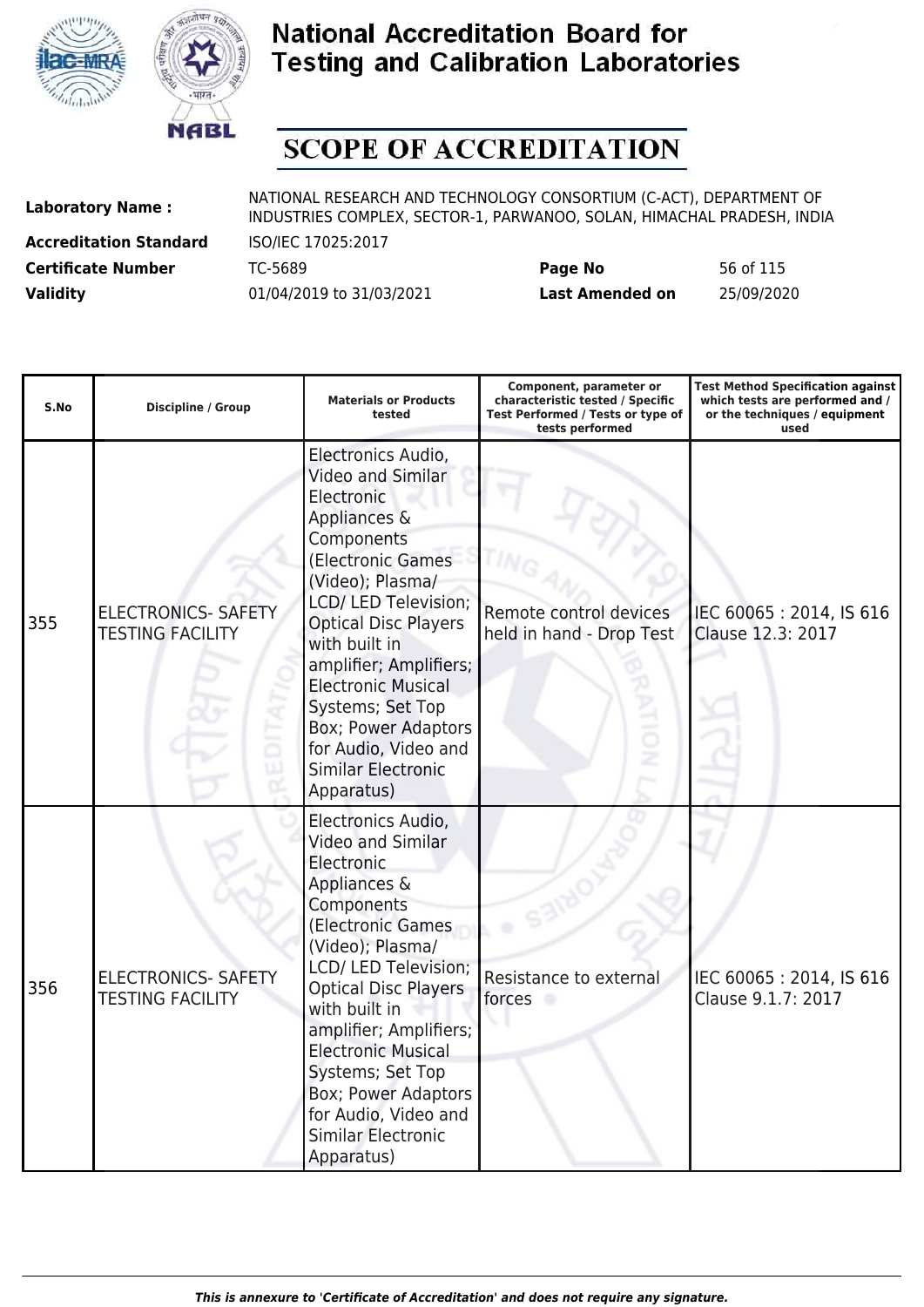# National Accreditation Board for Testing and Calibration Laboratories

# SCOPE OF ACCREDITATION

| | | | |
|---|---|---|---|
| **Laboratory Name :** | NATIONAL RESEARCH AND TECHNOLOGY CONSORTIUM (C-ACT), DEPARTMENT OF INDUSTRIES COMPLEX, SECTOR-1, PARWANOO, SOLAN, HIMACHAL PRADESH, INDIA | | |
| **Accreditation Standard** | ISO/IEC 17025:2017 | | |
| **Certificate Number** | TC-5689 | **Page No** | 56 of 115 |
| **Validity** | 01/04/2019 to 31/03/2021 | **Last Amended on** | 25/09/2020 |

| S.No | Discipline / Group | Materials or Products tested | Component, parameter or characteristic tested / Specific Test Performed / Tests or type of tests performed | Test Method Specification against which tests are performed and / or the techniques / equipment used |
|---|---|---|---|---|
| 355 | ELECTRONICS- SAFETY TESTING FACILITY | Electronics Audio, Video and Similar Electronic Appliances & Components (Electronic Games (Video); Plasma/ LCD/ LED Television; Optical Disc Players with built in amplifier; Amplifiers; Electronic Musical Systems; Set Top Box; Power Adaptors for Audio, Video and Similar Electronic Apparatus) | Remote control devices held in hand - Drop Test | IEC 60065 : 2014, IS 616 Clause 12.3: 2017 |
| 356 | ELECTRONICS- SAFETY TESTING FACILITY | Electronics Audio, Video and Similar Electronic Appliances & Components (Electronic Games (Video); Plasma/ LCD/ LED Television; Optical Disc Players with built in amplifier; Amplifiers; Electronic Musical Systems; Set Top Box; Power Adaptors for Audio, Video and Similar Electronic Apparatus) | Resistance to external forces | IEC 60065 : 2014, IS 616 Clause 9.1.7: 2017 |

*This is annexure to 'Certificate of Accreditation' and does not require any signature.*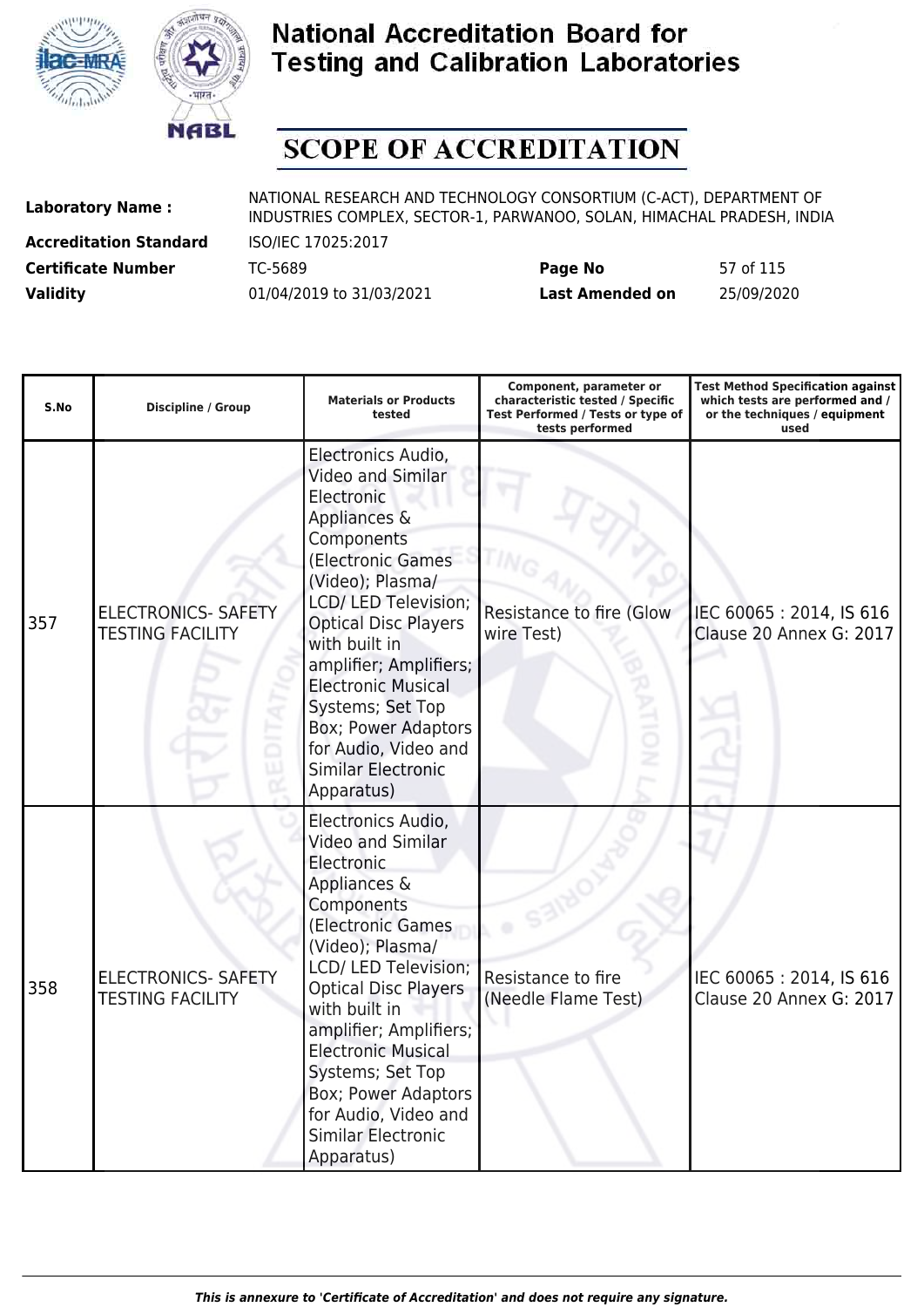# National Accreditation Board for Testing and Calibration Laboratories

## SCOPE OF ACCREDITATION

| | | | | |
|---|---|---|---|---|
| **Laboratory Name :** | NATIONAL RESEARCH AND TECHNOLOGY CONSORTIUM (C-ACT), DEPARTMENT OF INDUSTRIES COMPLEX, SECTOR-1, PARWANOO, SOLAN, HIMACHAL PRADESH, INDIA | | | |
| **Accreditation Standard** | ISO/IEC 17025:2017 | | | |
| **Certificate Number** | TC-5689 | **Page No** | 57 of 115 | |
| **Validity** | 01/04/2019 to 31/03/2021 | **Last Amended on** | 25/09/2020 | |

| S.No | Discipline / Group | Materials or Products tested | Component, parameter or characteristic tested / Specific Test Performed / Tests or type of tests performed | Test Method Specification against which tests are performed and / or the techniques / equipment used |
|---|---|---|---|---|
| 357 | ELECTRONICS- SAFETY TESTING FACILITY | Electronics Audio, Video and Similar Electronic Appliances & Components (Electronic Games (Video); Plasma/ LCD/ LED Television; Optical Disc Players with built in amplifier; Amplifiers; Electronic Musical Systems; Set Top Box; Power Adaptors for Audio, Video and Similar Electronic Apparatus) | Resistance to fire (Glow wire Test) | IEC 60065 : 2014, IS 616 Clause 20 Annex G: 2017 |
| 358 | ELECTRONICS- SAFETY TESTING FACILITY | Electronics Audio, Video and Similar Electronic Appliances & Components (Electronic Games (Video); Plasma/ LCD/ LED Television; Optical Disc Players with built in amplifier; Amplifiers; Electronic Musical Systems; Set Top Box; Power Adaptors for Audio, Video and Similar Electronic Apparatus) | Resistance to fire (Needle Flame Test) | IEC 60065 : 2014, IS 616 Clause 20 Annex G: 2017 |

*This is annexure to 'Certificate of Accreditation' and does not require any signature.*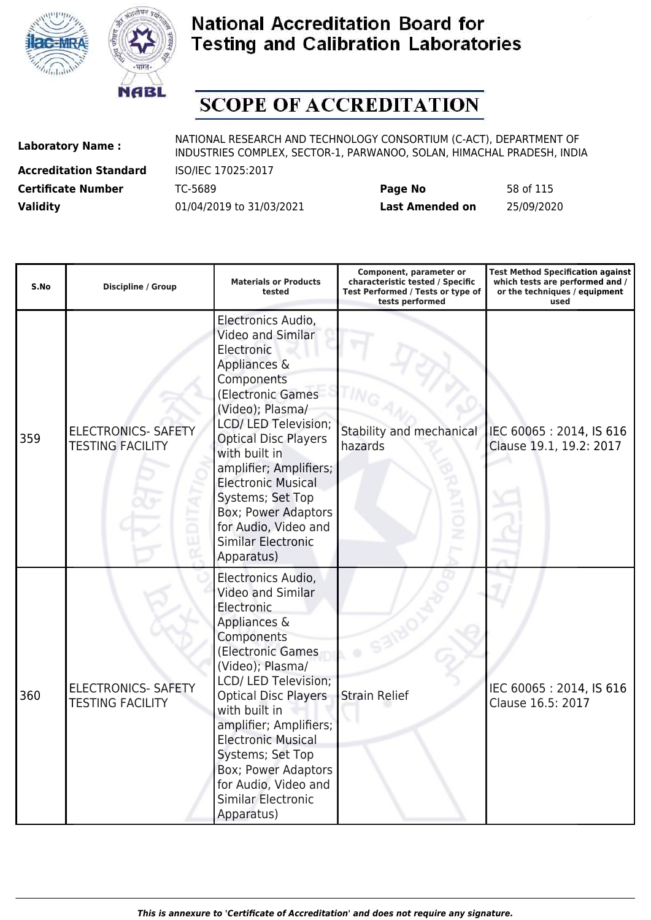# National Accreditation Board for Testing and Calibration Laboratories

## SCOPE OF ACCREDITATION

| | | | |
|---|---|---|---|
| **Laboratory Name :** | NATIONAL RESEARCH AND TECHNOLOGY CONSORTIUM (C-ACT), DEPARTMENT OF INDUSTRIES COMPLEX, SECTOR-1, PARWANOO, SOLAN, HIMACHAL PRADESH, INDIA | | |
| **Accreditation Standard** | ISO/IEC 17025:2017 | | |
| **Certificate Number** | TC-5689 | **Page No** | 58 of 115 |
| **Validity** | 01/04/2019 to 31/03/2021 | **Last Amended on** | 25/09/2020 |

| S.No | Discipline / Group | Materials or Products tested | Component, parameter or characteristic tested / Specific Test Performed / Tests or type of tests performed | Test Method Specification against which tests are performed and / or the techniques / equipment used |
|---|---|---|---|---|
| 359 | ELECTRONICS- SAFETY TESTING FACILITY | Electronics Audio, Video and Similar Electronic Appliances & Components (Electronic Games (Video); Plasma/ LCD/ LED Television; Optical Disc Players with built in amplifier; Amplifiers; Electronic Musical Systems; Set Top Box; Power Adaptors for Audio, Video and Similar Electronic Apparatus) | Stability and mechanical hazards | IEC 60065 : 2014, IS 616 Clause 19.1, 19.2: 2017 |
| 360 | ELECTRONICS- SAFETY TESTING FACILITY | Electronics Audio, Video and Similar Electronic Appliances & Components (Electronic Games (Video); Plasma/ LCD/ LED Television; Optical Disc Players with built in amplifier; Amplifiers; Electronic Musical Systems; Set Top Box; Power Adaptors for Audio, Video and Similar Electronic Apparatus) | Strain Relief | IEC 60065 : 2014, IS 616 Clause 16.5: 2017 |

*This is annexure to 'Certificate of Accreditation' and does not require any signature.*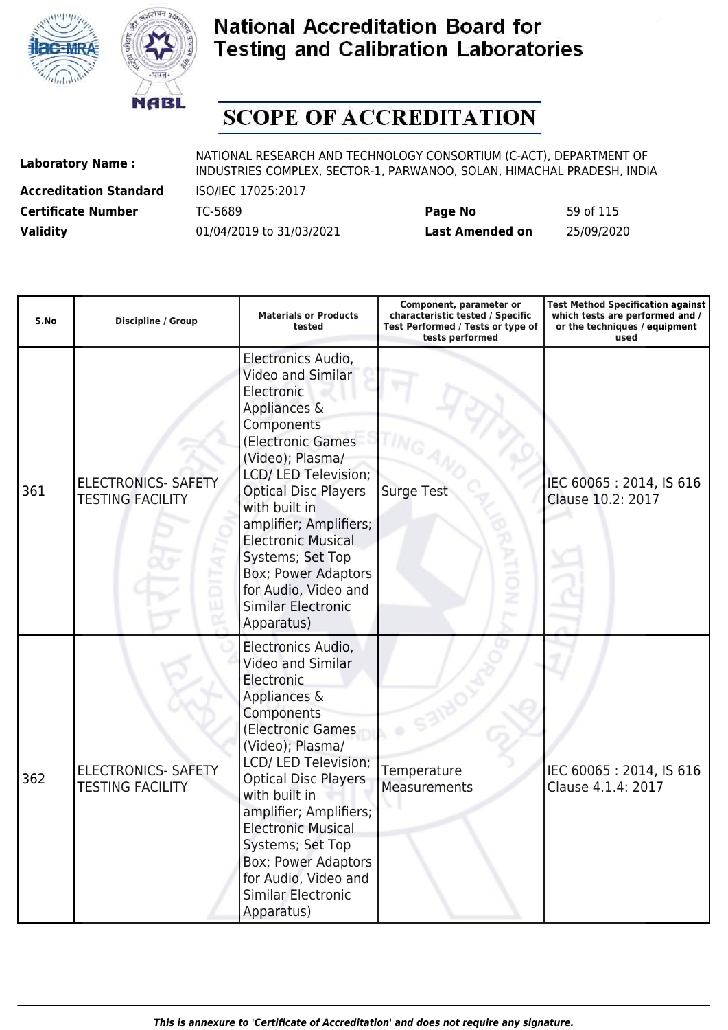# National Accreditation Board for Testing and Calibration Laboratories

## SCOPE OF ACCREDITATION

**Laboratory Name :** NATIONAL RESEARCH AND TECHNOLOGY CONSORTIUM (C-ACT), DEPARTMENT OF INDUSTRIES COMPLEX, SECTOR-1, PARWANOO, SOLAN, HIMACHAL PRADESH, INDIA

**Accreditation Standard** ISO/IEC 17025:2017

**Certificate Number** TC-5689 **Page No** 59 of 115

**Validity** 01/04/2019 to 31/03/2021 **Last Amended on** 25/09/2020

| S.No | Discipline / Group | Materials or Products tested | Component, parameter or characteristic tested / Specific Test Performed / Tests or type of tests performed | Test Method Specification against which tests are performed and / or the techniques / equipment used |
|---|---|---|---|---|
| 361 | ELECTRONICS- SAFETY TESTING FACILITY | Electronics Audio, Video and Similar Electronic Appliances & Components (Electronic Games (Video); Plasma/ LCD/ LED Television; Optical Disc Players with built in amplifier; Amplifiers; Electronic Musical Systems; Set Top Box; Power Adaptors for Audio, Video and Similar Electronic Apparatus) | Surge Test | IEC 60065 : 2014, IS 616 Clause 10.2: 2017 |
| 362 | ELECTRONICS- SAFETY TESTING FACILITY | Electronics Audio, Video and Similar Electronic Appliances & Components (Electronic Games (Video); Plasma/ LCD/ LED Television; Optical Disc Players with built in amplifier; Amplifiers; Electronic Musical Systems; Set Top Box; Power Adaptors for Audio, Video and Similar Electronic Apparatus) | Temperature Measurements | IEC 60065 : 2014, IS 616 Clause 4.1.4: 2017 |

*This is annexure to 'Certificate of Accreditation' and does not require any signature.*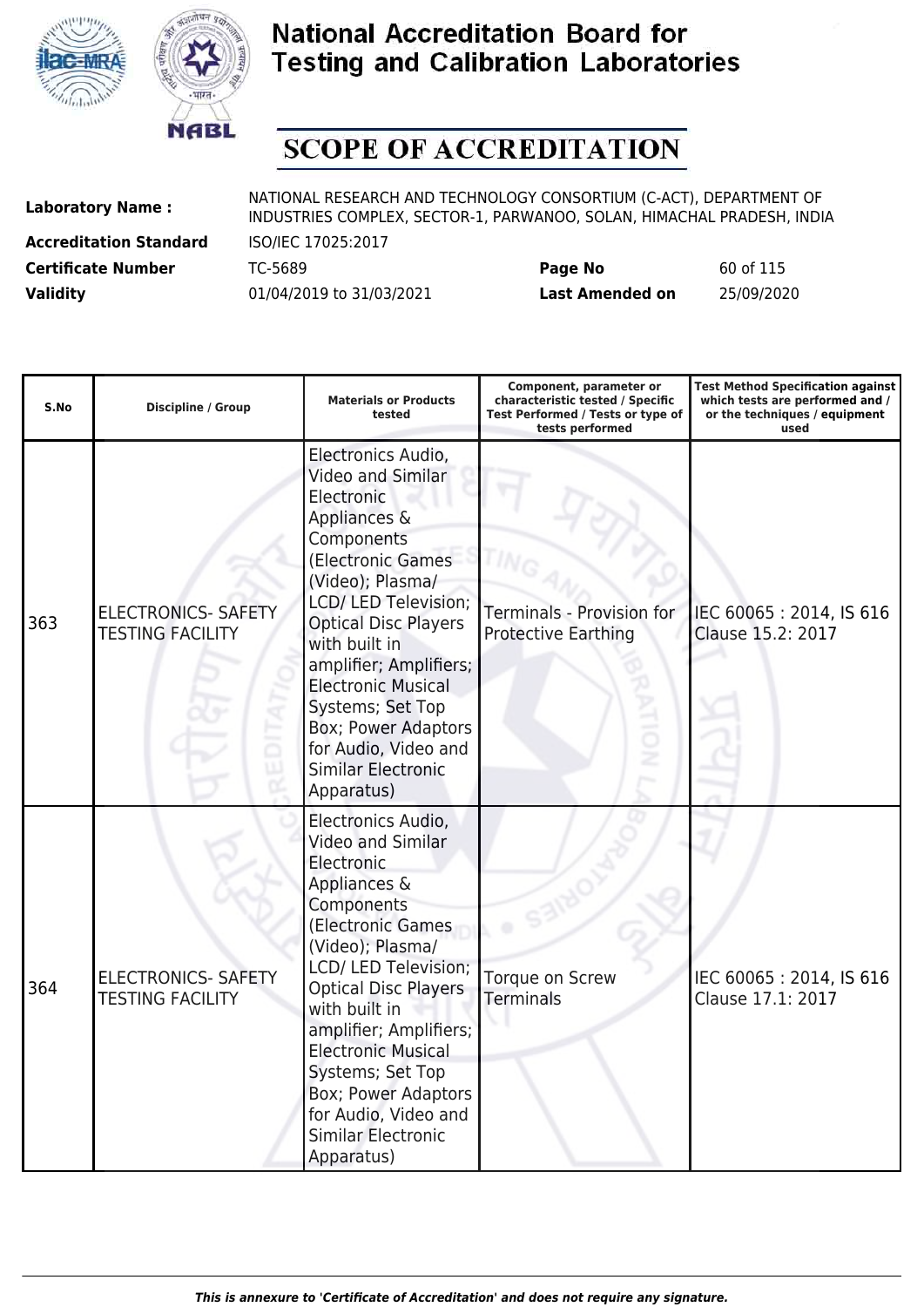# National Accreditation Board for Testing and Calibration Laboratories

## SCOPE OF ACCREDITATION

| | | | |
|---|---|---|---|
| **Laboratory Name :** | NATIONAL RESEARCH AND TECHNOLOGY CONSORTIUM (C-ACT), DEPARTMENT OF INDUSTRIES COMPLEX, SECTOR-1, PARWANOO, SOLAN, HIMACHAL PRADESH, INDIA | | |
| **Accreditation Standard** | ISO/IEC 17025:2017 | | |
| **Certificate Number** | TC-5689 | **Page No** | 60 of 115 |
| **Validity** | 01/04/2019 to 31/03/2021 | **Last Amended on** | 25/09/2020 |

| S.No | Discipline / Group | Materials or Products tested | Component, parameter or characteristic tested / Specific Test Performed / Tests or type of tests performed | Test Method Specification against which tests are performed and / or the techniques / equipment used |
|---|---|---|---|---|
| 363 | ELECTRONICS- SAFETY TESTING FACILITY | Electronics Audio, Video and Similar Electronic Appliances & Components (Electronic Games (Video); Plasma/ LCD/ LED Television; Optical Disc Players with built in amplifier; Amplifiers; Electronic Musical Systems; Set Top Box; Power Adaptors for Audio, Video and Similar Electronic Apparatus) | Terminals - Provision for Protective Earthing | IEC 60065 : 2014, IS 616 Clause 15.2: 2017 |
| 364 | ELECTRONICS- SAFETY TESTING FACILITY | Electronics Audio, Video and Similar Electronic Appliances & Components (Electronic Games (Video); Plasma/ LCD/ LED Television; Optical Disc Players with built in amplifier; Amplifiers; Electronic Musical Systems; Set Top Box; Power Adaptors for Audio, Video and Similar Electronic Apparatus) | Torque on Screw Terminals | IEC 60065 : 2014, IS 616 Clause 17.1: 2017 |

*This is annexure to 'Certificate of Accreditation' and does not require any signature.*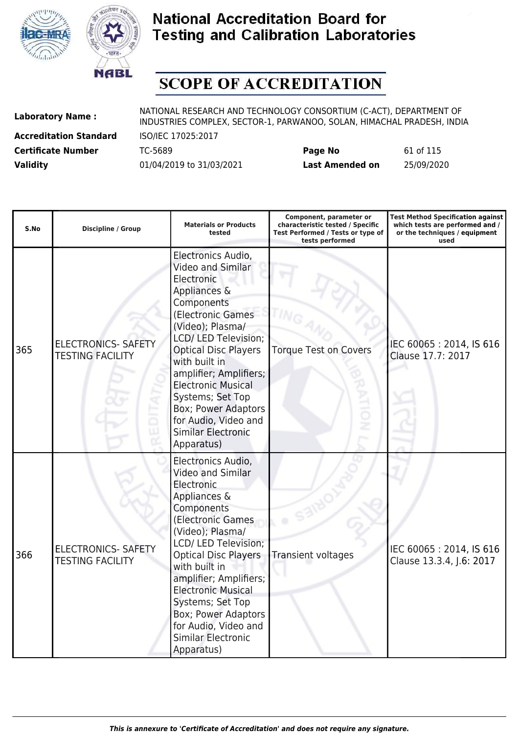# National Accreditation Board for Testing and Calibration Laboratories

## SCOPE OF ACCREDITATION

| | | | |
|---|---|---|---|
| **Laboratory Name :** | NATIONAL RESEARCH AND TECHNOLOGY CONSORTIUM (C-ACT), DEPARTMENT OF INDUSTRIES COMPLEX, SECTOR-1, PARWANOO, SOLAN, HIMACHAL PRADESH, INDIA | | |
| **Accreditation Standard** | ISO/IEC 17025:2017 | | |
| **Certificate Number** | TC-5689 | **Page No** | 61 of 115 |
| **Validity** | 01/04/2019 to 31/03/2021 | **Last Amended on** | 25/09/2020 |

| S.No | Discipline / Group | Materials or Products tested | Component, parameter or characteristic tested / Specific Test Performed / Tests or type of tests performed | Test Method Specification against which tests are performed and / or the techniques / equipment used |
|---|---|---|---|---|
| 365 | ELECTRONICS- SAFETY TESTING FACILITY | Electronics Audio, Video and Similar Electronic Appliances & Components (Electronic Games (Video); Plasma/ LCD/ LED Television; Optical Disc Players with built in amplifier; Amplifiers; Electronic Musical Systems; Set Top Box; Power Adaptors for Audio, Video and Similar Electronic Apparatus) | Torque Test on Covers | IEC 60065 : 2014, IS 616 Clause 17.7: 2017 |
| 366 | ELECTRONICS- SAFETY TESTING FACILITY | Electronics Audio, Video and Similar Electronic Appliances & Components (Electronic Games (Video); Plasma/ LCD/ LED Television; Optical Disc Players with built in amplifier; Amplifiers; Electronic Musical Systems; Set Top Box; Power Adaptors for Audio, Video and Similar Electronic Apparatus) | Transient voltages | IEC 60065 : 2014, IS 616 Clause 13.3.4, J.6: 2017 |

*This is annexure to 'Certificate of Accreditation' and does not require any signature.*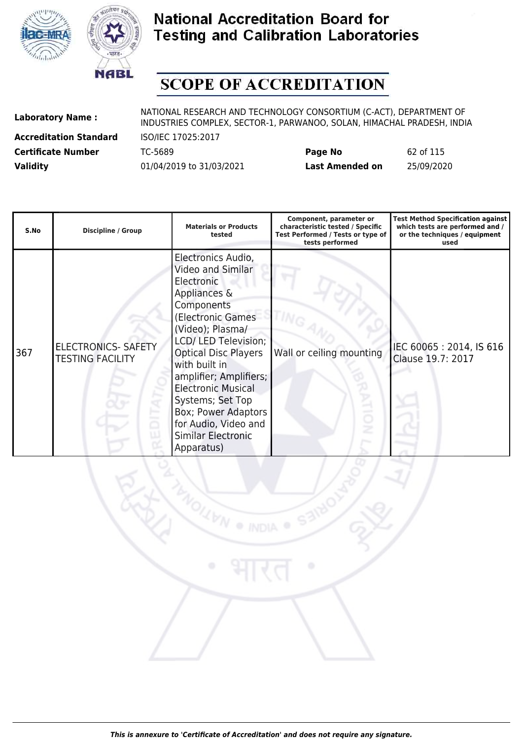# National Accreditation Board for Testing and Calibration Laboratories

## SCOPE OF ACCREDITATION

| | | | |
|---|---|---|---|
| **Laboratory Name :** | NATIONAL RESEARCH AND TECHNOLOGY CONSORTIUM (C-ACT), DEPARTMENT OF INDUSTRIES COMPLEX, SECTOR-1, PARWANOO, SOLAN, HIMACHAL PRADESH, INDIA | | |
| **Accreditation Standard** | ISO/IEC 17025:2017 | | |
| **Certificate Number** | TC-5689 | **Page No** | 62 of 115 |
| **Validity** | 01/04/2019 to 31/03/2021 | **Last Amended on** | 25/09/2020 |

| S.No | Discipline / Group | Materials or Products tested | Component, parameter or characteristic tested / Specific Test Performed / Tests or type of tests performed | Test Method Specification against which tests are performed and / or the techniques / equipment used |
|---|---|---|---|---|
| 367 | ELECTRONICS- SAFETY TESTING FACILITY | Electronics Audio, Video and Similar Electronic Appliances & Components (Electronic Games (Video); Plasma/ LCD/ LED Television; Optical Disc Players with built in amplifier; Amplifiers; Electronic Musical Systems; Set Top Box; Power Adaptors for Audio, Video and Similar Electronic Apparatus) | Wall or ceiling mounting | IEC 60065 : 2014, IS 616 Clause 19.7: 2017 |

*This is annexure to 'Certificate of Accreditation' and does not require any signature.*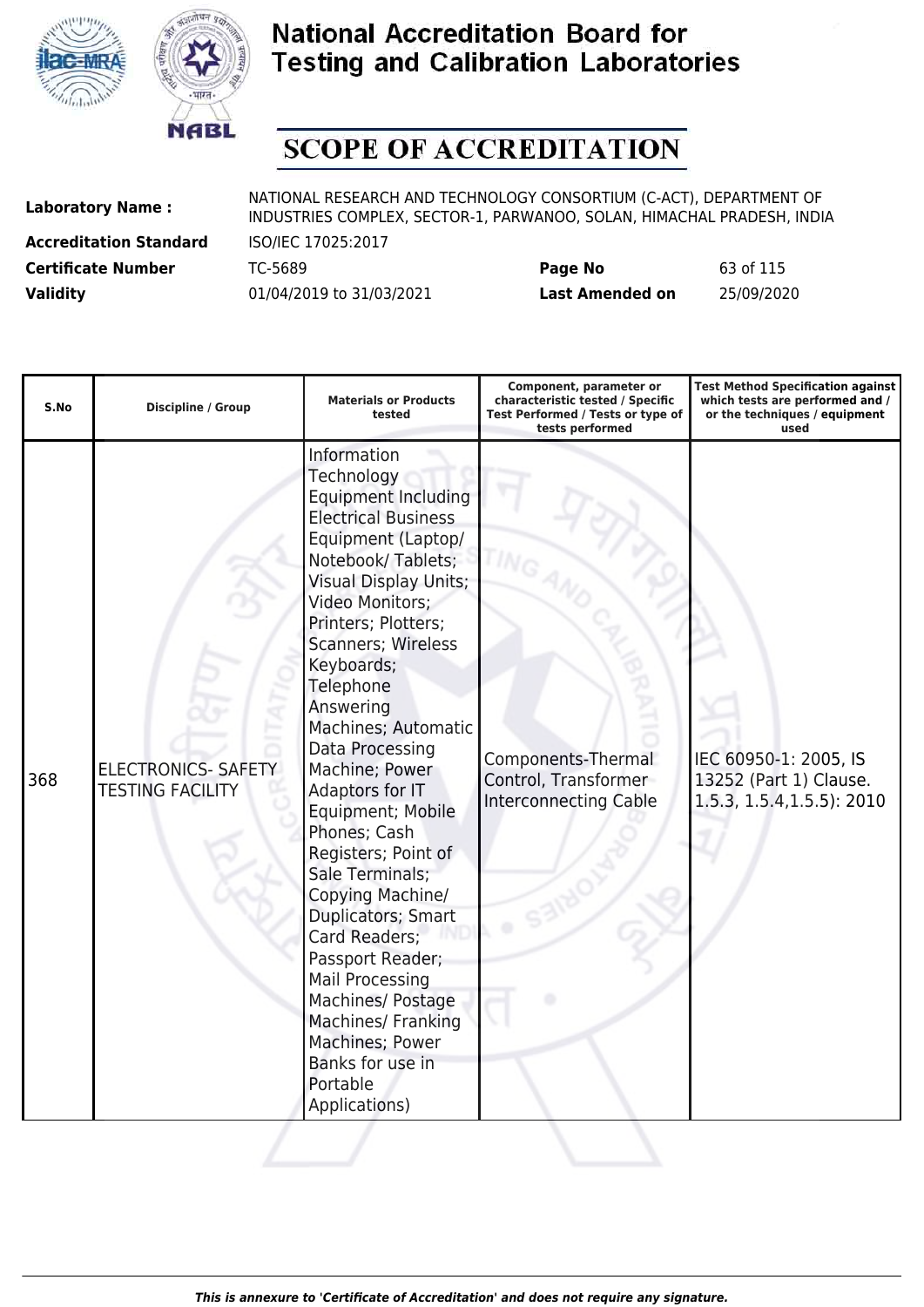# National Accreditation Board for Testing and Calibration Laboratories

## SCOPE OF ACCREDITATION

**Laboratory Name :** NATIONAL RESEARCH AND TECHNOLOGY CONSORTIUM (C-ACT), DEPARTMENT OF INDUSTRIES COMPLEX, SECTOR-1, PARWANOO, SOLAN, HIMACHAL PRADESH, INDIA

**Accreditation Standard** ISO/IEC 17025:2017

**Certificate Number** TC-5689 **Page No** 63 of 115

**Validity** 01/04/2019 to 31/03/2021 **Last Amended on** 25/09/2020

| S.No | Discipline / Group | Materials or Products tested | Component, parameter or characteristic tested / Specific Test Performed / Tests or type of tests performed | Test Method Specification against which tests are performed and / or the techniques / equipment used |
|---|---|---|---|---|
| 368 | ELECTRONICS- SAFETY TESTING FACILITY | Information Technology Equipment Including Electrical Business Equipment (Laptop/ Notebook/ Tablets; Visual Display Units; Video Monitors; Printers; Plotters; Scanners; Wireless Keyboards; Telephone Answering Machines; Automatic Data Processing Machine; Power Adaptors for IT Equipment; Mobile Phones; Cash Registers; Point of Sale Terminals; Copying Machine/ Duplicators; Smart Card Readers; Passport Reader; Mail Processing Machines/ Postage Machines/ Franking Machines; Power Banks for use in Portable Applications) | Components-Thermal Control, Transformer Interconnecting Cable | IEC 60950-1: 2005, IS 13252 (Part 1) Clause. 1.5.3, 1.5.4,1.5.5): 2010 |

*This is annexure to 'Certificate of Accreditation' and does not require any signature.*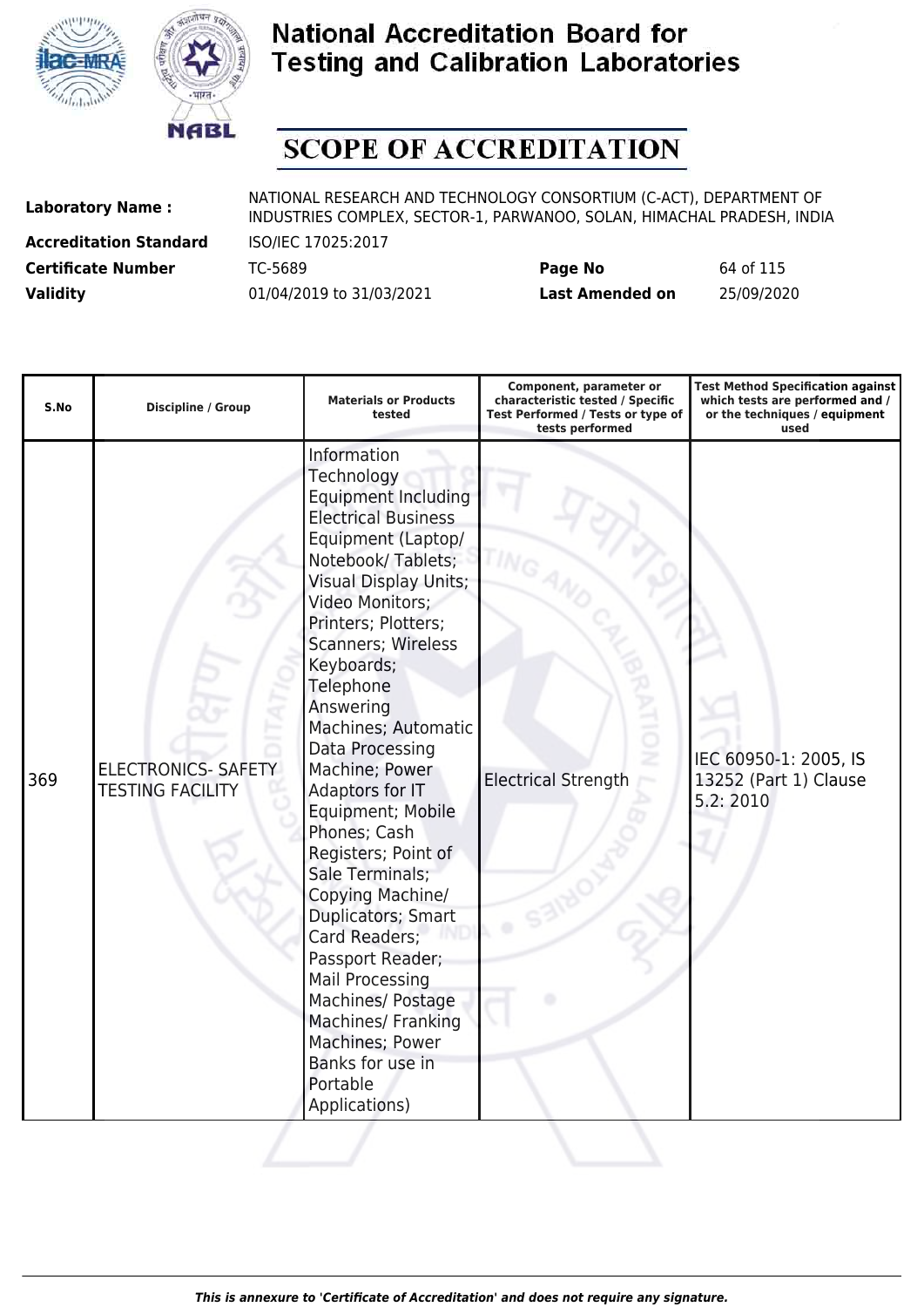# National Accreditation Board for Testing and Calibration Laboratories

## SCOPE OF ACCREDITATION

| | | | |
|---|---|---|---|
| **Laboratory Name :** | NATIONAL RESEARCH AND TECHNOLOGY CONSORTIUM (C-ACT), DEPARTMENT OF INDUSTRIES COMPLEX, SECTOR-1, PARWANOO, SOLAN, HIMACHAL PRADESH, INDIA | | |
| **Accreditation Standard** | ISO/IEC 17025:2017 | | |
| **Certificate Number** | TC-5689 | **Page No** | 64 of 115 |
| **Validity** | 01/04/2019 to 31/03/2021 | **Last Amended on** | 25/09/2020 |

| S.No | Discipline / Group | Materials or Products tested | Component, parameter or characteristic tested / Specific Test Performed / Tests or type of tests performed | Test Method Specification against which tests are performed and / or the techniques / equipment used |
|---|---|---|---|---|
| 369 | ELECTRONICS- SAFETY TESTING FACILITY | Information Technology Equipment Including Electrical Business Equipment (Laptop/ Notebook/ Tablets; Visual Display Units; Video Monitors; Printers; Plotters; Scanners; Wireless Keyboards; Telephone Answering Machines; Automatic Data Processing Machine; Power Adaptors for IT Equipment; Mobile Phones; Cash Registers; Point of Sale Terminals; Copying Machine/ Duplicators; Smart Card Readers; Passport Reader; Mail Processing Machines/ Postage Machines/ Franking Machines; Power Banks for use in Portable Applications) | Electrical Strength | IEC 60950-1: 2005, IS 13252 (Part 1) Clause 5.2: 2010 |

*This is annexure to 'Certificate of Accreditation' and does not require any signature.*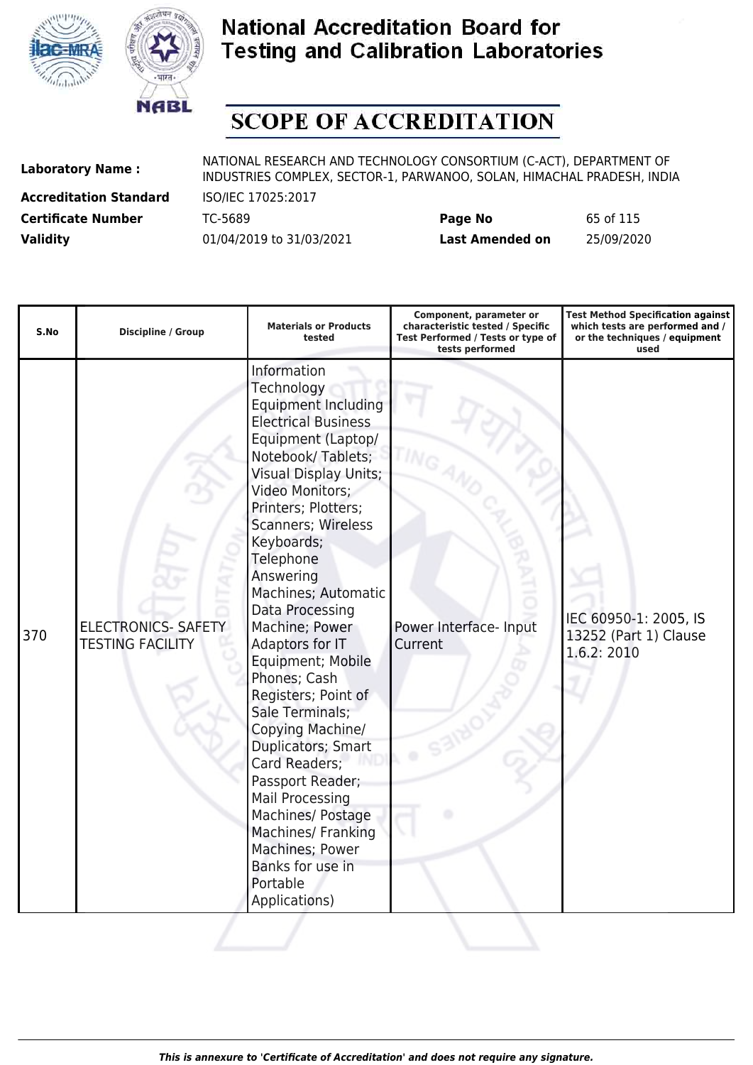# National Accreditation Board for Testing and Calibration Laboratories

## SCOPE OF ACCREDITATION

| | | | |
|---|---|---|---|
| **Laboratory Name :** | NATIONAL RESEARCH AND TECHNOLOGY CONSORTIUM (C-ACT), DEPARTMENT OF INDUSTRIES COMPLEX, SECTOR-1, PARWANOO, SOLAN, HIMACHAL PRADESH, INDIA | | |
| **Accreditation Standard** | ISO/IEC 17025:2017 | | |
| **Certificate Number** | TC-5689 | **Page No** | 65 of 115 |
| **Validity** | 01/04/2019 to 31/03/2021 | **Last Amended on** | 25/09/2020 |

| S.No | Discipline / Group | Materials or Products tested | Component, parameter or characteristic tested / Specific Test Performed / Tests or type of tests performed | Test Method Specification against which tests are performed and / or the techniques / equipment used |
|---|---|---|---|---|
| 370 | ELECTRONICS- SAFETY TESTING FACILITY | Information Technology Equipment Including Electrical Business Equipment (Laptop/ Notebook/ Tablets; Visual Display Units; Video Monitors; Printers; Plotters; Scanners; Wireless Keyboards; Telephone Answering Machines; Automatic Data Processing Machine; Power Adaptors for IT Equipment; Mobile Phones; Cash Registers; Point of Sale Terminals; Copying Machine/ Duplicators; Smart Card Readers; Passport Reader; Mail Processing Machines/ Postage Machines/ Franking Machines; Power Banks for use in Portable Applications) | Power Interface- Input Current | IEC 60950-1: 2005, IS 13252 (Part 1) Clause 1.6.2: 2010 |

*This is annexure to 'Certificate of Accreditation' and does not require any signature.*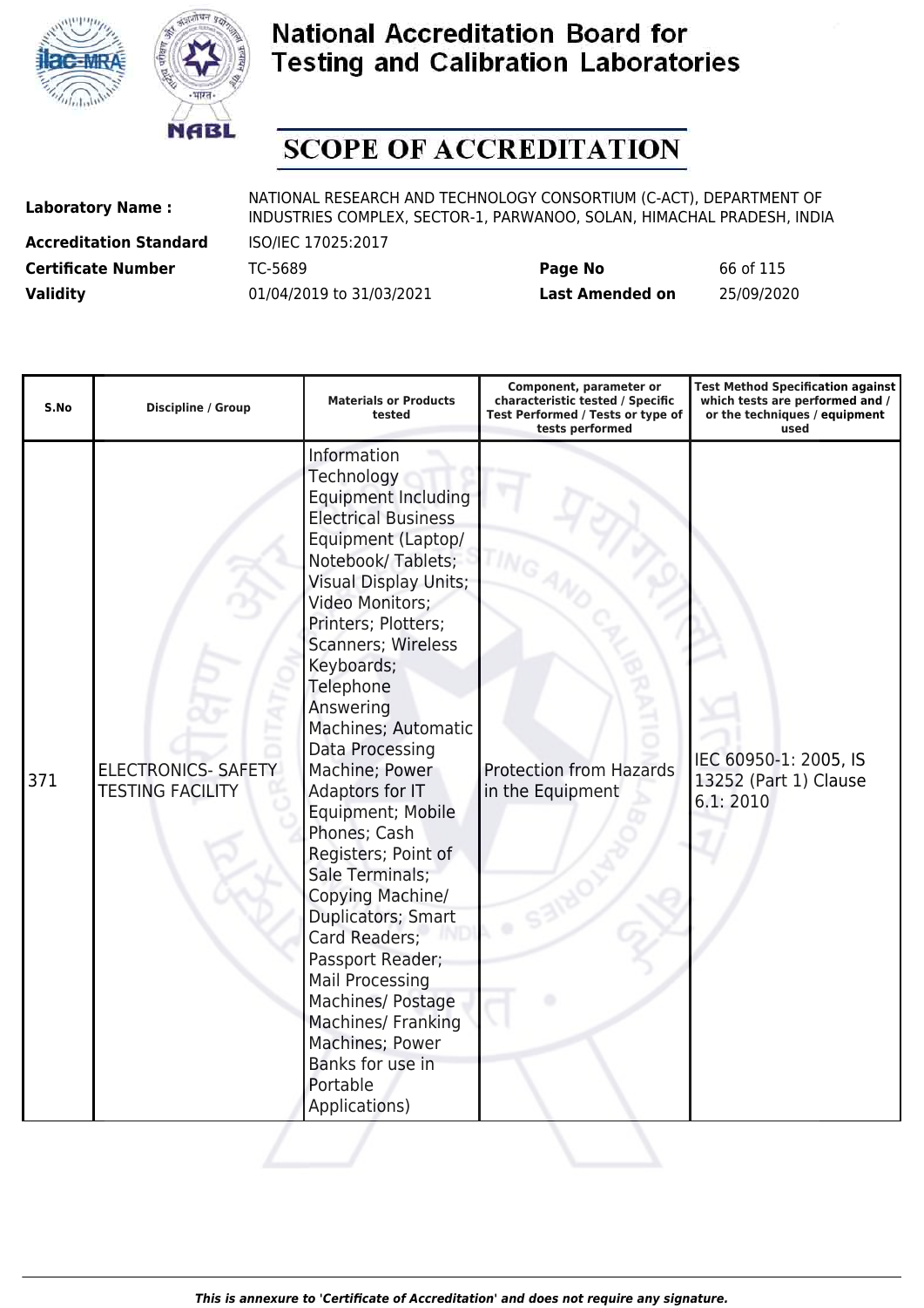# National Accreditation Board for Testing and Calibration Laboratories

## SCOPE OF ACCREDITATION

| | | | |
|---|---|---|---|
| **Laboratory Name :** | NATIONAL RESEARCH AND TECHNOLOGY CONSORTIUM (C-ACT), DEPARTMENT OF INDUSTRIES COMPLEX, SECTOR-1, PARWANOO, SOLAN, HIMACHAL PRADESH, INDIA | | |
| **Accreditation Standard** | ISO/IEC 17025:2017 | | |
| **Certificate Number** | TC-5689 | **Page No** | 66 of 115 |
| **Validity** | 01/04/2019 to 31/03/2021 | **Last Amended on** | 25/09/2020 |

| S.No | Discipline / Group | Materials or Products tested | Component, parameter or characteristic tested / Specific Test Performed / Tests or type of tests performed | Test Method Specification against which tests are performed and / or the techniques / equipment used |
|---|---|---|---|---|
| 371 | ELECTRONICS- SAFETY TESTING FACILITY | Information Technology Equipment Including Electrical Business Equipment (Laptop/ Notebook/ Tablets; Visual Display Units; Video Monitors; Printers; Plotters; Scanners; Wireless Keyboards; Telephone Answering Machines; Automatic Data Processing Machine; Power Adaptors for IT Equipment; Mobile Phones; Cash Registers; Point of Sale Terminals; Copying Machine/ Duplicators; Smart Card Readers; Passport Reader; Mail Processing Machines/ Postage Machines/ Franking Machines; Power Banks for use in Portable Applications) | Protection from Hazards in the Equipment | IEC 60950-1: 2005, IS 13252 (Part 1) Clause 6.1: 2010 |

*This is annexure to 'Certificate of Accreditation' and does not require any signature.*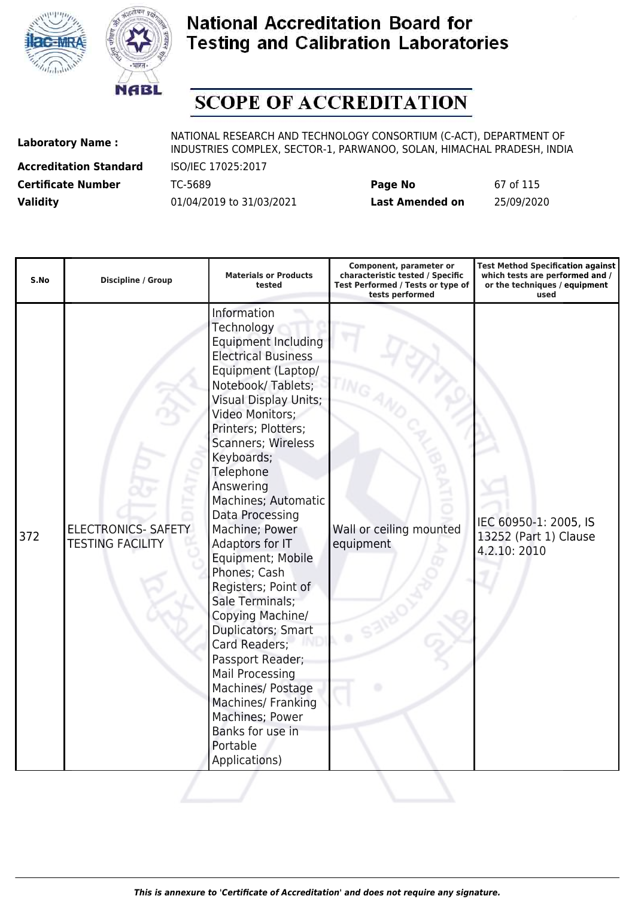# National Accreditation Board for Testing and Calibration Laboratories

## SCOPE OF ACCREDITATION

| | | | |
|---|---|---|---|
| **Laboratory Name :** | NATIONAL RESEARCH AND TECHNOLOGY CONSORTIUM (C-ACT), DEPARTMENT OF INDUSTRIES COMPLEX, SECTOR-1, PARWANOO, SOLAN, HIMACHAL PRADESH, INDIA | | |
| **Accreditation Standard** | ISO/IEC 17025:2017 | | |
| **Certificate Number** | TC-5689 | **Page No** | 67 of 115 |
| **Validity** | 01/04/2019 to 31/03/2021 | **Last Amended on** | 25/09/2020 |

| S.No | Discipline / Group | Materials or Products tested | Component, parameter or characteristic tested / Specific Test Performed / Tests or type of tests performed | Test Method Specification against which tests are performed and / or the techniques / equipment used |
|---|---|---|---|---|
| 372 | ELECTRONICS- SAFETY TESTING FACILITY | Information Technology Equipment Including Electrical Business Equipment (Laptop/ Notebook/ Tablets; Visual Display Units; Video Monitors; Printers; Plotters; Scanners; Wireless Keyboards; Telephone Answering Machines; Automatic Data Processing Machine; Power Adaptors for IT Equipment; Mobile Phones; Cash Registers; Point of Sale Terminals; Copying Machine/ Duplicators; Smart Card Readers; Passport Reader; Mail Processing Machines/ Postage Machines/ Franking Machines; Power Banks for use in Portable Applications) | Wall or ceiling mounted equipment | IEC 60950-1: 2005, IS 13252 (Part 1) Clause 4.2.10: 2010 |

*This is annexure to 'Certificate of Accreditation' and does not require any signature.*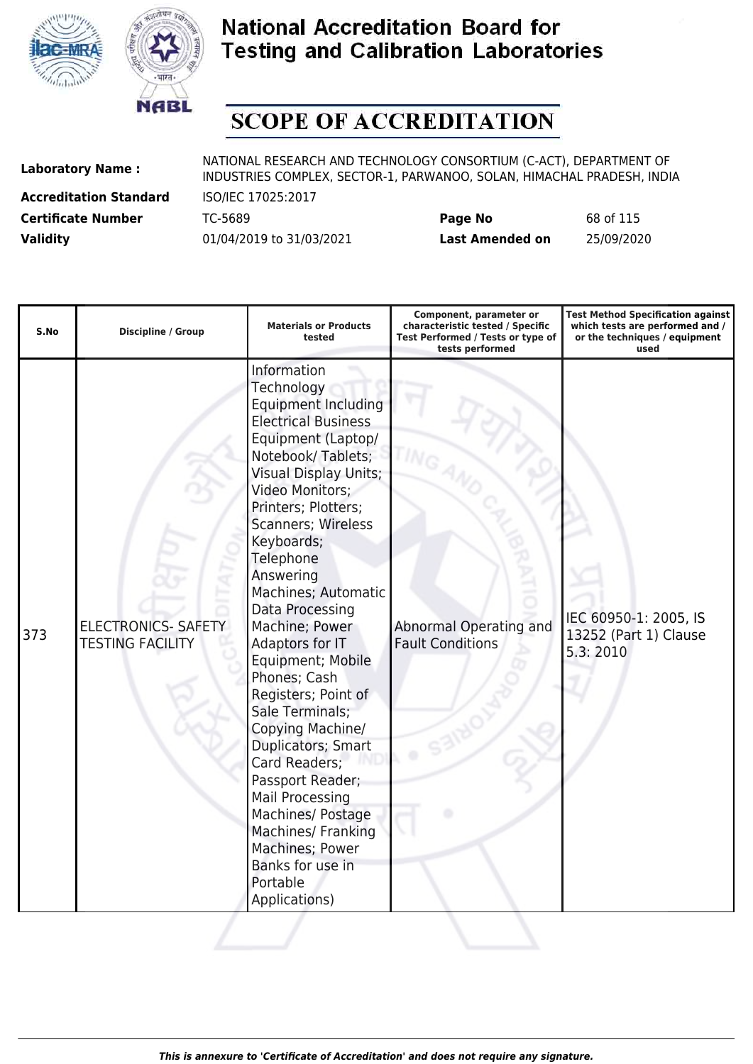# National Accreditation Board for Testing and Calibration Laboratories

## SCOPE OF ACCREDITATION

| | | | |
|---|---|---|---|
| **Laboratory Name :** | NATIONAL RESEARCH AND TECHNOLOGY CONSORTIUM (C-ACT), DEPARTMENT OF INDUSTRIES COMPLEX, SECTOR-1, PARWANOO, SOLAN, HIMACHAL PRADESH, INDIA | | |
| **Accreditation Standard** | ISO/IEC 17025:2017 | | |
| **Certificate Number** | TC-5689 | **Page No** | 68 of 115 |
| **Validity** | 01/04/2019 to 31/03/2021 | **Last Amended on** | 25/09/2020 |

| S.No | Discipline / Group | Materials or Products tested | Component, parameter or characteristic tested / Specific Test Performed / Tests or type of tests performed | Test Method Specification against which tests are performed and / or the techniques / equipment used |
|---|---|---|---|---|
| 373 | ELECTRONICS- SAFETY TESTING FACILITY | Information Technology Equipment Including Electrical Business Equipment (Laptop/ Notebook/ Tablets; Visual Display Units; Video Monitors; Printers; Plotters; Scanners; Wireless Keyboards; Telephone Answering Machines; Automatic Data Processing Machine; Power Adaptors for IT Equipment; Mobile Phones; Cash Registers; Point of Sale Terminals; Copying Machine/ Duplicators; Smart Card Readers; Passport Reader; Mail Processing Machines/ Postage Machines/ Franking Machines; Power Banks for use in Portable Applications) | Abnormal Operating and Fault Conditions | IEC 60950-1: 2005, IS 13252 (Part 1) Clause 5.3: 2010 |

*This is annexure to 'Certificate of Accreditation' and does not require any signature.*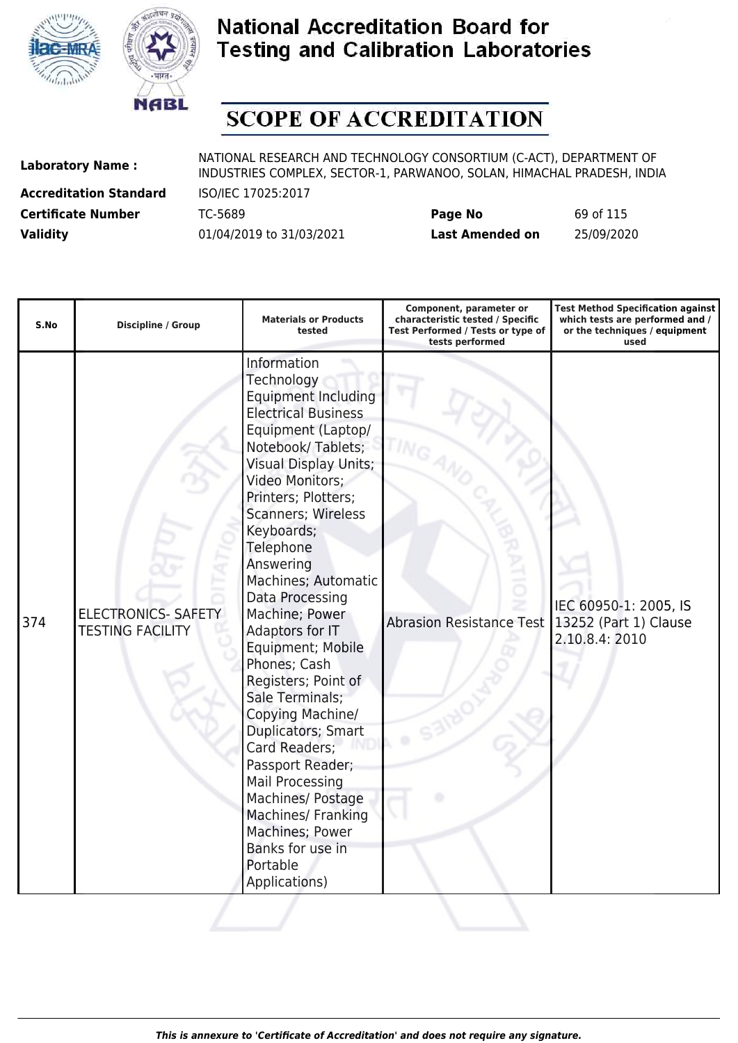# National Accreditation Board for Testing and Calibration Laboratories

## SCOPE OF ACCREDITATION

| | | | |
|---|---|---|---|
| **Laboratory Name :** | NATIONAL RESEARCH AND TECHNOLOGY CONSORTIUM (C-ACT), DEPARTMENT OF INDUSTRIES COMPLEX, SECTOR-1, PARWANOO, SOLAN, HIMACHAL PRADESH, INDIA | | |
| **Accreditation Standard** | ISO/IEC 17025:2017 | | |
| **Certificate Number** | TC-5689 | **Page No** | 69 of 115 |
| **Validity** | 01/04/2019 to 31/03/2021 | **Last Amended on** | 25/09/2020 |

| S.No | Discipline / Group | Materials or Products tested | Component, parameter or characteristic tested / Specific Test Performed / Tests or type of tests performed | Test Method Specification against which tests are performed and / or the techniques / equipment used |
|---|---|---|---|---|
| 374 | ELECTRONICS- SAFETY TESTING FACILITY | Information Technology Equipment Including Electrical Business Equipment (Laptop/ Notebook/ Tablets; Visual Display Units; Video Monitors; Printers; Plotters; Scanners; Wireless Keyboards; Telephone Answering Machines; Automatic Data Processing Machine; Power Adaptors for IT Equipment; Mobile Phones; Cash Registers; Point of Sale Terminals; Copying Machine/ Duplicators; Smart Card Readers; Passport Reader; Mail Processing Machines/ Postage Machines/ Franking Machines; Power Banks for use in Portable Applications) | Abrasion Resistance Test | IEC 60950-1: 2005, IS 13252 (Part 1) Clause 2.10.8.4: 2010 |

*This is annexure to 'Certificate of Accreditation' and does not require any signature.*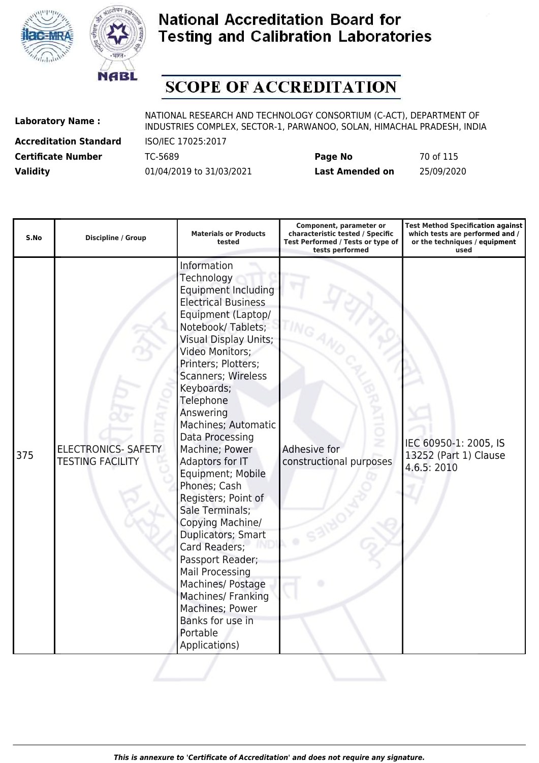# National Accreditation Board for Testing and Calibration Laboratories

## SCOPE OF ACCREDITATION

| | | | |
|---|---|---|---|
| **Laboratory Name :** | NATIONAL RESEARCH AND TECHNOLOGY CONSORTIUM (C-ACT), DEPARTMENT OF INDUSTRIES COMPLEX, SECTOR-1, PARWANOO, SOLAN, HIMACHAL PRADESH, INDIA | | |
| **Accreditation Standard** | ISO/IEC 17025:2017 | | |
| **Certificate Number** | TC-5689 | **Page No** | 70 of 115 |
| **Validity** | 01/04/2019 to 31/03/2021 | **Last Amended on** | 25/09/2020 |

| S.No | Discipline / Group | Materials or Products tested | Component, parameter or characteristic tested / Specific Test Performed / Tests or type of tests performed | Test Method Specification against which tests are performed and / or the techniques / equipment used |
|---|---|---|---|---|
| 375 | ELECTRONICS- SAFETY TESTING FACILITY | Information Technology Equipment Including Electrical Business Equipment (Laptop/ Notebook/ Tablets; Visual Display Units; Video Monitors; Printers; Plotters; Scanners; Wireless Keyboards; Telephone Answering Machines; Automatic Data Processing Machine; Power Adaptors for IT Equipment; Mobile Phones; Cash Registers; Point of Sale Terminals; Copying Machine/ Duplicators; Smart Card Readers; Passport Reader; Mail Processing Machines/ Postage Machines/ Franking Machines; Power Banks for use in Portable Applications) | Adhesive for constructional purposes | IEC 60950-1: 2005, IS 13252 (Part 1) Clause 4.6.5: 2010 |

*This is annexure to 'Certificate of Accreditation' and does not require any signature.*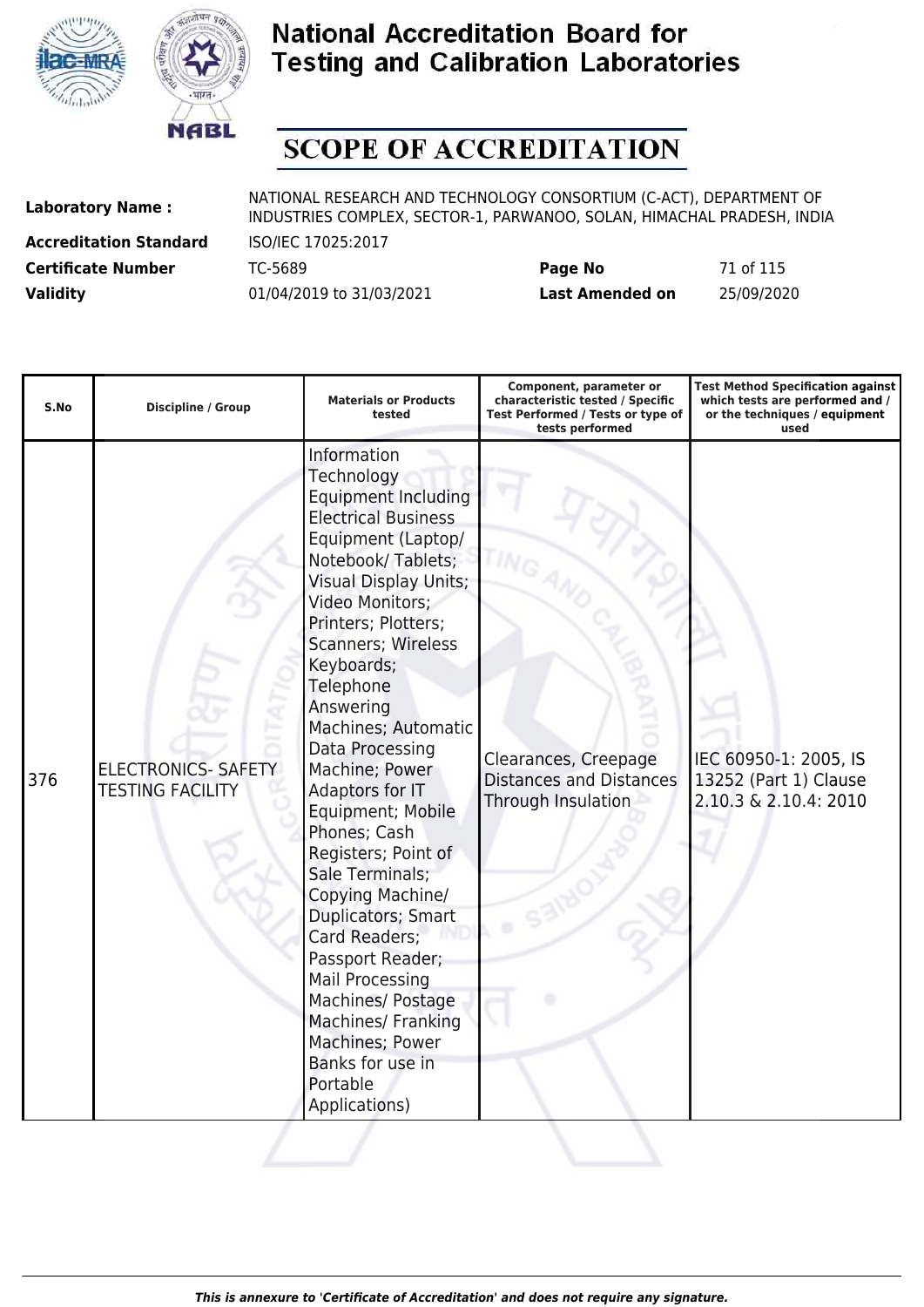# National Accreditation Board for Testing and Calibration Laboratories

## SCOPE OF ACCREDITATION

| | | | |
|---|---|---|---|
| **Laboratory Name :** | NATIONAL RESEARCH AND TECHNOLOGY CONSORTIUM (C-ACT), DEPARTMENT OF INDUSTRIES COMPLEX, SECTOR-1, PARWANOO, SOLAN, HIMACHAL PRADESH, INDIA | | |
| **Accreditation Standard** | ISO/IEC 17025:2017 | | |
| **Certificate Number** | TC-5689 | **Page No** | 71 of 115 |
| **Validity** | 01/04/2019 to 31/03/2021 | **Last Amended on** | 25/09/2020 |

| S.No | Discipline / Group | Materials or Products tested | Component, parameter or characteristic tested / Specific Test Performed / Tests or type of tests performed | Test Method Specification against which tests are performed and / or the techniques / equipment used |
|---|---|---|---|---|
| 376 | ELECTRONICS- SAFETY TESTING FACILITY | Information Technology Equipment Including Electrical Business Equipment (Laptop/ Notebook/ Tablets; Visual Display Units; Video Monitors; Printers; Plotters; Scanners; Wireless Keyboards; Telephone Answering Machines; Automatic Data Processing Machine; Power Adaptors for IT Equipment; Mobile Phones; Cash Registers; Point of Sale Terminals; Copying Machine/ Duplicators; Smart Card Readers; Passport Reader; Mail Processing Machines/ Postage Machines/ Franking Machines; Power Banks for use in Portable Applications) | Clearances, Creepage Distances and Distances Through Insulation | IEC 60950-1: 2005, IS 13252 (Part 1) Clause 2.10.3 & 2.10.4: 2010 |

*This is annexure to 'Certificate of Accreditation' and does not require any signature.*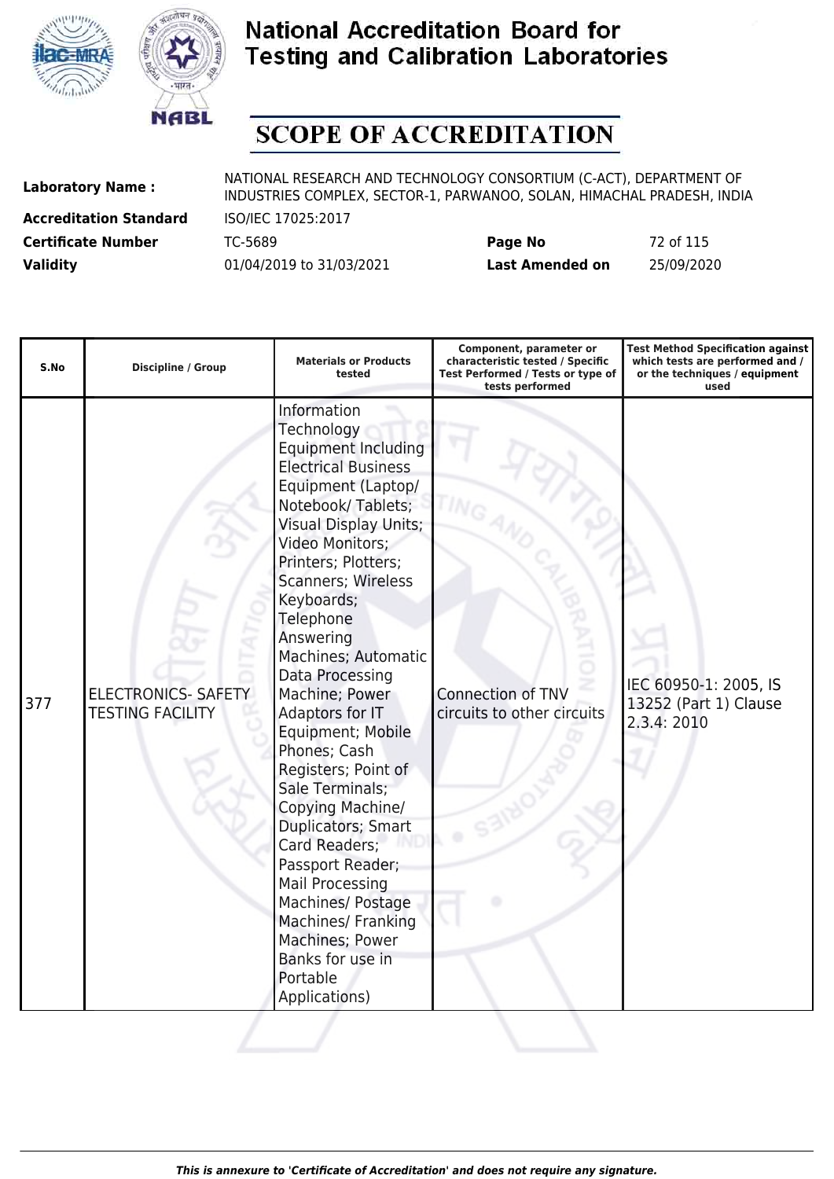# National Accreditation Board for Testing and Calibration Laboratories

# SCOPE OF ACCREDITATION

**Laboratory Name :** NATIONAL RESEARCH AND TECHNOLOGY CONSORTIUM (C-ACT), DEPARTMENT OF INDUSTRIES COMPLEX, SECTOR-1, PARWANOO, SOLAN, HIMACHAL PRADESH, INDIA

**Accreditation Standard** ISO/IEC 17025:2017

**Certificate Number** TC-5689 **Page No** 72 of 115

**Validity** 01/04/2019 to 31/03/2021 **Last Amended on** 25/09/2020

| S.No | Discipline / Group | Materials or Products tested | Component, parameter or characteristic tested / Specific Test Performed / Tests or type of tests performed | Test Method Specification against which tests are performed and / or the techniques / equipment used |
|---|---|---|---|---|
| 377 | ELECTRONICS- SAFETY TESTING FACILITY | Information Technology Equipment Including Electrical Business Equipment (Laptop/ Notebook/ Tablets; Visual Display Units; Video Monitors; Printers; Plotters; Scanners; Wireless Keyboards; Telephone Answering Machines; Automatic Data Processing Machine; Power Adaptors for IT Equipment; Mobile Phones; Cash Registers; Point of Sale Terminals; Copying Machine/ Duplicators; Smart Card Readers; Passport Reader; Mail Processing Machines/ Postage Machines/ Franking Machines; Power Banks for use in Portable Applications) | Connection of TNV circuits to other circuits | IEC 60950-1: 2005, IS 13252 (Part 1) Clause 2.3.4: 2010 |

*This is annexure to 'Certificate of Accreditation' and does not require any signature.*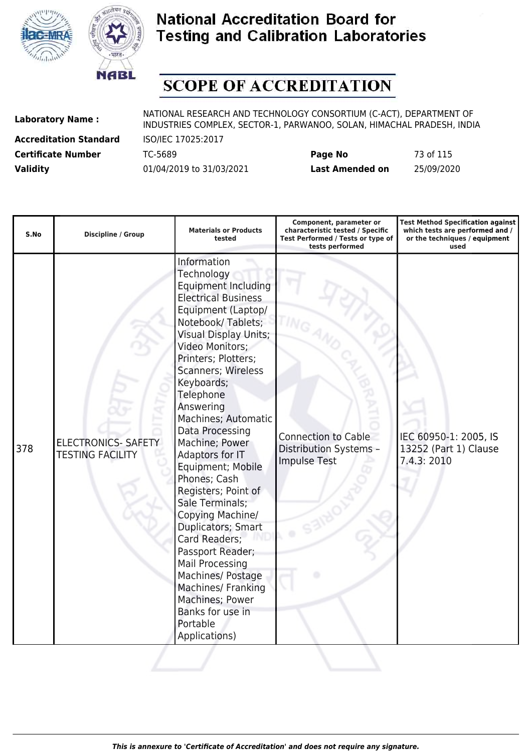# National Accreditation Board for Testing and Calibration Laboratories

## SCOPE OF ACCREDITATION

**Laboratory Name :** NATIONAL RESEARCH AND TECHNOLOGY CONSORTIUM (C-ACT), DEPARTMENT OF INDUSTRIES COMPLEX, SECTOR-1, PARWANOO, SOLAN, HIMACHAL PRADESH, INDIA

**Accreditation Standard** ISO/IEC 17025:2017

**Certificate Number** TC-5689 **Page No** 73 of 115

**Validity** 01/04/2019 to 31/03/2021 **Last Amended on** 25/09/2020

| S.No | Discipline / Group | Materials or Products tested | Component, parameter or characteristic tested / Specific Test Performed / Tests or type of tests performed | Test Method Specification against which tests are performed and / or the techniques / equipment used |
|---|---|---|---|---|
| 378 | ELECTRONICS- SAFETY TESTING FACILITY | Information Technology Equipment Including Electrical Business Equipment (Laptop/ Notebook/ Tablets; Visual Display Units; Video Monitors; Printers; Plotters; Scanners; Wireless Keyboards; Telephone Answering Machines; Automatic Data Processing Machine; Power Adaptors for IT Equipment; Mobile Phones; Cash Registers; Point of Sale Terminals; Copying Machine/ Duplicators; Smart Card Readers; Passport Reader; Mail Processing Machines/ Postage Machines/ Franking Machines; Power Banks for use in Portable Applications) | Connection to Cable Distribution Systems – Impulse Test | IEC 60950-1: 2005, IS 13252 (Part 1) Clause 7.4.3: 2010 |

*This is annexure to 'Certificate of Accreditation' and does not require any signature.*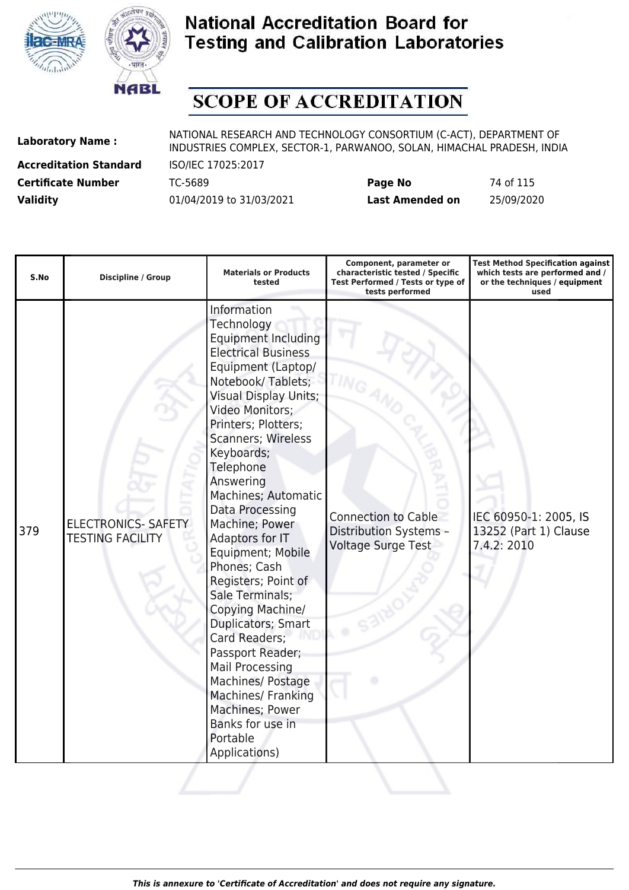# National Accreditation Board for Testing and Calibration Laboratories

## SCOPE OF ACCREDITATION

| | | | |
|---|---|---|---|
| **Laboratory Name :** | NATIONAL RESEARCH AND TECHNOLOGY CONSORTIUM (C-ACT), DEPARTMENT OF INDUSTRIES COMPLEX, SECTOR-1, PARWANOO, SOLAN, HIMACHAL PRADESH, INDIA | | |
| **Accreditation Standard** | ISO/IEC 17025:2017 | | |
| **Certificate Number** | TC-5689 | **Page No** | 74 of 115 |
| **Validity** | 01/04/2019 to 31/03/2021 | **Last Amended on** | 25/09/2020 |

| S.No | Discipline / Group | Materials or Products tested | Component, parameter or characteristic tested / Specific Test Performed / Tests or type of tests performed | Test Method Specification against which tests are performed and / or the techniques / equipment used |
|---|---|---|---|---|
| 379 | ELECTRONICS- SAFETY TESTING FACILITY | Information Technology Equipment Including Electrical Business Equipment (Laptop/ Notebook/ Tablets; Visual Display Units; Video Monitors; Printers; Plotters; Scanners; Wireless Keyboards; Telephone Answering Machines; Automatic Data Processing Machine; Power Adaptors for IT Equipment; Mobile Phones; Cash Registers; Point of Sale Terminals; Copying Machine/ Duplicators; Smart Card Readers; Passport Reader; Mail Processing Machines/ Postage Machines/ Franking Machines; Power Banks for use in Portable Applications) | Connection to Cable Distribution Systems – Voltage Surge Test | IEC 60950-1: 2005, IS 13252 (Part 1) Clause 7.4.2: 2010 |

*This is annexure to 'Certificate of Accreditation' and does not require any signature.*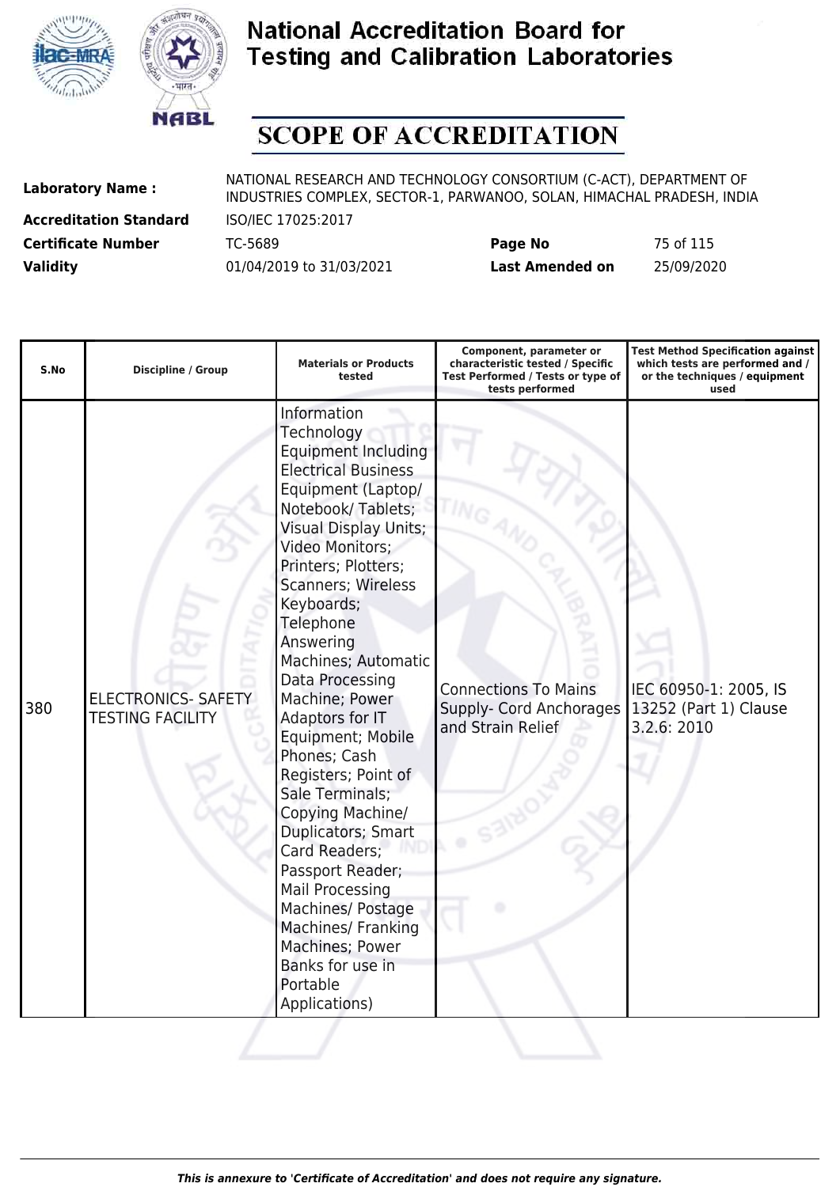# National Accreditation Board for Testing and Calibration Laboratories

## SCOPE OF ACCREDITATION

**Laboratory Name :** NATIONAL RESEARCH AND TECHNOLOGY CONSORTIUM (C-ACT), DEPARTMENT OF INDUSTRIES COMPLEX, SECTOR-1, PARWANOO, SOLAN, HIMACHAL PRADESH, INDIA

**Accreditation Standard** ISO/IEC 17025:2017

**Certificate Number** TC-5689 **Page No** 75 of 115

**Validity** 01/04/2019 to 31/03/2021 **Last Amended on** 25/09/2020

| S.No | Discipline / Group | Materials or Products tested | Component, parameter or characteristic tested / Specific Test Performed / Tests or type of tests performed | Test Method Specification against which tests are performed and / or the techniques / equipment used |
|---|---|---|---|---|
| 380 | ELECTRONICS- SAFETY TESTING FACILITY | Information Technology Equipment Including Electrical Business Equipment (Laptop/ Notebook/ Tablets; Visual Display Units; Video Monitors; Printers; Plotters; Scanners; Wireless Keyboards; Telephone Answering Machines; Automatic Data Processing Machine; Power Adaptors for IT Equipment; Mobile Phones; Cash Registers; Point of Sale Terminals; Copying Machine/ Duplicators; Smart Card Readers; Passport Reader; Mail Processing Machines/ Postage Machines/ Franking Machines; Power Banks for use in Portable Applications) | Connections To Mains Supply- Cord Anchorages and Strain Relief | IEC 60950-1: 2005, IS 13252 (Part 1) Clause 3.2.6: 2010 |

*This is annexure to 'Certificate of Accreditation' and does not require any signature.*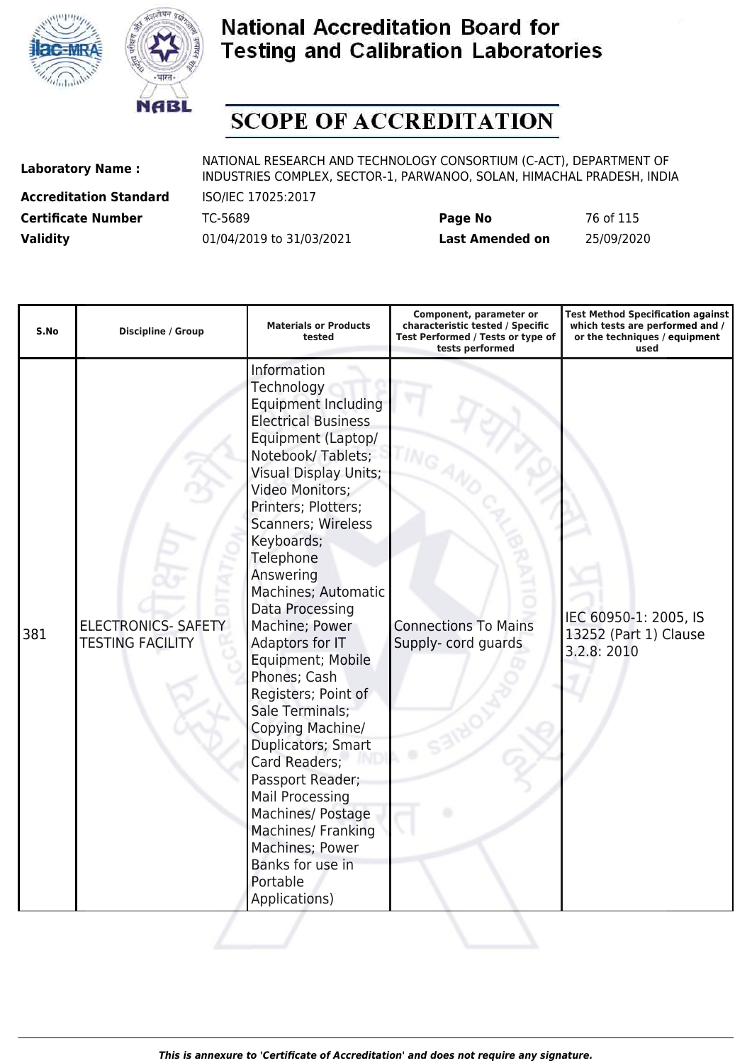# National Accreditation Board for Testing and Calibration Laboratories

## SCOPE OF ACCREDITATION

| | | | |
|---|---|---|---|
| **Laboratory Name :** | NATIONAL RESEARCH AND TECHNOLOGY CONSORTIUM (C-ACT), DEPARTMENT OF INDUSTRIES COMPLEX, SECTOR-1, PARWANOO, SOLAN, HIMACHAL PRADESH, INDIA | | |
| **Accreditation Standard** | ISO/IEC 17025:2017 | | |
| **Certificate Number** | TC-5689 | **Page No** | 76 of 115 |
| **Validity** | 01/04/2019 to 31/03/2021 | **Last Amended on** | 25/09/2020 |

| S.No | Discipline / Group | Materials or Products tested | Component, parameter or characteristic tested / Specific Test Performed / Tests or type of tests performed | Test Method Specification against which tests are performed and / or the techniques / equipment used |
|---|---|---|---|---|
| 381 | ELECTRONICS- SAFETY TESTING FACILITY | Information Technology Equipment Including Electrical Business Equipment (Laptop/ Notebook/ Tablets; Visual Display Units; Video Monitors; Printers; Plotters; Scanners; Wireless Keyboards; Telephone Answering Machines; Automatic Data Processing Machine; Power Adaptors for IT Equipment; Mobile Phones; Cash Registers; Point of Sale Terminals; Copying Machine/ Duplicators; Smart Card Readers; Passport Reader; Mail Processing Machines/ Postage Machines/ Franking Machines; Power Banks for use in Portable Applications) | Connections To Mains Supply- cord guards | IEC 60950-1: 2005, IS 13252 (Part 1) Clause 3.2.8: 2010 |

*This is annexure to 'Certificate of Accreditation' and does not require any signature.*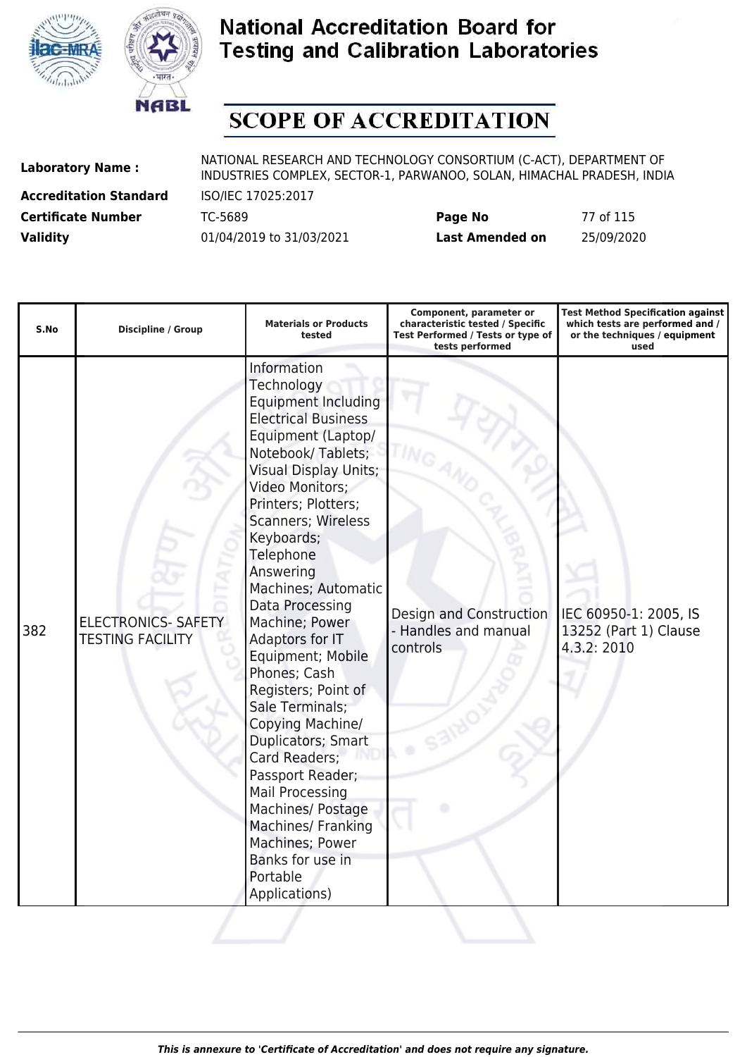# National Accreditation Board for Testing and Calibration Laboratories

## SCOPE OF ACCREDITATION

**Laboratory Name :** NATIONAL RESEARCH AND TECHNOLOGY CONSORTIUM (C-ACT), DEPARTMENT OF INDUSTRIES COMPLEX, SECTOR-1, PARWANOO, SOLAN, HIMACHAL PRADESH, INDIA

**Accreditation Standard** ISO/IEC 17025:2017

**Certificate Number** TC-5689 **Page No** 77 of 115

**Validity** 01/04/2019 to 31/03/2021 **Last Amended on** 25/09/2020

| S.No | Discipline / Group | Materials or Products tested | Component, parameter or characteristic tested / Specific Test Performed / Tests or type of tests performed | Test Method Specification against which tests are performed and / or the techniques / equipment used |
|---|---|---|---|---|
| 382 | ELECTRONICS- SAFETY TESTING FACILITY | Information Technology Equipment Including Electrical Business Equipment (Laptop/ Notebook/ Tablets; Visual Display Units; Video Monitors; Printers; Plotters; Scanners; Wireless Keyboards; Telephone Answering Machines; Automatic Data Processing Machine; Power Adaptors for IT Equipment; Mobile Phones; Cash Registers; Point of Sale Terminals; Copying Machine/ Duplicators; Smart Card Readers; Passport Reader; Mail Processing Machines/ Postage Machines/ Franking Machines; Power Banks for use in Portable Applications) | Design and Construction - Handles and manual controls | IEC 60950-1: 2005, IS 13252 (Part 1) Clause 4.3.2: 2010 |

*This is annexure to 'Certificate of Accreditation' and does not require any signature.*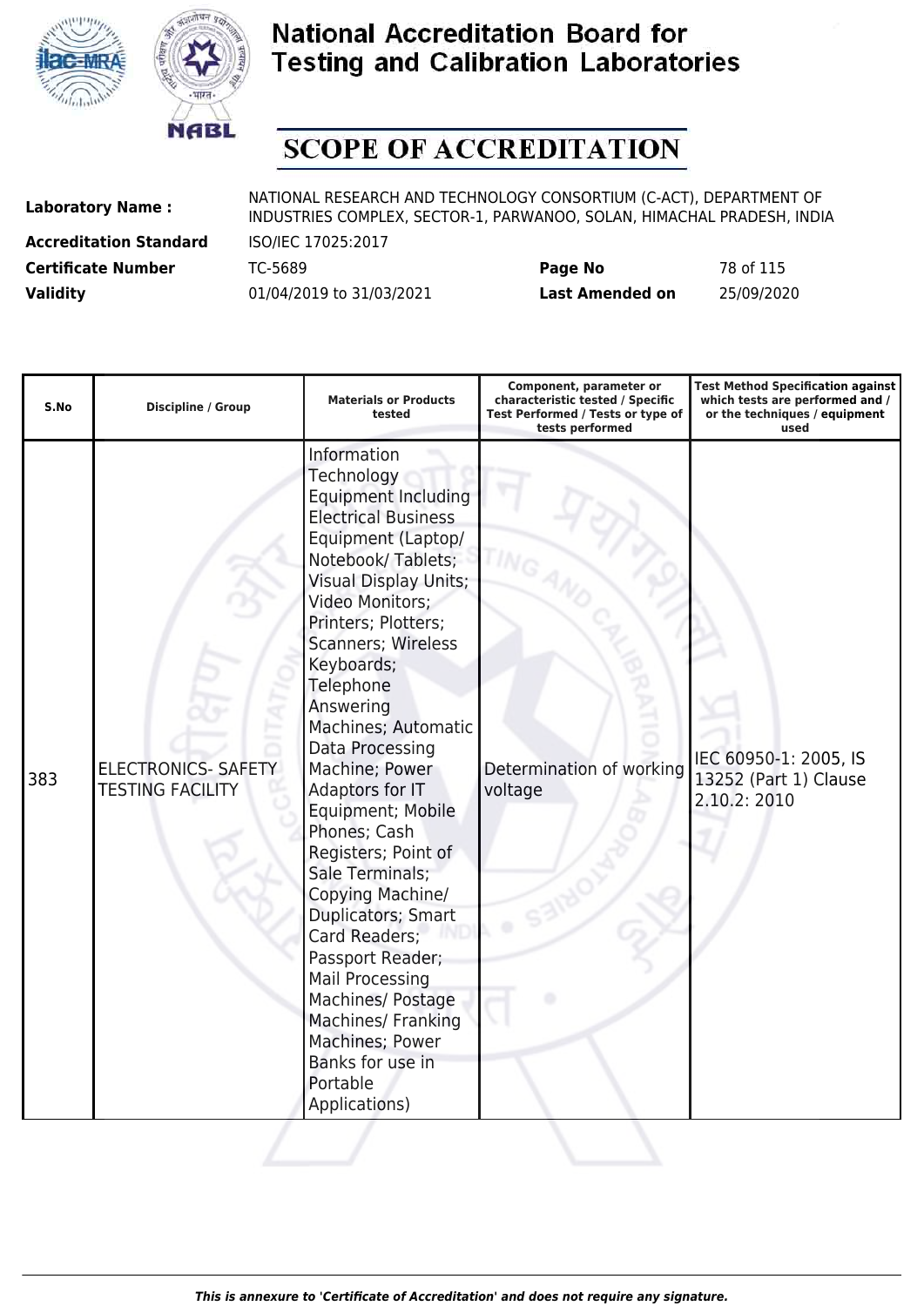# National Accreditation Board for Testing and Calibration Laboratories

## SCOPE OF ACCREDITATION

| | | | |
|---|---|---|---|
| **Laboratory Name :** | NATIONAL RESEARCH AND TECHNOLOGY CONSORTIUM (C-ACT), DEPARTMENT OF INDUSTRIES COMPLEX, SECTOR-1, PARWANOO, SOLAN, HIMACHAL PRADESH, INDIA | | |
| **Accreditation Standard** | ISO/IEC 17025:2017 | | |
| **Certificate Number** | TC-5689 | **Page No** | 78 of 115 |
| **Validity** | 01/04/2019 to 31/03/2021 | **Last Amended on** | 25/09/2020 |

| S.No | Discipline / Group | Materials or Products tested | Component, parameter or characteristic tested / Specific Test Performed / Tests or type of tests performed | Test Method Specification against which tests are performed and / or the techniques / equipment used |
|---|---|---|---|---|
| 383 | ELECTRONICS- SAFETY TESTING FACILITY | Information Technology Equipment Including Electrical Business Equipment (Laptop/ Notebook/ Tablets; Visual Display Units; Video Monitors; Printers; Plotters; Scanners; Wireless Keyboards; Telephone Answering Machines; Automatic Data Processing Machine; Power Adaptors for IT Equipment; Mobile Phones; Cash Registers; Point of Sale Terminals; Copying Machine/ Duplicators; Smart Card Readers; Passport Reader; Mail Processing Machines/ Postage Machines/ Franking Machines; Power Banks for use in Portable Applications) | Determination of working voltage | IEC 60950-1: 2005, IS 13252 (Part 1) Clause 2.10.2: 2010 |

*This is annexure to 'Certificate of Accreditation' and does not require any signature.*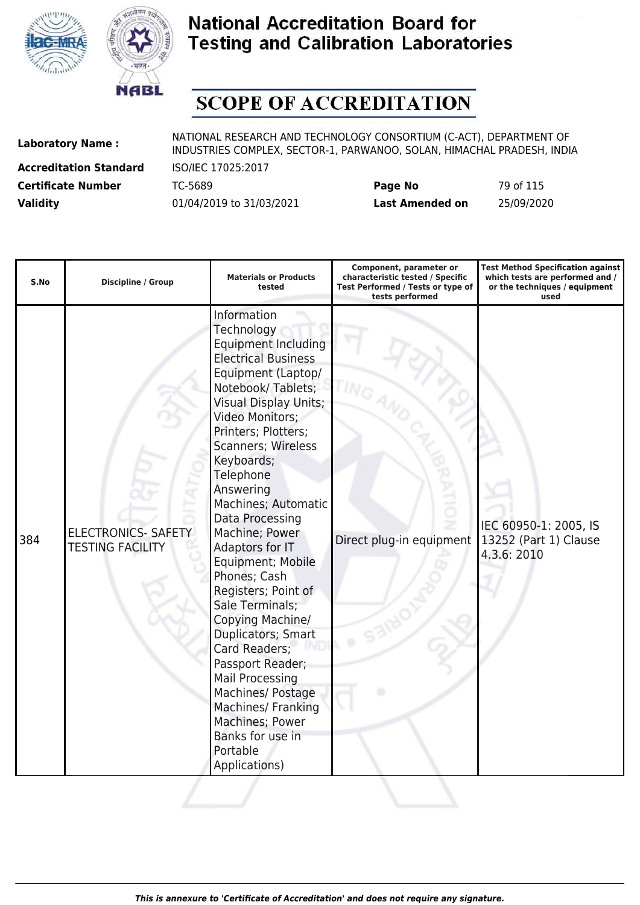# National Accreditation Board for Testing and Calibration Laboratories

## SCOPE OF ACCREDITATION

**Laboratory Name :** NATIONAL RESEARCH AND TECHNOLOGY CONSORTIUM (C-ACT), DEPARTMENT OF INDUSTRIES COMPLEX, SECTOR-1, PARWANOO, SOLAN, HIMACHAL PRADESH, INDIA

**Accreditation Standard** ISO/IEC 17025:2017

**Certificate Number** TC-5689 **Page No** 79 of 115

**Validity** 01/04/2019 to 31/03/2021 **Last Amended on** 25/09/2020

| S.No | Discipline / Group | Materials or Products tested | Component, parameter or characteristic tested / Specific Test Performed / Tests or type of tests performed | Test Method Specification against which tests are performed and / or the techniques / equipment used |
|---|---|---|---|---|
| 384 | ELECTRONICS- SAFETY TESTING FACILITY | Information Technology Equipment Including Electrical Business Equipment (Laptop/ Notebook/ Tablets; Visual Display Units; Video Monitors; Printers; Plotters; Scanners; Wireless Keyboards; Telephone Answering Machines; Automatic Data Processing Machine; Power Adaptors for IT Equipment; Mobile Phones; Cash Registers; Point of Sale Terminals; Copying Machine/ Duplicators; Smart Card Readers; Passport Reader; Mail Processing Machines/ Postage Machines/ Franking Machines; Power Banks for use in Portable Applications) | Direct plug-in equipment | IEC 60950-1: 2005, IS 13252 (Part 1) Clause 4.3.6: 2010 |

*This is annexure to 'Certificate of Accreditation' and does not require any signature.*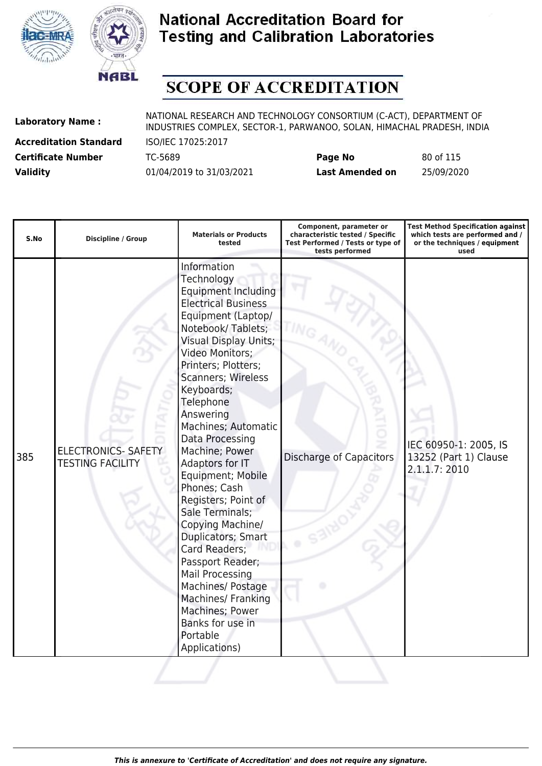# National Accreditation Board for Testing and Calibration Laboratories

# SCOPE OF ACCREDITATION

| | | | |
|---|---|---|---|
| **Laboratory Name :** | NATIONAL RESEARCH AND TECHNOLOGY CONSORTIUM (C-ACT), DEPARTMENT OF INDUSTRIES COMPLEX, SECTOR-1, PARWANOO, SOLAN, HIMACHAL PRADESH, INDIA | | |
| **Accreditation Standard** | ISO/IEC 17025:2017 | | |
| **Certificate Number** | TC-5689 | **Page No** | 80 of 115 |
| **Validity** | 01/04/2019 to 31/03/2021 | **Last Amended on** | 25/09/2020 |

| S.No | Discipline / Group | Materials or Products tested | Component, parameter or characteristic tested / Specific Test Performed / Tests or type of tests performed | Test Method Specification against which tests are performed and / or the techniques / equipment used |
|---|---|---|---|---|
| 385 | ELECTRONICS- SAFETY TESTING FACILITY | Information Technology Equipment Including Electrical Business Equipment (Laptop/ Notebook/ Tablets; Visual Display Units; Video Monitors; Printers; Plotters; Scanners; Wireless Keyboards; Telephone Answering Machines; Automatic Data Processing Machine; Power Adaptors for IT Equipment; Mobile Phones; Cash Registers; Point of Sale Terminals; Copying Machine/ Duplicators; Smart Card Readers; Passport Reader; Mail Processing Machines/ Postage Machines/ Franking Machines; Power Banks for use in Portable Applications) | Discharge of Capacitors | IEC 60950-1: 2005, IS 13252 (Part 1) Clause 2.1.1.7: 2010 |

*This is annexure to 'Certificate of Accreditation' and does not require any signature.*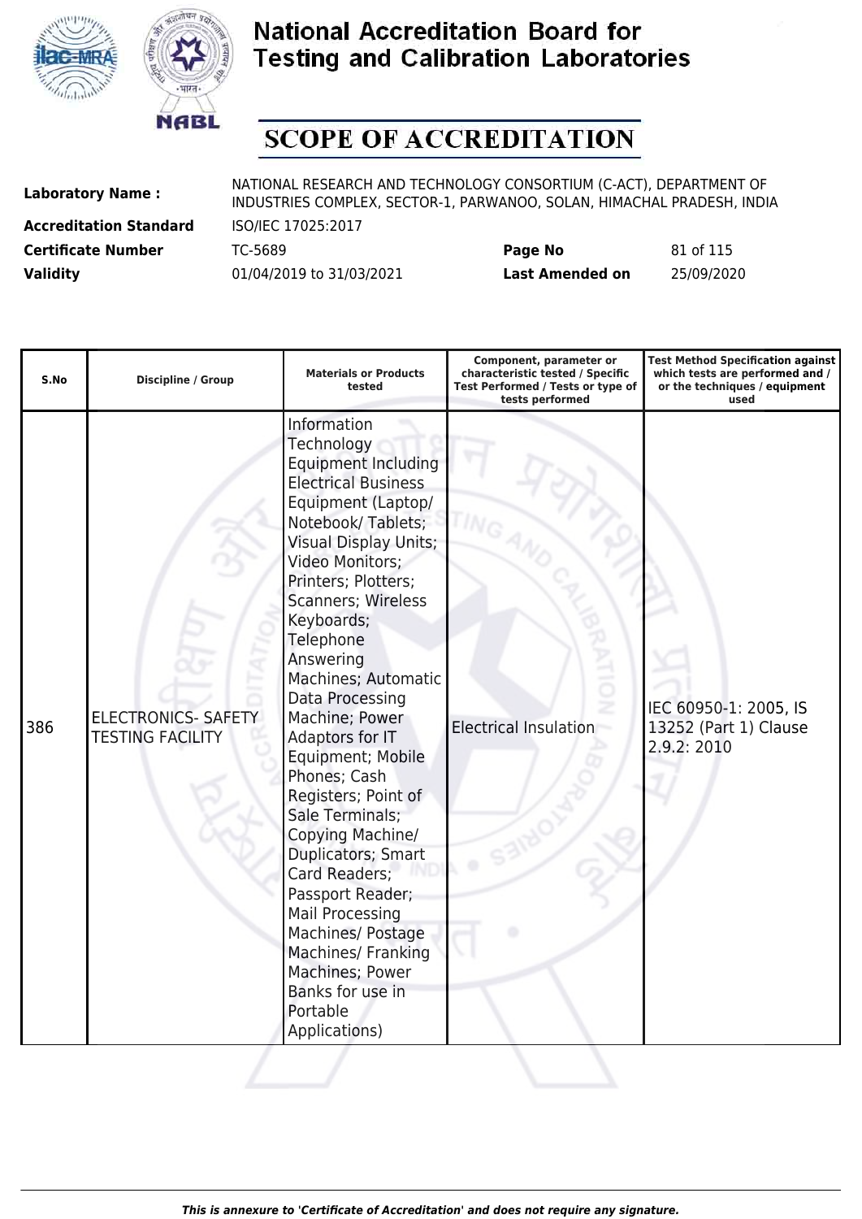# National Accreditation Board for Testing and Calibration Laboratories

## SCOPE OF ACCREDITATION

**Laboratory Name :** NATIONAL RESEARCH AND TECHNOLOGY CONSORTIUM (C-ACT), DEPARTMENT OF INDUSTRIES COMPLEX, SECTOR-1, PARWANOO, SOLAN, HIMACHAL PRADESH, INDIA

**Accreditation Standard** ISO/IEC 17025:2017

**Certificate Number** TC-5689 **Page No** 81 of 115

**Validity** 01/04/2019 to 31/03/2021 **Last Amended on** 25/09/2020

| S.No | Discipline / Group | Materials or Products tested | Component, parameter or characteristic tested / Specific Test Performed / Tests or type of tests performed | Test Method Specification against which tests are performed and / or the techniques / equipment used |
|---|---|---|---|---|
| 386 | ELECTRONICS- SAFETY TESTING FACILITY | Information Technology Equipment Including Electrical Business Equipment (Laptop/ Notebook/ Tablets; Visual Display Units; Video Monitors; Printers; Plotters; Scanners; Wireless Keyboards; Telephone Answering Machines; Automatic Data Processing Machine; Power Adaptors for IT Equipment; Mobile Phones; Cash Registers; Point of Sale Terminals; Copying Machine/ Duplicators; Smart Card Readers; Passport Reader; Mail Processing Machines/ Postage Machines/ Franking Machines; Power Banks for use in Portable Applications) | Electrical Insulation | IEC 60950-1: 2005, IS 13252 (Part 1) Clause 2.9.2: 2010 |

*This is annexure to 'Certificate of Accreditation' and does not require any signature.*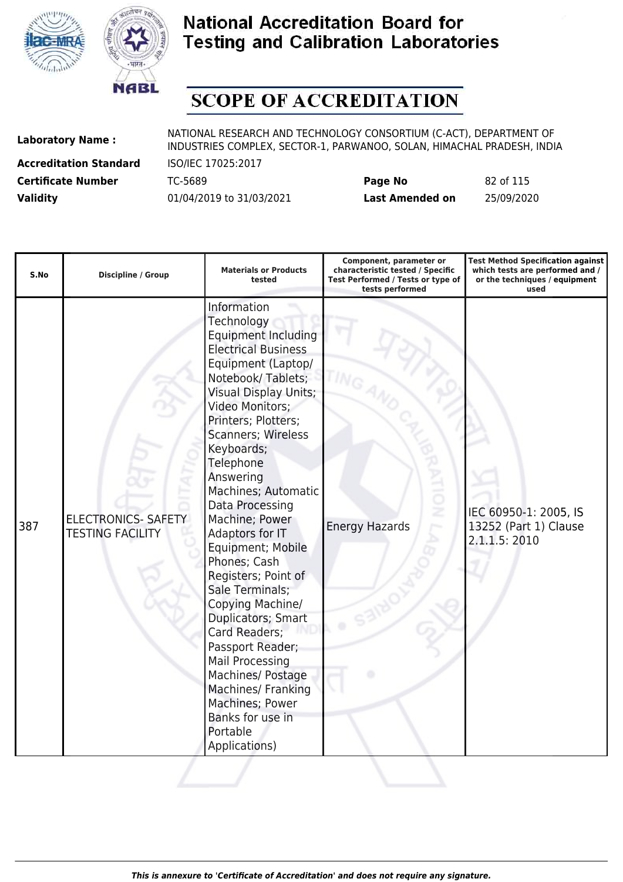# National Accreditation Board for Testing and Calibration Laboratories

## SCOPE OF ACCREDITATION

**Laboratory Name :** NATIONAL RESEARCH AND TECHNOLOGY CONSORTIUM (C-ACT), DEPARTMENT OF INDUSTRIES COMPLEX, SECTOR-1, PARWANOO, SOLAN, HIMACHAL PRADESH, INDIA

**Accreditation Standard** ISO/IEC 17025:2017

**Certificate Number** TC-5689 **Page No** 82 of 115

**Validity** 01/04/2019 to 31/03/2021 **Last Amended on** 25/09/2020

| S.No | Discipline / Group | Materials or Products tested | Component, parameter or characteristic tested / Specific Test Performed / Tests or type of tests performed | Test Method Specification against which tests are performed and / or the techniques / equipment used |
|---|---|---|---|---|
| 387 | ELECTRONICS- SAFETY TESTING FACILITY | Information Technology Equipment Including Electrical Business Equipment (Laptop/ Notebook/ Tablets; Visual Display Units; Video Monitors; Printers; Plotters; Scanners; Wireless Keyboards; Telephone Answering Machines; Automatic Data Processing Machine; Power Adaptors for IT Equipment; Mobile Phones; Cash Registers; Point of Sale Terminals; Copying Machine/ Duplicators; Smart Card Readers; Passport Reader; Mail Processing Machines/ Postage Machines/ Franking Machines; Power Banks for use in Portable Applications) | Energy Hazards | IEC 60950-1: 2005, IS 13252 (Part 1) Clause 2.1.1.5: 2010 |

*This is annexure to 'Certificate of Accreditation' and does not require any signature.*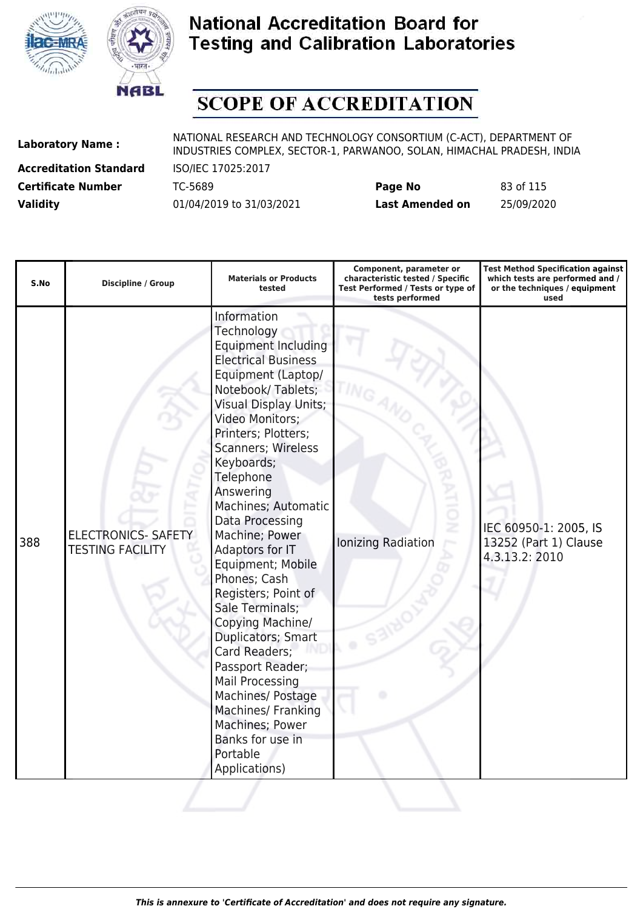# National Accreditation Board for Testing and Calibration Laboratories

## SCOPE OF ACCREDITATION

| | | | |
|---|---|---|---|
| **Laboratory Name :** | NATIONAL RESEARCH AND TECHNOLOGY CONSORTIUM (C-ACT), DEPARTMENT OF INDUSTRIES COMPLEX, SECTOR-1, PARWANOO, SOLAN, HIMACHAL PRADESH, INDIA | | |
| **Accreditation Standard** | ISO/IEC 17025:2017 | | |
| **Certificate Number** | TC-5689 | **Page No** | 83 of 115 |
| **Validity** | 01/04/2019 to 31/03/2021 | **Last Amended on** | 25/09/2020 |

| S.No | Discipline / Group | Materials or Products tested | Component, parameter or characteristic tested / Specific Test Performed / Tests or type of tests performed | Test Method Specification against which tests are performed and / or the techniques / equipment used |
|---|---|---|---|---|
| 388 | ELECTRONICS- SAFETY TESTING FACILITY | Information Technology Equipment Including Electrical Business Equipment (Laptop/ Notebook/ Tablets; Visual Display Units; Video Monitors; Printers; Plotters; Scanners; Wireless Keyboards; Telephone Answering Machines; Automatic Data Processing Machine; Power Adaptors for IT Equipment; Mobile Phones; Cash Registers; Point of Sale Terminals; Copying Machine/ Duplicators; Smart Card Readers; Passport Reader; Mail Processing Machines/ Postage Machines/ Franking Machines; Power Banks for use in Portable Applications) | Ionizing Radiation | IEC 60950-1: 2005, IS 13252 (Part 1) Clause 4.3.13.2: 2010 |

*This is annexure to 'Certificate of Accreditation' and does not require any signature.*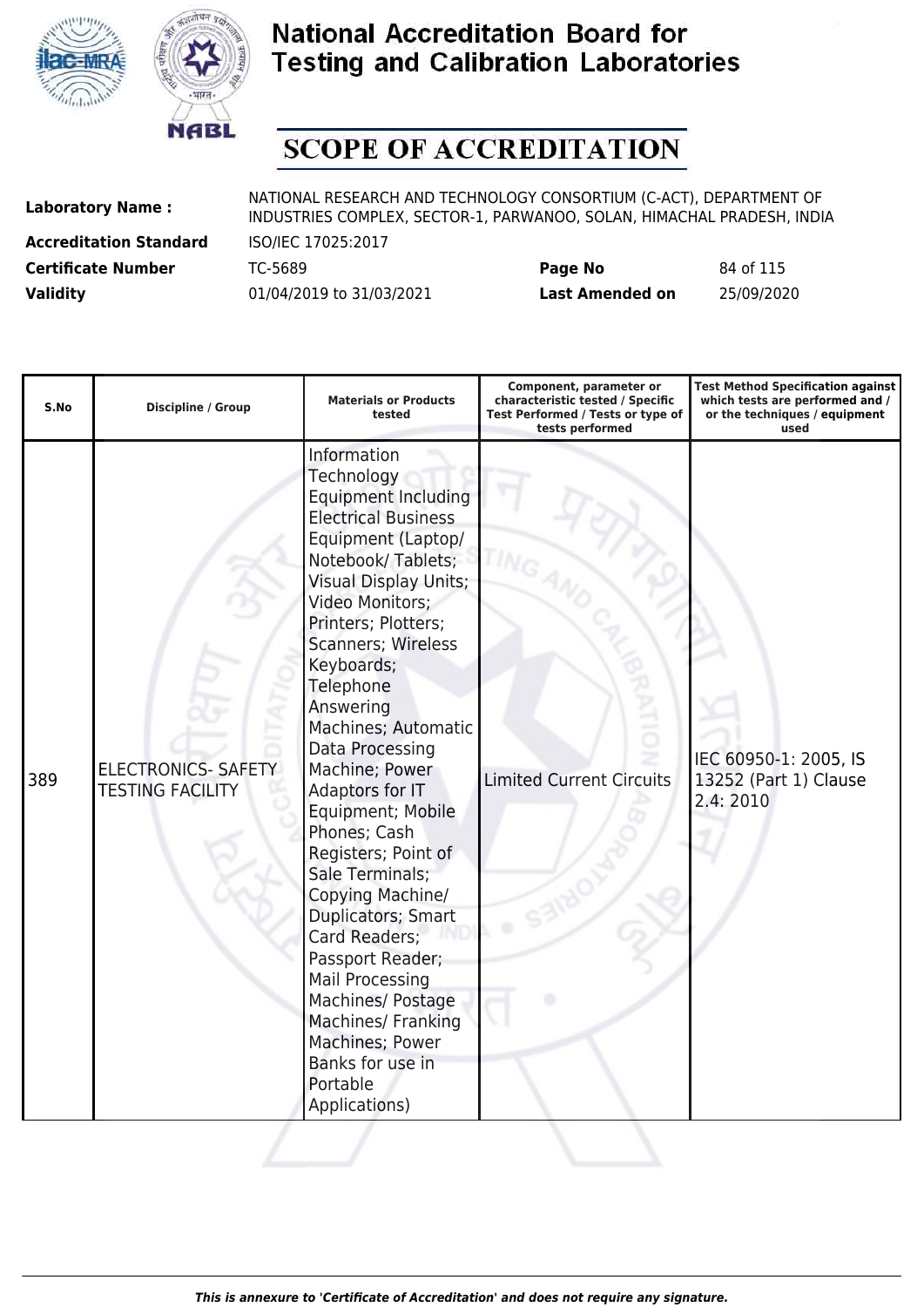# National Accreditation Board for Testing and Calibration Laboratories

## SCOPE OF ACCREDITATION

| | | | |
|---|---|---|---|
| **Laboratory Name :** | NATIONAL RESEARCH AND TECHNOLOGY CONSORTIUM (C-ACT), DEPARTMENT OF INDUSTRIES COMPLEX, SECTOR-1, PARWANOO, SOLAN, HIMACHAL PRADESH, INDIA | | |
| **Accreditation Standard** | ISO/IEC 17025:2017 | | |
| **Certificate Number** | TC-5689 | **Page No** | 84 of 115 |
| **Validity** | 01/04/2019 to 31/03/2021 | **Last Amended on** | 25/09/2020 |

| S.No | Discipline / Group | Materials or Products tested | Component, parameter or characteristic tested / Specific Test Performed / Tests or type of tests performed | Test Method Specification against which tests are performed and / or the techniques / equipment used |
|---|---|---|---|---|
| 389 | ELECTRONICS- SAFETY TESTING FACILITY | Information Technology Equipment Including Electrical Business Equipment (Laptop/ Notebook/ Tablets; Visual Display Units; Video Monitors; Printers; Plotters; Scanners; Wireless Keyboards; Telephone Answering Machines; Automatic Data Processing Machine; Power Adaptors for IT Equipment; Mobile Phones; Cash Registers; Point of Sale Terminals; Copying Machine/ Duplicators; Smart Card Readers; Passport Reader; Mail Processing Machines/ Postage Machines/ Franking Machines; Power Banks for use in Portable Applications) | Limited Current Circuits | IEC 60950-1: 2005, IS 13252 (Part 1) Clause 2.4: 2010 |

*This is annexure to 'Certificate of Accreditation' and does not require any signature.*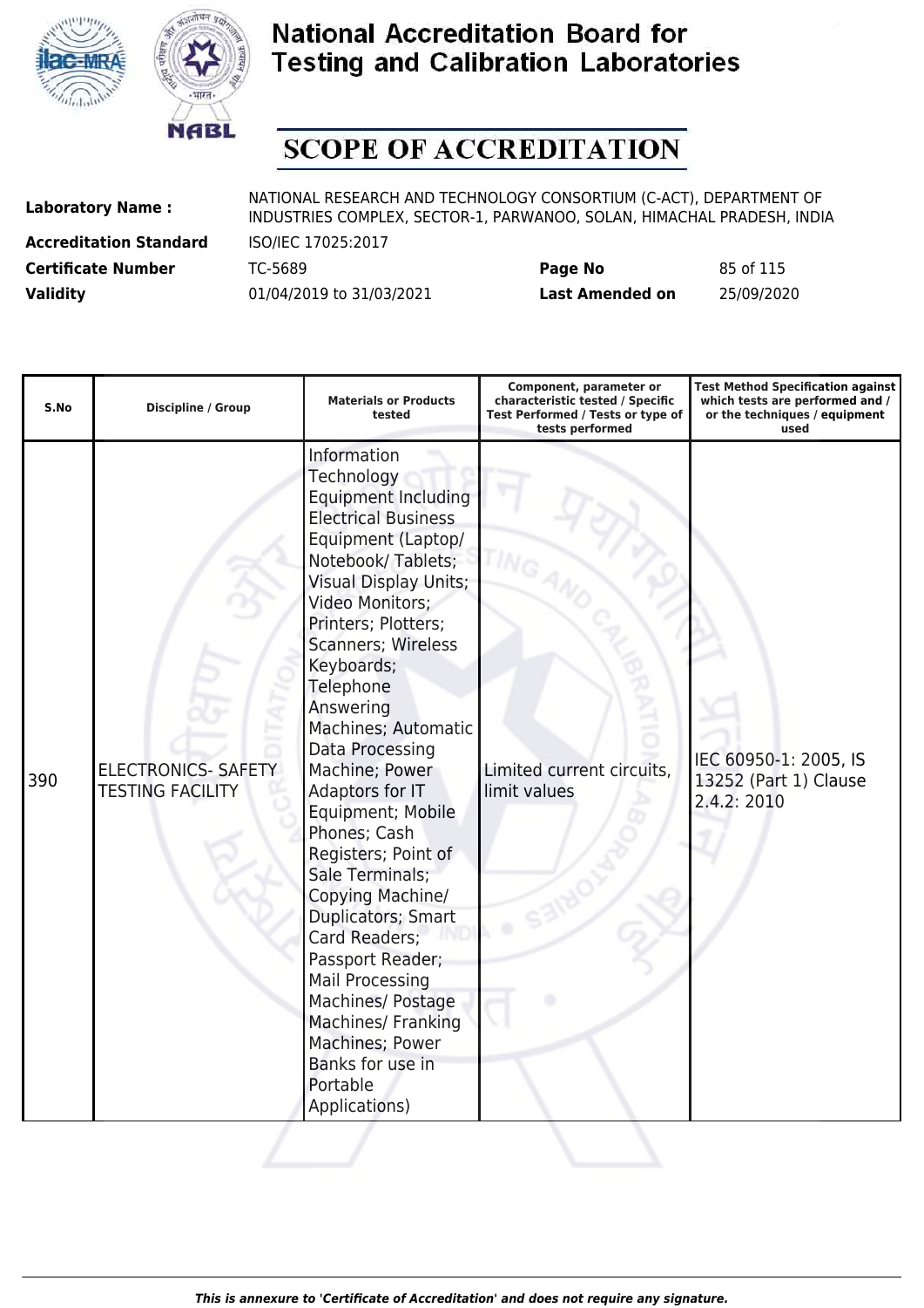# National Accreditation Board for Testing and Calibration Laboratories

## SCOPE OF ACCREDITATION

| | | | |
|---|---|---|---|
| **Laboratory Name :** | NATIONAL RESEARCH AND TECHNOLOGY CONSORTIUM (C-ACT), DEPARTMENT OF INDUSTRIES COMPLEX, SECTOR-1, PARWANOO, SOLAN, HIMACHAL PRADESH, INDIA | | |
| **Accreditation Standard** | ISO/IEC 17025:2017 | | |
| **Certificate Number** | TC-5689 | **Page No** | 85 of 115 |
| **Validity** | 01/04/2019 to 31/03/2021 | **Last Amended on** | 25/09/2020 |

| S.No | Discipline / Group | Materials or Products tested | Component, parameter or characteristic tested / Specific Test Performed / Tests or type of tests performed | Test Method Specification against which tests are performed and / or the techniques / equipment used |
|---|---|---|---|---|
| 390 | ELECTRONICS- SAFETY TESTING FACILITY | Information Technology Equipment Including Electrical Business Equipment (Laptop/ Notebook/ Tablets; Visual Display Units; Video Monitors; Printers; Plotters; Scanners; Wireless Keyboards; Telephone Answering Machines; Automatic Data Processing Machine; Power Adaptors for IT Equipment; Mobile Phones; Cash Registers; Point of Sale Terminals; Copying Machine/ Duplicators; Smart Card Readers; Passport Reader; Mail Processing Machines/ Postage Machines/ Franking Machines; Power Banks for use in Portable Applications) | Limited current circuits, limit values | IEC 60950-1: 2005, IS 13252 (Part 1) Clause 2.4.2: 2010 |

*This is annexure to 'Certificate of Accreditation' and does not require any signature.*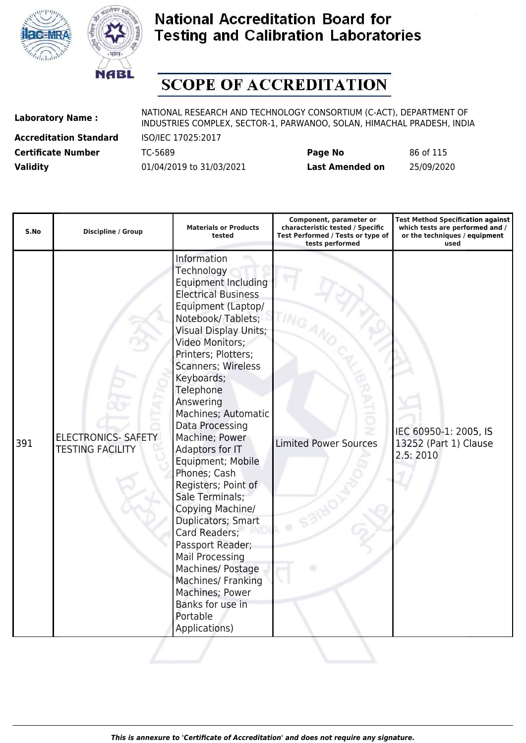# National Accreditation Board for Testing and Calibration Laboratories

## SCOPE OF ACCREDITATION

| | | | |
|---|---|---|---|
| **Laboratory Name :** | NATIONAL RESEARCH AND TECHNOLOGY CONSORTIUM (C-ACT), DEPARTMENT OF INDUSTRIES COMPLEX, SECTOR-1, PARWANOO, SOLAN, HIMACHAL PRADESH, INDIA | | |
| **Accreditation Standard** | ISO/IEC 17025:2017 | | |
| **Certificate Number** | TC-5689 | **Page No** | 86 of 115 |
| **Validity** | 01/04/2019 to 31/03/2021 | **Last Amended on** | 25/09/2020 |

| S.No | Discipline / Group | Materials or Products tested | Component, parameter or characteristic tested / Specific Test Performed / Tests or type of tests performed | Test Method Specification against which tests are performed and / or the techniques / equipment used |
|---|---|---|---|---|
| 391 | ELECTRONICS- SAFETY TESTING FACILITY | Information Technology Equipment Including Electrical Business Equipment (Laptop/ Notebook/ Tablets; Visual Display Units; Video Monitors; Printers; Plotters; Scanners; Wireless Keyboards; Telephone Answering Machines; Automatic Data Processing Machine; Power Adaptors for IT Equipment; Mobile Phones; Cash Registers; Point of Sale Terminals; Copying Machine/ Duplicators; Smart Card Readers; Passport Reader; Mail Processing Machines/ Postage Machines/ Franking Machines; Power Banks for use in Portable Applications) | Limited Power Sources | IEC 60950-1: 2005, IS 13252 (Part 1) Clause 2.5: 2010 |

*This is annexure to 'Certificate of Accreditation' and does not require any signature.*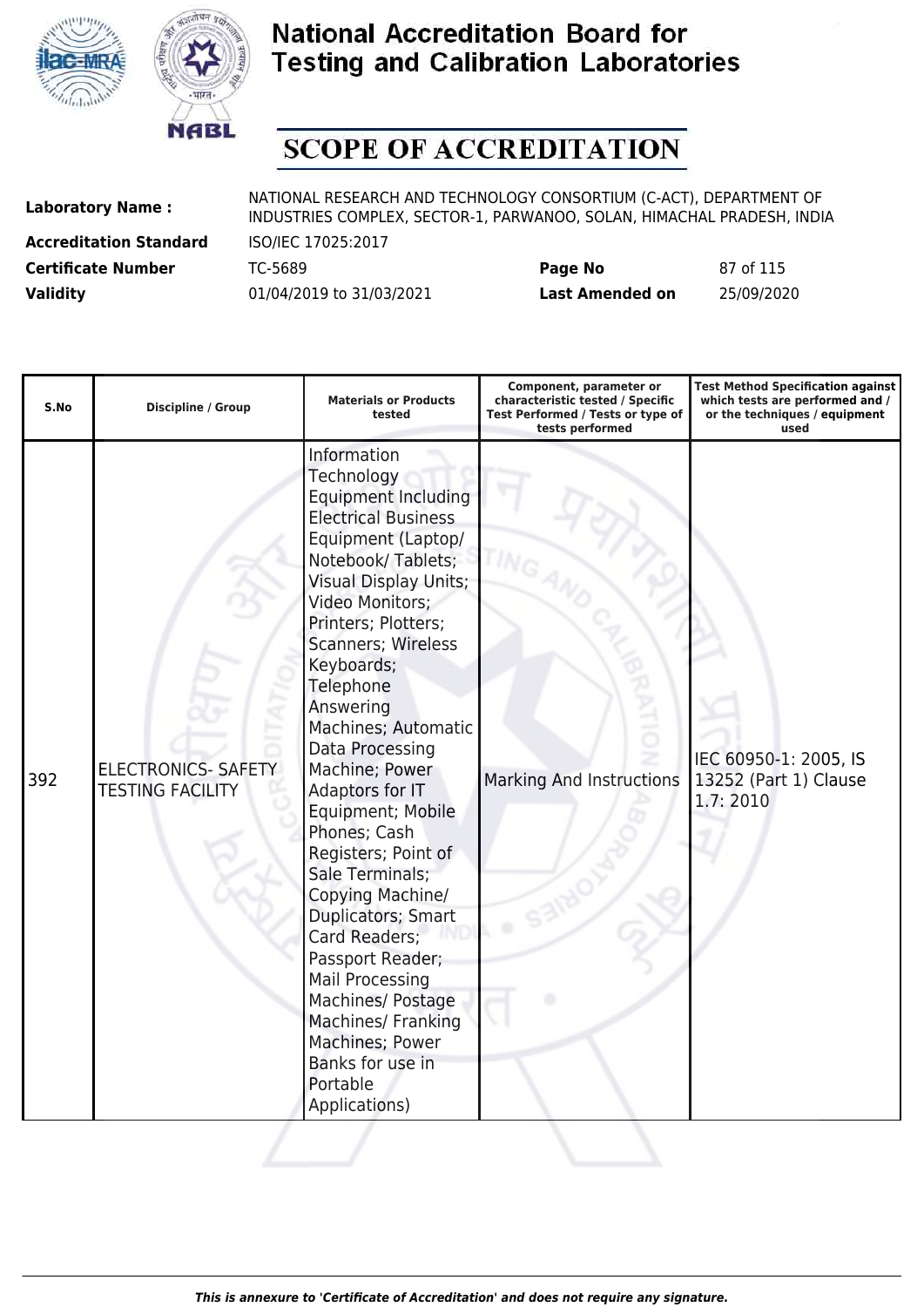# National Accreditation Board for Testing and Calibration Laboratories

# SCOPE OF ACCREDITATION

| | | | |
|---|---|---|---|
| **Laboratory Name :** | NATIONAL RESEARCH AND TECHNOLOGY CONSORTIUM (C-ACT), DEPARTMENT OF INDUSTRIES COMPLEX, SECTOR-1, PARWANOO, SOLAN, HIMACHAL PRADESH, INDIA | | |
| **Accreditation Standard** | ISO/IEC 17025:2017 | | |
| **Certificate Number** | TC-5689 | **Page No** | 87 of 115 |
| **Validity** | 01/04/2019 to 31/03/2021 | **Last Amended on** | 25/09/2020 |

| S.No | Discipline / Group | Materials or Products tested | Component, parameter or characteristic tested / Specific Test Performed / Tests or type of tests performed | Test Method Specification against which tests are performed and / or the techniques / equipment used |
|---|---|---|---|---|
| 392 | ELECTRONICS- SAFETY TESTING FACILITY | Information Technology Equipment Including Electrical Business Equipment (Laptop/ Notebook/ Tablets; Visual Display Units; Video Monitors; Printers; Plotters; Scanners; Wireless Keyboards; Telephone Answering Machines; Automatic Data Processing Machine; Power Adaptors for IT Equipment; Mobile Phones; Cash Registers; Point of Sale Terminals; Copying Machine/ Duplicators; Smart Card Readers; Passport Reader; Mail Processing Machines/ Postage Machines/ Franking Machines; Power Banks for use in Portable Applications) | Marking And Instructions | IEC 60950-1: 2005, IS 13252 (Part 1) Clause 1.7: 2010 |

*This is annexure to 'Certificate of Accreditation' and does not require any signature.*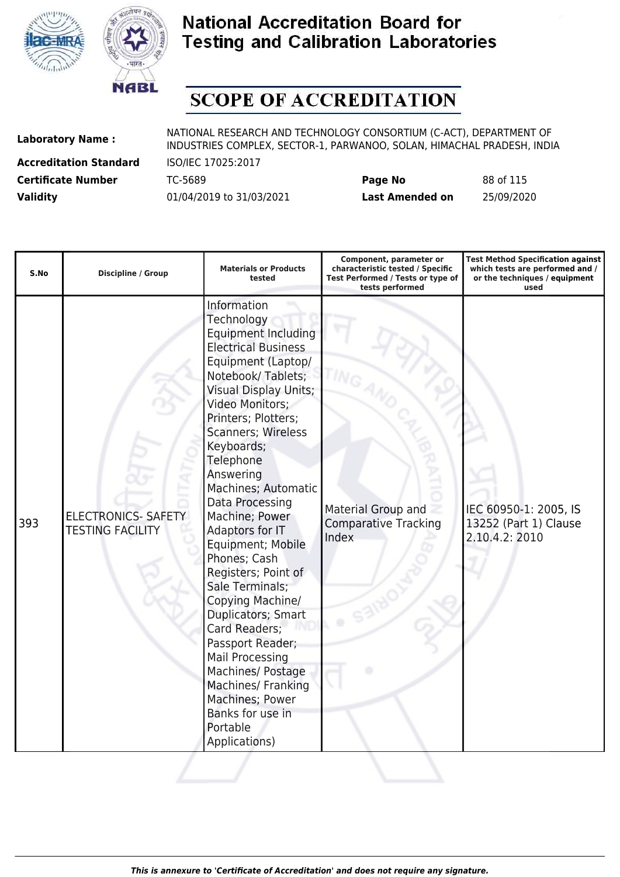# National Accreditation Board for Testing and Calibration Laboratories

## SCOPE OF ACCREDITATION

**Laboratory Name :** NATIONAL RESEARCH AND TECHNOLOGY CONSORTIUM (C-ACT), DEPARTMENT OF INDUSTRIES COMPLEX, SECTOR-1, PARWANOO, SOLAN, HIMACHAL PRADESH, INDIA

**Accreditation Standard** ISO/IEC 17025:2017

**Certificate Number** TC-5689 **Page No** 88 of 115

**Validity** 01/04/2019 to 31/03/2021 **Last Amended on** 25/09/2020

| S.No | Discipline / Group | Materials or Products tested | Component, parameter or characteristic tested / Specific Test Performed / Tests or type of tests performed | Test Method Specification against which tests are performed and / or the techniques / equipment used |
|---|---|---|---|---|
| 393 | ELECTRONICS- SAFETY TESTING FACILITY | Information Technology Equipment Including Electrical Business Equipment (Laptop/ Notebook/ Tablets; Visual Display Units; Video Monitors; Printers; Plotters; Scanners; Wireless Keyboards; Telephone Answering Machines; Automatic Data Processing Machine; Power Adaptors for IT Equipment; Mobile Phones; Cash Registers; Point of Sale Terminals; Copying Machine/ Duplicators; Smart Card Readers; Passport Reader; Mail Processing Machines/ Postage Machines/ Franking Machines; Power Banks for use in Portable Applications) | Material Group and Comparative Tracking Index | IEC 60950-1: 2005, IS 13252 (Part 1) Clause 2.10.4.2: 2010 |

*This is annexure to 'Certificate of Accreditation' and does not require any signature.*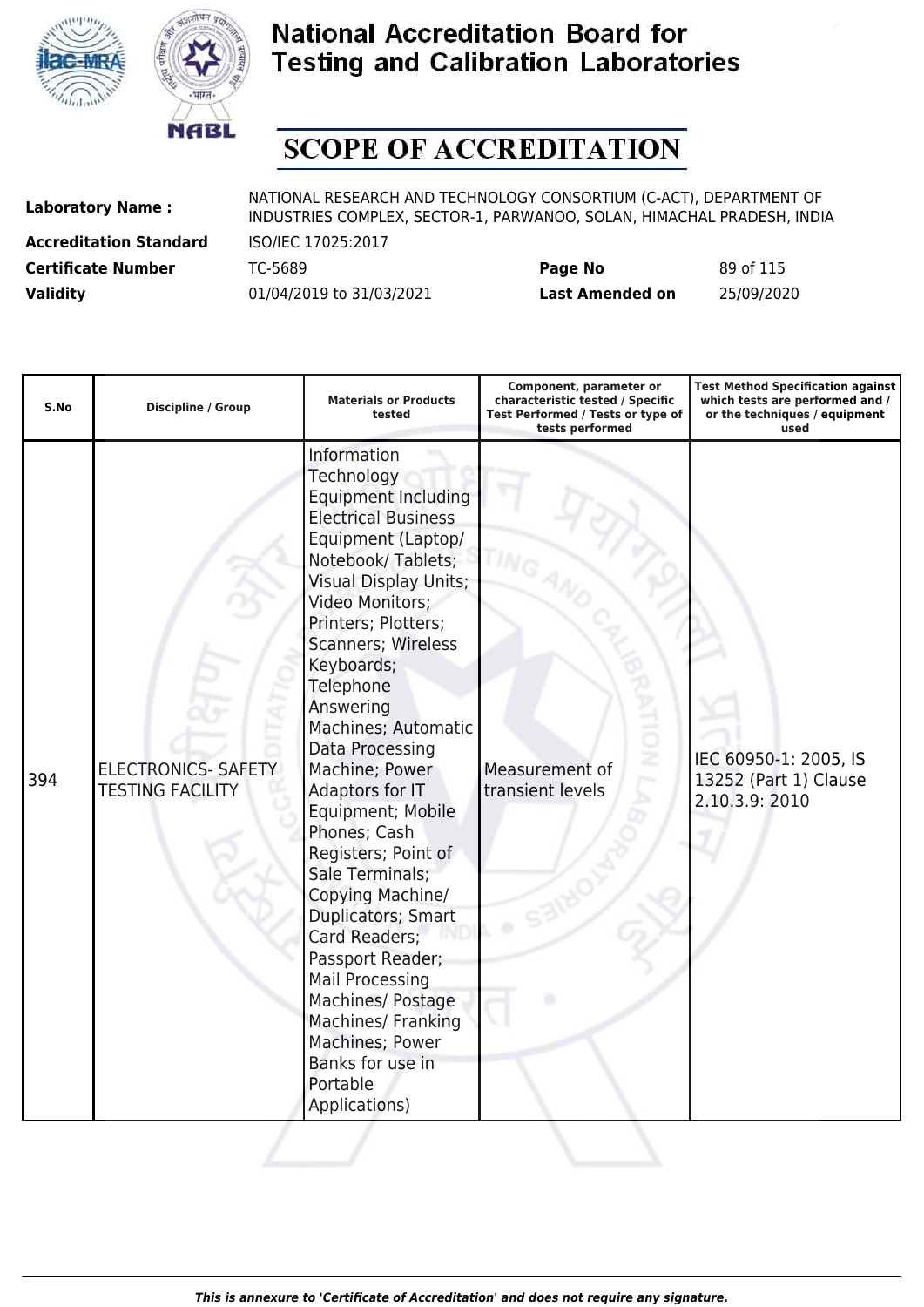# National Accreditation Board for Testing and Calibration Laboratories

## SCOPE OF ACCREDITATION

**Laboratory Name :** NATIONAL RESEARCH AND TECHNOLOGY CONSORTIUM (C-ACT), DEPARTMENT OF INDUSTRIES COMPLEX, SECTOR-1, PARWANOO, SOLAN, HIMACHAL PRADESH, INDIA

**Accreditation Standard** ISO/IEC 17025:2017

**Certificate Number** TC-5689 **Page No** 89 of 115

**Validity** 01/04/2019 to 31/03/2021 **Last Amended on** 25/09/2020

| S.No | Discipline / Group | Materials or Products tested | Component, parameter or characteristic tested / Specific Test Performed / Tests or type of tests performed | Test Method Specification against which tests are performed and / or the techniques / equipment used |
|---|---|---|---|---|
| 394 | ELECTRONICS- SAFETY TESTING FACILITY | Information Technology Equipment Including Electrical Business Equipment (Laptop/ Notebook/ Tablets; Visual Display Units; Video Monitors; Printers; Plotters; Scanners; Wireless Keyboards; Telephone Answering Machines; Automatic Data Processing Machine; Power Adaptors for IT Equipment; Mobile Phones; Cash Registers; Point of Sale Terminals; Copying Machine/ Duplicators; Smart Card Readers; Passport Reader; Mail Processing Machines/ Postage Machines/ Franking Machines; Power Banks for use in Portable Applications) | Measurement of transient levels | IEC 60950-1: 2005, IS 13252 (Part 1) Clause 2.10.3.9: 2010 |

*This is annexure to 'Certificate of Accreditation' and does not require any signature.*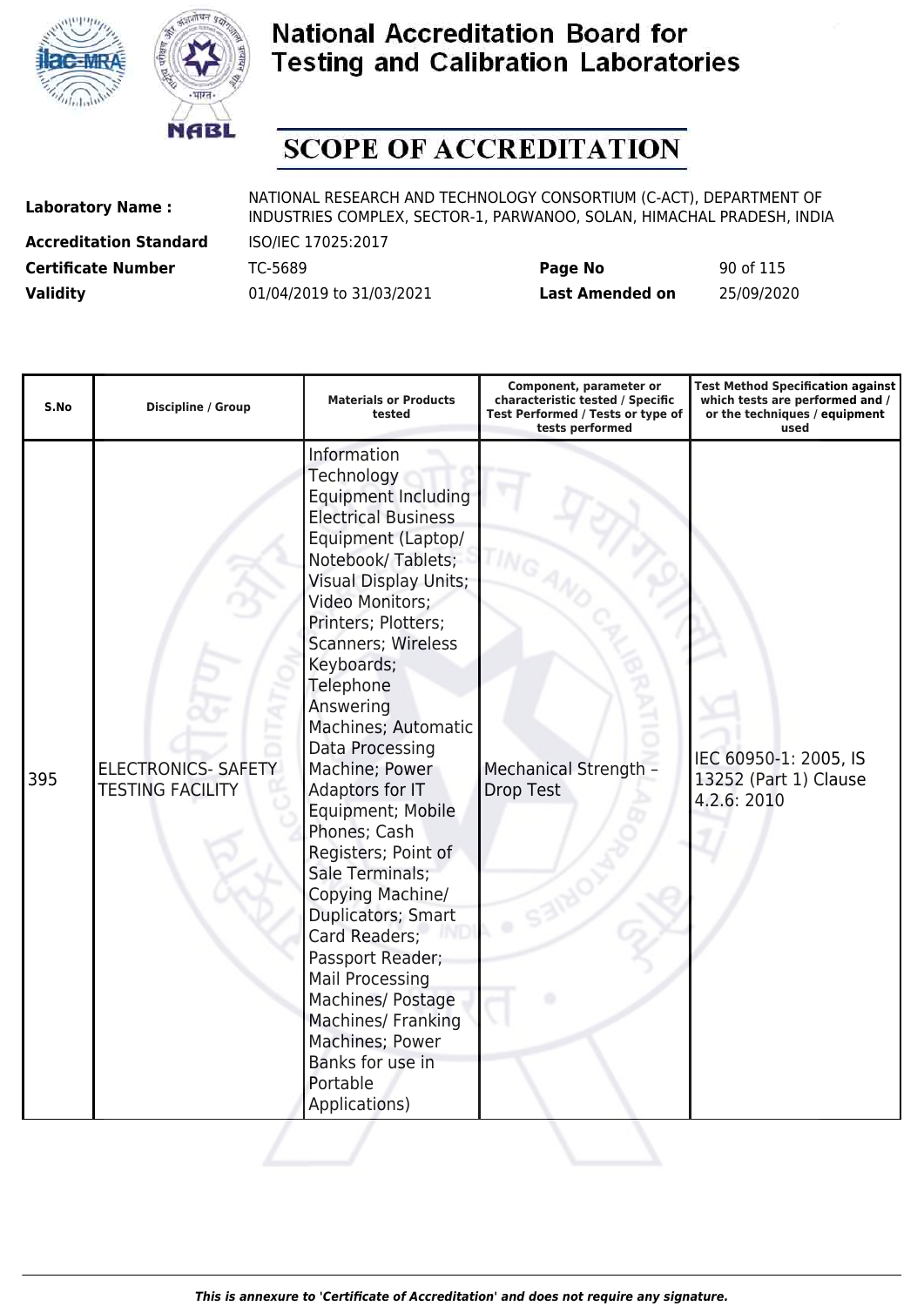# National Accreditation Board for Testing and Calibration Laboratories

## SCOPE OF ACCREDITATION

| | | | |
|---|---|---|---|
| **Laboratory Name :** | NATIONAL RESEARCH AND TECHNOLOGY CONSORTIUM (C-ACT), DEPARTMENT OF INDUSTRIES COMPLEX, SECTOR-1, PARWANOO, SOLAN, HIMACHAL PRADESH, INDIA | | |
| **Accreditation Standard** | ISO/IEC 17025:2017 | | |
| **Certificate Number** | TC-5689 | **Page No** | 90 of 115 |
| **Validity** | 01/04/2019 to 31/03/2021 | **Last Amended on** | 25/09/2020 |

| S.No | Discipline / Group | Materials or Products tested | Component, parameter or characteristic tested / Specific Test Performed / Tests or type of tests performed | Test Method Specification against which tests are performed and / or the techniques / equipment used |
|---|---|---|---|---|
| 395 | ELECTRONICS- SAFETY TESTING FACILITY | Information Technology Equipment Including Electrical Business Equipment (Laptop/ Notebook/ Tablets; Visual Display Units; Video Monitors; Printers; Plotters; Scanners; Wireless Keyboards; Telephone Answering Machines; Automatic Data Processing Machine; Power Adaptors for IT Equipment; Mobile Phones; Cash Registers; Point of Sale Terminals; Copying Machine/ Duplicators; Smart Card Readers; Passport Reader; Mail Processing Machines/ Postage Machines/ Franking Machines; Power Banks for use in Portable Applications) | Mechanical Strength – Drop Test | IEC 60950-1: 2005, IS 13252 (Part 1) Clause 4.2.6: 2010 |

*This is annexure to 'Certificate of Accreditation' and does not require any signature.*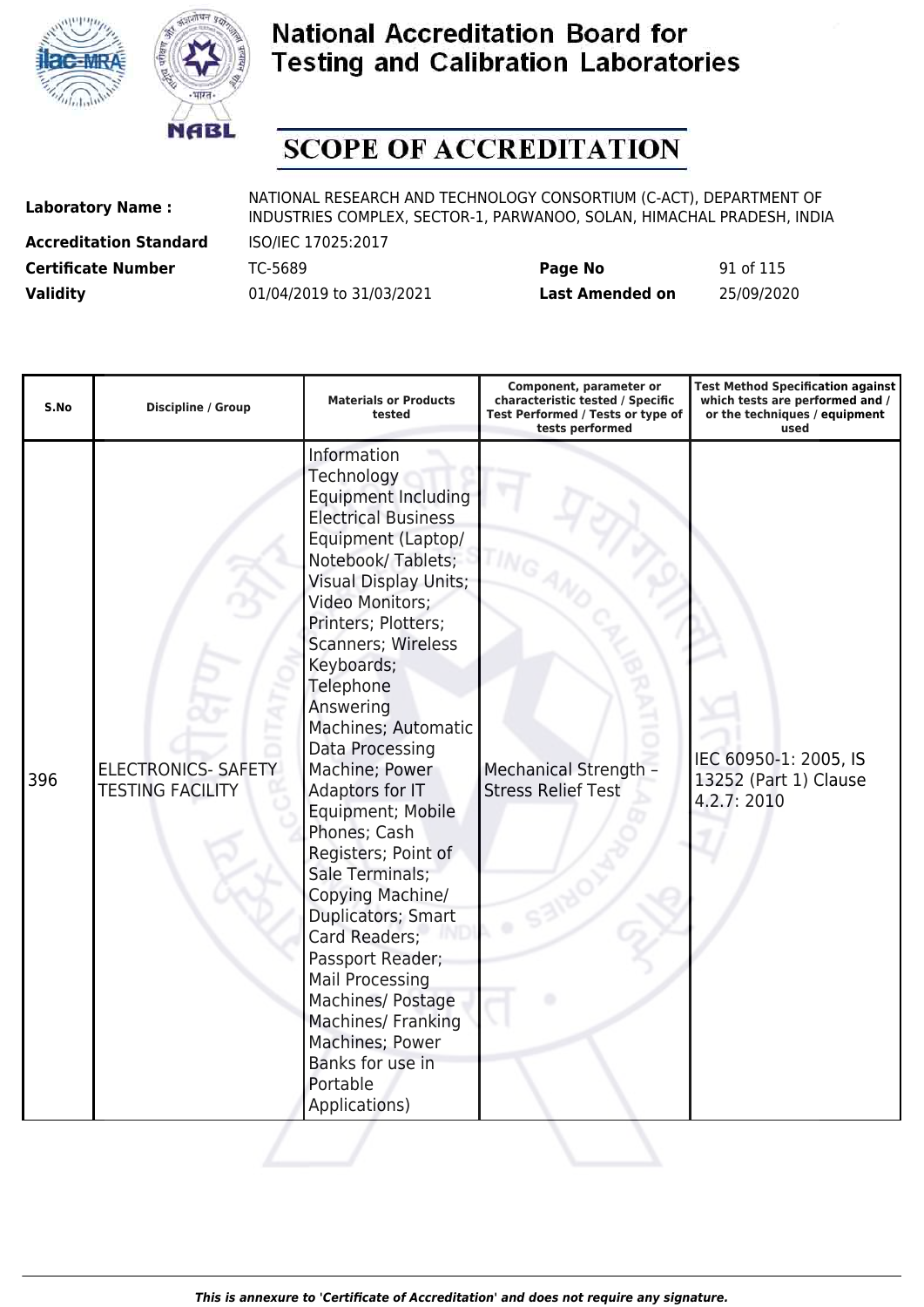# National Accreditation Board for Testing and Calibration Laboratories

## SCOPE OF ACCREDITATION

**Laboratory Name :** NATIONAL RESEARCH AND TECHNOLOGY CONSORTIUM (C-ACT), DEPARTMENT OF INDUSTRIES COMPLEX, SECTOR-1, PARWANOO, SOLAN, HIMACHAL PRADESH, INDIA

**Accreditation Standard** ISO/IEC 17025:2017

**Certificate Number** TC-5689 **Page No** 91 of 115

**Validity** 01/04/2019 to 31/03/2021 **Last Amended on** 25/09/2020

| S.No | Discipline / Group | Materials or Products tested | Component, parameter or characteristic tested / Specific Test Performed / Tests or type of tests performed | Test Method Specification against which tests are performed and / or the techniques / equipment used |
|---|---|---|---|---|
| 396 | ELECTRONICS- SAFETY TESTING FACILITY | Information Technology Equipment Including Electrical Business Equipment (Laptop/ Notebook/ Tablets; Visual Display Units; Video Monitors; Printers; Plotters; Scanners; Wireless Keyboards; Telephone Answering Machines; Automatic Data Processing Machine; Power Adaptors for IT Equipment; Mobile Phones; Cash Registers; Point of Sale Terminals; Copying Machine/ Duplicators; Smart Card Readers; Passport Reader; Mail Processing Machines/ Postage Machines/ Franking Machines; Power Banks for use in Portable Applications) | Mechanical Strength – Stress Relief Test | IEC 60950-1: 2005, IS 13252 (Part 1) Clause 4.2.7: 2010 |

*This is annexure to 'Certificate of Accreditation' and does not require any signature.*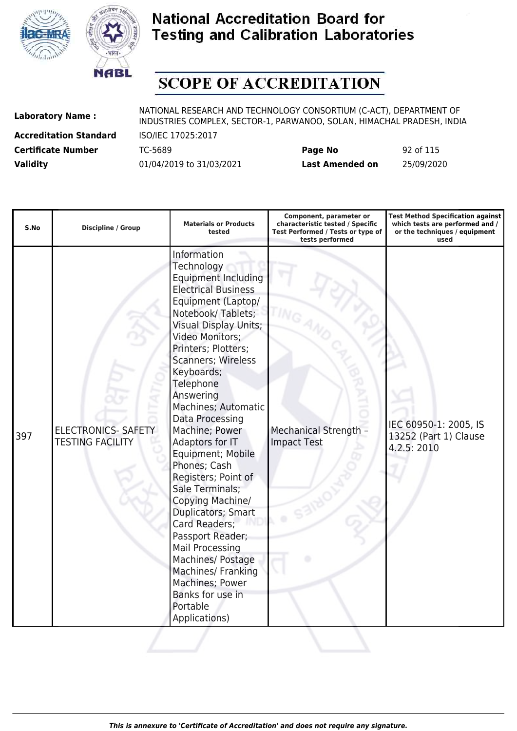# National Accreditation Board for Testing and Calibration Laboratories

## SCOPE OF ACCREDITATION

| | | | |
|---|---|---|---|
| **Laboratory Name :** | NATIONAL RESEARCH AND TECHNOLOGY CONSORTIUM (C-ACT), DEPARTMENT OF INDUSTRIES COMPLEX, SECTOR-1, PARWANOO, SOLAN, HIMACHAL PRADESH, INDIA | | |
| **Accreditation Standard** | ISO/IEC 17025:2017 | | |
| **Certificate Number** | TC-5689 | **Page No** | 92 of 115 |
| **Validity** | 01/04/2019 to 31/03/2021 | **Last Amended on** | 25/09/2020 |

| S.No | Discipline / Group | Materials or Products tested | Component, parameter or characteristic tested / Specific Test Performed / Tests or type of tests performed | Test Method Specification against which tests are performed and / or the techniques / equipment used |
|---|---|---|---|---|
| 397 | ELECTRONICS- SAFETY TESTING FACILITY | Information Technology Equipment Including Electrical Business Equipment (Laptop/ Notebook/ Tablets; Visual Display Units; Video Monitors; Printers; Plotters; Scanners; Wireless Keyboards; Telephone Answering Machines; Automatic Data Processing Machine; Power Adaptors for IT Equipment; Mobile Phones; Cash Registers; Point of Sale Terminals; Copying Machine/ Duplicators; Smart Card Readers; Passport Reader; Mail Processing Machines/ Postage Machines/ Franking Machines; Power Banks for use in Portable Applications) | Mechanical Strength – Impact Test | IEC 60950-1: 2005, IS 13252 (Part 1) Clause 4.2.5: 2010 |

*This is annexure to 'Certificate of Accreditation' and does not require any signature.*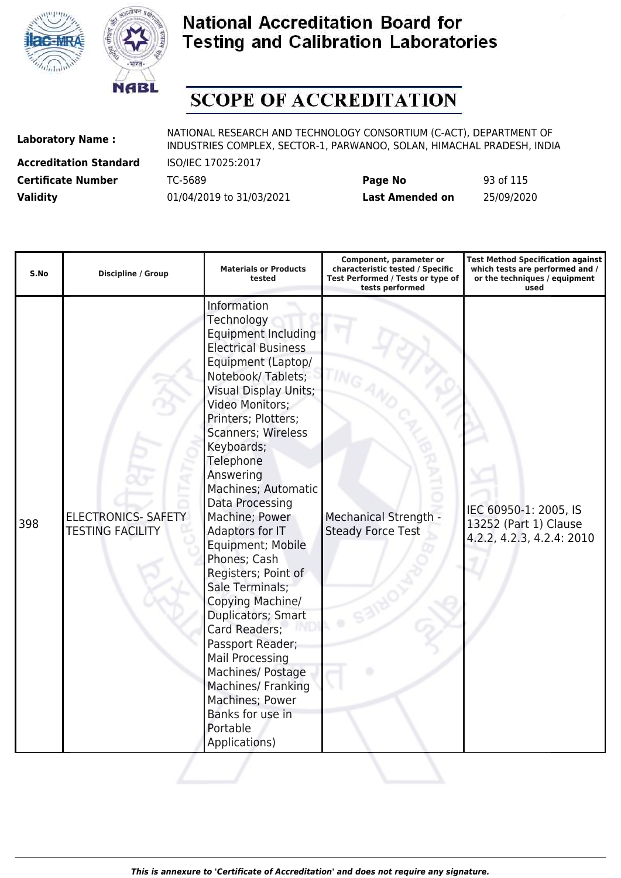# National Accreditation Board for Testing and Calibration Laboratories

## SCOPE OF ACCREDITATION

| | | | |
|---|---|---|---|
| **Laboratory Name :** | NATIONAL RESEARCH AND TECHNOLOGY CONSORTIUM (C-ACT), DEPARTMENT OF INDUSTRIES COMPLEX, SECTOR-1, PARWANOO, SOLAN, HIMACHAL PRADESH, INDIA | | |
| **Accreditation Standard** | ISO/IEC 17025:2017 | | |
| **Certificate Number** | TC-5689 | **Page No** | 93 of 115 |
| **Validity** | 01/04/2019 to 31/03/2021 | **Last Amended on** | 25/09/2020 |

| S.No | Discipline / Group | Materials or Products tested | Component, parameter or characteristic tested / Specific Test Performed / Tests or type of tests performed | Test Method Specification against which tests are performed and / or the techniques / equipment used |
|---|---|---|---|---|
| 398 | ELECTRONICS- SAFETY TESTING FACILITY | Information Technology Equipment Including Electrical Business Equipment (Laptop/ Notebook/ Tablets; Visual Display Units; Video Monitors; Printers; Plotters; Scanners; Wireless Keyboards; Telephone Answering Machines; Automatic Data Processing Machine; Power Adaptors for IT Equipment; Mobile Phones; Cash Registers; Point of Sale Terminals; Copying Machine/ Duplicators; Smart Card Readers; Passport Reader; Mail Processing Machines/ Postage Machines/ Franking Machines; Power Banks for use in Portable Applications) | Mechanical Strength - Steady Force Test | IEC 60950-1: 2005, IS 13252 (Part 1) Clause 4.2.2, 4.2.3, 4.2.4: 2010 |

*This is annexure to 'Certificate of Accreditation' and does not require any signature.*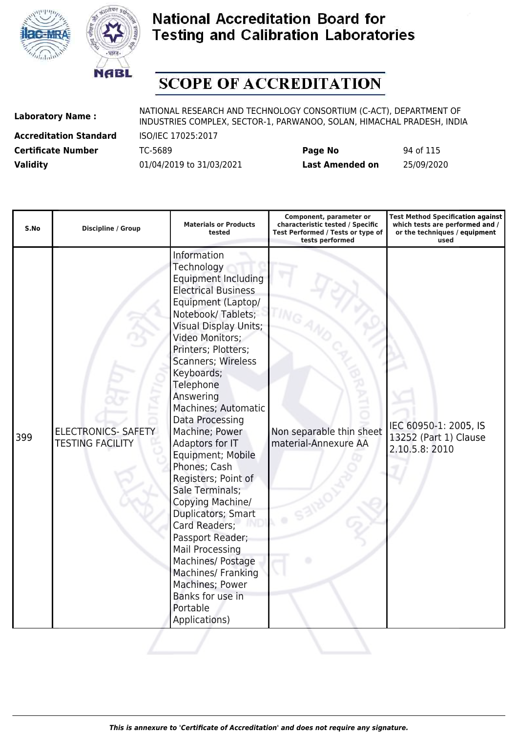# National Accreditation Board for Testing and Calibration Laboratories

## SCOPE OF ACCREDITATION

| | | | |
|---|---|---|---|
| **Laboratory Name :** | NATIONAL RESEARCH AND TECHNOLOGY CONSORTIUM (C-ACT), DEPARTMENT OF INDUSTRIES COMPLEX, SECTOR-1, PARWANOO, SOLAN, HIMACHAL PRADESH, INDIA | | |
| **Accreditation Standard** | ISO/IEC 17025:2017 | | |
| **Certificate Number** | TC-5689 | **Page No** | 94 of 115 |
| **Validity** | 01/04/2019 to 31/03/2021 | **Last Amended on** | 25/09/2020 |

| S.No | Discipline / Group | Materials or Products tested | Component, parameter or characteristic tested / Specific Test Performed / Tests or type of tests performed | Test Method Specification against which tests are performed and / or the techniques / equipment used |
|---|---|---|---|---|
| 399 | ELECTRONICS- SAFETY TESTING FACILITY | Information Technology Equipment Including Electrical Business Equipment (Laptop/ Notebook/ Tablets; Visual Display Units; Video Monitors; Printers; Plotters; Scanners; Wireless Keyboards; Telephone Answering Machines; Automatic Data Processing Machine; Power Adaptors for IT Equipment; Mobile Phones; Cash Registers; Point of Sale Terminals; Copying Machine/ Duplicators; Smart Card Readers; Passport Reader; Mail Processing Machines/ Postage Machines/ Franking Machines; Power Banks for use in Portable Applications) | Non separable thin sheet material-Annexure AA | IEC 60950-1: 2005, IS 13252 (Part 1) Clause 2.10.5.8: 2010 |

*This is annexure to 'Certificate of Accreditation' and does not require any signature.*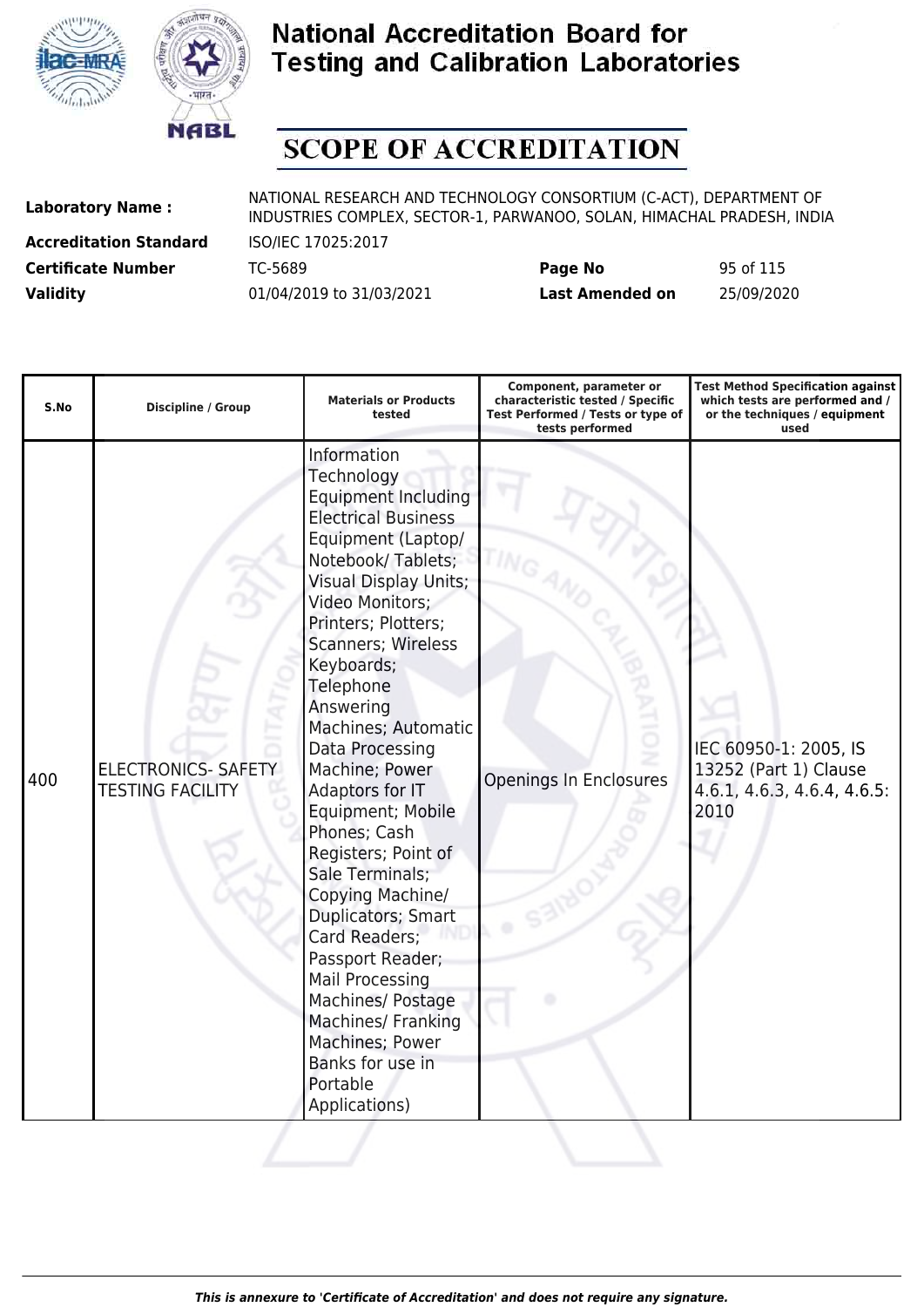# National Accreditation Board for Testing and Calibration Laboratories

## SCOPE OF ACCREDITATION

| | | | |
|---|---|---|---|
| **Laboratory Name :** | NATIONAL RESEARCH AND TECHNOLOGY CONSORTIUM (C-ACT), DEPARTMENT OF INDUSTRIES COMPLEX, SECTOR-1, PARWANOO, SOLAN, HIMACHAL PRADESH, INDIA | | |
| **Accreditation Standard** | ISO/IEC 17025:2017 | | |
| **Certificate Number** | TC-5689 | **Page No** | 95 of 115 |
| **Validity** | 01/04/2019 to 31/03/2021 | **Last Amended on** | 25/09/2020 |

| S.No | Discipline / Group | Materials or Products tested | Component, parameter or characteristic tested / Specific Test Performed / Tests or type of tests performed | Test Method Specification against which tests are performed and / or the techniques / equipment used |
|---|---|---|---|---|
| 400 | ELECTRONICS- SAFETY TESTING FACILITY | Information Technology Equipment Including Electrical Business Equipment (Laptop/ Notebook/ Tablets; Visual Display Units; Video Monitors; Printers; Plotters; Scanners; Wireless Keyboards; Telephone Answering Machines; Automatic Data Processing Machine; Power Adaptors for IT Equipment; Mobile Phones; Cash Registers; Point of Sale Terminals; Copying Machine/ Duplicators; Smart Card Readers; Passport Reader; Mail Processing Machines/ Postage Machines/ Franking Machines; Power Banks for use in Portable Applications) | Openings In Enclosures | IEC 60950-1: 2005, IS 13252 (Part 1) Clause 4.6.1, 4.6.3, 4.6.4, 4.6.5: 2010 |

*This is annexure to 'Certificate of Accreditation' and does not require any signature.*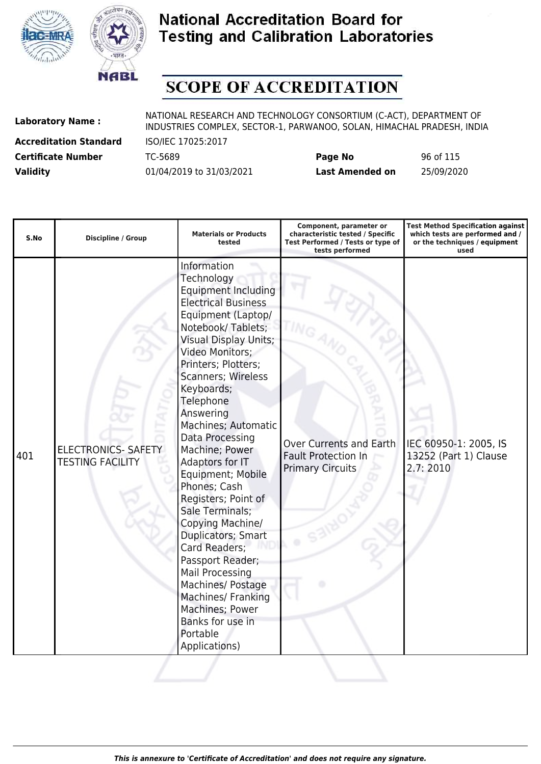# National Accreditation Board for Testing and Calibration Laboratories

# SCOPE OF ACCREDITATION

| | | | |
|---|---|---|---|
| **Laboratory Name :** | NATIONAL RESEARCH AND TECHNOLOGY CONSORTIUM (C-ACT), DEPARTMENT OF INDUSTRIES COMPLEX, SECTOR-1, PARWANOO, SOLAN, HIMACHAL PRADESH, INDIA | | |
| **Accreditation Standard** | ISO/IEC 17025:2017 | | |
| **Certificate Number** | TC-5689 | **Page No** | 96 of 115 |
| **Validity** | 01/04/2019 to 31/03/2021 | **Last Amended on** | 25/09/2020 |

| S.No | Discipline / Group | Materials or Products tested | Component, parameter or characteristic tested / Specific Test Performed / Tests or type of tests performed | Test Method Specification against which tests are performed and / or the techniques / equipment used |
|---|---|---|---|---|
| 401 | ELECTRONICS- SAFETY TESTING FACILITY | Information Technology Equipment Including Electrical Business Equipment (Laptop/ Notebook/ Tablets; Visual Display Units; Video Monitors; Printers; Plotters; Scanners; Wireless Keyboards; Telephone Answering Machines; Automatic Data Processing Machine; Power Adaptors for IT Equipment; Mobile Phones; Cash Registers; Point of Sale Terminals; Copying Machine/ Duplicators; Smart Card Readers; Passport Reader; Mail Processing Machines/ Postage Machines/ Franking Machines; Power Banks for use in Portable Applications) | Over Currents and Earth Fault Protection In Primary Circuits | IEC 60950-1: 2005, IS 13252 (Part 1) Clause 2.7: 2010 |

*This is annexure to 'Certificate of Accreditation' and does not require any signature.*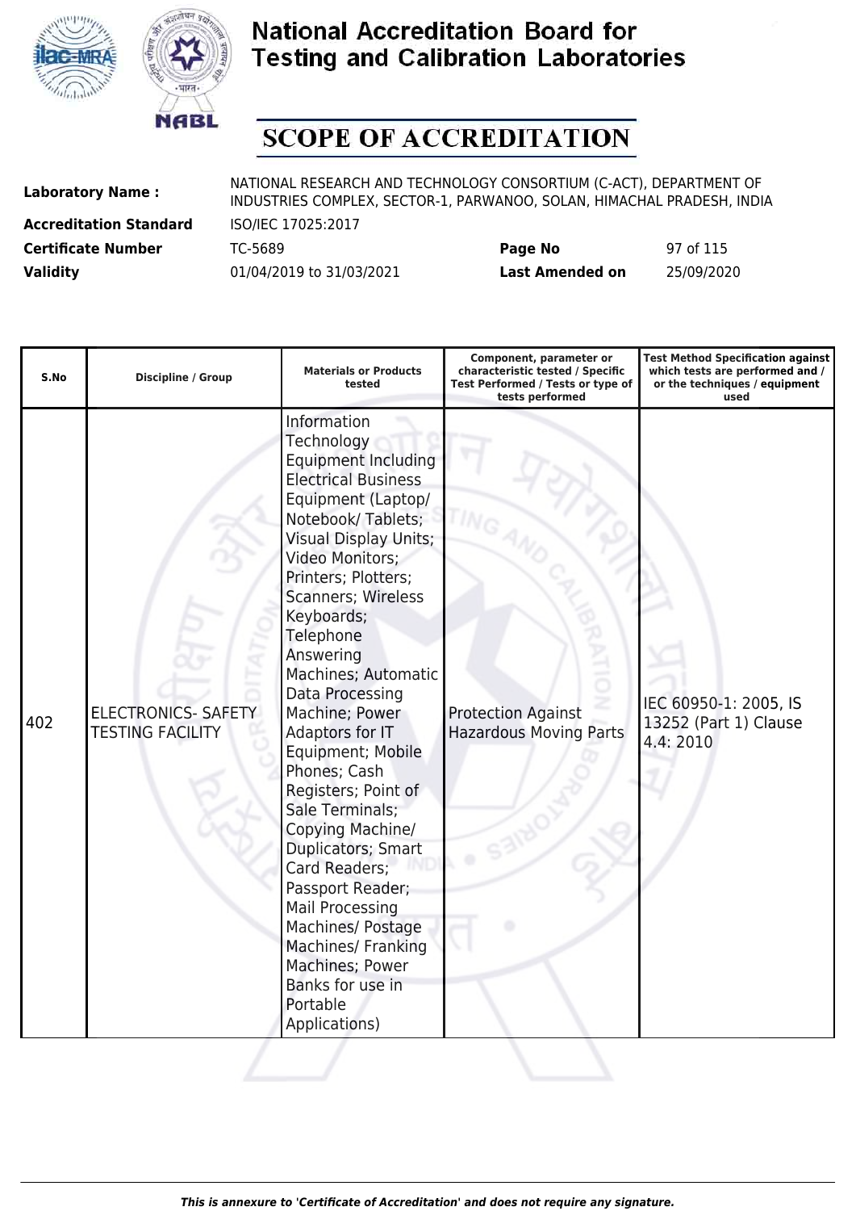# National Accreditation Board for Testing and Calibration Laboratories

## SCOPE OF ACCREDITATION

| | | | |
|---|---|---|---|
| **Laboratory Name :** | NATIONAL RESEARCH AND TECHNOLOGY CONSORTIUM (C-ACT), DEPARTMENT OF INDUSTRIES COMPLEX, SECTOR-1, PARWANOO, SOLAN, HIMACHAL PRADESH, INDIA | | |
| **Accreditation Standard** | ISO/IEC 17025:2017 | | |
| **Certificate Number** | TC-5689 | **Page No** | 97 of 115 |
| **Validity** | 01/04/2019 to 31/03/2021 | **Last Amended on** | 25/09/2020 |

| S.No | Discipline / Group | Materials or Products tested | Component, parameter or characteristic tested / Specific Test Performed / Tests or type of tests performed | Test Method Specification against which tests are performed and / or the techniques / equipment used |
|---|---|---|---|---|
| 402 | ELECTRONICS- SAFETY TESTING FACILITY | Information Technology Equipment Including Electrical Business Equipment (Laptop/ Notebook/ Tablets; Visual Display Units; Video Monitors; Printers; Plotters; Scanners; Wireless Keyboards; Telephone Answering Machines; Automatic Data Processing Machine; Power Adaptors for IT Equipment; Mobile Phones; Cash Registers; Point of Sale Terminals; Copying Machine/ Duplicators; Smart Card Readers; Passport Reader; Mail Processing Machines/ Postage Machines/ Franking Machines; Power Banks for use in Portable Applications) | Protection Against Hazardous Moving Parts | IEC 60950-1: 2005, IS 13252 (Part 1) Clause 4.4: 2010 |

*This is annexure to 'Certificate of Accreditation' and does not require any signature.*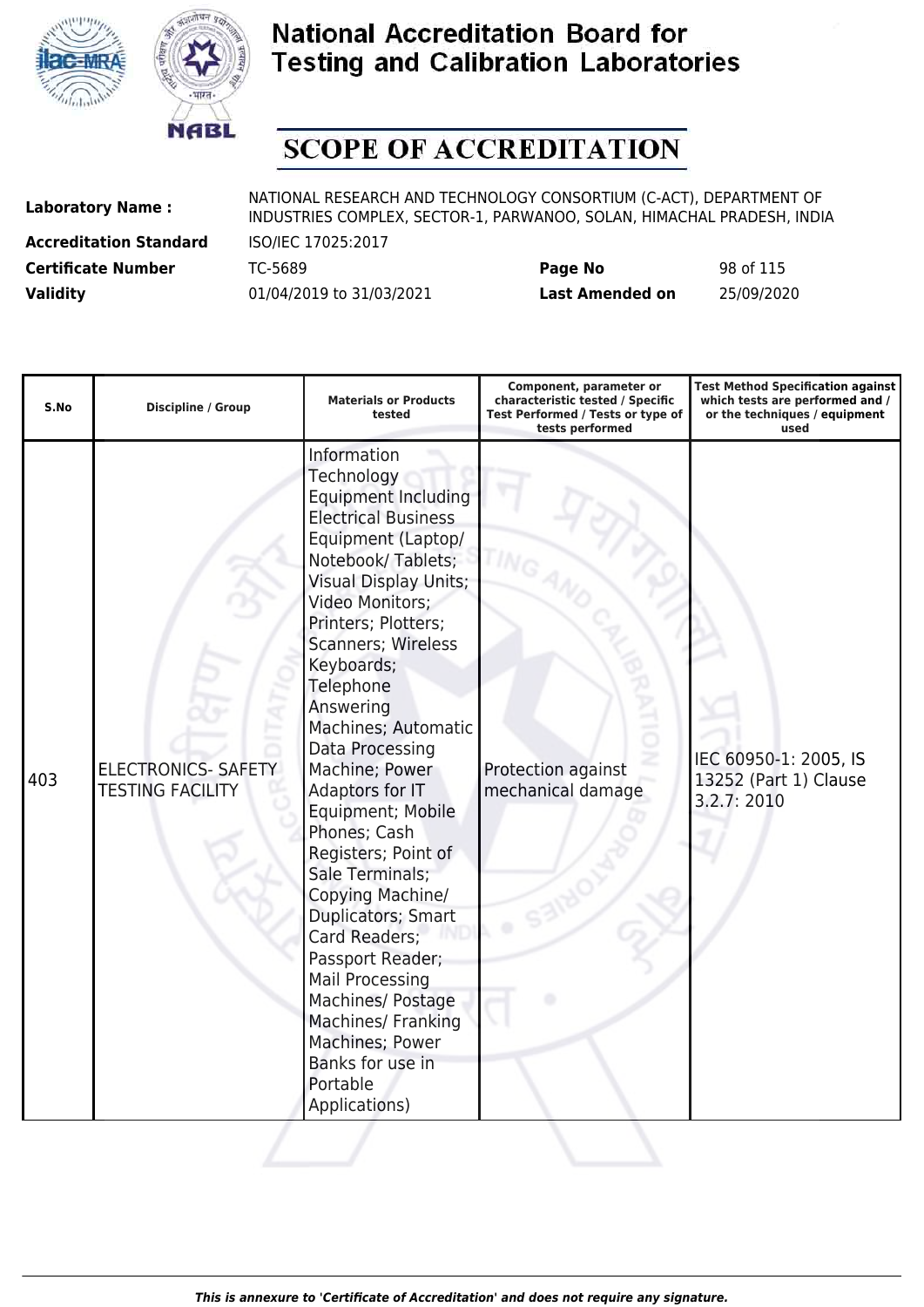# National Accreditation Board for Testing and Calibration Laboratories

## SCOPE OF ACCREDITATION

| | | | |
|---|---|---|---|
| **Laboratory Name :** | NATIONAL RESEARCH AND TECHNOLOGY CONSORTIUM (C-ACT), DEPARTMENT OF INDUSTRIES COMPLEX, SECTOR-1, PARWANOO, SOLAN, HIMACHAL PRADESH, INDIA | | |
| **Accreditation Standard** | ISO/IEC 17025:2017 | | |
| **Certificate Number** | TC-5689 | **Page No** | 98 of 115 |
| **Validity** | 01/04/2019 to 31/03/2021 | **Last Amended on** | 25/09/2020 |

| S.No | Discipline / Group | Materials or Products tested | Component, parameter or characteristic tested / Specific Test Performed / Tests or type of tests performed | Test Method Specification against which tests are performed and / or the techniques / equipment used |
|---|---|---|---|---|
| 403 | ELECTRONICS- SAFETY TESTING FACILITY | Information Technology Equipment Including Electrical Business Equipment (Laptop/ Notebook/ Tablets; Visual Display Units; Video Monitors; Printers; Plotters; Scanners; Wireless Keyboards; Telephone Answering Machines; Automatic Data Processing Machine; Power Adaptors for IT Equipment; Mobile Phones; Cash Registers; Point of Sale Terminals; Copying Machine/ Duplicators; Smart Card Readers; Passport Reader; Mail Processing Machines/ Postage Machines/ Franking Machines; Power Banks for use in Portable Applications) | Protection against mechanical damage | IEC 60950-1: 2005, IS 13252 (Part 1) Clause 3.2.7: 2010 |

*This is annexure to 'Certificate of Accreditation' and does not require any signature.*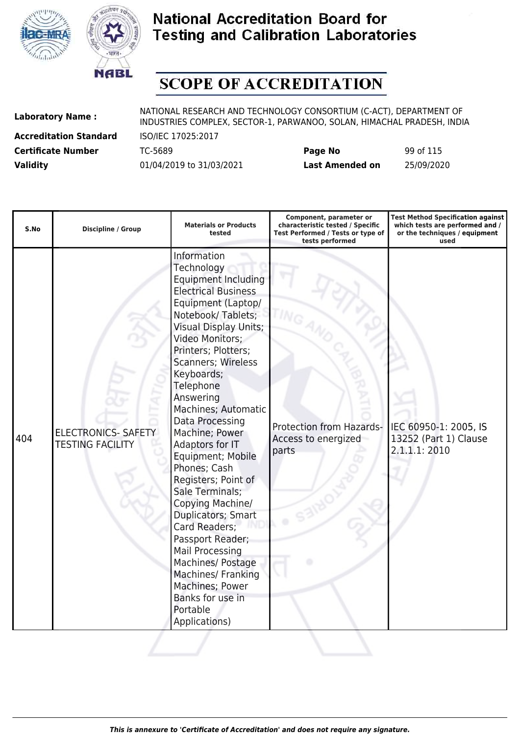# National Accreditation Board for Testing and Calibration Laboratories

## SCOPE OF ACCREDITATION

| | | | |
|---|---|---|---|
| **Laboratory Name :** | NATIONAL RESEARCH AND TECHNOLOGY CONSORTIUM (C-ACT), DEPARTMENT OF INDUSTRIES COMPLEX, SECTOR-1, PARWANOO, SOLAN, HIMACHAL PRADESH, INDIA | | |
| **Accreditation Standard** | ISO/IEC 17025:2017 | | |
| **Certificate Number** | TC-5689 | **Page No** | 99 of 115 |
| **Validity** | 01/04/2019 to 31/03/2021 | **Last Amended on** | 25/09/2020 |

| S.No | Discipline / Group | Materials or Products tested | Component, parameter or characteristic tested / Specific Test Performed / Tests or type of tests performed | Test Method Specification against which tests are performed and / or the techniques / equipment used |
|---|---|---|---|---|
| 404 | ELECTRONICS- SAFETY TESTING FACILITY | Information Technology Equipment Including Electrical Business Equipment (Laptop/ Notebook/ Tablets; Visual Display Units; Video Monitors; Printers; Plotters; Scanners; Wireless Keyboards; Telephone Answering Machines; Automatic Data Processing Machine; Power Adaptors for IT Equipment; Mobile Phones; Cash Registers; Point of Sale Terminals; Copying Machine/ Duplicators; Smart Card Readers; Passport Reader; Mail Processing Machines/ Postage Machines/ Franking Machines; Power Banks for use in Portable Applications) | Protection from Hazards- Access to energized parts | IEC 60950-1: 2005, IS 13252 (Part 1) Clause 2.1.1.1: 2010 |

*This is annexure to 'Certificate of Accreditation' and does not require any signature.*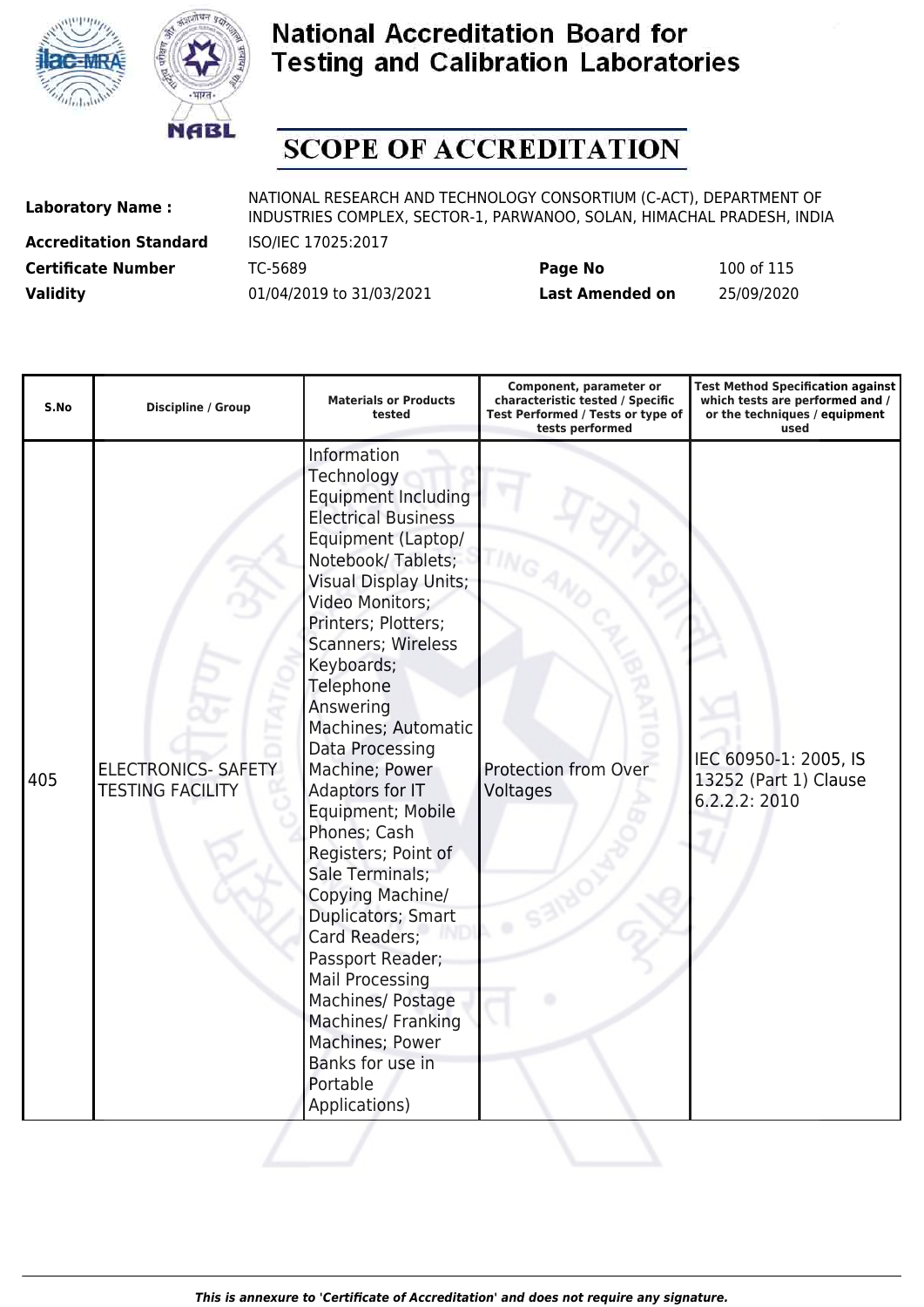# National Accreditation Board for Testing and Calibration Laboratories

## SCOPE OF ACCREDITATION

| | | | |
|---|---|---|---|
| **Laboratory Name :** | NATIONAL RESEARCH AND TECHNOLOGY CONSORTIUM (C-ACT), DEPARTMENT OF INDUSTRIES COMPLEX, SECTOR-1, PARWANOO, SOLAN, HIMACHAL PRADESH, INDIA | | |
| **Accreditation Standard** | ISO/IEC 17025:2017 | | |
| **Certificate Number** | TC-5689 | **Page No** | 100 of 115 |
| **Validity** | 01/04/2019 to 31/03/2021 | **Last Amended on** | 25/09/2020 |

| S.No | Discipline / Group | Materials or Products tested | Component, parameter or characteristic tested / Specific Test Performed / Tests or type of tests performed | Test Method Specification against which tests are performed and / or the techniques / equipment used |
|---|---|---|---|---|
| 405 | ELECTRONICS- SAFETY TESTING FACILITY | Information Technology Equipment Including Electrical Business Equipment (Laptop/ Notebook/ Tablets; Visual Display Units; Video Monitors; Printers; Plotters; Scanners; Wireless Keyboards; Telephone Answering Machines; Automatic Data Processing Machine; Power Adaptors for IT Equipment; Mobile Phones; Cash Registers; Point of Sale Terminals; Copying Machine/ Duplicators; Smart Card Readers; Passport Reader; Mail Processing Machines/ Postage Machines/ Franking Machines; Power Banks for use in Portable Applications) | Protection from Over Voltages | IEC 60950-1: 2005, IS 13252 (Part 1) Clause 6.2.2.2: 2010 |

*This is annexure to 'Certificate of Accreditation' and does not require any signature.*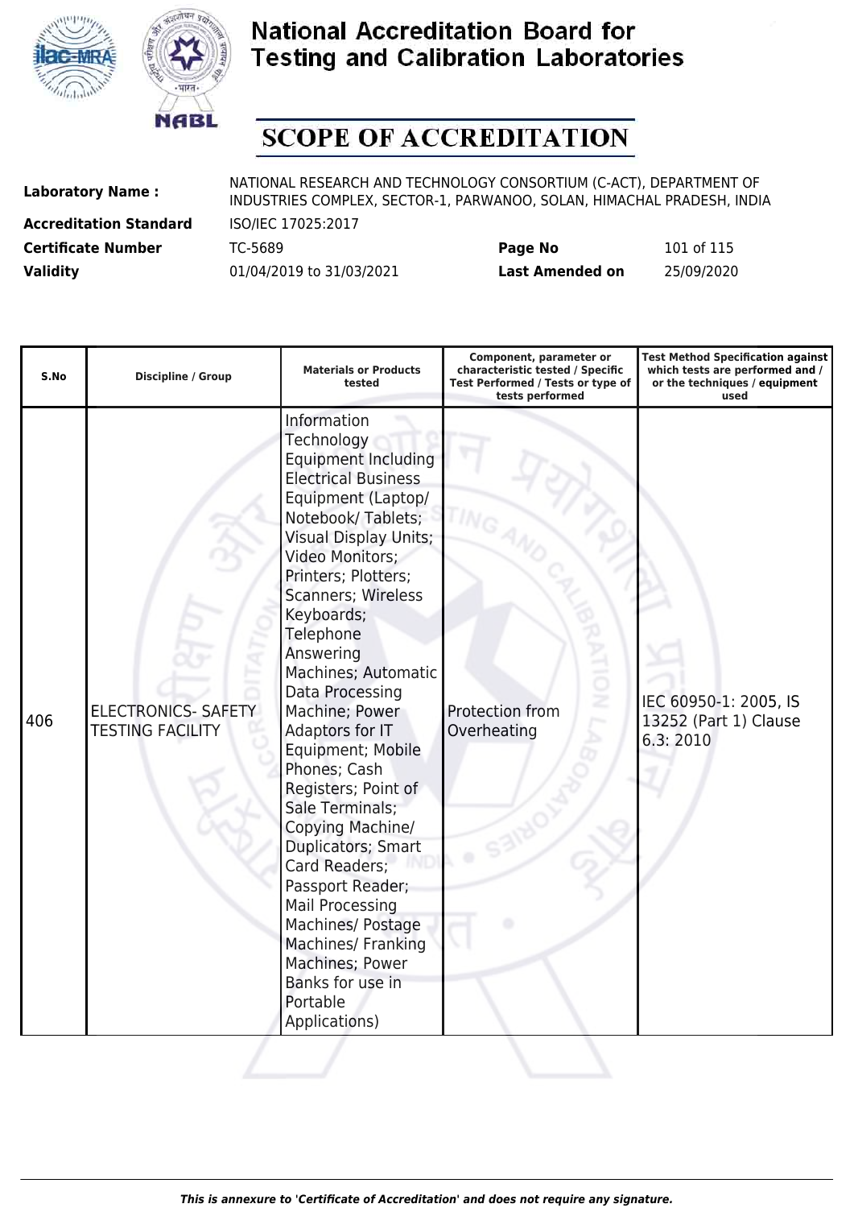# National Accreditation Board for Testing and Calibration Laboratories

# SCOPE OF ACCREDITATION

| | | | |
|---|---|---|---|
| **Laboratory Name :** | NATIONAL RESEARCH AND TECHNOLOGY CONSORTIUM (C-ACT), DEPARTMENT OF INDUSTRIES COMPLEX, SECTOR-1, PARWANOO, SOLAN, HIMACHAL PRADESH, INDIA | | |
| **Accreditation Standard** | ISO/IEC 17025:2017 | | |
| **Certificate Number** | TC-5689 | **Page No** | 101 of 115 |
| **Validity** | 01/04/2019 to 31/03/2021 | **Last Amended on** | 25/09/2020 |

| S.No | Discipline / Group | Materials or Products tested | Component, parameter or characteristic tested / Specific Test Performed / Tests or type of tests performed | Test Method Specification against which tests are performed and / or the techniques / equipment used |
|---|---|---|---|---|
| 406 | ELECTRONICS- SAFETY TESTING FACILITY | Information Technology Equipment Including Electrical Business Equipment (Laptop/ Notebook/ Tablets; Visual Display Units; Video Monitors; Printers; Plotters; Scanners; Wireless Keyboards; Telephone Answering Machines; Automatic Data Processing Machine; Power Adaptors for IT Equipment; Mobile Phones; Cash Registers; Point of Sale Terminals; Copying Machine/ Duplicators; Smart Card Readers; Passport Reader; Mail Processing Machines/ Postage Machines/ Franking Machines; Power Banks for use in Portable Applications) | Protection from Overheating | IEC 60950-1: 2005, IS 13252 (Part 1) Clause 6.3: 2010 |

*This is annexure to 'Certificate of Accreditation' and does not require any signature.*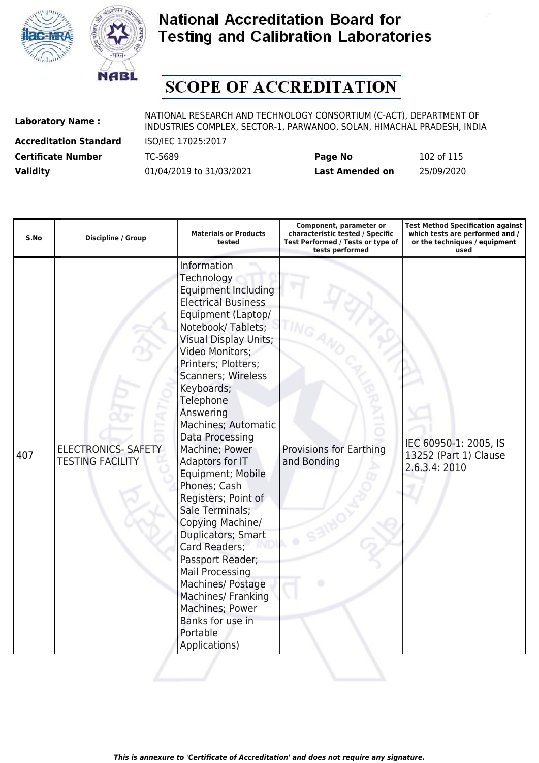# National Accreditation Board for Testing and Calibration Laboratories

## SCOPE OF ACCREDITATION

| | | | |
|---|---|---|---|
| **Laboratory Name :** | NATIONAL RESEARCH AND TECHNOLOGY CONSORTIUM (C-ACT), DEPARTMENT OF INDUSTRIES COMPLEX, SECTOR-1, PARWANOO, SOLAN, HIMACHAL PRADESH, INDIA | | |
| **Accreditation Standard** | ISO/IEC 17025:2017 | | |
| **Certificate Number** | TC-5689 | **Page No** | 102 of 115 |
| **Validity** | 01/04/2019 to 31/03/2021 | **Last Amended on** | 25/09/2020 |

| S.No | Discipline / Group | Materials or Products tested | Component, parameter or characteristic tested / Specific Test Performed / Tests or type of tests performed | Test Method Specification against which tests are performed and / or the techniques / equipment used |
|---|---|---|---|---|
| 407 | ELECTRONICS- SAFETY TESTING FACILITY | Information Technology Equipment Including Electrical Business Equipment (Laptop/ Notebook/ Tablets; Visual Display Units; Video Monitors; Printers; Plotters; Scanners; Wireless Keyboards; Telephone Answering Machines; Automatic Data Processing Machine; Power Adaptors for IT Equipment; Mobile Phones; Cash Registers; Point of Sale Terminals; Copying Machine/ Duplicators; Smart Card Readers; Passport Reader; Mail Processing Machines/ Postage Machines/ Franking Machines; Power Banks for use in Portable Applications) | Provisions for Earthing and Bonding | IEC 60950-1: 2005, IS 13252 (Part 1) Clause 2.6.3.4: 2010 |

*This is annexure to 'Certificate of Accreditation' and does not require any signature.*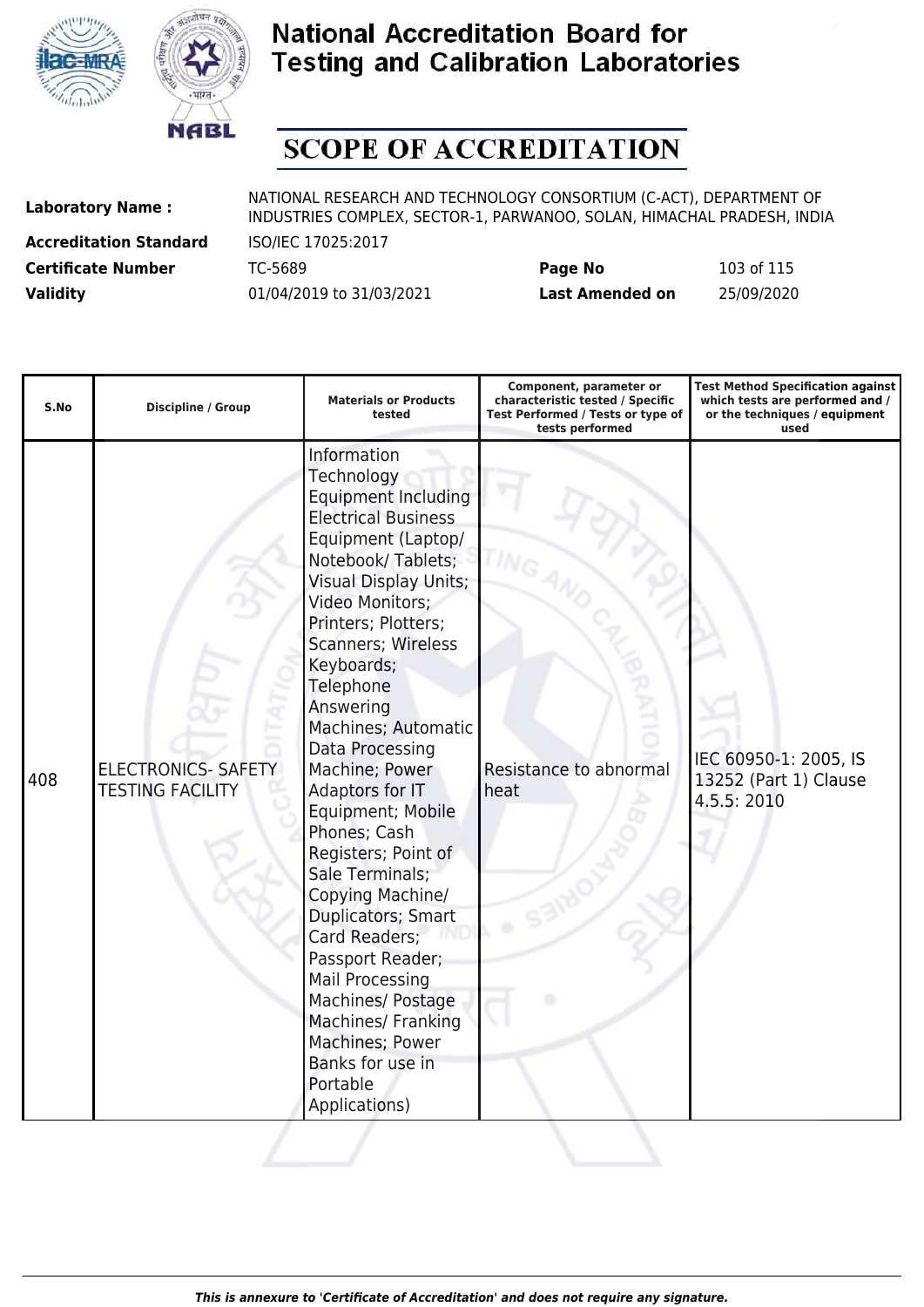# National Accreditation Board for Testing and Calibration Laboratories

## SCOPE OF ACCREDITATION

| | | | |
|---|---|---|---|
| **Laboratory Name :** | NATIONAL RESEARCH AND TECHNOLOGY CONSORTIUM (C-ACT), DEPARTMENT OF INDUSTRIES COMPLEX, SECTOR-1, PARWANOO, SOLAN, HIMACHAL PRADESH, INDIA | | |
| **Accreditation Standard** | ISO/IEC 17025:2017 | | |
| **Certificate Number** | TC-5689 | **Page No** | 103 of 115 |
| **Validity** | 01/04/2019 to 31/03/2021 | **Last Amended on** | 25/09/2020 |

| S.No | Discipline / Group | Materials or Products tested | Component, parameter or characteristic tested / Specific Test Performed / Tests or type of tests performed | Test Method Specification against which tests are performed and / or the techniques / equipment used |
|---|---|---|---|---|
| 408 | ELECTRONICS- SAFETY TESTING FACILITY | Information Technology Equipment Including Electrical Business Equipment (Laptop/ Notebook/ Tablets; Visual Display Units; Video Monitors; Printers; Plotters; Scanners; Wireless Keyboards; Telephone Answering Machines; Automatic Data Processing Machine; Power Adaptors for IT Equipment; Mobile Phones; Cash Registers; Point of Sale Terminals; Copying Machine/ Duplicators; Smart Card Readers; Passport Reader; Mail Processing Machines/ Postage Machines/ Franking Machines; Power Banks for use in Portable Applications) | Resistance to abnormal heat | IEC 60950-1: 2005, IS 13252 (Part 1) Clause 4.5.5: 2010 |

*This is annexure to 'Certificate of Accreditation' and does not require any signature.*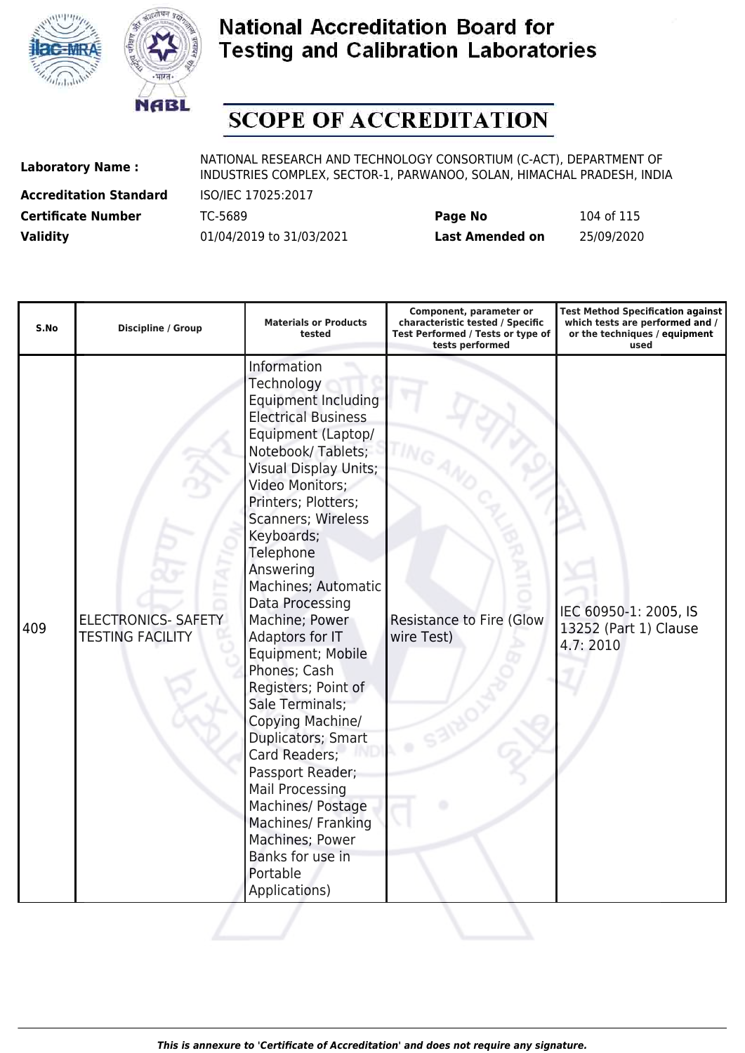# National Accreditation Board for Testing and Calibration Laboratories

## SCOPE OF ACCREDITATION

**Laboratory Name :** NATIONAL RESEARCH AND TECHNOLOGY CONSORTIUM (C-ACT), DEPARTMENT OF INDUSTRIES COMPLEX, SECTOR-1, PARWANOO, SOLAN, HIMACHAL PRADESH, INDIA

**Accreditation Standard** ISO/IEC 17025:2017

**Certificate Number** TC-5689 **Page No** 104 of 115

**Validity** 01/04/2019 to 31/03/2021 **Last Amended on** 25/09/2020

| S.No | Discipline / Group | Materials or Products tested | Component, parameter or characteristic tested / Specific Test Performed / Tests or type of tests performed | Test Method Specification against which tests are performed and / or the techniques / equipment used |
|---|---|---|---|---|
| 409 | ELECTRONICS- SAFETY TESTING FACILITY | Information Technology Equipment Including Electrical Business Equipment (Laptop/ Notebook/ Tablets; Visual Display Units; Video Monitors; Printers; Plotters; Scanners; Wireless Keyboards; Telephone Answering Machines; Automatic Data Processing Machine; Power Adaptors for IT Equipment; Mobile Phones; Cash Registers; Point of Sale Terminals; Copying Machine/ Duplicators; Smart Card Readers; Passport Reader; Mail Processing Machines/ Postage Machines/ Franking Machines; Power Banks for use in Portable Applications) | Resistance to Fire (Glow wire Test) | IEC 60950-1: 2005, IS 13252 (Part 1) Clause 4.7: 2010 |

*This is annexure to 'Certificate of Accreditation' and does not require any signature.*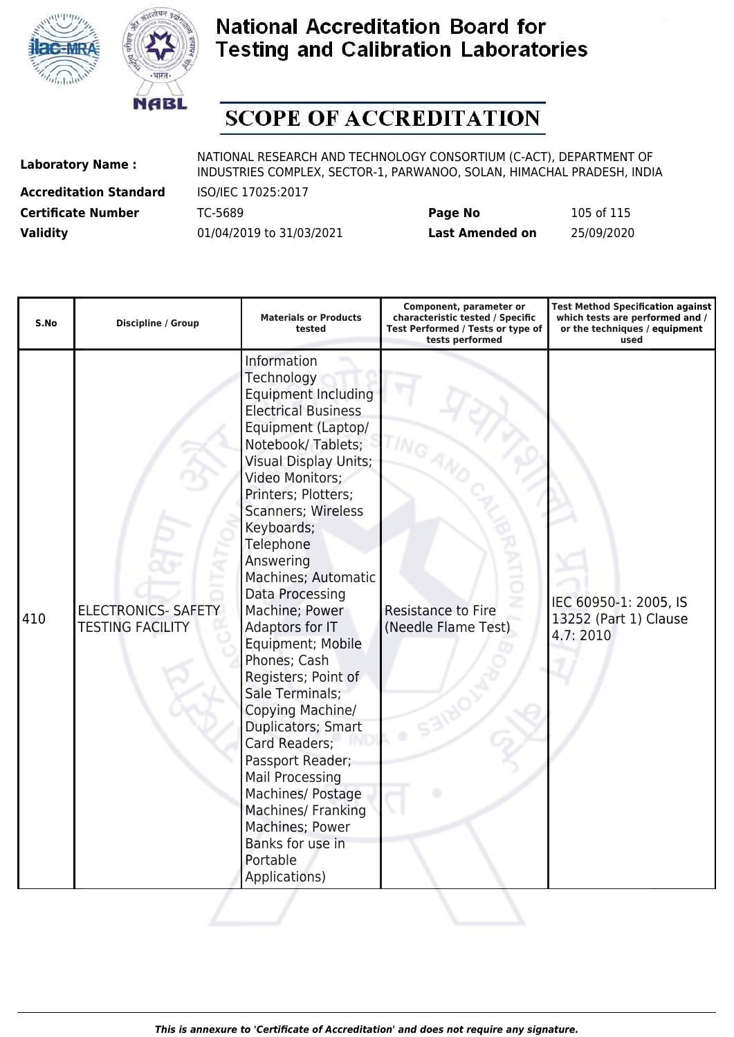# National Accreditation Board for Testing and Calibration Laboratories

## SCOPE OF ACCREDITATION

**Laboratory Name :** NATIONAL RESEARCH AND TECHNOLOGY CONSORTIUM (C-ACT), DEPARTMENT OF INDUSTRIES COMPLEX, SECTOR-1, PARWANOO, SOLAN, HIMACHAL PRADESH, INDIA

**Accreditation Standard** ISO/IEC 17025:2017

**Certificate Number** TC-5689 **Page No** 105 of 115

**Validity** 01/04/2019 to 31/03/2021 **Last Amended on** 25/09/2020

| S.No | Discipline / Group | Materials or Products tested | Component, parameter or characteristic tested / Specific Test Performed / Tests or type of tests performed | Test Method Specification against which tests are performed and / or the techniques / equipment used |
|---|---|---|---|---|
| 410 | ELECTRONICS- SAFETY TESTING FACILITY | Information Technology Equipment Including Electrical Business Equipment (Laptop/ Notebook/ Tablets; Visual Display Units; Video Monitors; Printers; Plotters; Scanners; Wireless Keyboards; Telephone Answering Machines; Automatic Data Processing Machine; Power Adaptors for IT Equipment; Mobile Phones; Cash Registers; Point of Sale Terminals; Copying Machine/ Duplicators; Smart Card Readers; Passport Reader; Mail Processing Machines/ Postage Machines/ Franking Machines; Power Banks for use in Portable Applications) | Resistance to Fire (Needle Flame Test) | IEC 60950-1: 2005, IS 13252 (Part 1) Clause 4.7: 2010 |

*This is annexure to 'Certificate of Accreditation' and does not require any signature.*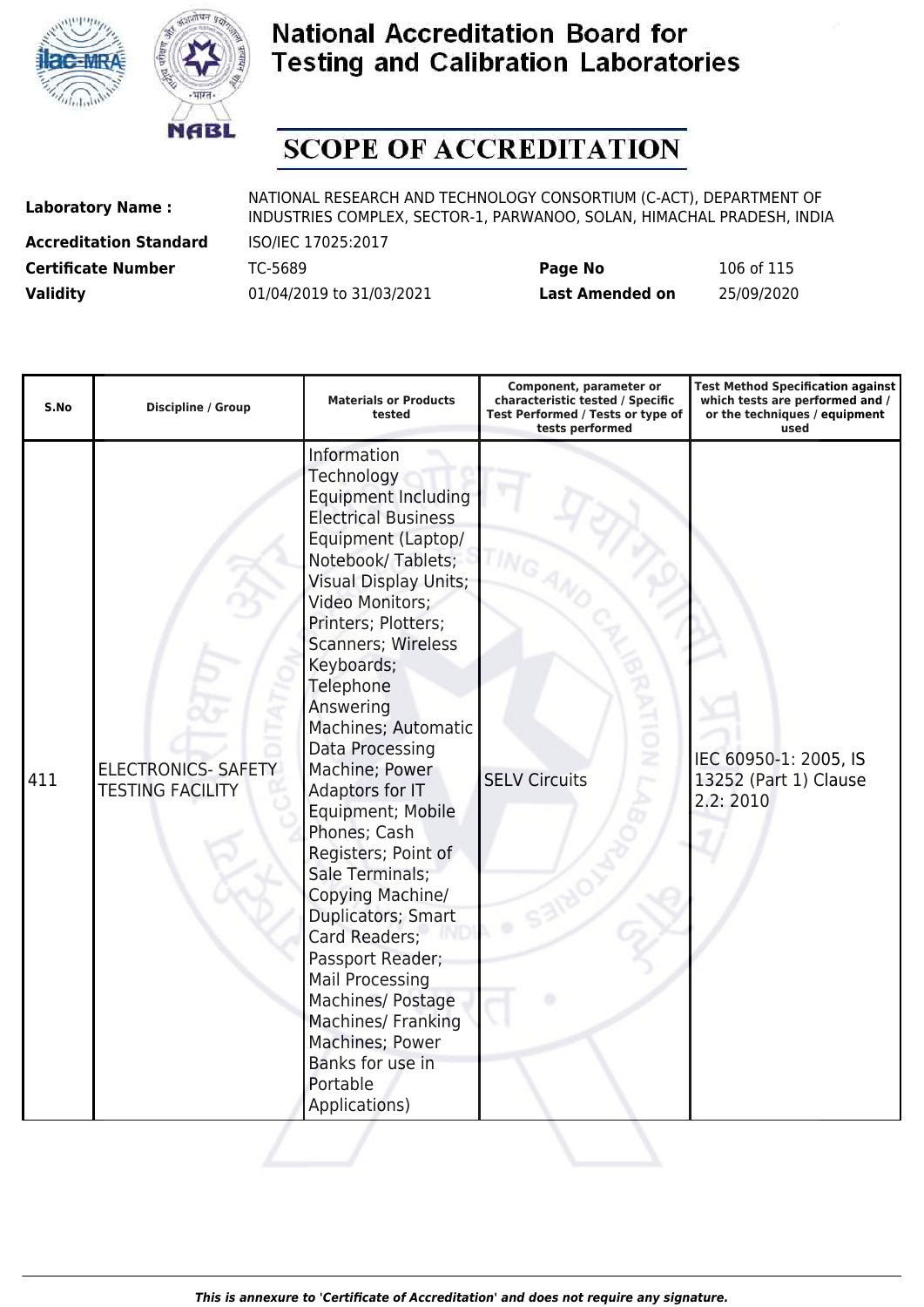# National Accreditation Board for Testing and Calibration Laboratories

## SCOPE OF ACCREDITATION

| | | | |
|---|---|---|---|
| **Laboratory Name :** | NATIONAL RESEARCH AND TECHNOLOGY CONSORTIUM (C-ACT), DEPARTMENT OF INDUSTRIES COMPLEX, SECTOR-1, PARWANOO, SOLAN, HIMACHAL PRADESH, INDIA | | |
| **Accreditation Standard** | ISO/IEC 17025:2017 | | |
| **Certificate Number** | TC-5689 | **Page No** | 106 of 115 |
| **Validity** | 01/04/2019 to 31/03/2021 | **Last Amended on** | 25/09/2020 |

| S.No | Discipline / Group | Materials or Products tested | Component, parameter or characteristic tested / Specific Test Performed / Tests or type of tests performed | Test Method Specification against which tests are performed and / or the techniques / equipment used |
|---|---|---|---|---|
| 411 | ELECTRONICS- SAFETY TESTING FACILITY | Information Technology Equipment Including Electrical Business Equipment (Laptop/ Notebook/ Tablets; Visual Display Units; Video Monitors; Printers; Plotters; Scanners; Wireless Keyboards; Telephone Answering Machines; Automatic Data Processing Machine; Power Adaptors for IT Equipment; Mobile Phones; Cash Registers; Point of Sale Terminals; Copying Machine/ Duplicators; Smart Card Readers; Passport Reader; Mail Processing Machines/ Postage Machines/ Franking Machines; Power Banks for use in Portable Applications) | SELV Circuits | IEC 60950-1: 2005, IS 13252 (Part 1) Clause 2.2: 2010 |

*This is annexure to 'Certificate of Accreditation' and does not require any signature.*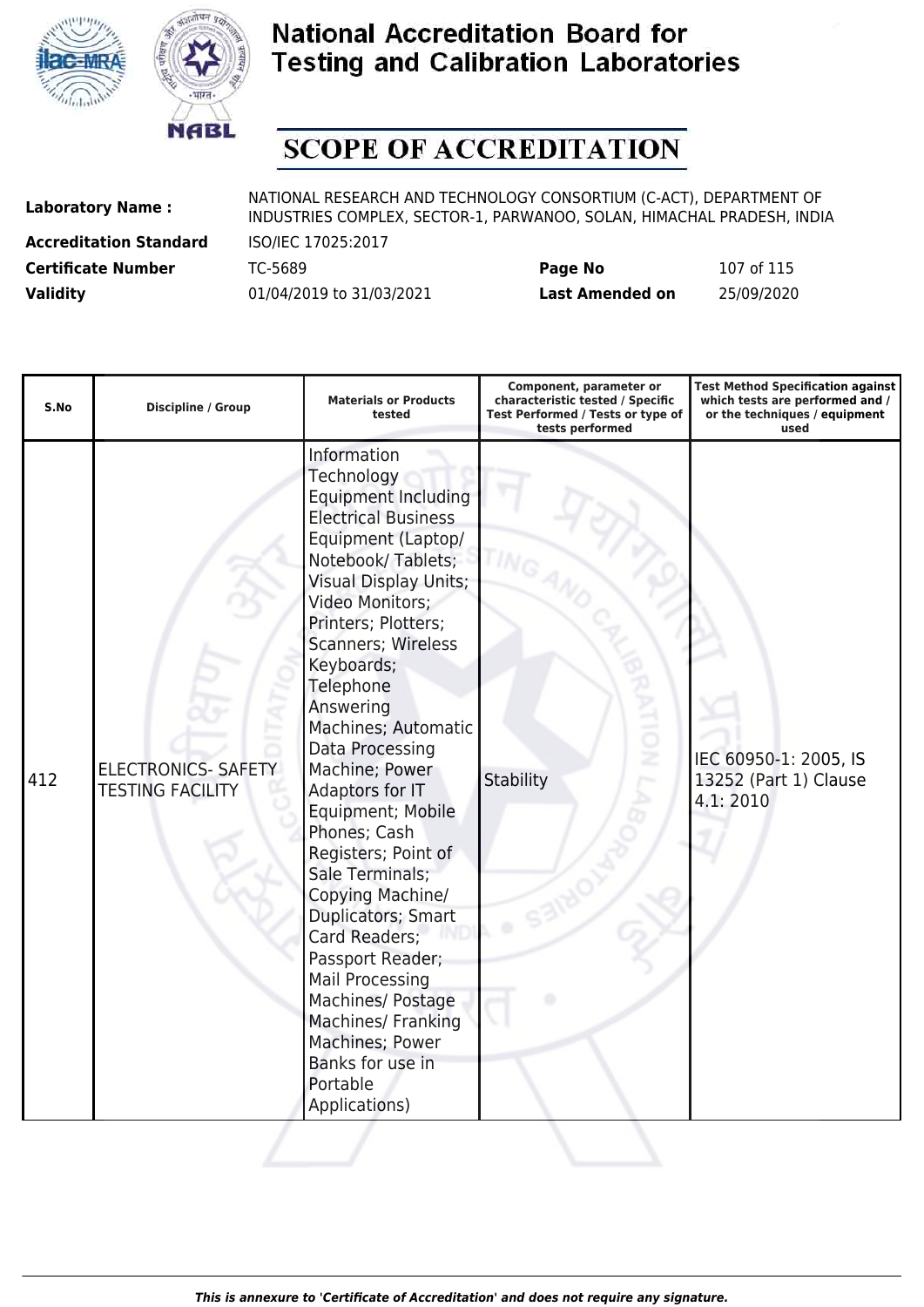# National Accreditation Board for Testing and Calibration Laboratories

# SCOPE OF ACCREDITATION

| | | | |
|---|---|---|---|
| **Laboratory Name :** | NATIONAL RESEARCH AND TECHNOLOGY CONSORTIUM (C-ACT), DEPARTMENT OF INDUSTRIES COMPLEX, SECTOR-1, PARWANOO, SOLAN, HIMACHAL PRADESH, INDIA | | |
| **Accreditation Standard** | ISO/IEC 17025:2017 | | |
| **Certificate Number** | TC-5689 | **Page No** | 107 of 115 |
| **Validity** | 01/04/2019 to 31/03/2021 | **Last Amended on** | 25/09/2020 |

| S.No | Discipline / Group | Materials or Products tested | Component, parameter or characteristic tested / Specific Test Performed / Tests or type of tests performed | Test Method Specification against which tests are performed and / or the techniques / equipment used |
|---|---|---|---|---|
| 412 | ELECTRONICS- SAFETY TESTING FACILITY | Information Technology Equipment Including Electrical Business Equipment (Laptop/ Notebook/ Tablets; Visual Display Units; Video Monitors; Printers; Plotters; Scanners; Wireless Keyboards; Telephone Answering Machines; Automatic Data Processing Machine; Power Adaptors for IT Equipment; Mobile Phones; Cash Registers; Point of Sale Terminals; Copying Machine/ Duplicators; Smart Card Readers; Passport Reader; Mail Processing Machines/ Postage Machines/ Franking Machines; Power Banks for use in Portable Applications) | Stability | IEC 60950-1: 2005, IS 13252 (Part 1) Clause 4.1: 2010 |

*This is annexure to 'Certificate of Accreditation' and does not require any signature.*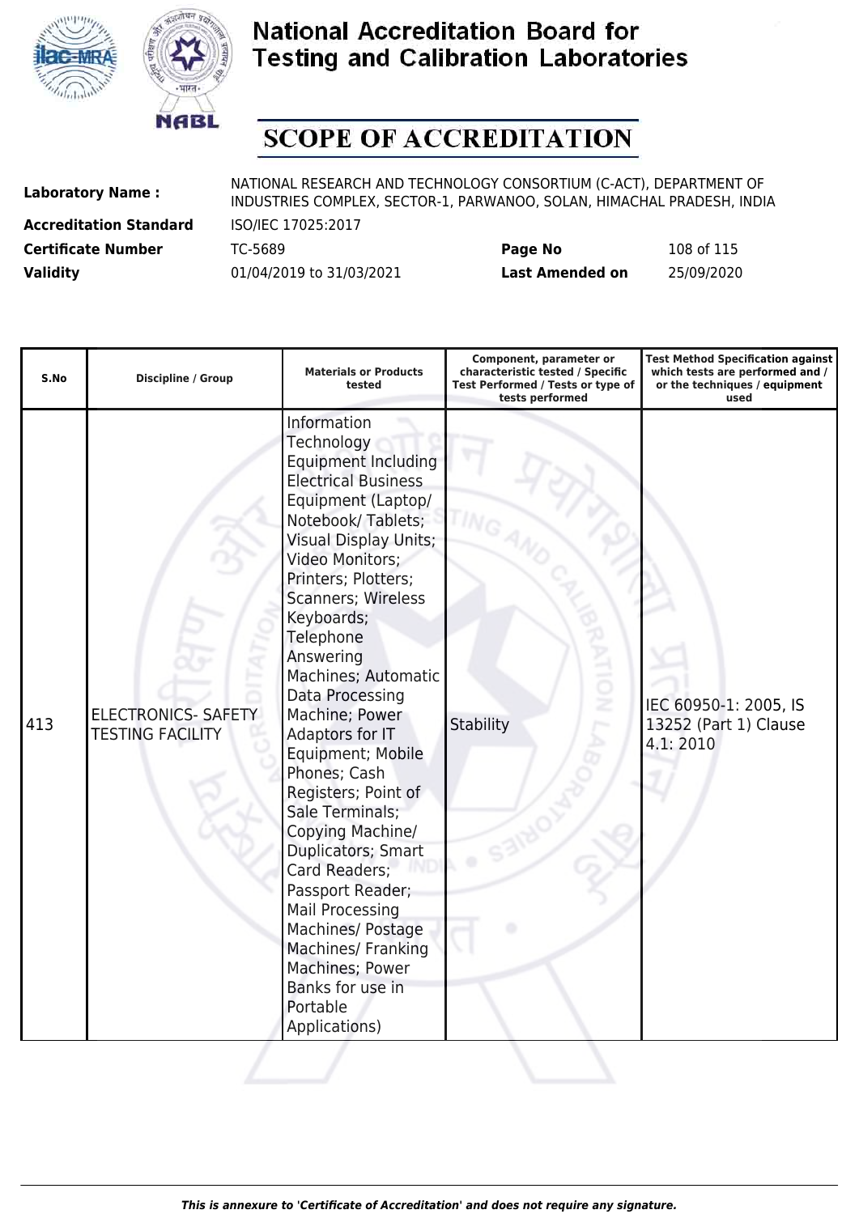# National Accreditation Board for Testing and Calibration Laboratories

# SCOPE OF ACCREDITATION

**Laboratory Name :** NATIONAL RESEARCH AND TECHNOLOGY CONSORTIUM (C-ACT), DEPARTMENT OF INDUSTRIES COMPLEX, SECTOR-1, PARWANOO, SOLAN, HIMACHAL PRADESH, INDIA

**Accreditation Standard** ISO/IEC 17025:2017

**Certificate Number** TC-5689 **Page No** 108 of 115

**Validity** 01/04/2019 to 31/03/2021 **Last Amended on** 25/09/2020

| S.No | Discipline / Group | Materials or Products tested | Component, parameter or characteristic tested / Specific Test Performed / Tests or type of tests performed | Test Method Specification against which tests are performed and / or the techniques / equipment used |
|---|---|---|---|---|
| 413 | ELECTRONICS- SAFETY TESTING FACILITY | Information Technology Equipment Including Electrical Business Equipment (Laptop/ Notebook/ Tablets; Visual Display Units; Video Monitors; Printers; Plotters; Scanners; Wireless Keyboards; Telephone Answering Machines; Automatic Data Processing Machine; Power Adaptors for IT Equipment; Mobile Phones; Cash Registers; Point of Sale Terminals; Copying Machine/ Duplicators; Smart Card Readers; Passport Reader; Mail Processing Machines/ Postage Machines/ Franking Machines; Power Banks for use in Portable Applications) | Stability | IEC 60950-1: 2005, IS 13252 (Part 1) Clause 4.1: 2010 |

*This is annexure to 'Certificate of Accreditation' and does not require any signature.*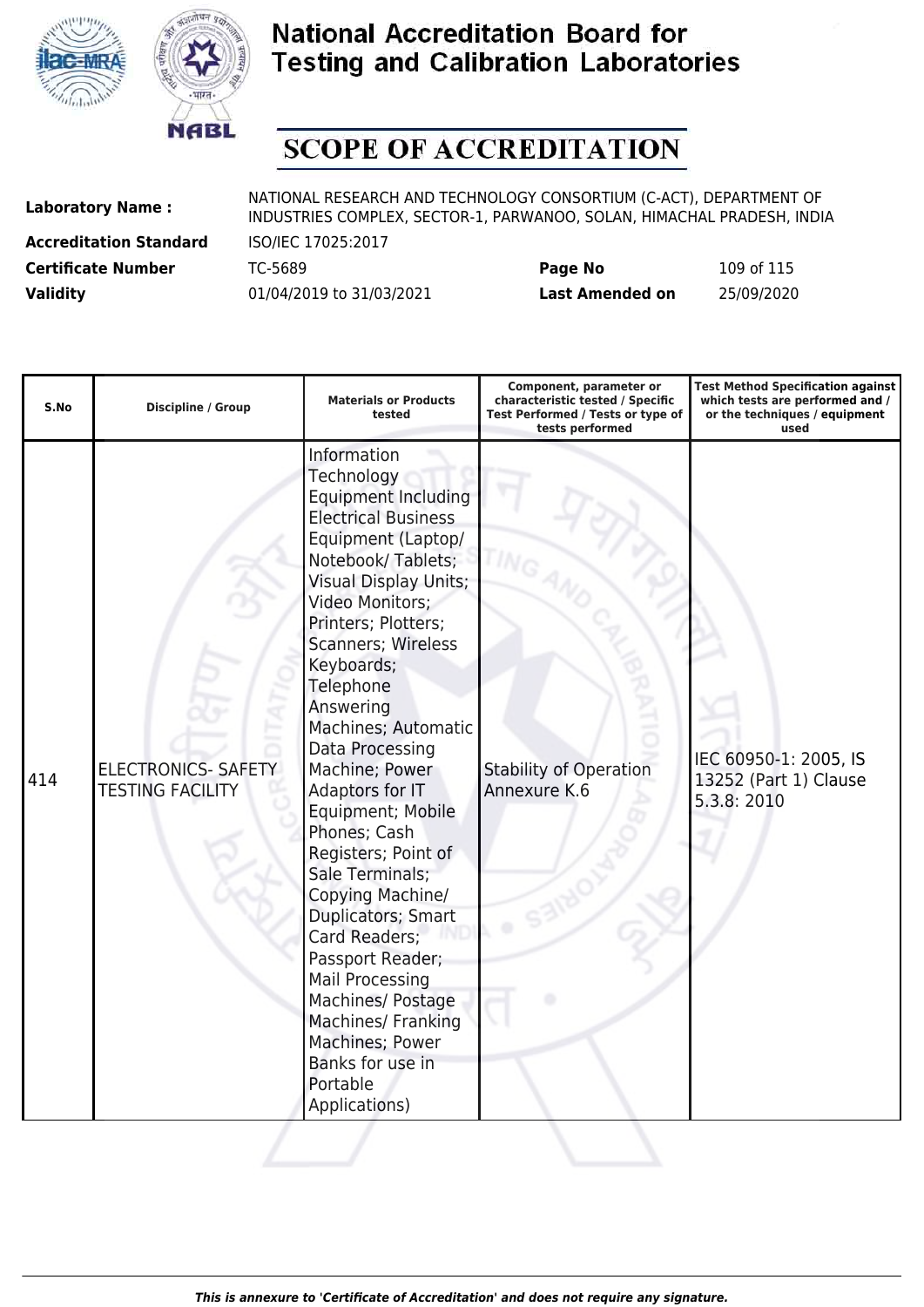# National Accreditation Board for Testing and Calibration Laboratories

# SCOPE OF ACCREDITATION

| | | | |
|---|---|---|---|
| **Laboratory Name :** | NATIONAL RESEARCH AND TECHNOLOGY CONSORTIUM (C-ACT), DEPARTMENT OF INDUSTRIES COMPLEX, SECTOR-1, PARWANOO, SOLAN, HIMACHAL PRADESH, INDIA | | |
| **Accreditation Standard** | ISO/IEC 17025:2017 | | |
| **Certificate Number** | TC-5689 | **Page No** | 109 of 115 |
| **Validity** | 01/04/2019 to 31/03/2021 | **Last Amended on** | 25/09/2020 |

| S.No | Discipline / Group | Materials or Products tested | Component, parameter or characteristic tested / Specific Test Performed / Tests or type of tests performed | Test Method Specification against which tests are performed and / or the techniques / equipment used |
|---|---|---|---|---|
| 414 | ELECTRONICS- SAFETY TESTING FACILITY | Information Technology Equipment Including Electrical Business Equipment (Laptop/ Notebook/ Tablets; Visual Display Units; Video Monitors; Printers; Plotters; Scanners; Wireless Keyboards; Telephone Answering Machines; Automatic Data Processing Machine; Power Adaptors for IT Equipment; Mobile Phones; Cash Registers; Point of Sale Terminals; Copying Machine/ Duplicators; Smart Card Readers; Passport Reader; Mail Processing Machines/ Postage Machines/ Franking Machines; Power Banks for use in Portable Applications) | Stability of Operation Annexure K.6 | IEC 60950-1: 2005, IS 13252 (Part 1) Clause 5.3.8: 2010 |

*This is annexure to 'Certificate of Accreditation' and does not require any signature.*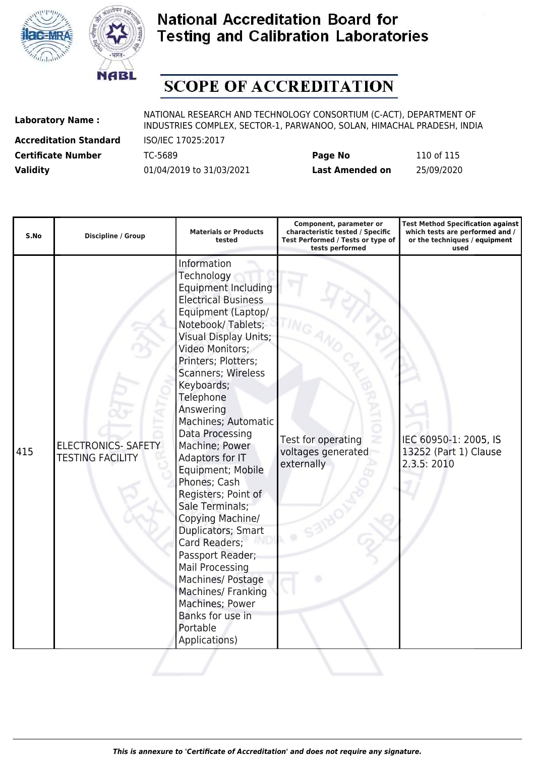# National Accreditation Board for Testing and Calibration Laboratories

## SCOPE OF ACCREDITATION

| | | | |
|---|---|---|---|
| **Laboratory Name :** | NATIONAL RESEARCH AND TECHNOLOGY CONSORTIUM (C-ACT), DEPARTMENT OF INDUSTRIES COMPLEX, SECTOR-1, PARWANOO, SOLAN, HIMACHAL PRADESH, INDIA | | |
| **Accreditation Standard** | ISO/IEC 17025:2017 | | |
| **Certificate Number** | TC-5689 | **Page No** | 110 of 115 |
| **Validity** | 01/04/2019 to 31/03/2021 | **Last Amended on** | 25/09/2020 |

| S.No | Discipline / Group | Materials or Products tested | Component, parameter or characteristic tested / Specific Test Performed / Tests or type of tests performed | Test Method Specification against which tests are performed and / or the techniques / equipment used |
|---|---|---|---|---|
| 415 | ELECTRONICS- SAFETY TESTING FACILITY | Information Technology Equipment Including Electrical Business Equipment (Laptop/ Notebook/ Tablets; Visual Display Units; Video Monitors; Printers; Plotters; Scanners; Wireless Keyboards; Telephone Answering Machines; Automatic Data Processing Machine; Power Adaptors for IT Equipment; Mobile Phones; Cash Registers; Point of Sale Terminals; Copying Machine/ Duplicators; Smart Card Readers; Passport Reader; Mail Processing Machines/ Postage Machines/ Franking Machines; Power Banks for use in Portable Applications) | Test for operating voltages generated externally | IEC 60950-1: 2005, IS 13252 (Part 1) Clause 2.3.5: 2010 |

*This is annexure to 'Certificate of Accreditation' and does not require any signature.*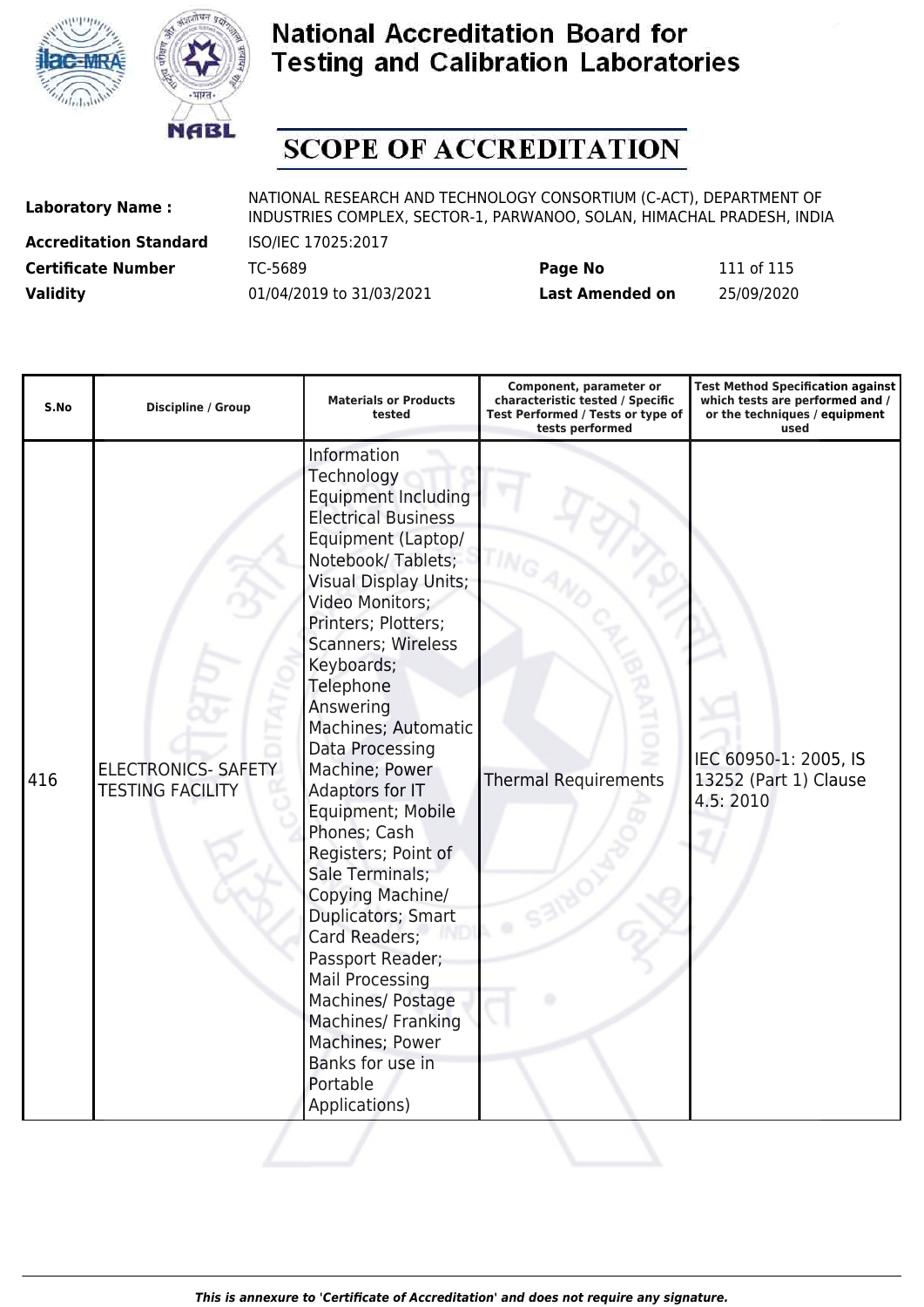# National Accreditation Board for Testing and Calibration Laboratories

## SCOPE OF ACCREDITATION

| | | | |
|---|---|---|---|
| **Laboratory Name :** | NATIONAL RESEARCH AND TECHNOLOGY CONSORTIUM (C-ACT), DEPARTMENT OF INDUSTRIES COMPLEX, SECTOR-1, PARWANOO, SOLAN, HIMACHAL PRADESH, INDIA | | |
| **Accreditation Standard** | ISO/IEC 17025:2017 | | |
| **Certificate Number** | TC-5689 | **Page No** | 111 of 115 |
| **Validity** | 01/04/2019 to 31/03/2021 | **Last Amended on** | 25/09/2020 |

| S.No | Discipline / Group | Materials or Products tested | Component, parameter or characteristic tested / Specific Test Performed / Tests or type of tests performed | Test Method Specification against which tests are performed and / or the techniques / equipment used |
|---|---|---|---|---|
| 416 | ELECTRONICS- SAFETY TESTING FACILITY | Information Technology Equipment Including Electrical Business Equipment (Laptop/ Notebook/ Tablets; Visual Display Units; Video Monitors; Printers; Plotters; Scanners; Wireless Keyboards; Telephone Answering Machines; Automatic Data Processing Machine; Power Adaptors for IT Equipment; Mobile Phones; Cash Registers; Point of Sale Terminals; Copying Machine/ Duplicators; Smart Card Readers; Passport Reader; Mail Processing Machines/ Postage Machines/ Franking Machines; Power Banks for use in Portable Applications) | Thermal Requirements | IEC 60950-1: 2005, IS 13252 (Part 1) Clause 4.5: 2010 |

*This is annexure to 'Certificate of Accreditation' and does not require any signature.*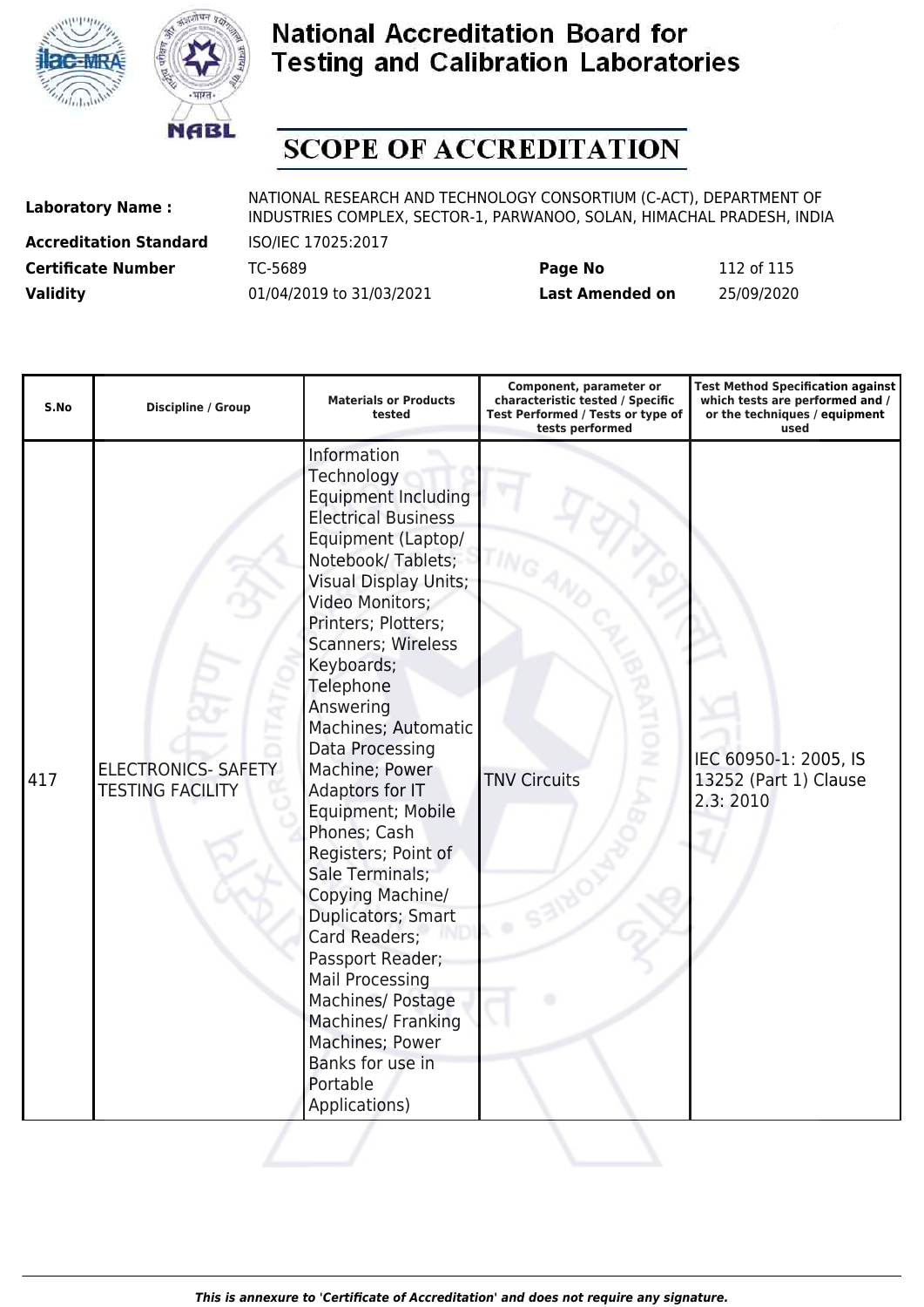# National Accreditation Board for Testing and Calibration Laboratories

## SCOPE OF ACCREDITATION

| | | | |
|---|---|---|---|
| **Laboratory Name :** | NATIONAL RESEARCH AND TECHNOLOGY CONSORTIUM (C-ACT), DEPARTMENT OF INDUSTRIES COMPLEX, SECTOR-1, PARWANOO, SOLAN, HIMACHAL PRADESH, INDIA | | |
| **Accreditation Standard** | ISO/IEC 17025:2017 | | |
| **Certificate Number** | TC-5689 | **Page No** | 112 of 115 |
| **Validity** | 01/04/2019 to 31/03/2021 | **Last Amended on** | 25/09/2020 |

| S.No | Discipline / Group | Materials or Products tested | Component, parameter or characteristic tested / Specific Test Performed / Tests or type of tests performed | Test Method Specification against which tests are performed and / or the techniques / equipment used |
|---|---|---|---|---|
| 417 | ELECTRONICS- SAFETY TESTING FACILITY | Information Technology Equipment Including Electrical Business Equipment (Laptop/ Notebook/ Tablets; Visual Display Units; Video Monitors; Printers; Plotters; Scanners; Wireless Keyboards; Telephone Answering Machines; Automatic Data Processing Machine; Power Adaptors for IT Equipment; Mobile Phones; Cash Registers; Point of Sale Terminals; Copying Machine/ Duplicators; Smart Card Readers; Passport Reader; Mail Processing Machines/ Postage Machines/ Franking Machines; Power Banks for use in Portable Applications) | TNV Circuits | IEC 60950-1: 2005, IS 13252 (Part 1) Clause 2.3: 2010 |

*This is annexure to 'Certificate of Accreditation' and does not require any signature.*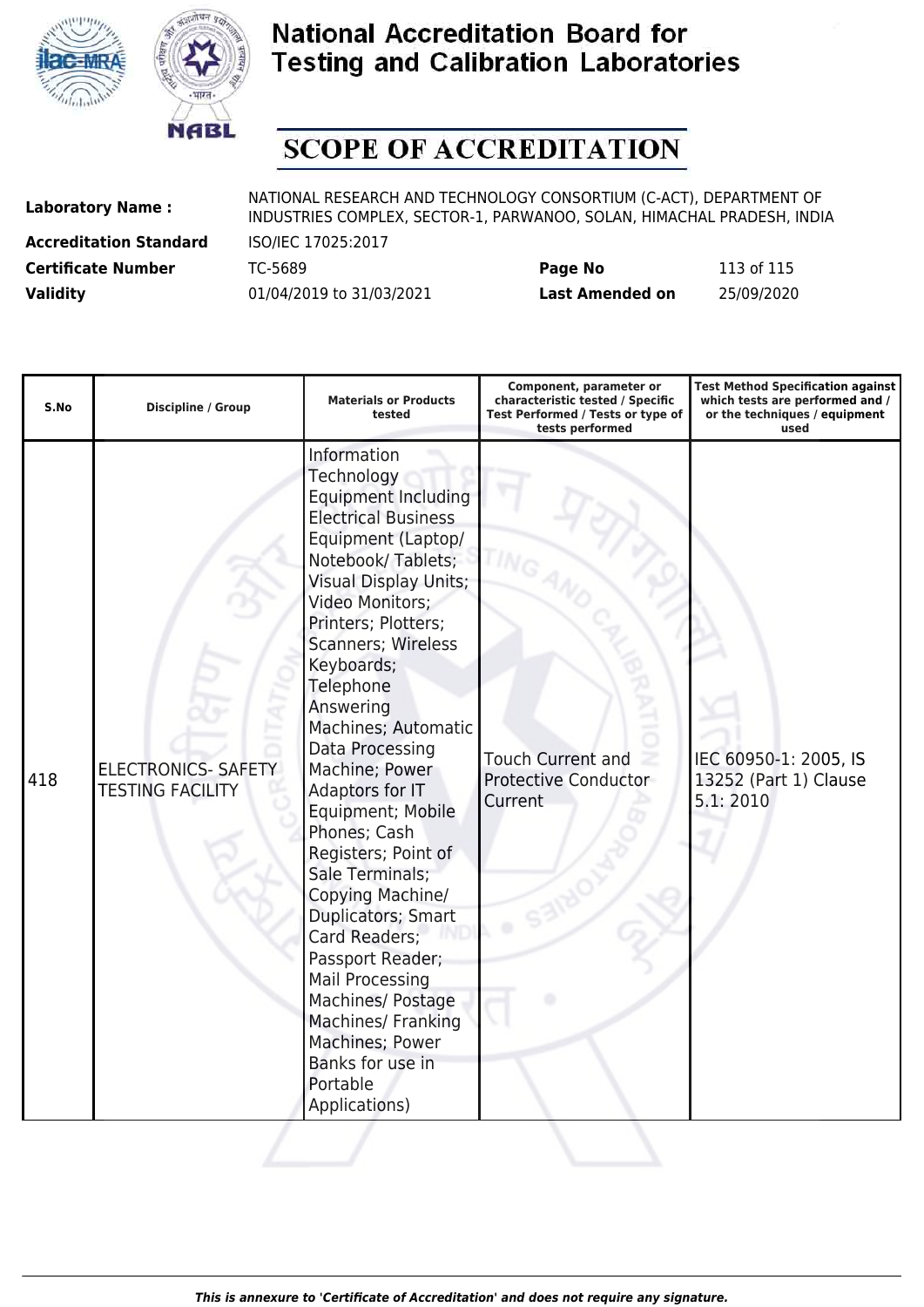# National Accreditation Board for Testing and Calibration Laboratories

## SCOPE OF ACCREDITATION

| | | | |
|---|---|---|---|
| **Laboratory Name :** | NATIONAL RESEARCH AND TECHNOLOGY CONSORTIUM (C-ACT), DEPARTMENT OF INDUSTRIES COMPLEX, SECTOR-1, PARWANOO, SOLAN, HIMACHAL PRADESH, INDIA | | |
| **Accreditation Standard** | ISO/IEC 17025:2017 | | |
| **Certificate Number** | TC-5689 | **Page No** | 113 of 115 |
| **Validity** | 01/04/2019 to 31/03/2021 | **Last Amended on** | 25/09/2020 |

| S.No | Discipline / Group | Materials or Products tested | Component, parameter or characteristic tested / Specific Test Performed / Tests or type of tests performed | Test Method Specification against which tests are performed and / or the techniques / equipment used |
|---|---|---|---|---|
| 418 | ELECTRONICS- SAFETY TESTING FACILITY | Information Technology Equipment Including Electrical Business Equipment (Laptop/ Notebook/ Tablets; Visual Display Units; Video Monitors; Printers; Plotters; Scanners; Wireless Keyboards; Telephone Answering Machines; Automatic Data Processing Machine; Power Adaptors for IT Equipment; Mobile Phones; Cash Registers; Point of Sale Terminals; Copying Machine/ Duplicators; Smart Card Readers; Passport Reader; Mail Processing Machines/ Postage Machines/ Franking Machines; Power Banks for use in Portable Applications) | Touch Current and Protective Conductor Current | IEC 60950-1: 2005, IS 13252 (Part 1) Clause 5.1: 2010 |

*This is annexure to 'Certificate of Accreditation' and does not require any signature.*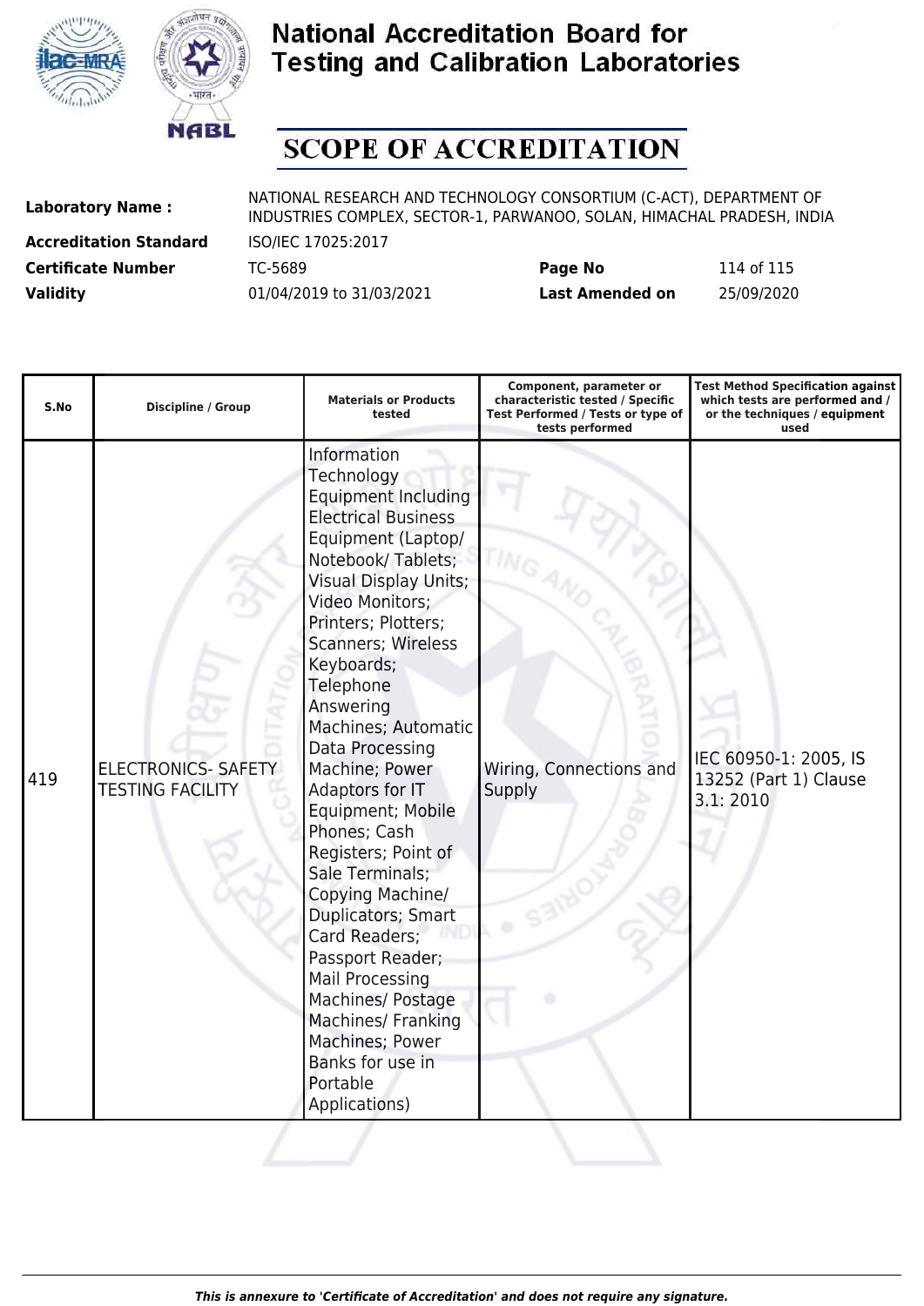# National Accreditation Board for Testing and Calibration Laboratories

# SCOPE OF ACCREDITATION

| | | | |
|---|---|---|---|
| **Laboratory Name :** | NATIONAL RESEARCH AND TECHNOLOGY CONSORTIUM (C-ACT), DEPARTMENT OF INDUSTRIES COMPLEX, SECTOR-1, PARWANOO, SOLAN, HIMACHAL PRADESH, INDIA | | |
| **Accreditation Standard** | ISO/IEC 17025:2017 | | |
| **Certificate Number** | TC-5689 | **Page No** | 114 of 115 |
| **Validity** | 01/04/2019 to 31/03/2021 | **Last Amended on** | 25/09/2020 |

| S.No | Discipline / Group | Materials or Products tested | Component, parameter or characteristic tested / Specific Test Performed / Tests or type of tests performed | Test Method Specification against which tests are performed and / or the techniques / equipment used |
|---|---|---|---|---|
| 419 | ELECTRONICS- SAFETY TESTING FACILITY | Information Technology Equipment Including Electrical Business Equipment (Laptop/ Notebook/ Tablets; Visual Display Units; Video Monitors; Printers; Plotters; Scanners; Wireless Keyboards; Telephone Answering Machines; Automatic Data Processing Machine; Power Adaptors for IT Equipment; Mobile Phones; Cash Registers; Point of Sale Terminals; Copying Machine/ Duplicators; Smart Card Readers; Passport Reader; Mail Processing Machines/ Postage Machines/ Franking Machines; Power Banks for use in Portable Applications) | Wiring, Connections and Supply | IEC 60950-1: 2005, IS 13252 (Part 1) Clause 3.1: 2010 |

*This is annexure to 'Certificate of Accreditation' and does not require any signature.*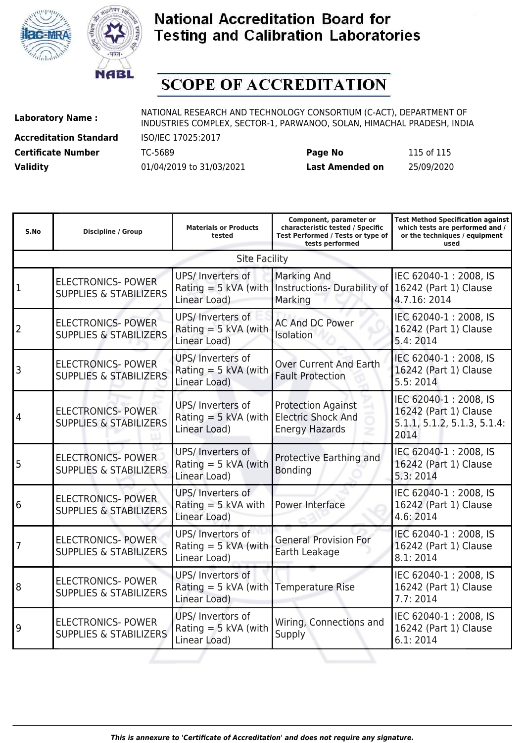# National Accreditation Board for Testing and Calibration Laboratories

# SCOPE OF ACCREDITATION

| | | | |
|---|---|---|---|
| **Laboratory Name :** | NATIONAL RESEARCH AND TECHNOLOGY CONSORTIUM (C-ACT), DEPARTMENT OF INDUSTRIES COMPLEX, SECTOR-1, PARWANOO, SOLAN, HIMACHAL PRADESH, INDIA | | |
| **Accreditation Standard** | ISO/IEC 17025:2017 | | |
| **Certificate Number** | TC-5689 | **Page No** | 115 of 115 |
| **Validity** | 01/04/2019 to 31/03/2021 | **Last Amended on** | 25/09/2020 |

| S.No | Discipline / Group | Materials or Products tested | Component, parameter or characteristic tested / Specific Test Performed / Tests or type of tests performed | Test Method Specification against which tests are performed and / or the techniques / equipment used |
|---|---|---|---|---|
| Site Facility | | | | |
| 1 | ELECTRONICS- POWER SUPPLIES & STABILIZERS | UPS/ Inverters of Rating = 5 kVA (with Linear Load) | Marking And Instructions- Durability of Marking | IEC 62040-1 : 2008, IS 16242 (Part 1) Clause 4.7.16: 2014 |
| 2 | ELECTRONICS- POWER SUPPLIES & STABILIZERS | UPS/ Inverters of Rating = 5 kVA (with Linear Load) | AC And DC Power Isolation | IEC 62040-1 : 2008, IS 16242 (Part 1) Clause 5.4: 2014 |
| 3 | ELECTRONICS- POWER SUPPLIES & STABILIZERS | UPS/ Inverters of Rating = 5 kVA (with Linear Load) | Over Current And Earth Fault Protection | IEC 62040-1 : 2008, IS 16242 (Part 1) Clause 5.5: 2014 |
| 4 | ELECTRONICS- POWER SUPPLIES & STABILIZERS | UPS/ Inverters of Rating = 5 kVA (with Linear Load) | Protection Against Electric Shock And Energy Hazards | IEC 62040-1 : 2008, IS 16242 (Part 1) Clause 5.1.1, 5.1.2, 5.1.3, 5.1.4: 2014 |
| 5 | ELECTRONICS- POWER SUPPLIES & STABILIZERS | UPS/ Inverters of Rating = 5 kVA (with Linear Load) | Protective Earthing and Bonding | IEC 62040-1 : 2008, IS 16242 (Part 1) Clause 5.3: 2014 |
| 6 | ELECTRONICS- POWER SUPPLIES & STABILIZERS | UPS/ Inverters of Rating = 5 kVA with Linear Load) | Power Interface | IEC 62040-1 : 2008, IS 16242 (Part 1) Clause 4.6: 2014 |
| 7 | ELECTRONICS- POWER SUPPLIES & STABILIZERS | UPS/ Invertors of Rating = 5 kVA (with Linear Load) | General Provision For Earth Leakage | IEC 62040-1 : 2008, IS 16242 (Part 1) Clause 8.1: 2014 |
| 8 | ELECTRONICS- POWER SUPPLIES & STABILIZERS | UPS/ Invertors of Rating = 5 kVA (with Linear Load) | Temperature Rise | IEC 62040-1 : 2008, IS 16242 (Part 1) Clause 7.7: 2014 |
| 9 | ELECTRONICS- POWER SUPPLIES & STABILIZERS | UPS/ Invertors of Rating = 5 kVA (with Linear Load) | Wiring, Connections and Supply | IEC 62040-1 : 2008, IS 16242 (Part 1) Clause 6.1: 2014 |

*This is annexure to 'Certificate of Accreditation' and does not require any signature.*